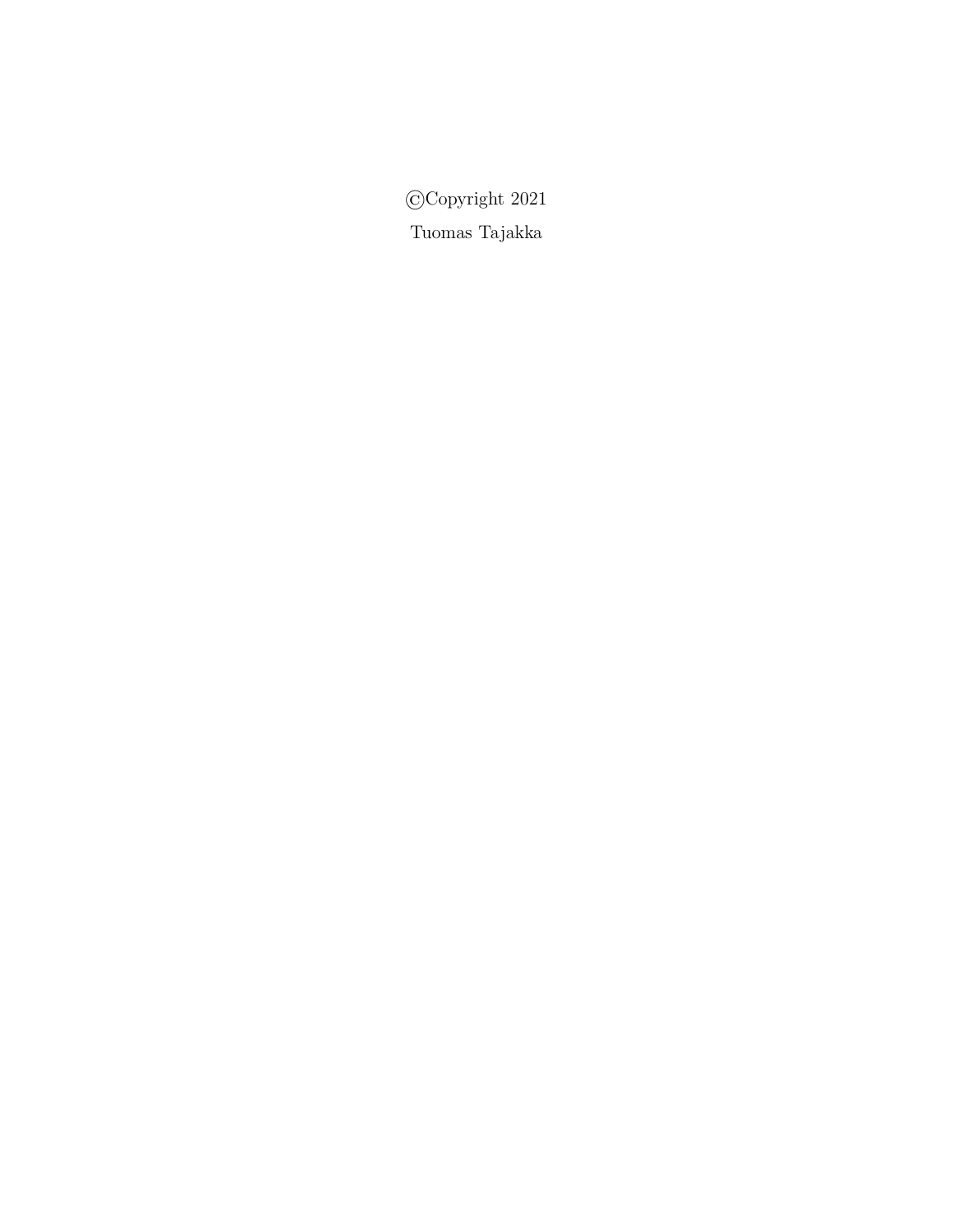©Copyright 2021

Tuomas Tajakka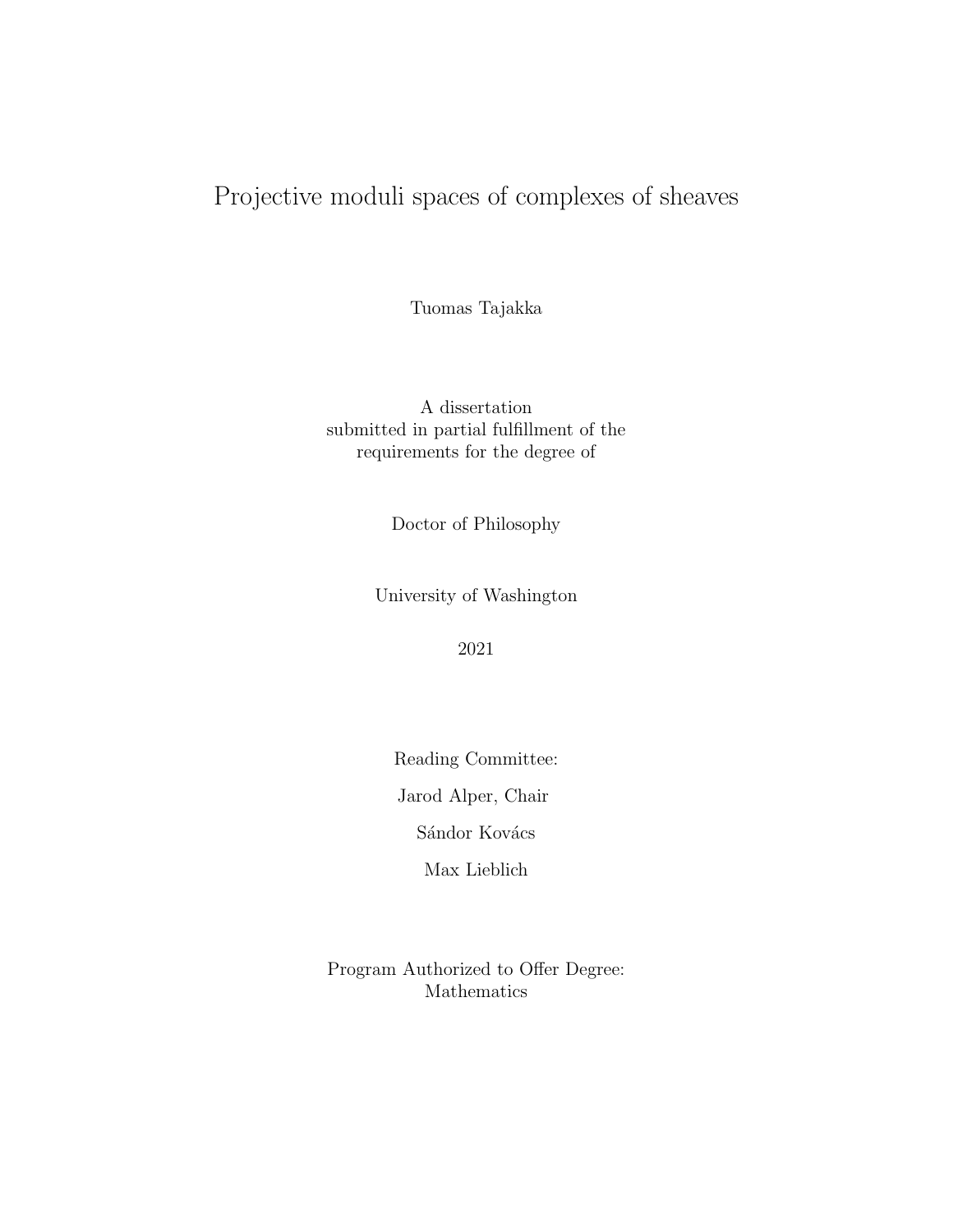# Projective moduli spaces of complexes of sheaves

Tuomas Tajakka

A dissertation
submitted in partial fulfillment of the
requirements for the degree of

Doctor of Philosophy

University of Washington

2021

Reading Committee:

Jarod Alper, Chair

Sándor Kovács

Max Lieblich

Program Authorized to Offer Degree:
Mathematics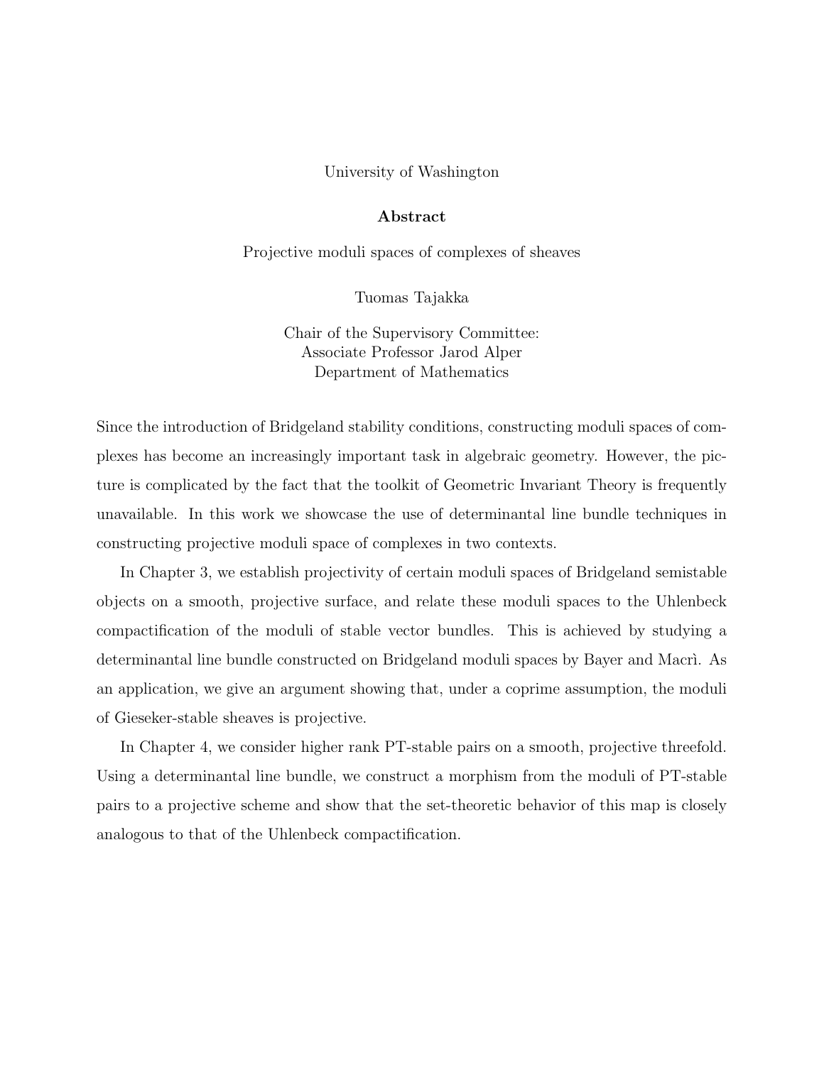University of Washington

## Abstract

Projective moduli spaces of complexes of sheaves

Tuomas Tajakka

Chair of the Supervisory Committee:
Associate Professor Jarod Alper
Department of Mathematics

Since the introduction of Bridgeland stability conditions, constructing moduli spaces of complexes has become an increasingly important task in algebraic geometry. However, the picture is complicated by the fact that the toolkit of Geometric Invariant Theory is frequently unavailable. In this work we showcase the use of determinantal line bundle techniques in constructing projective moduli space of complexes in two contexts.

In Chapter 3, we establish projectivity of certain moduli spaces of Bridgeland semistable objects on a smooth, projective surface, and relate these moduli spaces to the Uhlenbeck compactification of the moduli of stable vector bundles. This is achieved by studying a determinantal line bundle constructed on Bridgeland moduli spaces by Bayer and Macrì. As an application, we give an argument showing that, under a coprime assumption, the moduli of Gieseker-stable sheaves is projective.

In Chapter 4, we consider higher rank PT-stable pairs on a smooth, projective threefold. Using a determinantal line bundle, we construct a morphism from the moduli of PT-stable pairs to a projective scheme and show that the set-theoretic behavior of this map is closely analogous to that of the Uhlenbeck compactification.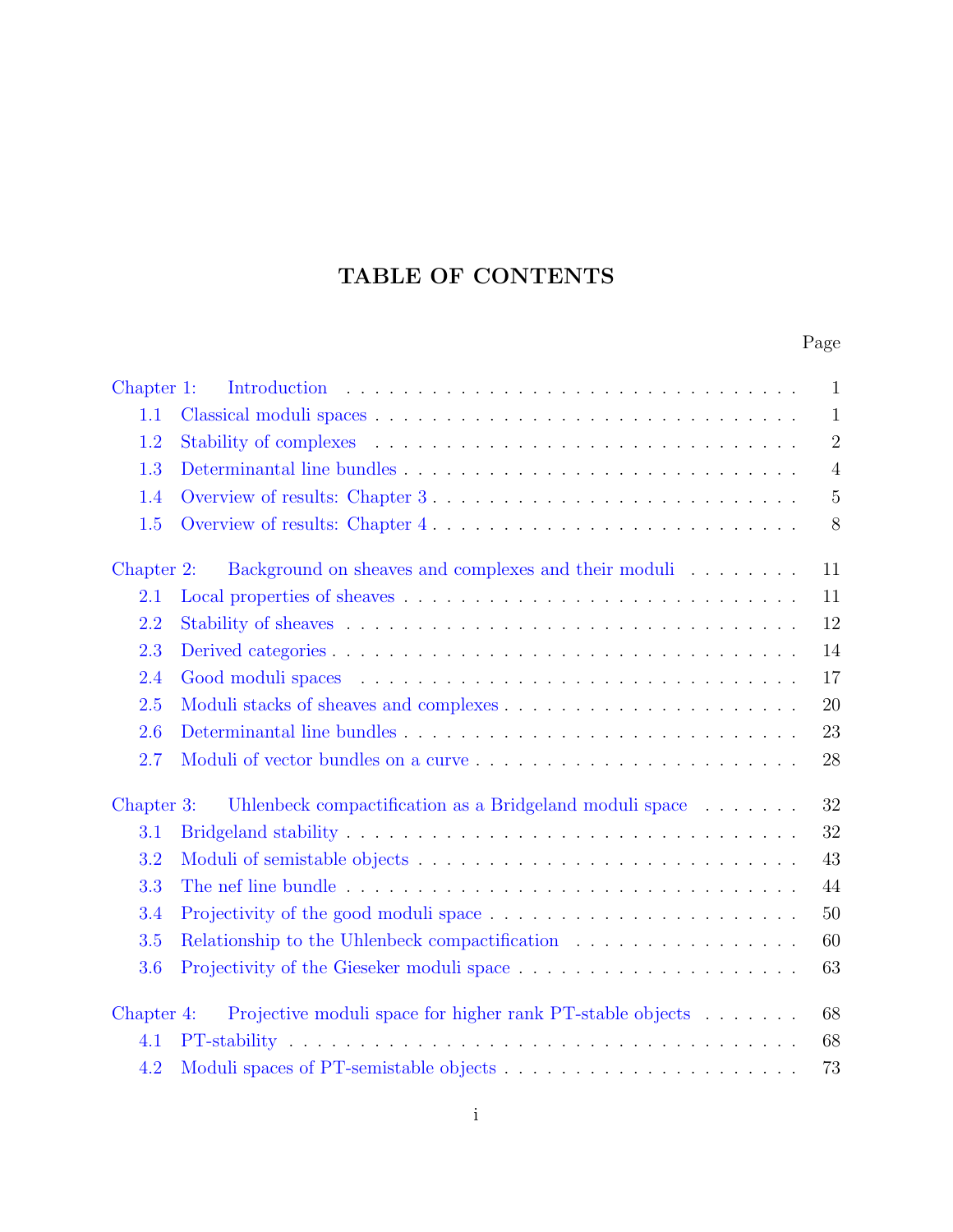# TABLE OF CONTENTS

| | Page |
|---|---|
| Chapter 1: Introduction | 1 |
| 1.1 Classical moduli spaces | 1 |
| 1.2 Stability of complexes | 2 |
| 1.3 Determinantal line bundles | 4 |
| 1.4 Overview of results: Chapter 3 | 5 |
| 1.5 Overview of results: Chapter 4 | 8 |
| Chapter 2: Background on sheaves and complexes and their moduli | 11 |
| 2.1 Local properties of sheaves | 11 |
| 2.2 Stability of sheaves | 12 |
| 2.3 Derived categories | 14 |
| 2.4 Good moduli spaces | 17 |
| 2.5 Moduli stacks of sheaves and complexes | 20 |
| 2.6 Determinantal line bundles | 23 |
| 2.7 Moduli of vector bundles on a curve | 28 |
| Chapter 3: Uhlenbeck compactification as a Bridgeland moduli space | 32 |
| 3.1 Bridgeland stability | 32 |
| 3.2 Moduli of semistable objects | 43 |
| 3.3 The nef line bundle | 44 |
| 3.4 Projectivity of the good moduli space | 50 |
| 3.5 Relationship to the Uhlenbeck compactification | 60 |
| 3.6 Projectivity of the Gieseker moduli space | 63 |
| Chapter 4: Projective moduli space for higher rank PT-stable objects | 68 |
| 4.1 PT-stability | 68 |
| 4.2 Moduli spaces of PT-semistable objects | 73 |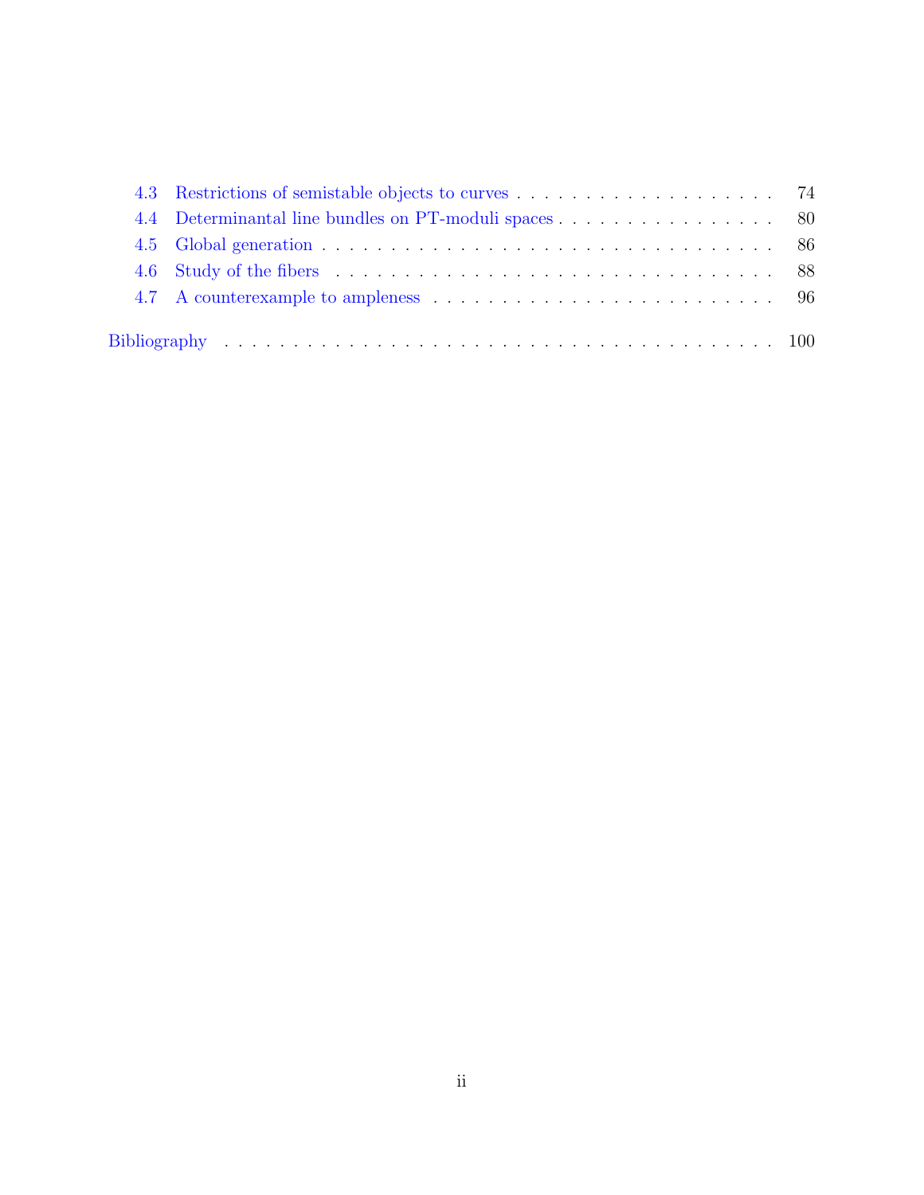4.3 Restrictions of semistable objects to curves . . . . . . . . . . . . . . . . . . . . 74

4.4 Determinantal line bundles on PT-moduli spaces . . . . . . . . . . . . . . . . . 80

4.5 Global generation . . . . . . . . . . . . . . . . . . . . . . . . . . . . . . . . . 86

4.6 Study of the fibers . . . . . . . . . . . . . . . . . . . . . . . . . . . . . . . . 88

4.7 A counterexample to ampleness . . . . . . . . . . . . . . . . . . . . . . . . . 96

Bibliography . . . . . . . . . . . . . . . . . . . . . . . . . . . . . . . . . . . . . . 100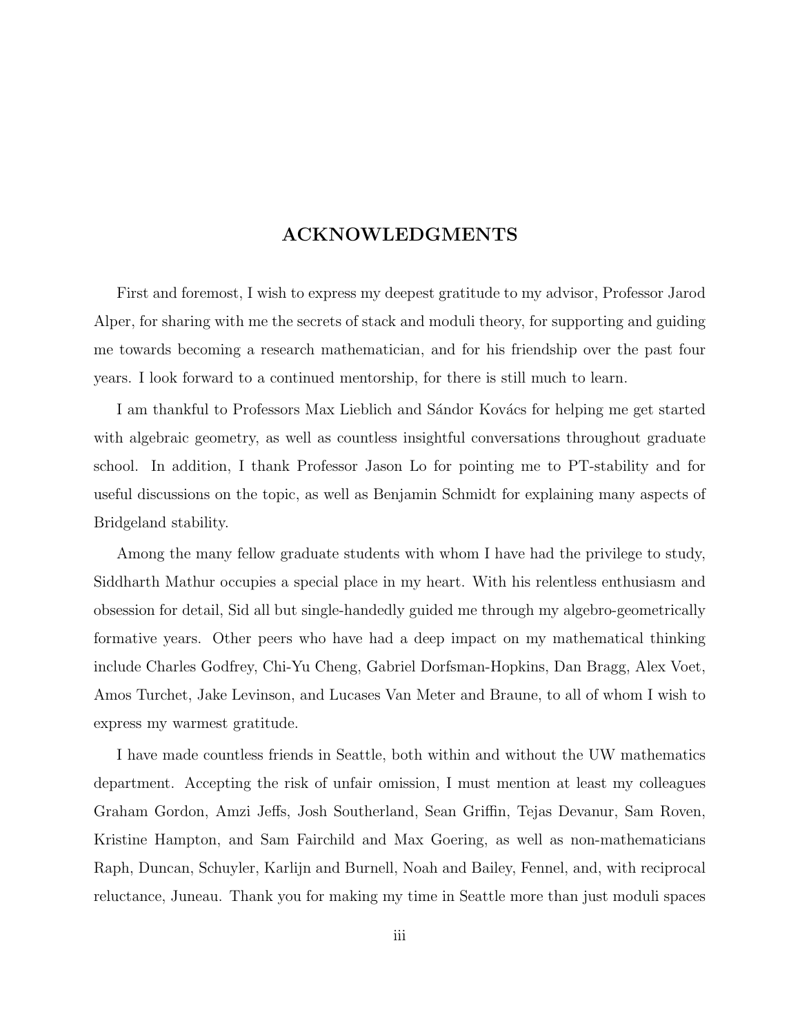# ACKNOWLEDGMENTS

First and foremost, I wish to express my deepest gratitude to my advisor, Professor Jarod Alper, for sharing with me the secrets of stack and moduli theory, for supporting and guiding me towards becoming a research mathematician, and for his friendship over the past four years. I look forward to a continued mentorship, for there is still much to learn.

I am thankful to Professors Max Lieblich and Sándor Kovács for helping me get started with algebraic geometry, as well as countless insightful conversations throughout graduate school. In addition, I thank Professor Jason Lo for pointing me to PT-stability and for useful discussions on the topic, as well as Benjamin Schmidt for explaining many aspects of Bridgeland stability.

Among the many fellow graduate students with whom I have had the privilege to study, Siddharth Mathur occupies a special place in my heart. With his relentless enthusiasm and obsession for detail, Sid all but single-handedly guided me through my algebro-geometrically formative years. Other peers who have had a deep impact on my mathematical thinking include Charles Godfrey, Chi-Yu Cheng, Gabriel Dorfsman-Hopkins, Dan Bragg, Alex Voet, Amos Turchet, Jake Levinson, and Lucases Van Meter and Braune, to all of whom I wish to express my warmest gratitude.

I have made countless friends in Seattle, both within and without the UW mathematics department. Accepting the risk of unfair omission, I must mention at least my colleagues Graham Gordon, Amzi Jeffs, Josh Southerland, Sean Griffin, Tejas Devanur, Sam Roven, Kristine Hampton, and Sam Fairchild and Max Goering, as well as non-mathematicians Raph, Duncan, Schuyler, Karlijn and Burnell, Noah and Bailey, Fennel, and, with reciprocal reluctance, Juneau. Thank you for making my time in Seattle more than just moduli spaces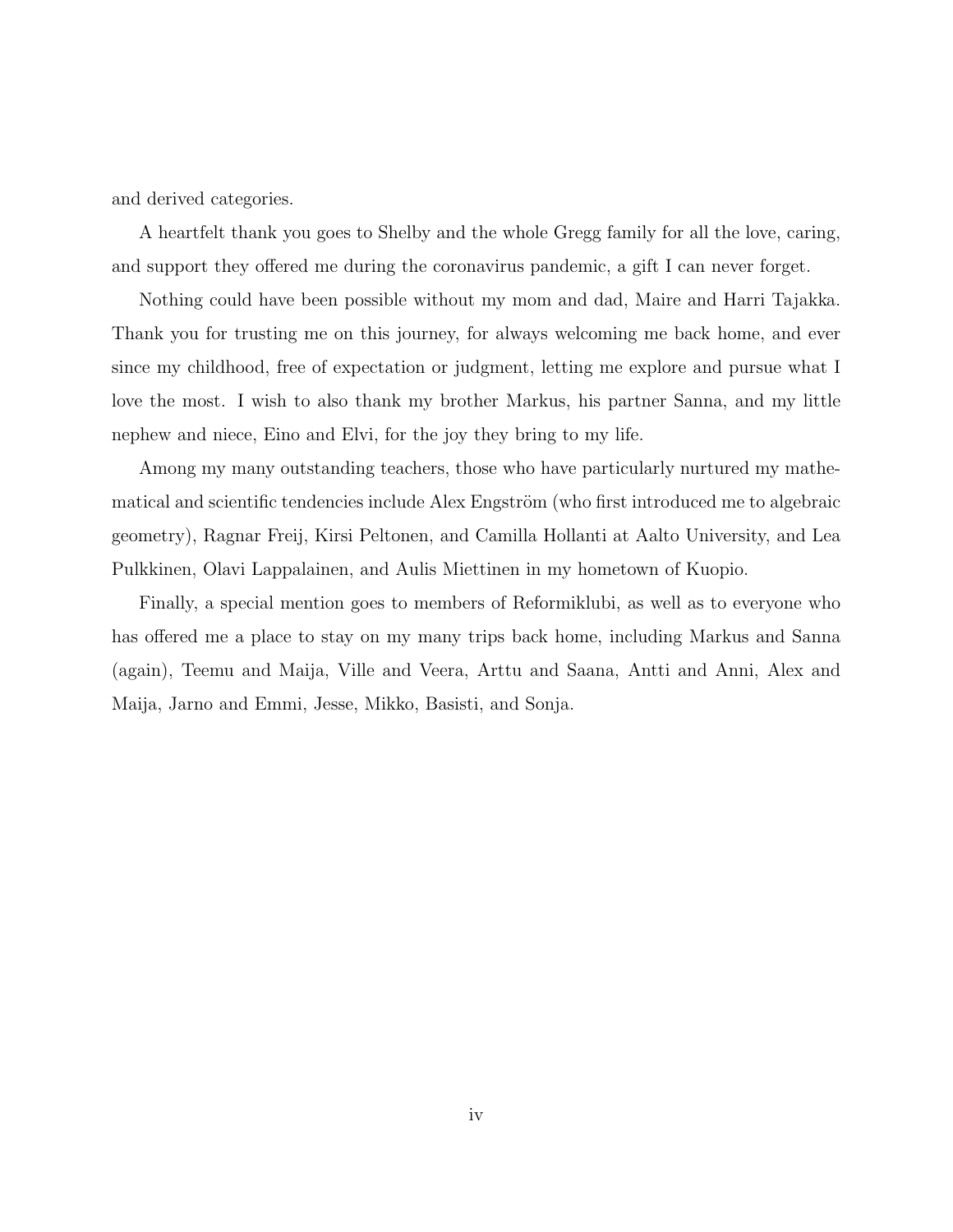and derived categories.

A heartfelt thank you goes to Shelby and the whole Gregg family for all the love, caring, and support they offered me during the coronavirus pandemic, a gift I can never forget.

Nothing could have been possible without my mom and dad, Maire and Harri Tajakka. Thank you for trusting me on this journey, for always welcoming me back home, and ever since my childhood, free of expectation or judgment, letting me explore and pursue what I love the most. I wish to also thank my brother Markus, his partner Sanna, and my little nephew and niece, Eino and Elvi, for the joy they bring to my life.

Among my many outstanding teachers, those who have particularly nurtured my mathematical and scientific tendencies include Alex Engström (who first introduced me to algebraic geometry), Ragnar Freij, Kirsi Peltonen, and Camilla Hollanti at Aalto University, and Lea Pulkkinen, Olavi Lappalainen, and Aulis Miettinen in my hometown of Kuopio.

Finally, a special mention goes to members of Reformiklubi, as well as to everyone who has offered me a place to stay on my many trips back home, including Markus and Sanna (again), Teemu and Maija, Ville and Veera, Arttu and Saana, Antti and Anni, Alex and Maija, Jarno and Emmi, Jesse, Mikko, Basisti, and Sonja.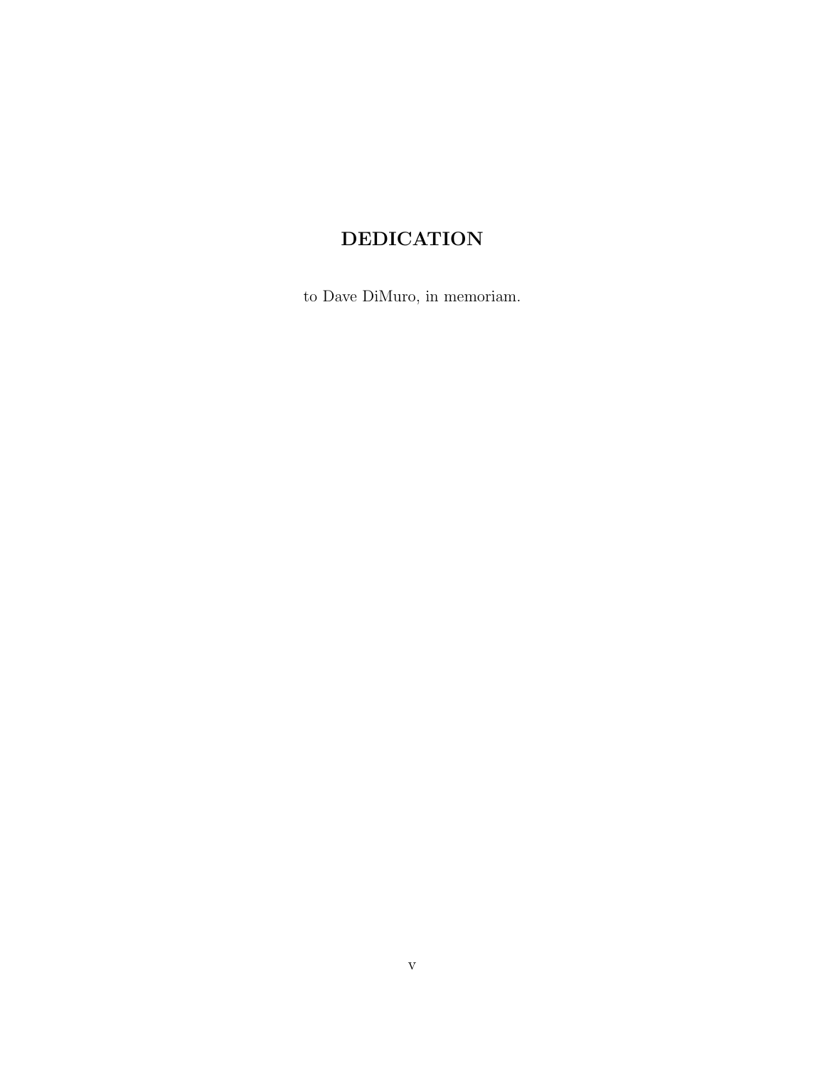# DEDICATION

to Dave DiMuro, in memoriam.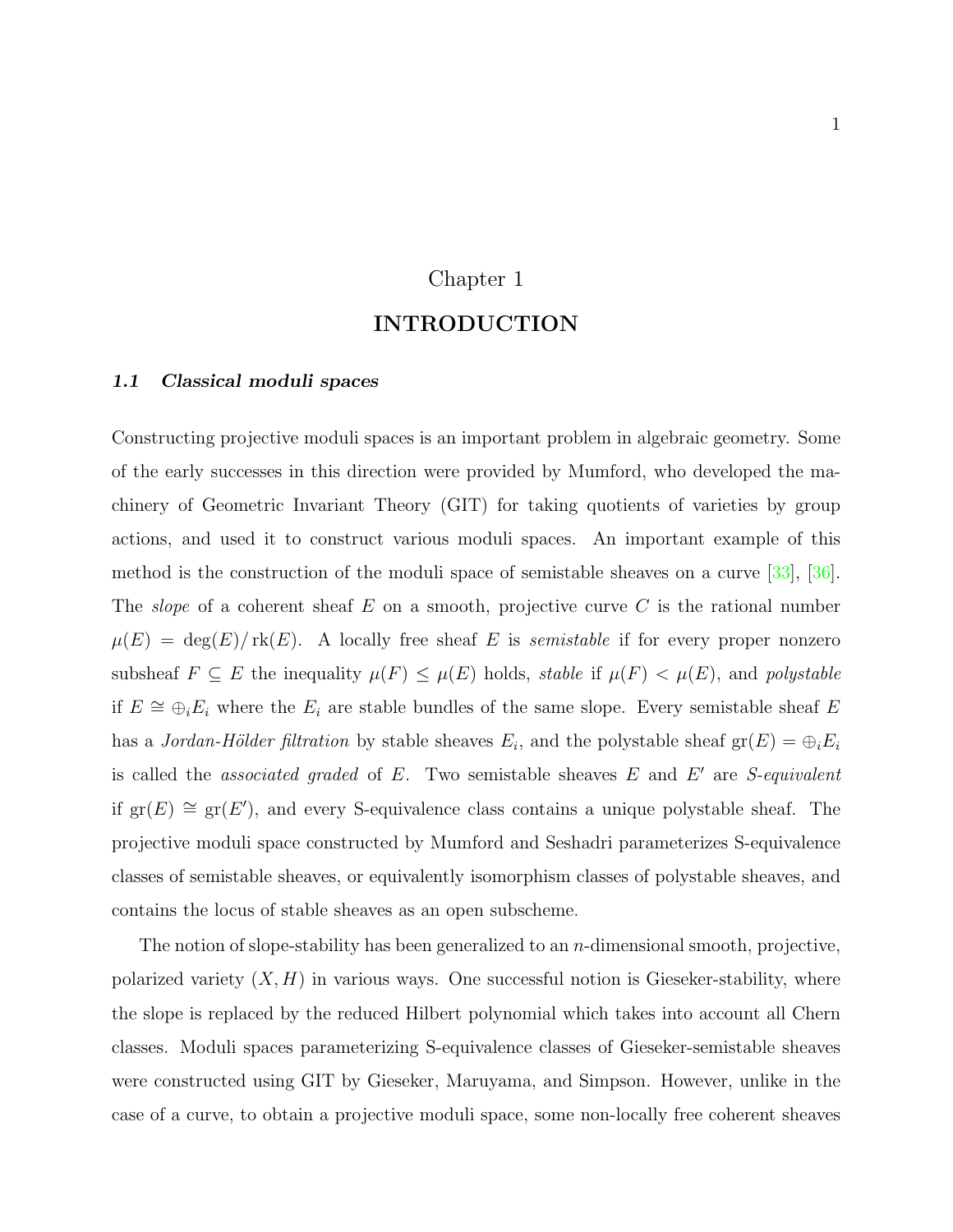# Chapter 1

# INTRODUCTION

## *1.1 Classical moduli spaces*

Constructing projective moduli spaces is an important problem in algebraic geometry. Some of the early successes in this direction were provided by Mumford, who developed the machinery of Geometric Invariant Theory (GIT) for taking quotients of varieties by group actions, and used it to construct various moduli spaces. An important example of this method is the construction of the moduli space of semistable sheaves on a curve [33], [36]. The *slope* of a coherent sheaf $E$ on a smooth, projective curve $C$ is the rational number $\mu(E) = \deg(E)/\operatorname{rk}(E)$. A locally free sheaf $E$ is *semistable* if for every proper nonzero subsheaf $F \subseteq E$ the inequality $\mu(F) \leq \mu(E)$ holds, *stable* if $\mu(F) < \mu(E)$, and *polystable* if $E \cong \oplus_i E_i$ where the $E_i$ are stable bundles of the same slope. Every semistable sheaf $E$ has a *Jordan-Hölder filtration* by stable sheaves $E_i$, and the polystable sheaf $\operatorname{gr}(E) = \oplus_i E_i$ is called the *associated graded* of $E$. Two semistable sheaves $E$ and $E'$ are *S-equivalent* if $\operatorname{gr}(E) \cong \operatorname{gr}(E')$, and every S-equivalence class contains a unique polystable sheaf. The projective moduli space constructed by Mumford and Seshadri parameterizes S-equivalence classes of semistable sheaves, or equivalently isomorphism classes of polystable sheaves, and contains the locus of stable sheaves as an open subscheme.

The notion of slope-stability has been generalized to an $n$-dimensional smooth, projective, polarized variety $(X, H)$ in various ways. One successful notion is Gieseker-stability, where the slope is replaced by the reduced Hilbert polynomial which takes into account all Chern classes. Moduli spaces parameterizing S-equivalence classes of Gieseker-semistable sheaves were constructed using GIT by Gieseker, Maruyama, and Simpson. However, unlike in the case of a curve, to obtain a projective moduli space, some non-locally free coherent sheaves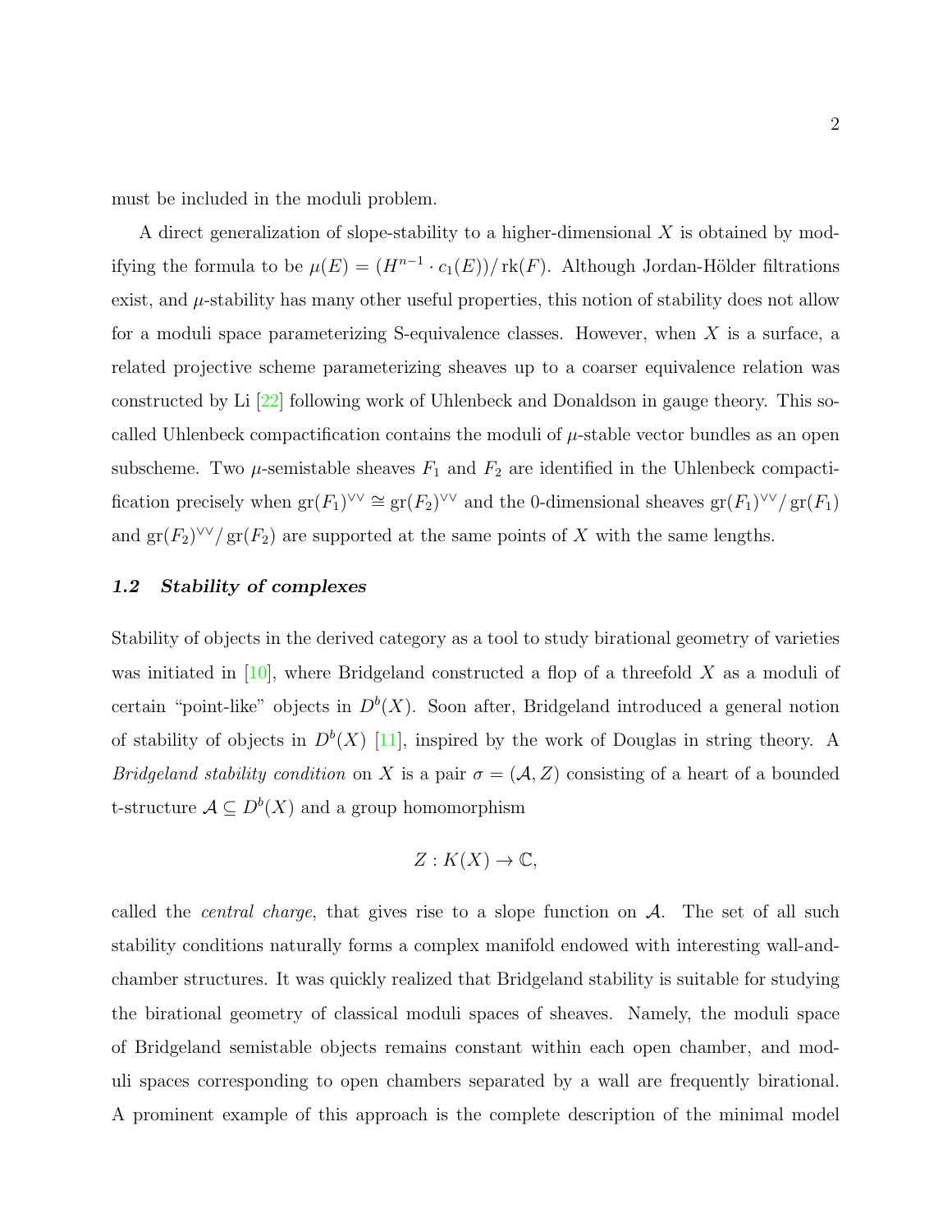must be included in the moduli problem.

A direct generalization of slope-stability to a higher-dimensional $X$ is obtained by modifying the formula to be $\mu(E) = (H^{n-1} \cdot c_1(E))/\operatorname{rk}(F)$. Although Jordan-Hölder filtrations exist, and $\mu$-stability has many other useful properties, this notion of stability does not allow for a moduli space parameterizing S-equivalence classes. However, when $X$ is a surface, a related projective scheme parameterizing sheaves up to a coarser equivalence relation was constructed by Li [22] following work of Uhlenbeck and Donaldson in gauge theory. This so-called Uhlenbeck compactification contains the moduli of $\mu$-stable vector bundles as an open subscheme. Two $\mu$-semistable sheaves $F_1$ and $F_2$ are identified in the Uhlenbeck compactification precisely when $\operatorname{gr}(F_1)^{\vee\vee} \cong \operatorname{gr}(F_2)^{\vee\vee}$ and the 0-dimensional sheaves $\operatorname{gr}(F_1)^{\vee\vee}/\operatorname{gr}(F_1)$ and $\operatorname{gr}(F_2)^{\vee\vee}/\operatorname{gr}(F_2)$ are supported at the same points of $X$ with the same lengths.

### 1.2 Stability of complexes

Stability of objects in the derived category as a tool to study birational geometry of varieties was initiated in [10], where Bridgeland constructed a flop of a threefold $X$ as a moduli of certain "point-like" objects in $D^b(X)$. Soon after, Bridgeland introduced a general notion of stability of objects in $D^b(X)$ [11], inspired by the work of Douglas in string theory. A *Bridgeland stability condition* on $X$ is a pair $\sigma = (\mathcal{A}, Z)$ consisting of a heart of a bounded t-structure $\mathcal{A} \subseteq D^b(X)$ and a group homomorphism

$$Z : K(X) \to \mathbb{C},$$

called the *central charge*, that gives rise to a slope function on $\mathcal{A}$. The set of all such stability conditions naturally forms a complex manifold endowed with interesting wall-and-chamber structures. It was quickly realized that Bridgeland stability is suitable for studying the birational geometry of classical moduli spaces of sheaves. Namely, the moduli space of Bridgeland semistable objects remains constant within each open chamber, and moduli spaces corresponding to open chambers separated by a wall are frequently birational. A prominent example of this approach is the complete description of the minimal model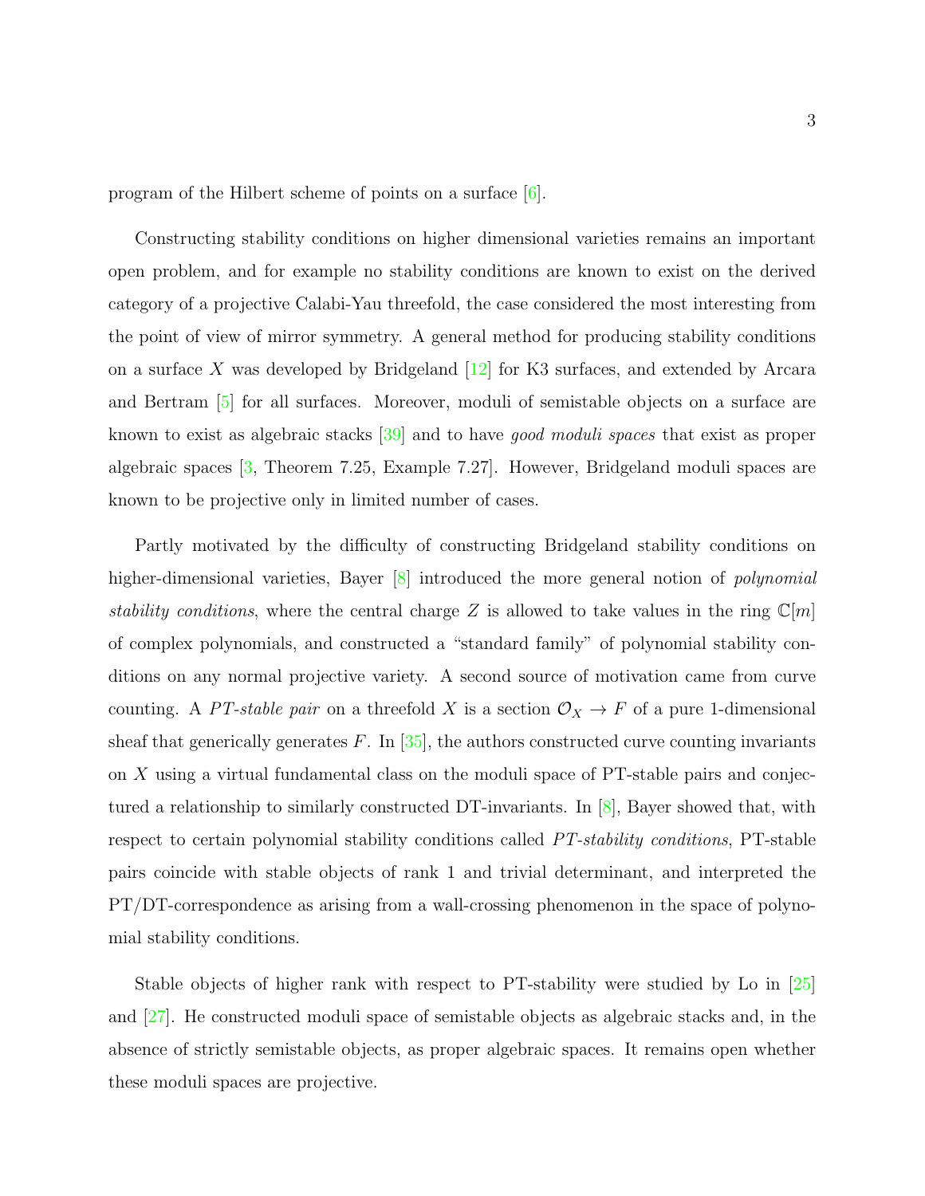program of the Hilbert scheme of points on a surface [6].

Constructing stability conditions on higher dimensional varieties remains an important open problem, and for example no stability conditions are known to exist on the derived category of a projective Calabi-Yau threefold, the case considered the most interesting from the point of view of mirror symmetry. A general method for producing stability conditions on a surface $X$ was developed by Bridgeland [12] for K3 surfaces, and extended by Arcara and Bertram [5] for all surfaces. Moreover, moduli of semistable objects on a surface are known to exist as algebraic stacks [39] and to have *good moduli spaces* that exist as proper algebraic spaces [3, Theorem 7.25, Example 7.27]. However, Bridgeland moduli spaces are known to be projective only in limited number of cases.

Partly motivated by the difficulty of constructing Bridgeland stability conditions on higher-dimensional varieties, Bayer [8] introduced the more general notion of *polynomial stability conditions*, where the central charge $Z$ is allowed to take values in the ring $\mathbb{C}[m]$ of complex polynomials, and constructed a "standard family" of polynomial stability conditions on any normal projective variety. A second source of motivation came from curve counting. A *PT-stable pair* on a threefold $X$ is a section $\mathcal{O}_X \to F$ of a pure 1-dimensional sheaf that generically generates $F$. In [35], the authors constructed curve counting invariants on $X$ using a virtual fundamental class on the moduli space of PT-stable pairs and conjectured a relationship to similarly constructed DT-invariants. In [8], Bayer showed that, with respect to certain polynomial stability conditions called *PT-stability conditions*, PT-stable pairs coincide with stable objects of rank 1 and trivial determinant, and interpreted the PT/DT-correspondence as arising from a wall-crossing phenomenon in the space of polynomial stability conditions.

Stable objects of higher rank with respect to PT-stability were studied by Lo in [25] and [27]. He constructed moduli space of semistable objects as algebraic stacks and, in the absence of strictly semistable objects, as proper algebraic spaces. It remains open whether these moduli spaces are projective.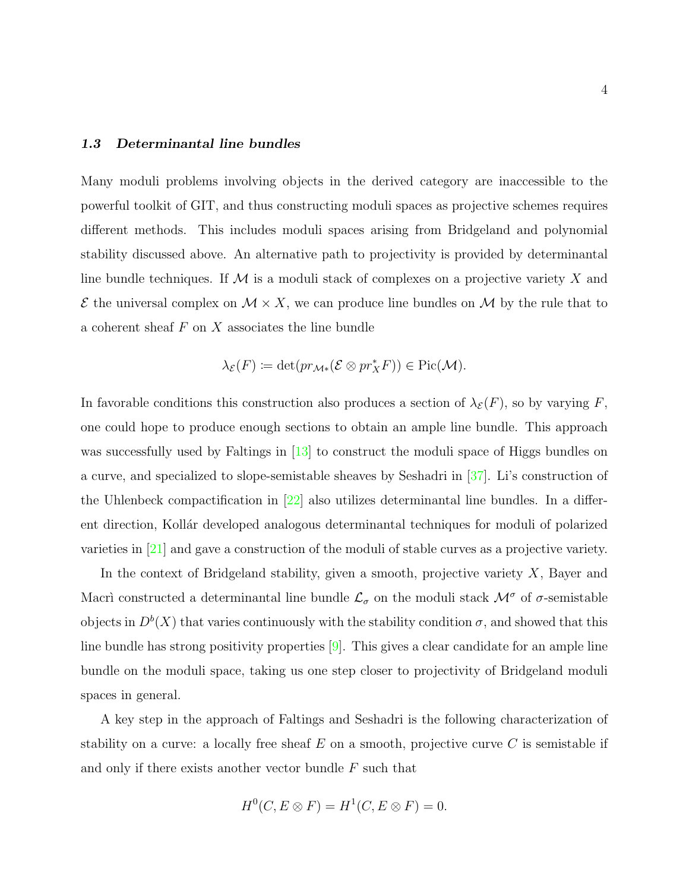### *1.3 Determinantal line bundles*

Many moduli problems involving objects in the derived category are inaccessible to the powerful toolkit of GIT, and thus constructing moduli spaces as projective schemes requires different methods. This includes moduli spaces arising from Bridgeland and polynomial stability discussed above. An alternative path to projectivity is provided by determinantal line bundle techniques. If $\mathcal{M}$ is a moduli stack of complexes on a projective variety $X$ and $\mathcal{E}$ the universal complex on $\mathcal{M} \times X$, we can produce line bundles on $\mathcal{M}$ by the rule that to a coherent sheaf $F$ on $X$ associates the line bundle

$$\lambda_{\mathcal{E}}(F) \coloneqq \det(pr_{\mathcal{M}*}(\mathcal{E} \otimes pr_X^* F)) \in \operatorname{Pic}(\mathcal{M}).$$

In favorable conditions this construction also produces a section of $\lambda_{\mathcal{E}}(F)$, so by varying $F$, one could hope to produce enough sections to obtain an ample line bundle. This approach was successfully used by Faltings in [13] to construct the moduli space of Higgs bundles on a curve, and specialized to slope-semistable sheaves by Seshadri in [37]. Li's construction of the Uhlenbeck compactification in [22] also utilizes determinantal line bundles. In a different direction, Kollár developed analogous determinantal techniques for moduli of polarized varieties in [21] and gave a construction of the moduli of stable curves as a projective variety.

In the context of Bridgeland stability, given a smooth, projective variety $X$, Bayer and Macrì constructed a determinantal line bundle $\mathcal{L}_\sigma$ on the moduli stack $\mathcal{M}^\sigma$ of $\sigma$-semistable objects in $D^b(X)$ that varies continuously with the stability condition $\sigma$, and showed that this line bundle has strong positivity properties [9]. This gives a clear candidate for an ample line bundle on the moduli space, taking us one step closer to projectivity of Bridgeland moduli spaces in general.

A key step in the approach of Faltings and Seshadri is the following characterization of stability on a curve: a locally free sheaf $E$ on a smooth, projective curve $C$ is semistable if and only if there exists another vector bundle $F$ such that

$$H^0(C, E \otimes F) = H^1(C, E \otimes F) = 0.$$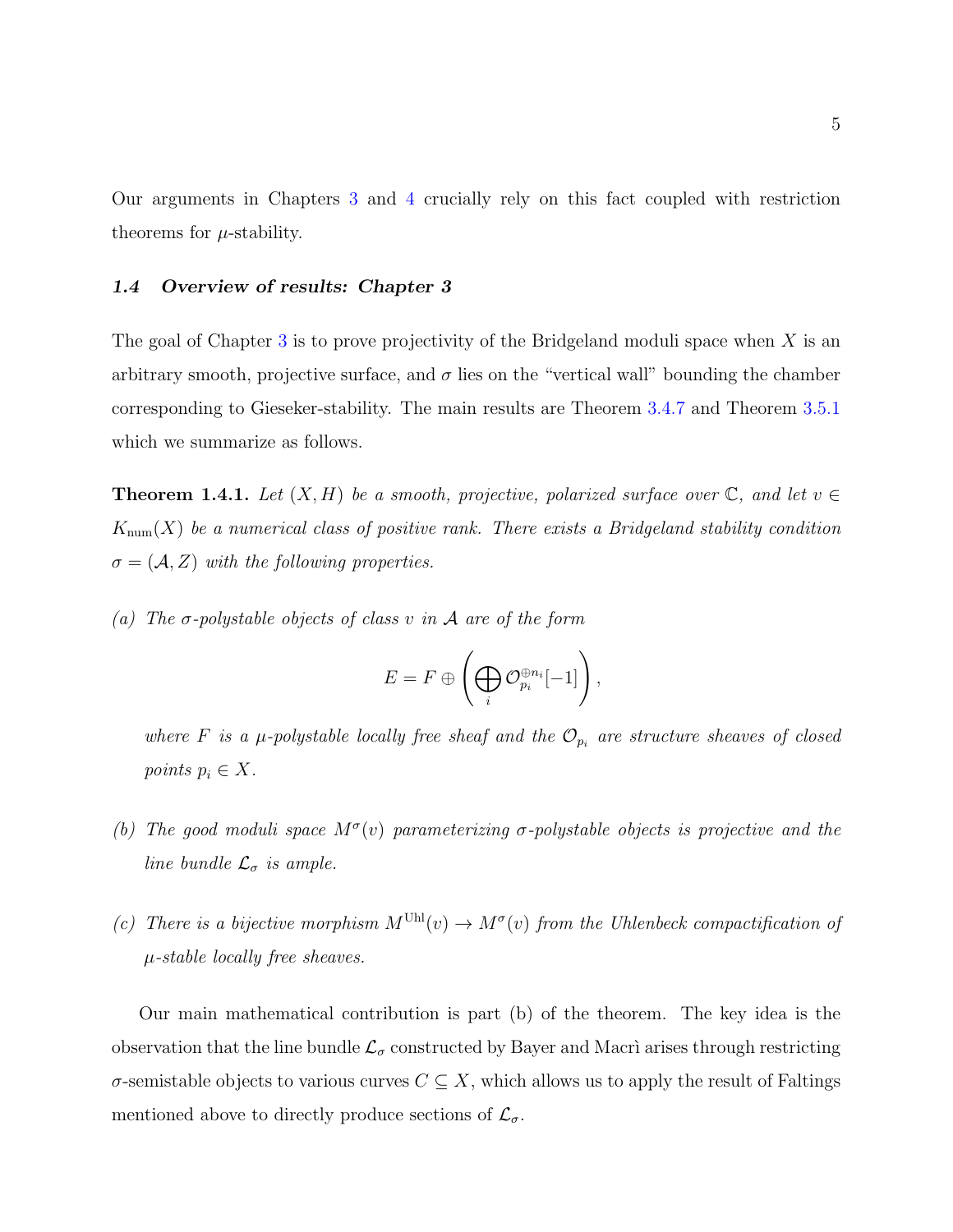Our arguments in Chapters 3 and 4 crucially rely on this fact coupled with restriction theorems for $\mu$-stability.

### 1.4 Overview of results: Chapter 3

The goal of Chapter 3 is to prove projectivity of the Bridgeland moduli space when $X$ is an arbitrary smooth, projective surface, and $\sigma$ lies on the "vertical wall" bounding the chamber corresponding to Gieseker-stability. The main results are Theorem 3.4.7 and Theorem 3.5.1 which we summarize as follows.

**Theorem 1.4.1.** *Let $(X, H)$ be a smooth, projective, polarized surface over $\mathbb{C}$, and let $v \in K_{\mathrm{num}}(X)$ be a numerical class of positive rank. There exists a Bridgeland stability condition $\sigma = (\mathcal{A}, Z)$ with the following properties.*

*(a) The $\sigma$-polystable objects of class $v$ in $\mathcal{A}$ are of the form*

$$E = F \oplus \left( \bigoplus_i \mathcal{O}_{p_i}^{\oplus n_i}[-1] \right),$$

*where $F$ is a $\mu$-polystable locally free sheaf and the $\mathcal{O}_{p_i}$ are structure sheaves of closed points $p_i \in X$.*

*(b) The good moduli space $M^{\sigma}(v)$ parameterizing $\sigma$-polystable objects is projective and the line bundle $\mathcal{L}_{\sigma}$ is ample.*

*(c) There is a bijective morphism $M^{\mathrm{Uhl}}(v) \to M^{\sigma}(v)$ from the Uhlenbeck compactification of $\mu$-stable locally free sheaves.*

Our main mathematical contribution is part (b) of the theorem. The key idea is the observation that the line bundle $\mathcal{L}_{\sigma}$ constructed by Bayer and Macrì arises through restricting $\sigma$-semistable objects to various curves $C \subseteq X$, which allows us to apply the result of Faltings mentioned above to directly produce sections of $\mathcal{L}_{\sigma}$.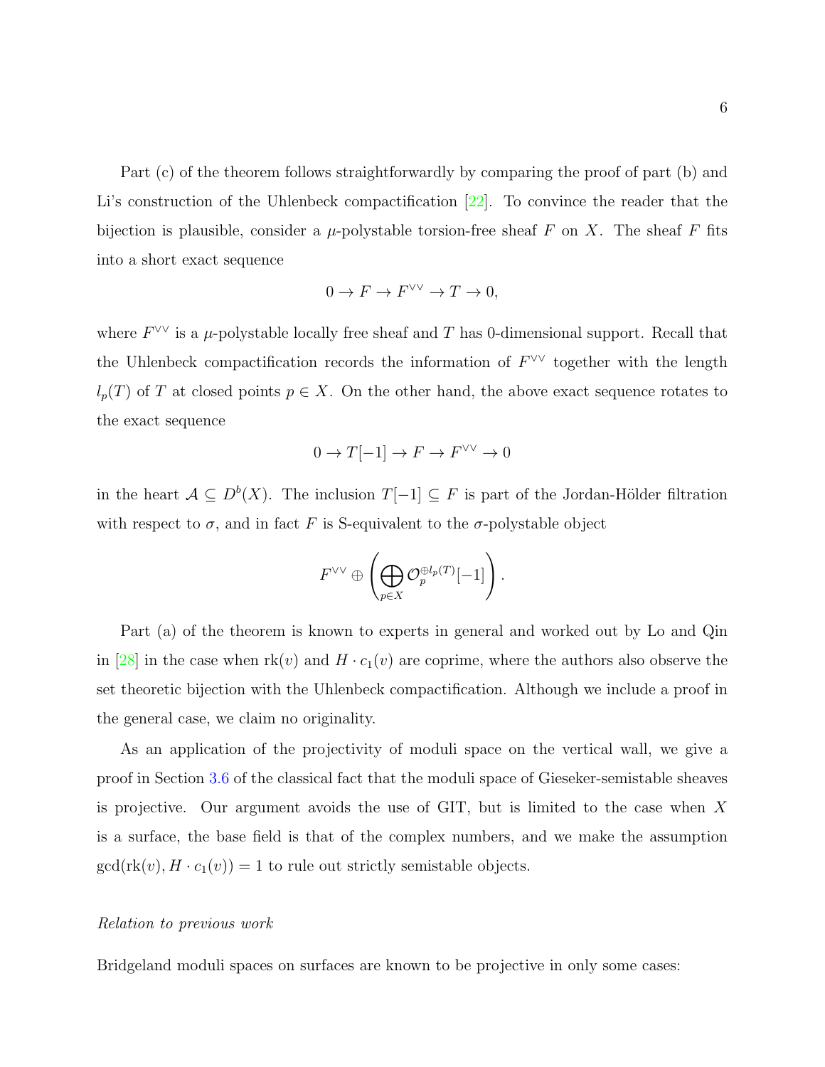Part (c) of the theorem follows straightforwardly by comparing the proof of part (b) and Li's construction of the Uhlenbeck compactification [22]. To convince the reader that the bijection is plausible, consider a $\mu$-polystable torsion-free sheaf $F$ on $X$. The sheaf $F$ fits into a short exact sequence

$$0 \to F \to F^{\vee\vee} \to T \to 0,$$

where $F^{\vee\vee}$ is a $\mu$-polystable locally free sheaf and $T$ has 0-dimensional support. Recall that the Uhlenbeck compactification records the information of $F^{\vee\vee}$ together with the length $l_p(T)$ of $T$ at closed points $p \in X$. On the other hand, the above exact sequence rotates to the exact sequence

$$0 \to T[-1] \to F \to F^{\vee\vee} \to 0$$

in the heart $\mathcal{A} \subseteq D^b(X)$. The inclusion $T[-1] \subseteq F$ is part of the Jordan-Hölder filtration with respect to $\sigma$, and in fact $F$ is S-equivalent to the $\sigma$-polystable object

$$F^{\vee\vee} \oplus \left( \bigoplus_{p \in X} \mathcal{O}_p^{\oplus l_p(T)}[-1] \right).$$

Part (a) of the theorem is known to experts in general and worked out by Lo and Qin in [28] in the case when $\mathrm{rk}(v)$ and $H \cdot c_1(v)$ are coprime, where the authors also observe the set theoretic bijection with the Uhlenbeck compactification. Although we include a proof in the general case, we claim no originality.

As an application of the projectivity of moduli space on the vertical wall, we give a proof in Section 3.6 of the classical fact that the moduli space of Gieseker-semistable sheaves is projective. Our argument avoids the use of GIT, but is limited to the case when $X$ is a surface, the base field is that of the complex numbers, and we make the assumption $\gcd(\mathrm{rk}(v), H \cdot c_1(v)) = 1$ to rule out strictly semistable objects.

*Relation to previous work*

Bridgeland moduli spaces on surfaces are known to be projective in only some cases: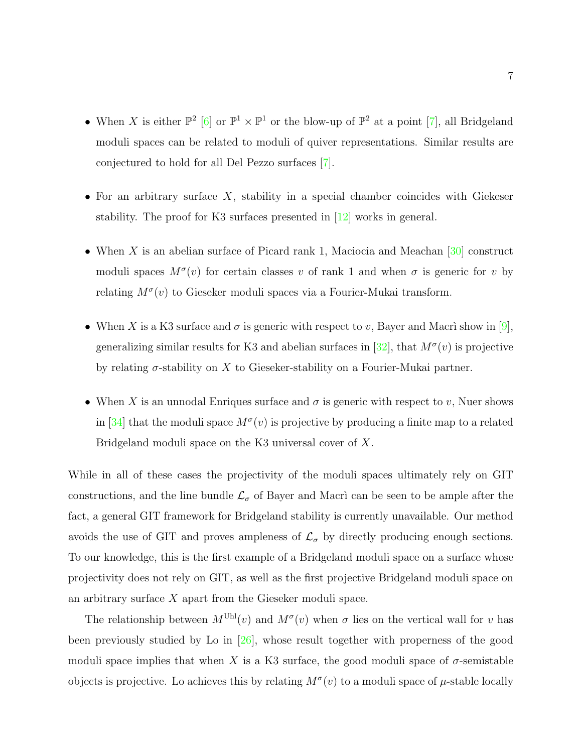- When $X$ is either $\mathbb{P}^2$ [6] or $\mathbb{P}^1 \times \mathbb{P}^1$ or the blow-up of $\mathbb{P}^2$ at a point [7], all Bridgeland moduli spaces can be related to moduli of quiver representations. Similar results are conjectured to hold for all Del Pezzo surfaces [7].

- For an arbitrary surface $X$, stability in a special chamber coincides with Giekeser stability. The proof for K3 surfaces presented in [12] works in general.

- When $X$ is an abelian surface of Picard rank 1, Maciocia and Meachan [30] construct moduli spaces $M^{\sigma}(v)$ for certain classes $v$ of rank 1 and when $\sigma$ is generic for $v$ by relating $M^{\sigma}(v)$ to Gieseker moduli spaces via a Fourier-Mukai transform.

- When $X$ is a K3 surface and $\sigma$ is generic with respect to $v$, Bayer and Macrì show in [9], generalizing similar results for K3 and abelian surfaces in [32], that $M^{\sigma}(v)$ is projective by relating $\sigma$-stability on $X$ to Gieseker-stability on a Fourier-Mukai partner.

- When $X$ is an unnodal Enriques surface and $\sigma$ is generic with respect to $v$, Nuer shows in [34] that the moduli space $M^{\sigma}(v)$ is projective by producing a finite map to a related Bridgeland moduli space on the K3 universal cover of $X$.

While in all of these cases the projectivity of the moduli spaces ultimately rely on GIT constructions, and the line bundle $\mathcal{L}_{\sigma}$ of Bayer and Macrì can be seen to be ample after the fact, a general GIT framework for Bridgeland stability is currently unavailable. Our method avoids the use of GIT and proves ampleness of $\mathcal{L}_{\sigma}$ by directly producing enough sections. To our knowledge, this is the first example of a Bridgeland moduli space on a surface whose projectivity does not rely on GIT, as well as the first projective Bridgeland moduli space on an arbitrary surface $X$ apart from the Gieseker moduli space.

The relationship between $M^{\mathrm{Uhl}}(v)$ and $M^{\sigma}(v)$ when $\sigma$ lies on the vertical wall for $v$ has been previously studied by Lo in [26], whose result together with properness of the good moduli space implies that when $X$ is a K3 surface, the good moduli space of $\sigma$-semistable objects is projective. Lo achieves this by relating $M^{\sigma}(v)$ to a moduli space of $\mu$-stable locally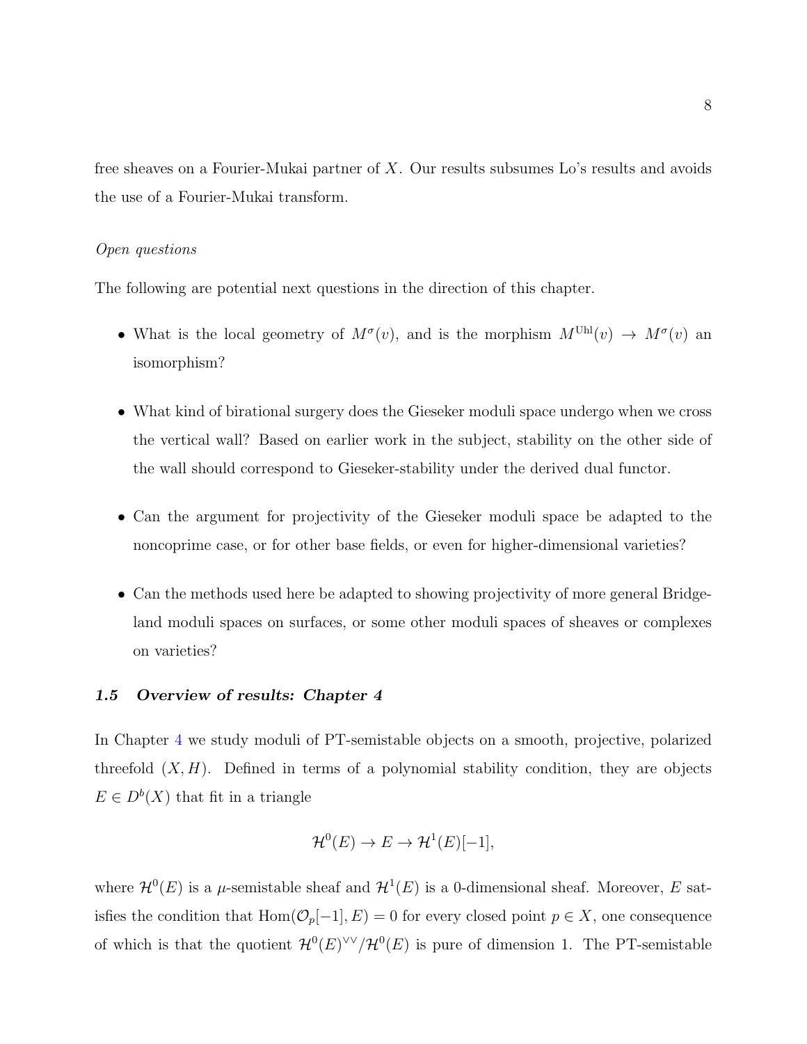free sheaves on a Fourier-Mukai partner of $X$. Our results subsumes Lo's results and avoids the use of a Fourier-Mukai transform.

*Open questions*

The following are potential next questions in the direction of this chapter.

- What is the local geometry of $M^\sigma(v)$, and is the morphism $M^{\mathrm{Uhl}}(v) \to M^\sigma(v)$ an isomorphism?
- What kind of birational surgery does the Gieseker moduli space undergo when we cross the vertical wall? Based on earlier work in the subject, stability on the other side of the wall should correspond to Gieseker-stability under the derived dual functor.
- Can the argument for projectivity of the Gieseker moduli space be adapted to the noncoprime case, or for other base fields, or even for higher-dimensional varieties?
- Can the methods used here be adapted to showing projectivity of more general Bridgeland moduli spaces on surfaces, or some other moduli spaces of sheaves or complexes on varieties?

### *1.5 Overview of results: Chapter 4*

In Chapter 4 we study moduli of PT-semistable objects on a smooth, projective, polarized threefold $(X, H)$. Defined in terms of a polynomial stability condition, they are objects $E \in D^b(X)$ that fit in a triangle

$$\mathcal{H}^0(E) \to E \to \mathcal{H}^1(E)[-1],$$

where $\mathcal{H}^0(E)$ is a $\mu$-semistable sheaf and $\mathcal{H}^1(E)$ is a 0-dimensional sheaf. Moreover, $E$ satisfies the condition that $\mathrm{Hom}(\mathcal{O}_p[-1], E) = 0$ for every closed point $p \in X$, one consequence of which is that the quotient $\mathcal{H}^0(E)^{\vee\vee}/\mathcal{H}^0(E)$ is pure of dimension 1. The PT-semistable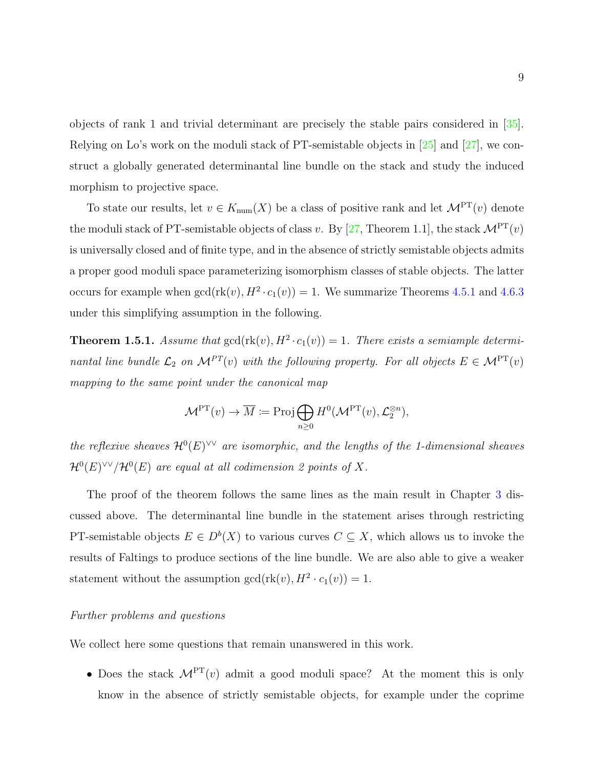objects of rank 1 and trivial determinant are precisely the stable pairs considered in [35]. Relying on Lo's work on the moduli stack of PT-semistable objects in [25] and [27], we construct a globally generated determinantal line bundle on the stack and study the induced morphism to projective space.

To state our results, let $v \in K_{\mathrm{num}}(X)$ be a class of positive rank and let $\mathcal{M}^{\mathrm{PT}}(v)$ denote the moduli stack of PT-semistable objects of class $v$. By [27, Theorem 1.1], the stack $\mathcal{M}^{\mathrm{PT}}(v)$ is universally closed and of finite type, and in the absence of strictly semistable objects admits a proper good moduli space parameterizing isomorphism classes of stable objects. The latter occurs for example when $\gcd(\mathrm{rk}(v), H^2 \cdot c_1(v)) = 1$. We summarize Theorems 4.5.1 and 4.6.3 under this simplifying assumption in the following.

**Theorem 1.5.1.** *Assume that* $\gcd(\mathrm{rk}(v), H^2 \cdot c_1(v)) = 1$*. There exists a semiample determinantal line bundle* $\mathcal{L}_2$ *on* $\mathcal{M}^{PT}(v)$ *with the following property. For all objects* $E \in \mathcal{M}^{\mathrm{PT}}(v)$ *mapping to the same point under the canonical map*

$$\mathcal{M}^{\mathrm{PT}}(v) \to \overline{M} := \mathrm{Proj} \bigoplus_{n \geq 0} H^0(\mathcal{M}^{\mathrm{PT}}(v), \mathcal{L}_2^{\otimes n}),$$

*the reflexive sheaves* $\mathcal{H}^0(E)^{\vee\vee}$ *are isomorphic, and the lengths of the 1-dimensional sheaves* $\mathcal{H}^0(E)^{\vee\vee}/\mathcal{H}^0(E)$ *are equal at all codimension 2 points of* $X$.

The proof of the theorem follows the same lines as the main result in Chapter 3 discussed above. The determinantal line bundle in the statement arises through restricting PT-semistable objects $E \in D^b(X)$ to various curves $C \subseteq X$, which allows us to invoke the results of Faltings to produce sections of the line bundle. We are also able to give a weaker statement without the assumption $\gcd(\mathrm{rk}(v), H^2 \cdot c_1(v)) = 1$.

*Further problems and questions*

We collect here some questions that remain unanswered in this work.

- Does the stack $\mathcal{M}^{\mathrm{PT}}(v)$ admit a good moduli space? At the moment this is only know in the absence of strictly semistable objects, for example under the coprime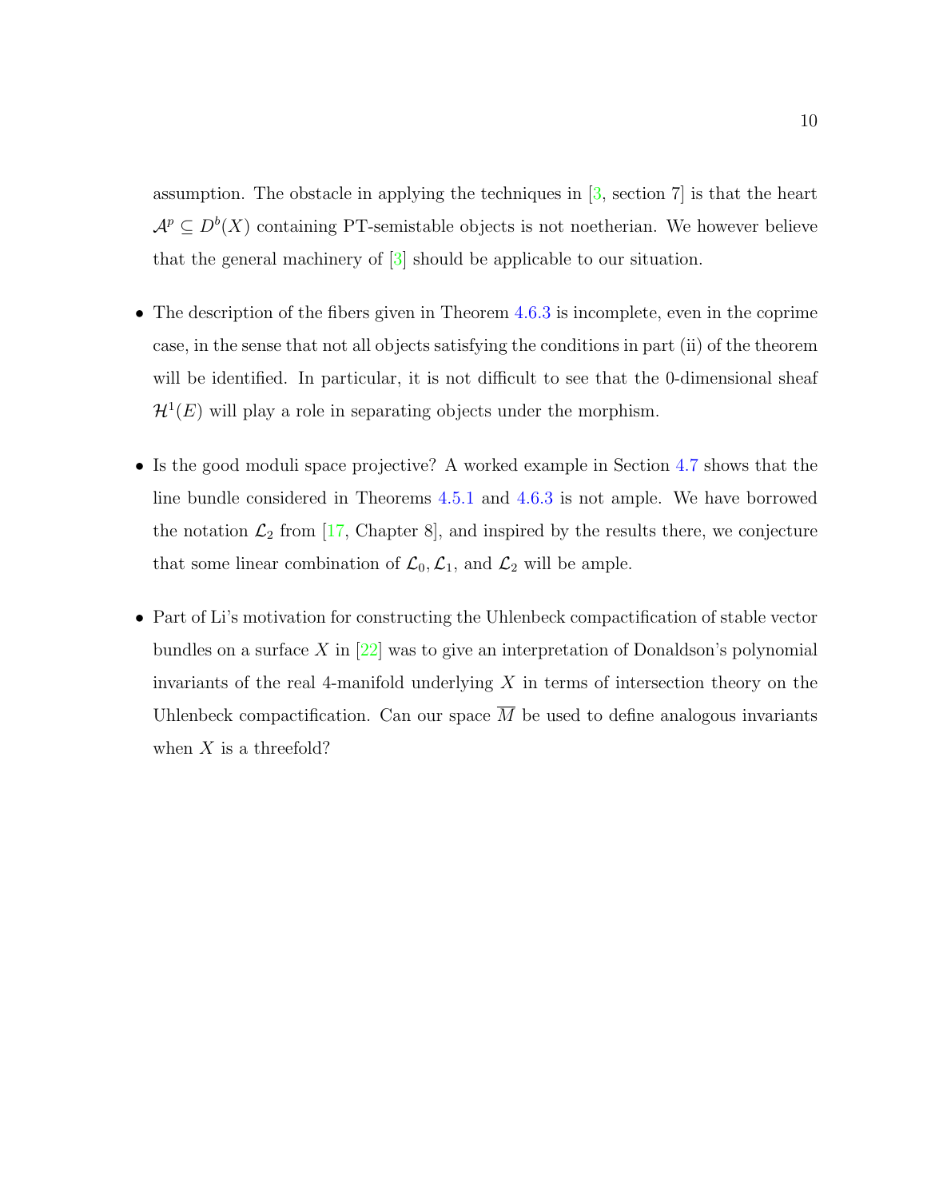assumption. The obstacle in applying the techniques in [3, section 7] is that the heart $\mathcal{A}^p \subseteq D^b(X)$ containing PT-semistable objects is not noetherian. We however believe that the general machinery of [3] should be applicable to our situation.

- The description of the fibers given in Theorem 4.6.3 is incomplete, even in the coprime case, in the sense that not all objects satisfying the conditions in part (ii) of the theorem will be identified. In particular, it is not difficult to see that the 0-dimensional sheaf $\mathcal{H}^1(E)$ will play a role in separating objects under the morphism.
- Is the good moduli space projective? A worked example in Section 4.7 shows that the line bundle considered in Theorems 4.5.1 and 4.6.3 is not ample. We have borrowed the notation $\mathcal{L}_2$ from [17, Chapter 8], and inspired by the results there, we conjecture that some linear combination of $\mathcal{L}_0, \mathcal{L}_1$, and $\mathcal{L}_2$ will be ample.
- Part of Li's motivation for constructing the Uhlenbeck compactification of stable vector bundles on a surface $X$ in [22] was to give an interpretation of Donaldson's polynomial invariants of the real 4-manifold underlying $X$ in terms of intersection theory on the Uhlenbeck compactification. Can our space $\overline{M}$ be used to define analogous invariants when $X$ is a threefold?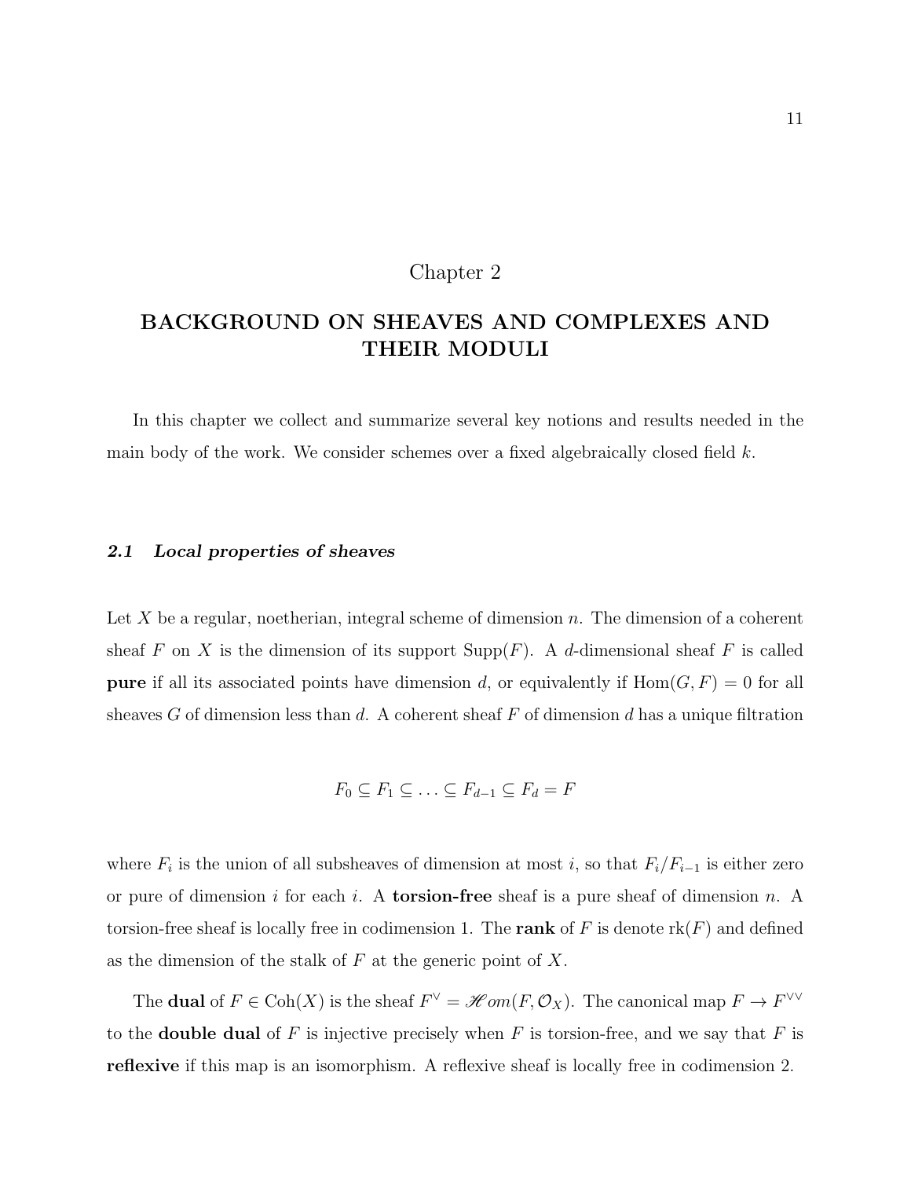# Chapter 2

# BACKGROUND ON SHEAVES AND COMPLEXES AND THEIR MODULI

In this chapter we collect and summarize several key notions and results needed in the main body of the work. We consider schemes over a fixed algebraically closed field $k$.

## 2.1 *Local properties of sheaves*

Let $X$ be a regular, noetherian, integral scheme of dimension $n$. The dimension of a coherent sheaf $F$ on $X$ is the dimension of its support $\mathrm{Supp}(F)$. A $d$-dimensional sheaf $F$ is called **pure** if all its associated points have dimension $d$, or equivalently if $\mathrm{Hom}(G, F) = 0$ for all sheaves $G$ of dimension less than $d$. A coherent sheaf $F$ of dimension $d$ has a unique filtration

$$F_0 \subseteq F_1 \subseteq \ldots \subseteq F_{d-1} \subseteq F_d = F$$

where $F_i$ is the union of all subsheaves of dimension at most $i$, so that $F_i/F_{i-1}$ is either zero or pure of dimension $i$ for each $i$. A **torsion-free** sheaf is a pure sheaf of dimension $n$. A torsion-free sheaf is locally free in codimension 1. The **rank** of $F$ is denote $\mathrm{rk}(F)$ and defined as the dimension of the stalk of $F$ at the generic point of $X$.

The **dual** of $F \in \mathrm{Coh}(X)$ is the sheaf $F^\vee = \mathscr{H}om(F, \mathcal{O}_X)$. The canonical map $F \to F^{\vee\vee}$ to the **double dual** of $F$ is injective precisely when $F$ is torsion-free, and we say that $F$ is **reflexive** if this map is an isomorphism. A reflexive sheaf is locally free in codimension 2.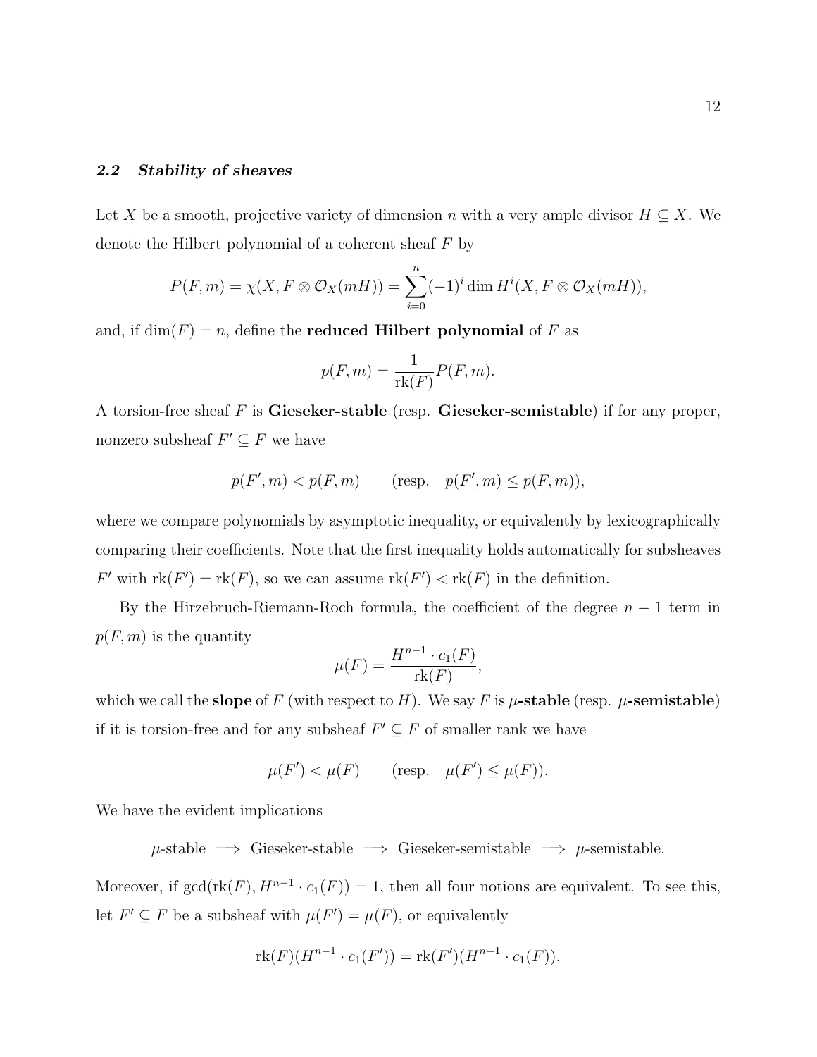### *2.2 Stability of sheaves*

Let $X$ be a smooth, projective variety of dimension $n$ with a very ample divisor $H \subseteq X$. We denote the Hilbert polynomial of a coherent sheaf $F$ by

$$P(F, m) = \chi(X, F \otimes \mathcal{O}_X(mH)) = \sum_{i=0}^{n} (-1)^i \dim H^i(X, F \otimes \mathcal{O}_X(mH)),$$

and, if $\dim(F) = n$, define the **reduced Hilbert polynomial** of $F$ as

$$p(F, m) = \frac{1}{\mathrm{rk}(F)} P(F, m).$$

A torsion-free sheaf $F$ is **Gieseker-stable** (resp. **Gieseker-semistable**) if for any proper, nonzero subsheaf $F' \subseteq F$ we have

$$p(F', m) < p(F, m) \qquad (\text{resp.} \quad p(F', m) \leq p(F, m)),$$

where we compare polynomials by asymptotic inequality, or equivalently by lexicographically comparing their coefficients. Note that the first inequality holds automatically for subsheaves $F'$ with $\mathrm{rk}(F') = \mathrm{rk}(F)$, so we can assume $\mathrm{rk}(F') < \mathrm{rk}(F)$ in the definition.

By the Hirzebruch-Riemann-Roch formula, the coefficient of the degree $n-1$ term in $p(F, m)$ is the quantity

$$\mu(F) = \frac{H^{n-1} \cdot c_1(F)}{\mathrm{rk}(F)},$$

which we call the **slope** of $F$ (with respect to $H$). We say $F$ is **$\mu$-stable** (resp. **$\mu$-semistable**) if it is torsion-free and for any subsheaf $F' \subseteq F$ of smaller rank we have

$$\mu(F') < \mu(F) \qquad (\text{resp.} \quad \mu(F') \leq \mu(F)).$$

We have the evident implications

$$\mu\text{-stable} \implies \text{Gieseker-stable} \implies \text{Gieseker-semistable} \implies \mu\text{-semistable}.$$

Moreover, if $\gcd(\mathrm{rk}(F), H^{n-1} \cdot c_1(F)) = 1$, then all four notions are equivalent. To see this, let $F' \subseteq F$ be a subsheaf with $\mu(F') = \mu(F)$, or equivalently

$$\mathrm{rk}(F)(H^{n-1} \cdot c_1(F')) = \mathrm{rk}(F')(H^{n-1} \cdot c_1(F)).$$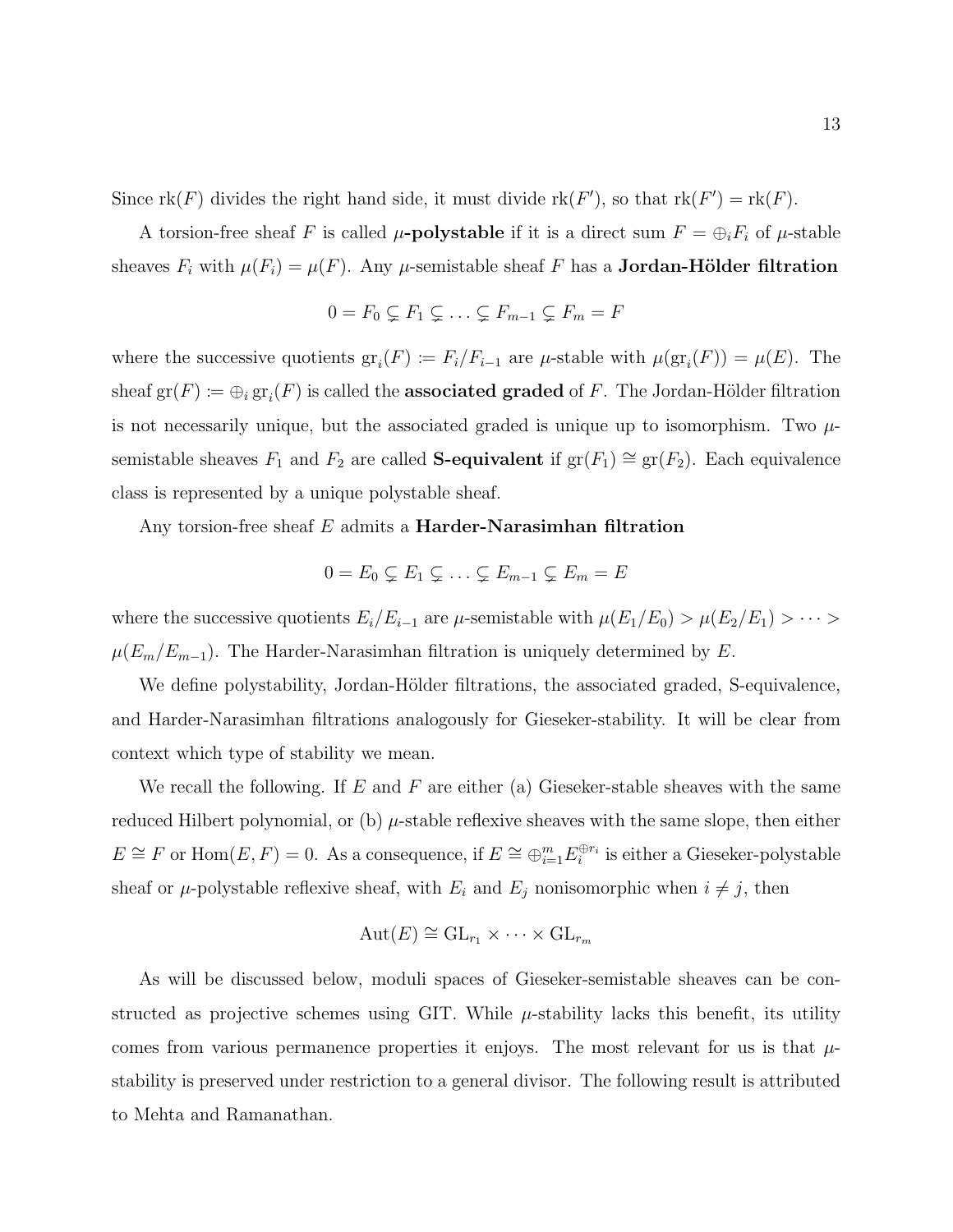Since $\mathrm{rk}(F)$ divides the right hand side, it must divide $\mathrm{rk}(F')$, so that $\mathrm{rk}(F') = \mathrm{rk}(F)$.

A torsion-free sheaf $F$ is called **$\mu$-polystable** if it is a direct sum $F = \oplus_i F_i$ of $\mu$-stable sheaves $F_i$ with $\mu(F_i) = \mu(F)$. Any $\mu$-semistable sheaf $F$ has a **Jordan-Hölder filtration**

$$0 = F_0 \subsetneq F_1 \subsetneq \ldots \subsetneq F_{m-1} \subsetneq F_m = F$$

where the successive quotients $\mathrm{gr}_i(F) \coloneqq F_i/F_{i-1}$ are $\mu$-stable with $\mu(\mathrm{gr}_i(F)) = \mu(E)$. The sheaf $\mathrm{gr}(F) \coloneqq \oplus_i \mathrm{gr}_i(F)$ is called the **associated graded** of $F$. The Jordan-Hölder filtration is not necessarily unique, but the associated graded is unique up to isomorphism. Two $\mu$-semistable sheaves $F_1$ and $F_2$ are called **S-equivalent** if $\mathrm{gr}(F_1) \cong \mathrm{gr}(F_2)$. Each equivalence class is represented by a unique polystable sheaf.

Any torsion-free sheaf $E$ admits a **Harder-Narasimhan filtration**

$$0 = E_0 \subsetneq E_1 \subsetneq \ldots \subsetneq E_{m-1} \subsetneq E_m = E$$

where the successive quotients $E_i/E_{i-1}$ are $\mu$-semistable with $\mu(E_1/E_0) > \mu(E_2/E_1) > \cdots > \mu(E_m/E_{m-1})$. The Harder-Narasimhan filtration is uniquely determined by $E$.

We define polystability, Jordan-Hölder filtrations, the associated graded, S-equivalence, and Harder-Narasimhan filtrations analogously for Gieseker-stability. It will be clear from context which type of stability we mean.

We recall the following. If $E$ and $F$ are either (a) Gieseker-stable sheaves with the same reduced Hilbert polynomial, or (b) $\mu$-stable reflexive sheaves with the same slope, then either $E \cong F$ or $\mathrm{Hom}(E, F) = 0$. As a consequence, if $E \cong \oplus_{i=1}^m E_i^{\oplus r_i}$ is either a Gieseker-polystable sheaf or $\mu$-polystable reflexive sheaf, with $E_i$ and $E_j$ nonisomorphic when $i \neq j$, then

$$\mathrm{Aut}(E) \cong \mathrm{GL}_{r_1} \times \cdots \times \mathrm{GL}_{r_m}$$

As will be discussed below, moduli spaces of Gieseker-semistable sheaves can be constructed as projective schemes using GIT. While $\mu$-stability lacks this benefit, its utility comes from various permanence properties it enjoys. The most relevant for us is that $\mu$-stability is preserved under restriction to a general divisor. The following result is attributed to Mehta and Ramanathan.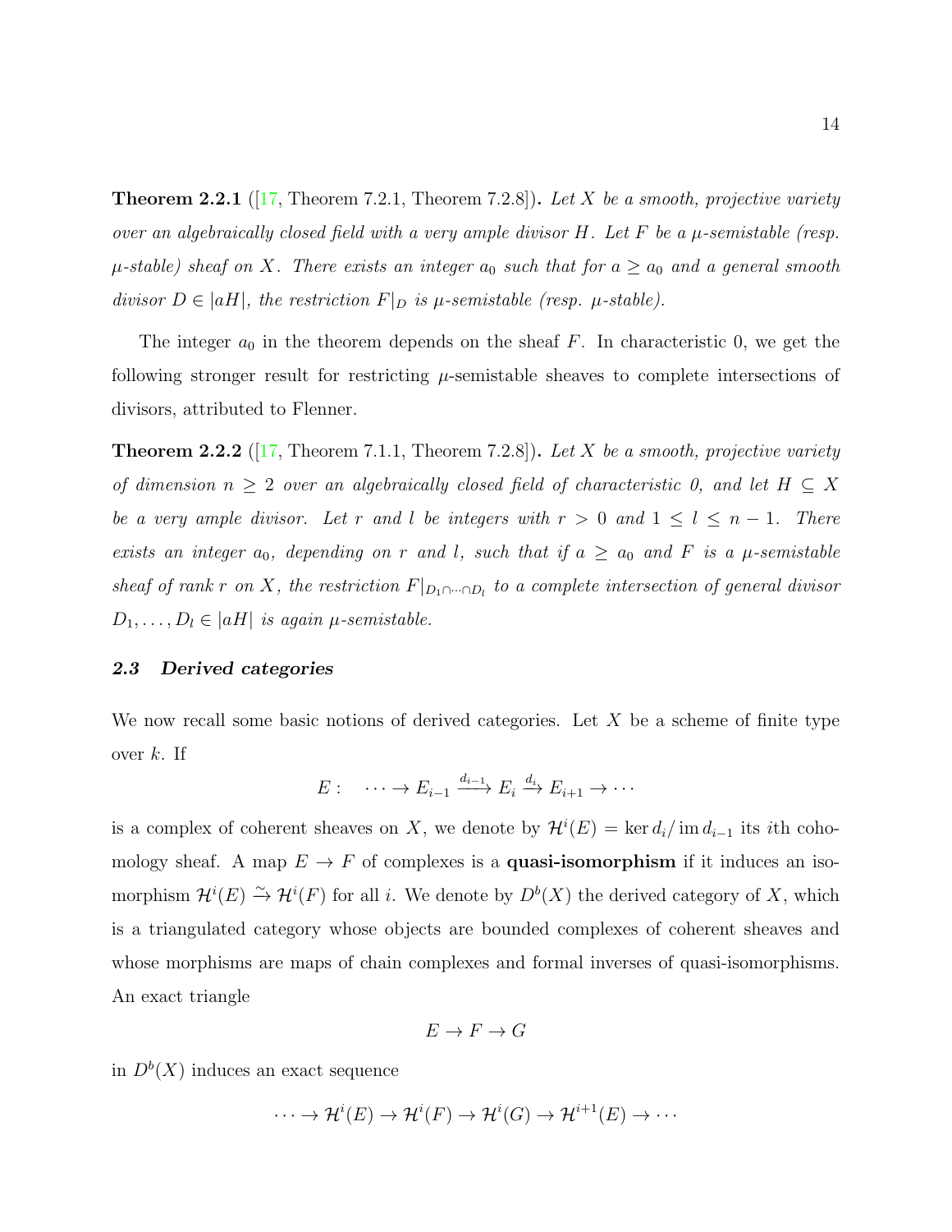**Theorem 2.2.1** ([17, Theorem 7.2.1, Theorem 7.2.8])**.** *Let $X$ be a smooth, projective variety over an algebraically closed field with a very ample divisor $H$. Let $F$ be a $\mu$-semistable (resp. $\mu$-stable) sheaf on $X$. There exists an integer $a_0$ such that for $a \geq a_0$ and a general smooth divisor $D \in |aH|$, the restriction $F|_D$ is $\mu$-semistable (resp. $\mu$-stable).*

The integer $a_0$ in the theorem depends on the sheaf $F$. In characteristic 0, we get the following stronger result for restricting $\mu$-semistable sheaves to complete intersections of divisors, attributed to Flenner.

**Theorem 2.2.2** ([17, Theorem 7.1.1, Theorem 7.2.8])**.** *Let $X$ be a smooth, projective variety of dimension $n \geq 2$ over an algebraically closed field of characteristic 0, and let $H \subseteq X$ be a very ample divisor. Let $r$ and $l$ be integers with $r > 0$ and $1 \leq l \leq n-1$. There exists an integer $a_0$, depending on $r$ and $l$, such that if $a \geq a_0$ and $F$ is a $\mu$-semistable sheaf of rank $r$ on $X$, the restriction $F|_{D_1 \cap \cdots \cap D_l}$ to a complete intersection of general divisor $D_1, \ldots, D_l \in |aH|$ is again $\mu$-semistable.*

### 2.3 Derived categories

We now recall some basic notions of derived categories. Let $X$ be a scheme of finite type over $k$. If

$$E: \quad \cdots \to E_{i-1} \xrightarrow{d_{i-1}} E_i \xrightarrow{d_i} E_{i+1} \to \cdots$$

is a complex of coherent sheaves on $X$, we denote by $\mathcal{H}^i(E) = \ker d_i / \operatorname{im} d_{i-1}$ its $i$th cohomology sheaf. A map $E \to F$ of complexes is a **quasi-isomorphism** if it induces an isomorphism $\mathcal{H}^i(E) \xrightarrow{\sim} \mathcal{H}^i(F)$ for all $i$. We denote by $D^b(X)$ the derived category of $X$, which is a triangulated category whose objects are bounded complexes of coherent sheaves and whose morphisms are maps of chain complexes and formal inverses of quasi-isomorphisms. An exact triangle

$$E \to F \to G$$

in $D^b(X)$ induces an exact sequence

$$\cdots \to \mathcal{H}^i(E) \to \mathcal{H}^i(F) \to \mathcal{H}^i(G) \to \mathcal{H}^{i+1}(E) \to \cdots$$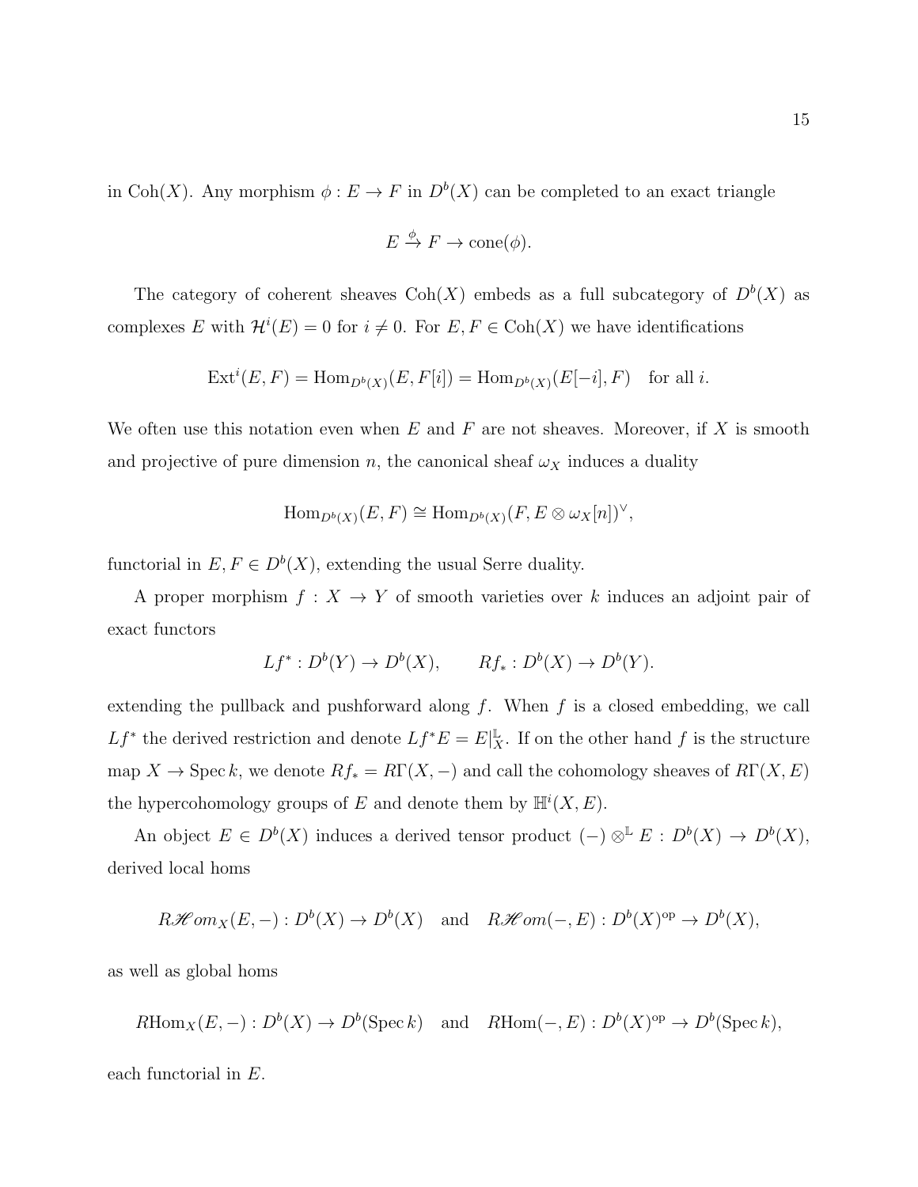in $\mathrm{Coh}(X)$. Any morphism $\phi : E \to F$ in $D^b(X)$ can be completed to an exact triangle

$$E \xrightarrow{\phi} F \to \mathrm{cone}(\phi).$$

The category of coherent sheaves $\mathrm{Coh}(X)$ embeds as a full subcategory of $D^b(X)$ as complexes $E$ with $\mathcal{H}^i(E) = 0$ for $i \neq 0$. For $E, F \in \mathrm{Coh}(X)$ we have identifications

$$\mathrm{Ext}^i(E, F) = \mathrm{Hom}_{D^b(X)}(E, F[i]) = \mathrm{Hom}_{D^b(X)}(E[-i], F) \quad \text{for all } i.$$

We often use this notation even when $E$ and $F$ are not sheaves. Moreover, if $X$ is smooth and projective of pure dimension $n$, the canonical sheaf $\omega_X$ induces a duality

$$\mathrm{Hom}_{D^b(X)}(E, F) \cong \mathrm{Hom}_{D^b(X)}(F, E \otimes \omega_X[n])^\vee,$$

functorial in $E, F \in D^b(X)$, extending the usual Serre duality.

A proper morphism $f : X \to Y$ of smooth varieties over $k$ induces an adjoint pair of exact functors

$$Lf^* : D^b(Y) \to D^b(X), \qquad Rf_* : D^b(X) \to D^b(Y).$$

extending the pullback and pushforward along $f$. When $f$ is a closed embedding, we call $Lf^*$ the derived restriction and denote $Lf^*E = E|_X^{\mathbb{L}}$. If on the other hand $f$ is the structure map $X \to \mathrm{Spec}\, k$, we denote $Rf_* = R\Gamma(X, -)$ and call the cohomology sheaves of $R\Gamma(X, E)$ the hypercohomology groups of $E$ and denote them by $\mathbb{H}^i(X, E)$.

An object $E \in D^b(X)$ induces a derived tensor product $(-) \otimes^{\mathbb{L}} E : D^b(X) \to D^b(X)$, derived local homs

$$R\mathscr{H}om_X(E, -) : D^b(X) \to D^b(X) \quad \text{and} \quad R\mathscr{H}om(-, E) : D^b(X)^{\mathrm{op}} \to D^b(X),$$

as well as global homs

$$R\mathrm{Hom}_X(E, -) : D^b(X) \to D^b(\mathrm{Spec}\, k) \quad \text{and} \quad R\mathrm{Hom}(-, E) : D^b(X)^{\mathrm{op}} \to D^b(\mathrm{Spec}\, k),$$

each functorial in $E$.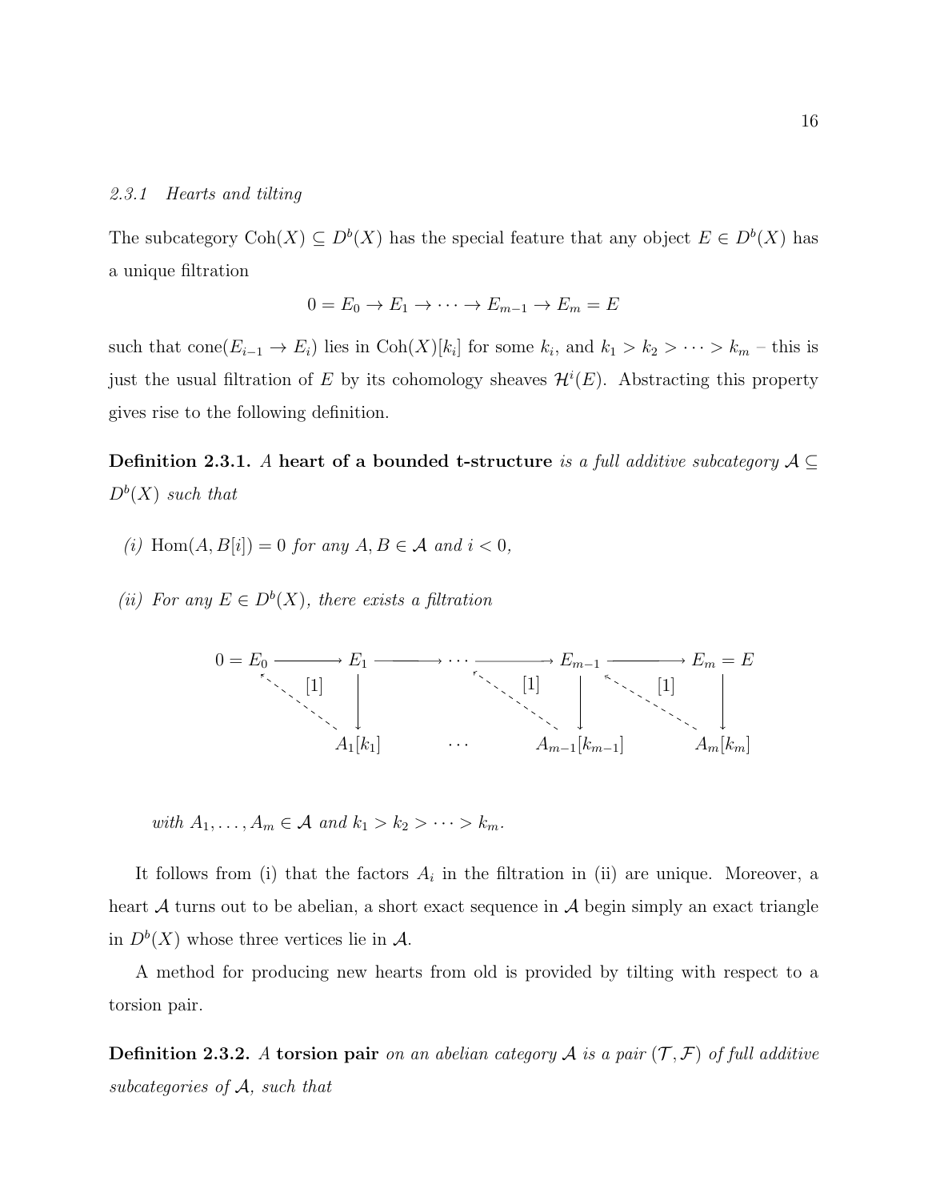#### 2.3.1 Hearts and tilting

The subcategory $\mathrm{Coh}(X) \subseteq D^b(X)$ has the special feature that any object $E \in D^b(X)$ has a unique filtration

$$0 = E_0 \to E_1 \to \cdots \to E_{m-1} \to E_m = E$$

such that $\mathrm{cone}(E_{i-1} \to E_i)$ lies in $\mathrm{Coh}(X)[k_i]$ for some $k_i$, and $k_1 > k_2 > \cdots > k_m$ – this is just the usual filtration of $E$ by its cohomology sheaves $\mathcal{H}^i(E)$. Abstracting this property gives rise to the following definition.

**Definition 2.3.1.** *A* **heart of a bounded t-structure** *is a full additive subcategory $\mathcal{A} \subseteq D^b(X)$ such that*

*(i) $\mathrm{Hom}(A, B[i]) = 0$ for any $A, B \in \mathcal{A}$ and $i < 0$,*

*(ii) For any $E \in D^b(X)$, there exists a filtration*

$$\begin{array}{ccccccccc}
0 = E_0 & \longrightarrow & E_1 & \longrightarrow & \cdots & \longrightarrow & E_{m-1} & \longrightarrow & E_m = E \\
 & {\scriptstyle [1]} \nwarrow & \downarrow & & & {\scriptstyle [1]} \nwarrow & \downarrow & {\scriptstyle [1]} \nwarrow & \downarrow \\
 & & A_1[k_1] & & \cdots & & A_{m-1}[k_{m-1}] & & A_m[k_m]
\end{array}$$

*with $A_1, \ldots, A_m \in \mathcal{A}$ and $k_1 > k_2 > \cdots > k_m$.*

It follows from (i) that the factors $A_i$ in the filtration in (ii) are unique. Moreover, a heart $\mathcal{A}$ turns out to be abelian, a short exact sequence in $\mathcal{A}$ begin simply an exact triangle in $D^b(X)$ whose three vertices lie in $\mathcal{A}$.

A method for producing new hearts from old is provided by tilting with respect to a torsion pair.

**Definition 2.3.2.** *A* **torsion pair** *on an abelian category $\mathcal{A}$ is a pair $(\mathcal{T}, \mathcal{F})$ of full additive subcategories of $\mathcal{A}$, such that*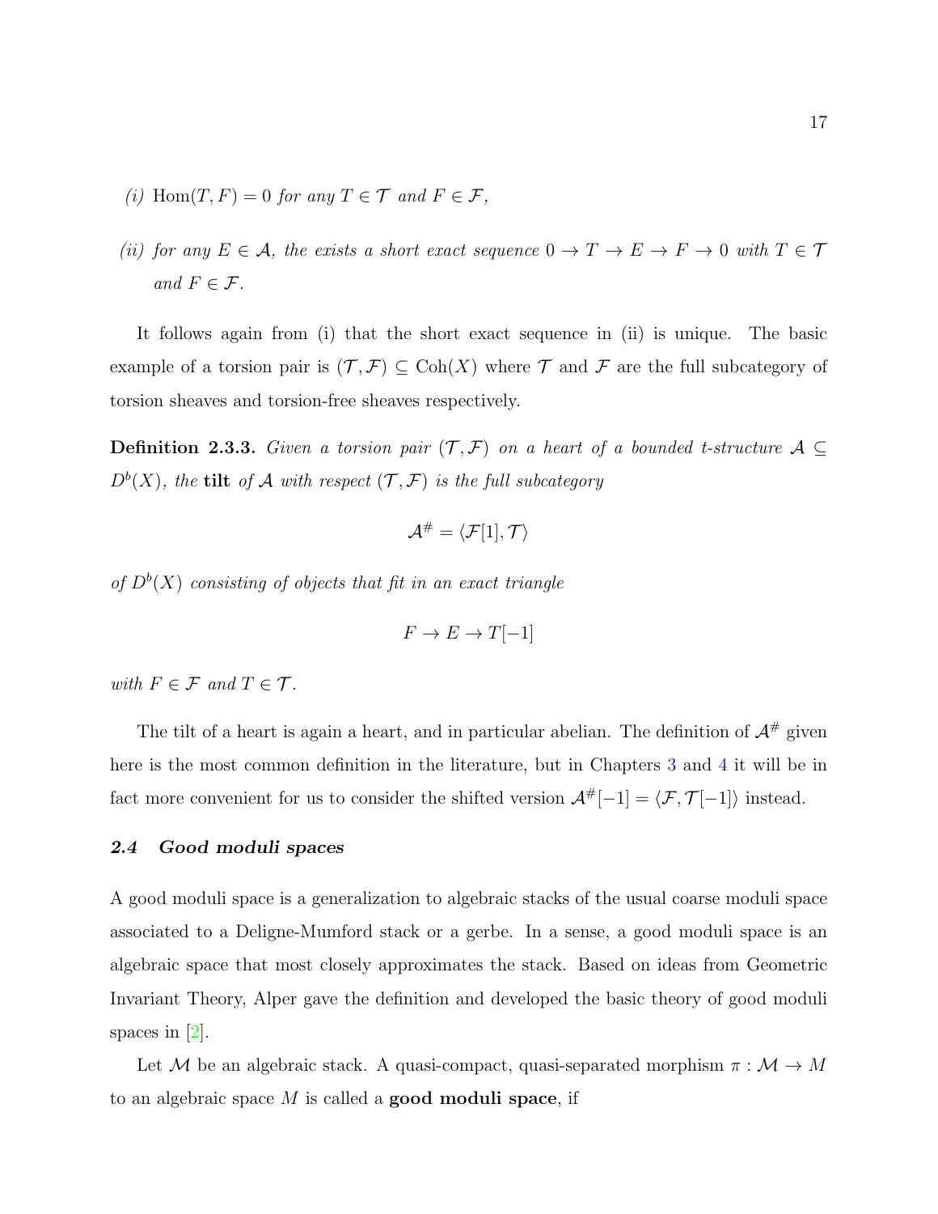*(i)* $\operatorname{Hom}(T, F) = 0$ *for any* $T \in \mathcal{T}$ *and* $F \in \mathcal{F}$,

*(ii) for any* $E \in \mathcal{A}$, *the exists a short exact sequence* $0 \to T \to E \to F \to 0$ *with* $T \in \mathcal{T}$ *and* $F \in \mathcal{F}$.

It follows again from (i) that the short exact sequence in (ii) is unique. The basic example of a torsion pair is $(\mathcal{T}, \mathcal{F}) \subseteq \operatorname{Coh}(X)$ where $\mathcal{T}$ and $\mathcal{F}$ are the full subcategory of torsion sheaves and torsion-free sheaves respectively.

**Definition 2.3.3.** *Given a torsion pair* $(\mathcal{T}, \mathcal{F})$ *on a heart of a bounded t-structure* $\mathcal{A} \subseteq D^b(X)$, *the* **tilt** *of* $\mathcal{A}$ *with respect* $(\mathcal{T}, \mathcal{F})$ *is the full subcategory*

$$\mathcal{A}^{\#} = \langle \mathcal{F}[1], \mathcal{T} \rangle$$

*of* $D^b(X)$ *consisting of objects that fit in an exact triangle*

$$F \to E \to T[-1]$$

*with* $F \in \mathcal{F}$ *and* $T \in \mathcal{T}$.

The tilt of a heart is again a heart, and in particular abelian. The definition of $\mathcal{A}^{\#}$ given here is the most common definition in the literature, but in Chapters 3 and 4 it will be in fact more convenient for us to consider the shifted version $\mathcal{A}^{\#}[-1] = \langle \mathcal{F}, \mathcal{T}[-1] \rangle$ instead.

### 2.4 Good moduli spaces

A good moduli space is a generalization to algebraic stacks of the usual coarse moduli space associated to a Deligne-Mumford stack or a gerbe. In a sense, a good moduli space is an algebraic space that most closely approximates the stack. Based on ideas from Geometric Invariant Theory, Alper gave the definition and developed the basic theory of good moduli spaces in [2].

Let $\mathcal{M}$ be an algebraic stack. A quasi-compact, quasi-separated morphism $\pi : \mathcal{M} \to M$ to an algebraic space $M$ is called a **good moduli space**, if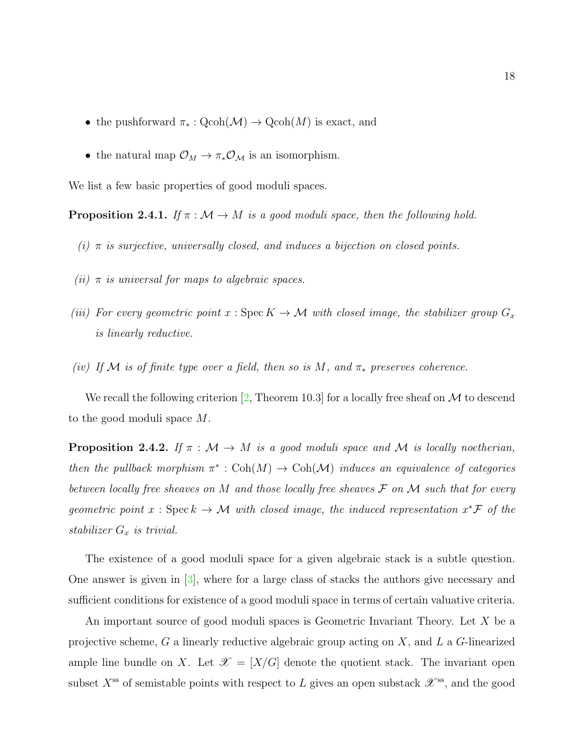- the pushforward $\pi_* : \mathrm{Qcoh}(\mathcal{M}) \to \mathrm{Qcoh}(M)$ is exact, and
- the natural map $\mathcal{O}_M \to \pi_*\mathcal{O}_{\mathcal{M}}$ is an isomorphism.

We list a few basic properties of good moduli spaces.

**Proposition 2.4.1.** *If $\pi : \mathcal{M} \to M$ is a good moduli space, then the following hold.*

*(i) $\pi$ is surjective, universally closed, and induces a bijection on closed points.*

*(ii) $\pi$ is universal for maps to algebraic spaces.*

*(iii) For every geometric point $x : \operatorname{Spec} K \to \mathcal{M}$ with closed image, the stabilizer group $G_x$ is linearly reductive.*

*(iv) If $\mathcal{M}$ is of finite type over a field, then so is $M$, and $\pi_*$ preserves coherence.*

We recall the following criterion [2, Theorem 10.3] for a locally free sheaf on $\mathcal{M}$ to descend to the good moduli space $M$.

**Proposition 2.4.2.** *If $\pi : \mathcal{M} \to M$ is a good moduli space and $\mathcal{M}$ is locally noetherian, then the pullback morphism $\pi^* : \mathrm{Coh}(M) \to \mathrm{Coh}(\mathcal{M})$ induces an equivalence of categories between locally free sheaves on $M$ and those locally free sheaves $\mathcal{F}$ on $\mathcal{M}$ such that for every geometric point $x : \operatorname{Spec} k \to \mathcal{M}$ with closed image, the induced representation $x^*\mathcal{F}$ of the stabilizer $G_x$ is trivial.*

The existence of a good moduli space for a given algebraic stack is a subtle question. One answer is given in [3], where for a large class of stacks the authors give necessary and sufficient conditions for existence of a good moduli space in terms of certain valuative criteria.

An important source of good moduli spaces is Geometric Invariant Theory. Let $X$ be a projective scheme, $G$ a linearly reductive algebraic group acting on $X$, and $L$ a $G$-linearized ample line bundle on $X$. Let $\mathscr{X} = [X/G]$ denote the quotient stack. The invariant open subset $X^{\mathrm{ss}}$ of semistable points with respect to $L$ gives an open substack $\mathscr{X}^{\mathrm{ss}}$, and the good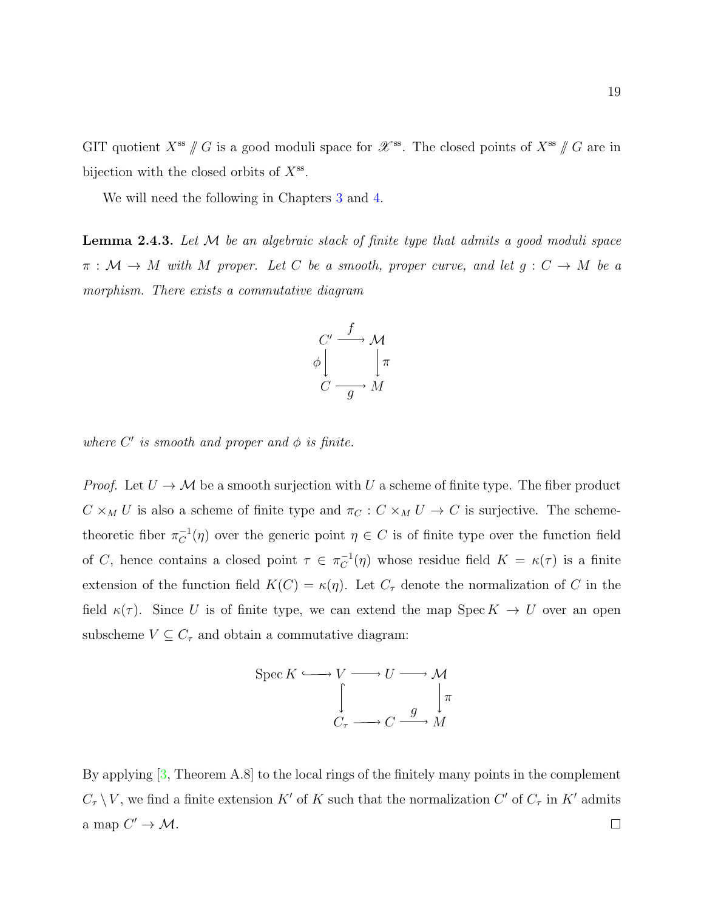GIT quotient $X^{\mathrm{ss}} /\!\!/ G$ is a good moduli space for $\mathscr{X}^{\mathrm{ss}}$. The closed points of $X^{\mathrm{ss}} /\!\!/ G$ are in bijection with the closed orbits of $X^{\mathrm{ss}}$.

We will need the following in Chapters 3 and 4.

**Lemma 2.4.3.** *Let $\mathcal{M}$ be an algebraic stack of finite type that admits a good moduli space $\pi : \mathcal{M} \to M$ with $M$ proper. Let $C$ be a smooth, proper curve, and let $g : C \to M$ be a morphism. There exists a commutative diagram*

$$\begin{array}{ccc} C' & \xrightarrow{f} & \mathcal{M} \\ {\scriptstyle \phi}\downarrow & & \downarrow{\scriptstyle \pi} \\ C & \xrightarrow[g]{} & M \end{array}$$

*where $C'$ is smooth and proper and $\phi$ is finite.*

*Proof.* Let $U \to \mathcal{M}$ be a smooth surjection with $U$ a scheme of finite type. The fiber product $C \times_M U$ is also a scheme of finite type and $\pi_C : C \times_M U \to C$ is surjective. The scheme-theoretic fiber $\pi_C^{-1}(\eta)$ over the generic point $\eta \in C$ is of finite type over the function field of $C$, hence contains a closed point $\tau \in \pi_C^{-1}(\eta)$ whose residue field $K = \kappa(\tau)$ is a finite extension of the function field $K(C) = \kappa(\eta)$. Let $C_\tau$ denote the normalization of $C$ in the field $\kappa(\tau)$. Since $U$ is of finite type, we can extend the map $\operatorname{Spec} K \to U$ over an open subscheme $V \subseteq C_\tau$ and obtain a commutative diagram:

$$\begin{array}{ccccccc} \operatorname{Spec} K & \hookrightarrow & V & \longrightarrow & U & \longrightarrow & \mathcal{M} \\ & & \downarrow & & & & \downarrow{\scriptstyle \pi} \\ & & C_\tau & \longrightarrow & C & \xrightarrow{g} & M \end{array}$$

By applying [3, Theorem A.8] to the local rings of the finitely many points in the complement $C_\tau \setminus V$, we find a finite extension $K'$ of $K$ such that the normalization $C'$ of $C_\tau$ in $K'$ admits a map $C' \to \mathcal{M}$. $\square$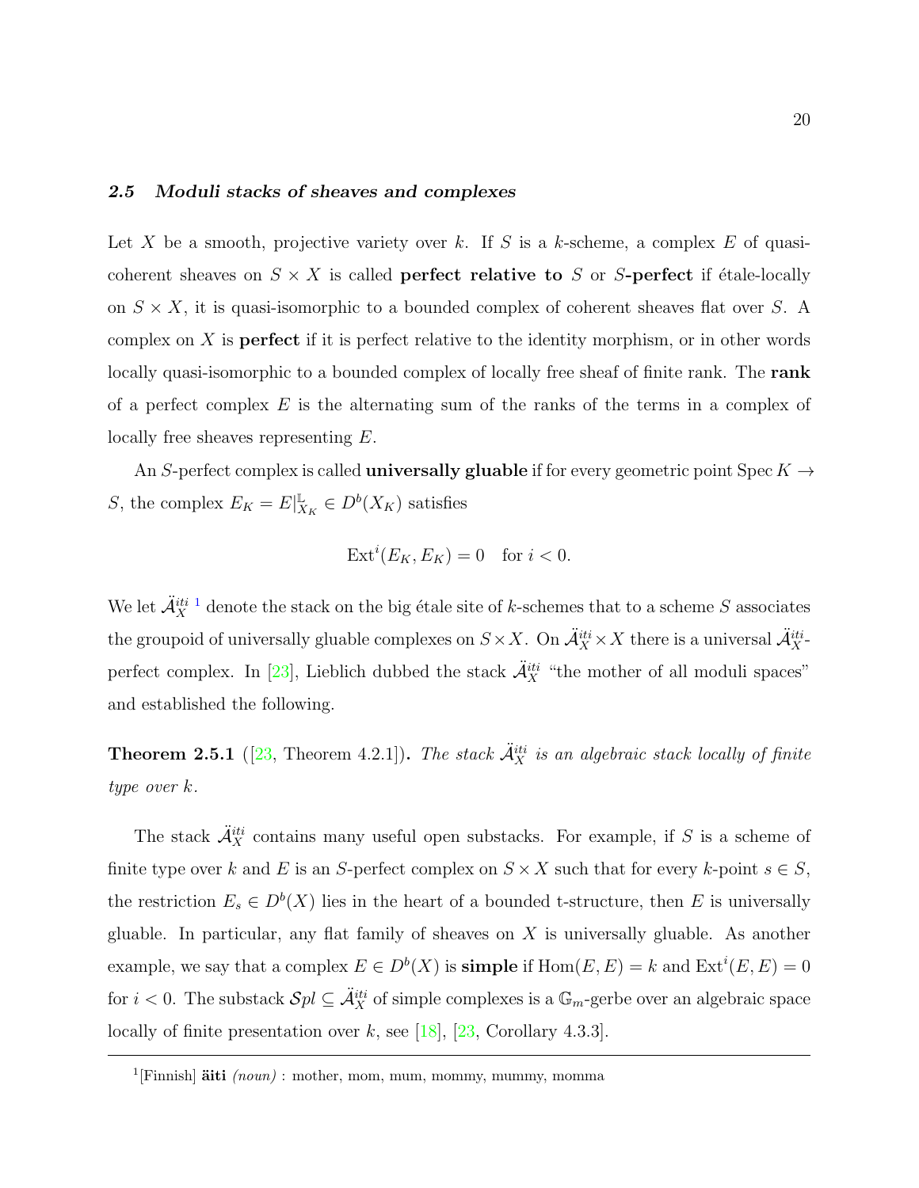### *2.5 Moduli stacks of sheaves and complexes*

Let $X$ be a smooth, projective variety over $k$. If $S$ is a $k$-scheme, a complex $E$ of quasi-coherent sheaves on $S \times X$ is called **perfect relative to** $S$ or $S$**-perfect** if étale-locally on $S \times X$, it is quasi-isomorphic to a bounded complex of coherent sheaves flat over $S$. A complex on $X$ is **perfect** if it is perfect relative to the identity morphism, or in other words locally quasi-isomorphic to a bounded complex of locally free sheaf of finite rank. The **rank** of a perfect complex $E$ is the alternating sum of the ranks of the terms in a complex of locally free sheaves representing $E$.

An $S$-perfect complex is called **universally gluable** if for every geometric point $\operatorname{Spec} K \to S$, the complex $E_K = E|^{\mathbb{L}}_{X_K} \in D^b(X_K)$ satisfies

$$\operatorname{Ext}^i(E_K, E_K) = 0 \quad \text{for } i < 0.$$

We let $\ddot{\mathcal{A}}^{iti}_X$ [1] denote the stack on the big étale site of $k$-schemes that to a scheme $S$ associates the groupoid of universally gluable complexes on $S \times X$. On $\ddot{\mathcal{A}}^{iti}_X \times X$ there is a universal $\ddot{\mathcal{A}}^{iti}_X$-perfect complex. In [23], Lieblich dubbed the stack $\ddot{\mathcal{A}}^{iti}_X$ "the mother of all moduli spaces" and established the following.

**Theorem 2.5.1** ([23, Theorem 4.2.1])**.** *The stack $\ddot{\mathcal{A}}^{iti}_X$ is an algebraic stack locally of finite type over $k$.*

The stack $\ddot{\mathcal{A}}^{iti}_X$ contains many useful open substacks. For example, if $S$ is a scheme of finite type over $k$ and $E$ is an $S$-perfect complex on $S \times X$ such that for every $k$-point $s \in S$, the restriction $E_s \in D^b(X)$ lies in the heart of a bounded t-structure, then $E$ is universally gluable. In particular, any flat family of sheaves on $X$ is universally gluable. As another example, we say that a complex $E \in D^b(X)$ is **simple** if $\operatorname{Hom}(E, E) = k$ and $\operatorname{Ext}^i(E, E) = 0$ for $i < 0$. The substack $\mathcal{S}pl \subseteq \ddot{\mathcal{A}}^{iti}_X$ of simple complexes is a $\mathbb{G}_m$-gerbe over an algebraic space locally of finite presentation over $k$, see [18], [23, Corollary 4.3.3].

---

[1] [Finnish] **äiti** *(noun)* : mother, mom, mum, mommy, mummy, momma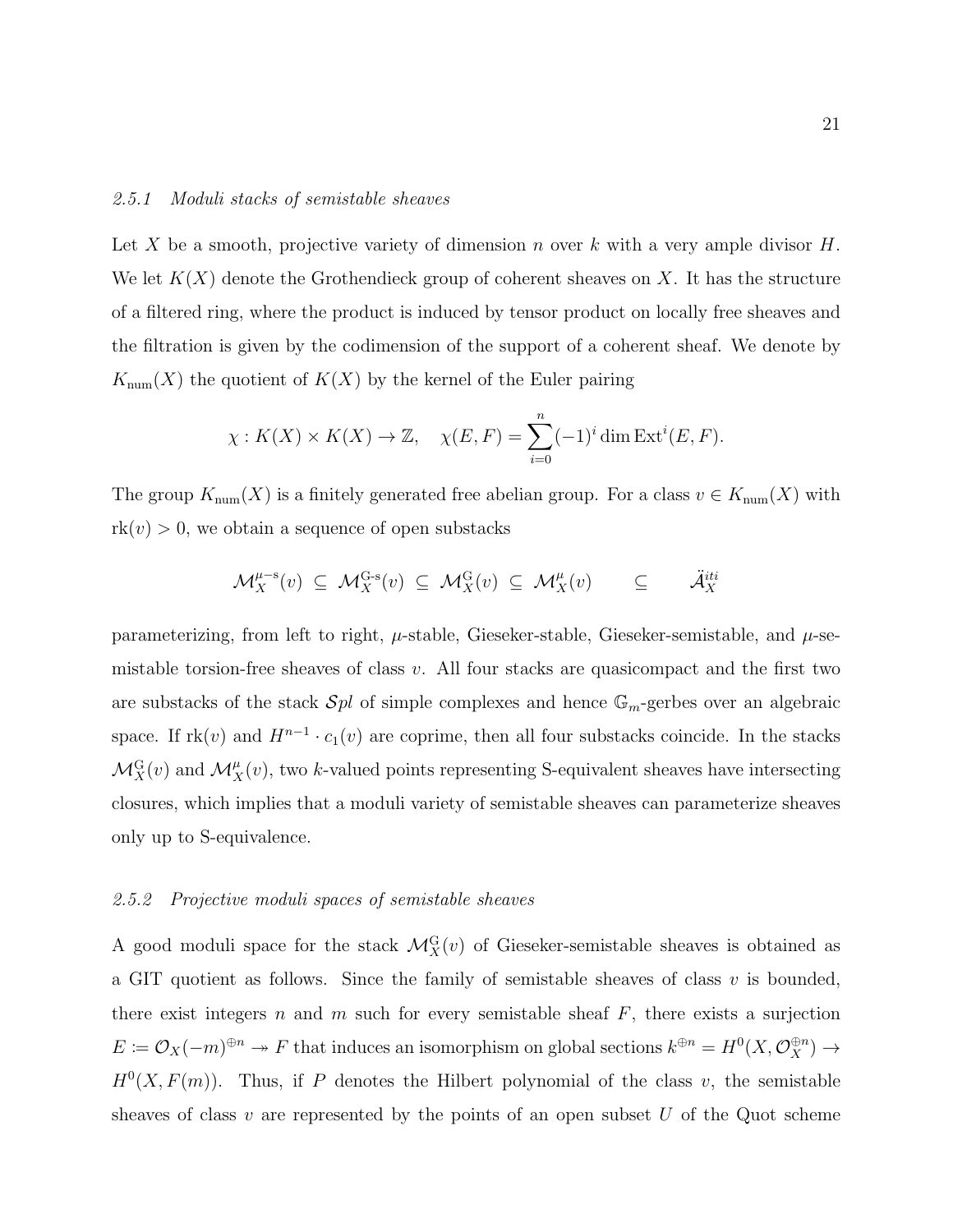### 2.5.1 Moduli stacks of semistable sheaves

Let $X$ be a smooth, projective variety of dimension $n$ over $k$ with a very ample divisor $H$. We let $K(X)$ denote the Grothendieck group of coherent sheaves on $X$. It has the structure of a filtered ring, where the product is induced by tensor product on locally free sheaves and the filtration is given by the codimension of the support of a coherent sheaf. We denote by $K_{\mathrm{num}}(X)$ the quotient of $K(X)$ by the kernel of the Euler pairing

$$\chi : K(X) \times K(X) \to \mathbb{Z}, \quad \chi(E, F) = \sum_{i=0}^{n} (-1)^i \dim \mathrm{Ext}^i(E, F).$$

The group $K_{\mathrm{num}}(X)$ is a finitely generated free abelian group. For a class $v \in K_{\mathrm{num}}(X)$ with $\mathrm{rk}(v) > 0$, we obtain a sequence of open substacks

$$\mathcal{M}_X^{\mu-\mathrm{s}}(v) \subseteq \mathcal{M}_X^{\mathrm{G\text{-}s}}(v) \subseteq \mathcal{M}_X^{\mathrm{G}}(v) \subseteq \mathcal{M}_X^{\mu}(v) \qquad \subseteq \qquad \ddot{\mathcal{A}}_X^{iti}$$

parameterizing, from left to right, $\mu$-stable, Gieseker-stable, Gieseker-semistable, and $\mu$-semistable torsion-free sheaves of class $v$. All four stacks are quasicompact and the first two are substacks of the stack $\mathcal{S}pl$ of simple complexes and hence $\mathbb{G}_m$-gerbes over an algebraic space. If $\mathrm{rk}(v)$ and $H^{n-1} \cdot c_1(v)$ are coprime, then all four substacks coincide. In the stacks $\mathcal{M}_X^{\mathrm{G}}(v)$ and $\mathcal{M}_X^{\mu}(v)$, two $k$-valued points representing S-equivalent sheaves have intersecting closures, which implies that a moduli variety of semistable sheaves can parameterize sheaves only up to S-equivalence.

### 2.5.2 Projective moduli spaces of semistable sheaves

A good moduli space for the stack $\mathcal{M}_X^{\mathrm{G}}(v)$ of Gieseker-semistable sheaves is obtained as a GIT quotient as follows. Since the family of semistable sheaves of class $v$ is bounded, there exist integers $n$ and $m$ such for every semistable sheaf $F$, there exists a surjection $E := \mathcal{O}_X(-m)^{\oplus n} \twoheadrightarrow F$ that induces an isomorphism on global sections $k^{\oplus n} = H^0(X, \mathcal{O}_X^{\oplus n}) \to H^0(X, F(m))$. Thus, if $P$ denotes the Hilbert polynomial of the class $v$, the semistable sheaves of class $v$ are represented by the points of an open subset $U$ of the Quot scheme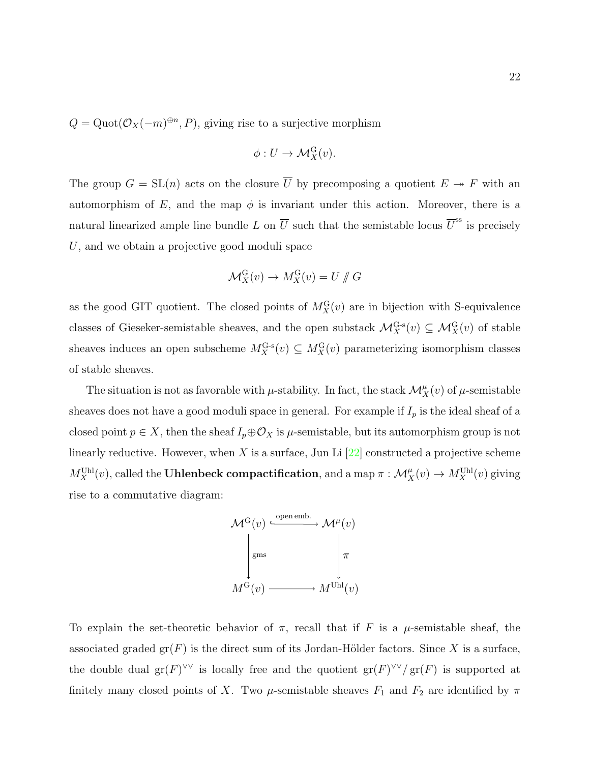$Q = \mathrm{Quot}(\mathcal{O}_X(-m)^{\oplus n}, P)$, giving rise to a surjective morphism

$$\phi : U \to \mathcal{M}_X^{\mathrm{G}}(v).$$

The group $G = \mathrm{SL}(n)$ acts on the closure $\overline{U}$ by precomposing a quotient $E \twoheadrightarrow F$ with an automorphism of $E$, and the map $\phi$ is invariant under this action. Moreover, there is a natural linearized ample line bundle $L$ on $\overline{U}$ such that the semistable locus $\overline{U}^{\mathrm{ss}}$ is precisely $U$, and we obtain a projective good moduli space

$$\mathcal{M}_X^{\mathrm{G}}(v) \to M_X^{\mathrm{G}}(v) = U /\!\!/ G$$

as the good GIT quotient. The closed points of $M_X^{\mathrm{G}}(v)$ are in bijection with S-equivalence classes of Gieseker-semistable sheaves, and the open substack $\mathcal{M}_X^{\mathrm{G\text{-}s}}(v) \subseteq \mathcal{M}_X^{\mathrm{G}}(v)$ of stable sheaves induces an open subscheme $M_X^{\mathrm{G\text{-}s}}(v) \subseteq M_X^{\mathrm{G}}(v)$ parameterizing isomorphism classes of stable sheaves.

The situation is not as favorable with $\mu$-stability. In fact, the stack $\mathcal{M}_X^{\mu}(v)$ of $\mu$-semistable sheaves does not have a good moduli space in general. For example if $I_p$ is the ideal sheaf of a closed point $p \in X$, then the sheaf $I_p \oplus \mathcal{O}_X$ is $\mu$-semistable, but its automorphism group is not linearly reductive. However, when $X$ is a surface, Jun Li [22] constructed a projective scheme $M_X^{\mathrm{Uhl}}(v)$, called the **Uhlenbeck compactification**, and a map $\pi : \mathcal{M}_X^{\mu}(v) \to M_X^{\mathrm{Uhl}}(v)$ giving rise to a commutative diagram:

$$\begin{array}{ccc}
\mathcal{M}^{\mathrm{G}}(v) & \xhookrightarrow{\text{open emb.}} & \mathcal{M}^{\mu}(v) \\
\Big\downarrow \scriptstyle{\text{gms}} & & \Big\downarrow \scriptstyle{\pi} \\
M^{\mathrm{G}}(v) & \longrightarrow & M^{\mathrm{Uhl}}(v)
\end{array}$$

To explain the set-theoretic behavior of $\pi$, recall that if $F$ is a $\mu$-semistable sheaf, the associated graded $\mathrm{gr}(F)$ is the direct sum of its Jordan-Hölder factors. Since $X$ is a surface, the double dual $\mathrm{gr}(F)^{\vee\vee}$ is locally free and the quotient $\mathrm{gr}(F)^{\vee\vee}/\mathrm{gr}(F)$ is supported at finitely many closed points of $X$. Two $\mu$-semistable sheaves $F_1$ and $F_2$ are identified by $\pi$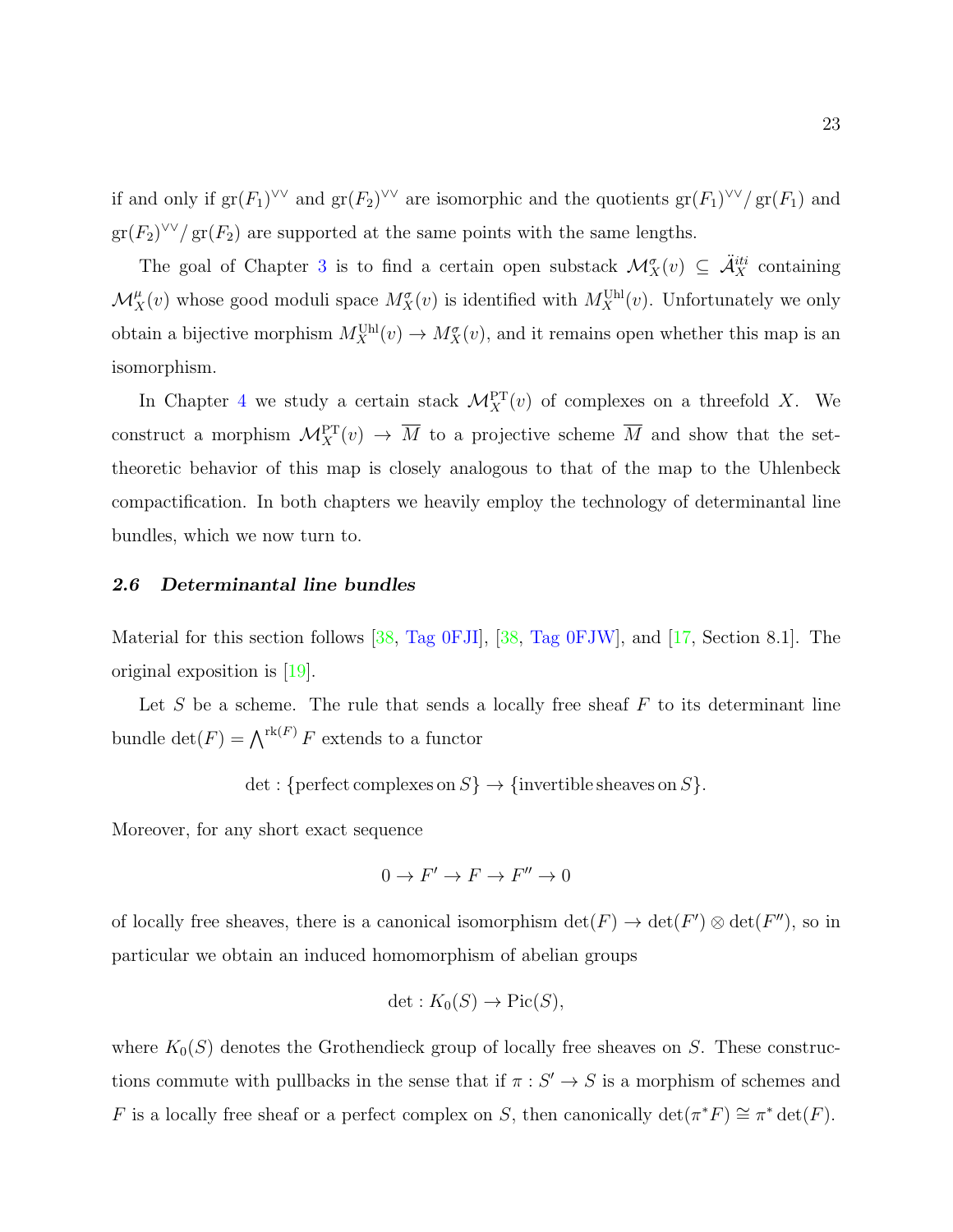if and only if $\mathrm{gr}(F_1)^{\vee\vee}$ and $\mathrm{gr}(F_2)^{\vee\vee}$ are isomorphic and the quotients $\mathrm{gr}(F_1)^{\vee\vee}/\mathrm{gr}(F_1)$ and $\mathrm{gr}(F_2)^{\vee\vee}/\mathrm{gr}(F_2)$ are supported at the same points with the same lengths.

The goal of Chapter 3 is to find a certain open substack $\mathcal{M}_X^{\sigma}(v) \subseteq \ddot{\mathcal{A}}_X^{iti}$ containing $\mathcal{M}_X^{\mu}(v)$ whose good moduli space $M_X^{\sigma}(v)$ is identified with $M_X^{\mathrm{Uhl}}(v)$. Unfortunately we only obtain a bijective morphism $M_X^{\mathrm{Uhl}}(v) \to M_X^{\sigma}(v)$, and it remains open whether this map is an isomorphism.

In Chapter 4 we study a certain stack $\mathcal{M}_X^{\mathrm{PT}}(v)$ of complexes on a threefold $X$. We construct a morphism $\mathcal{M}_X^{\mathrm{PT}}(v) \to \overline{M}$ to a projective scheme $\overline{M}$ and show that the set-theoretic behavior of this map is closely analogous to that of the map to the Uhlenbeck compactification. In both chapters we heavily employ the technology of determinantal line bundles, which we now turn to.

### 2.6 Determinantal line bundles

Material for this section follows [38, Tag 0FJI], [38, Tag 0FJW], and [17, Section 8.1]. The original exposition is [19].

Let $S$ be a scheme. The rule that sends a locally free sheaf $F$ to its determinant line bundle $\det(F) = \bigwedge^{\mathrm{rk}(F)} F$ extends to a functor

$$\det : \{\text{perfect complexes on } S\} \to \{\text{invertible sheaves on } S\}.$$

Moreover, for any short exact sequence

$$0 \to F' \to F \to F'' \to 0$$

of locally free sheaves, there is a canonical isomorphism $\det(F) \to \det(F') \otimes \det(F'')$, so in particular we obtain an induced homomorphism of abelian groups

$$\det : K_0(S) \to \mathrm{Pic}(S),$$

where $K_0(S)$ denotes the Grothendieck group of locally free sheaves on $S$. These constructions commute with pullbacks in the sense that if $\pi : S' \to S$ is a morphism of schemes and $F$ is a locally free sheaf or a perfect complex on $S$, then canonically $\det(\pi^* F) \cong \pi^* \det(F)$.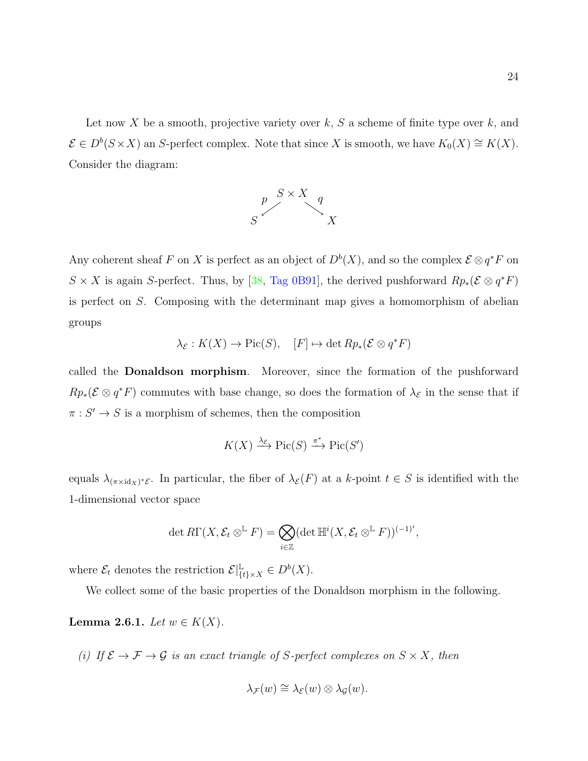Let now $X$ be a smooth, projective variety over $k$, $S$ a scheme of finite type over $k$, and $\mathcal{E} \in D^b(S \times X)$ an $S$-perfect complex. Note that since $X$ is smooth, we have $K_0(X) \cong K(X)$. Consider the diagram:

$$
\begin{array}{ccccc}
 & & S \times X & & \\
 & \overset{p}{\swarrow} & & \overset{q}{\searrow} & \\
S & & & & X
\end{array}
$$

Any coherent sheaf $F$ on $X$ is perfect as an object of $D^b(X)$, and so the complex $\mathcal{E} \otimes q^*F$ on $S \times X$ is again $S$-perfect. Thus, by [38, Tag 0B91], the derived pushforward $Rp_*(\mathcal{E} \otimes q^*F)$ is perfect on $S$. Composing with the determinant map gives a homomorphism of abelian groups

$$\lambda_{\mathcal{E}} : K(X) \to \operatorname{Pic}(S), \quad [F] \mapsto \det Rp_*(\mathcal{E} \otimes q^*F)$$

called the **Donaldson morphism**. Moreover, since the formation of the pushforward $Rp_*(\mathcal{E} \otimes q^*F)$ commutes with base change, so does the formation of $\lambda_{\mathcal{E}}$ in the sense that if $\pi : S' \to S$ is a morphism of schemes, then the composition

$$K(X) \xrightarrow{\lambda_{\mathcal{E}}} \operatorname{Pic}(S) \xrightarrow{\pi^*} \operatorname{Pic}(S')$$

equals $\lambda_{(\pi \times \mathrm{id}_X)^*\mathcal{E}}$. In particular, the fiber of $\lambda_{\mathcal{E}}(F)$ at a $k$-point $t \in S$ is identified with the 1-dimensional vector space

$$\det R\Gamma(X, \mathcal{E}_t \otimes^{\mathbb{L}} F) = \bigotimes_{i \in \mathbb{Z}} (\det \mathbb{H}^i(X, \mathcal{E}_t \otimes^{\mathbb{L}} F))^{(-1)^i},$$

where $\mathcal{E}_t$ denotes the restriction $\mathcal{E}|^{\mathbb{L}}_{\{t\} \times X} \in D^b(X)$.

We collect some of the basic properties of the Donaldson morphism in the following.

**Lemma 2.6.1.** *Let $w \in K(X)$.*

*(i) If $\mathcal{E} \to \mathcal{F} \to \mathcal{G}$ is an exact triangle of $S$-perfect complexes on $S \times X$, then*

$$\lambda_{\mathcal{F}}(w) \cong \lambda_{\mathcal{E}}(w) \otimes \lambda_{\mathcal{G}}(w).$$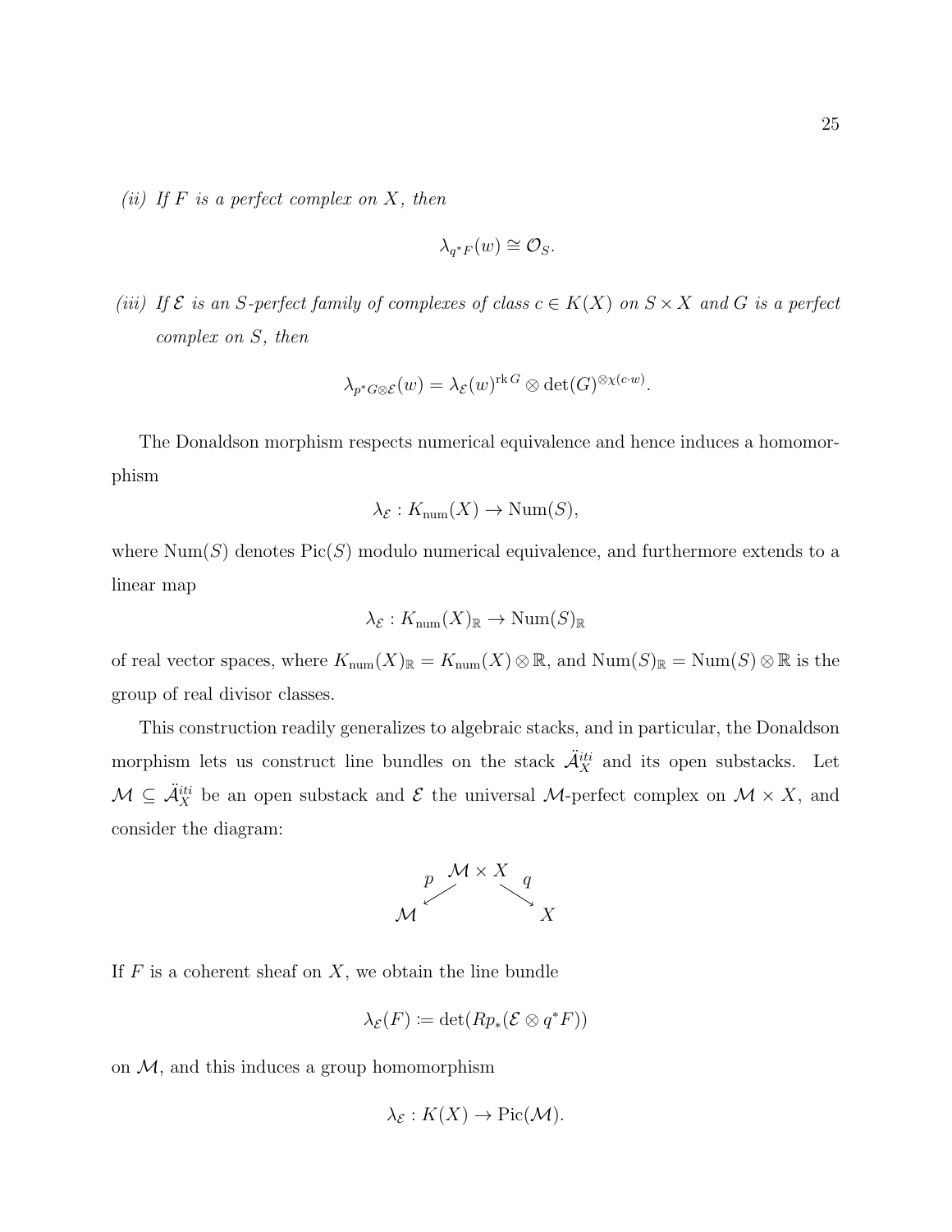*(ii) If $F$ is a perfect complex on $X$, then*

$$\lambda_{q^*F}(w) \cong \mathcal{O}_S.$$

*(iii) If $\mathcal{E}$ is an $S$-perfect family of complexes of class $c \in K(X)$ on $S \times X$ and $G$ is a perfect complex on $S$, then*

$$\lambda_{p^*G \otimes \mathcal{E}}(w) = \lambda_{\mathcal{E}}(w)^{\operatorname{rk} G} \otimes \det(G)^{\otimes \chi(c \cdot w)}.$$

The Donaldson morphism respects numerical equivalence and hence induces a homomorphism

$$\lambda_{\mathcal{E}} : K_{\text{num}}(X) \to \operatorname{Num}(S),$$

where $\operatorname{Num}(S)$ denotes $\operatorname{Pic}(S)$ modulo numerical equivalence, and furthermore extends to a linear map

$$\lambda_{\mathcal{E}} : K_{\text{num}}(X)_{\mathbb{R}} \to \operatorname{Num}(S)_{\mathbb{R}}$$

of real vector spaces, where $K_{\text{num}}(X)_{\mathbb{R}} = K_{\text{num}}(X) \otimes \mathbb{R}$, and $\operatorname{Num}(S)_{\mathbb{R}} = \operatorname{Num}(S) \otimes \mathbb{R}$ is the group of real divisor classes.

This construction readily generalizes to algebraic stacks, and in particular, the Donaldson morphism lets us construct line bundles on the stack $\ddot{\mathcal{A}}_X^{iti}$ and its open substacks. Let $\mathcal{M} \subseteq \ddot{\mathcal{A}}_X^{iti}$ be an open substack and $\mathcal{E}$ the universal $\mathcal{M}$-perfect complex on $\mathcal{M} \times X$, and consider the diagram:

$$\mathcal{M} \xleftarrow{\;p\;} \mathcal{M} \times X \xrightarrow{\;q\;} X$$

If $F$ is a coherent sheaf on $X$, we obtain the line bundle

$$\lambda_{\mathcal{E}}(F) \coloneqq \det(Rp_*(\mathcal{E} \otimes q^*F))$$

on $\mathcal{M}$, and this induces a group homomorphism

$$\lambda_{\mathcal{E}} : K(X) \to \operatorname{Pic}(\mathcal{M}).$$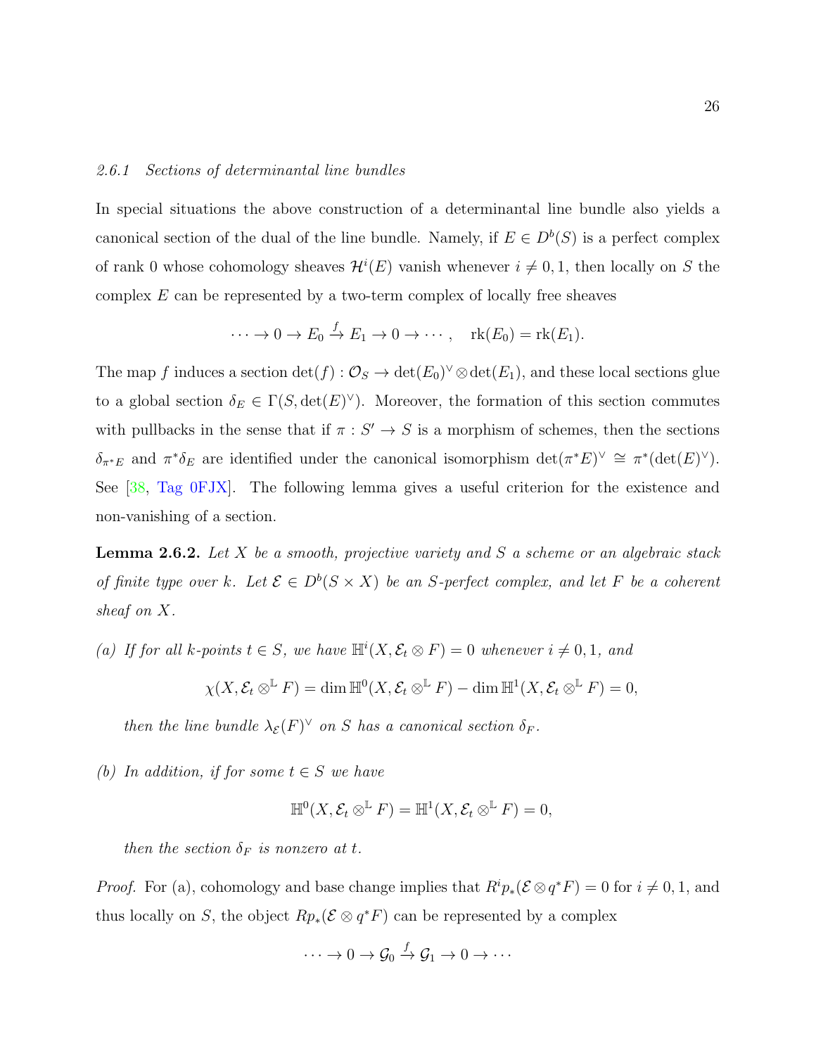### *2.6.1 Sections of determinantal line bundles*

In special situations the above construction of a determinantal line bundle also yields a canonical section of the dual of the line bundle. Namely, if $E \in D^b(S)$ is a perfect complex of rank 0 whose cohomology sheaves $\mathcal{H}^i(E)$ vanish whenever $i \neq 0, 1$, then locally on $S$ the complex $E$ can be represented by a two-term complex of locally free sheaves

$$\cdots \to 0 \to E_0 \xrightarrow{f} E_1 \to 0 \to \cdots, \quad \mathrm{rk}(E_0) = \mathrm{rk}(E_1).$$

The map $f$ induces a section $\det(f) : \mathcal{O}_S \to \det(E_0)^\vee \otimes \det(E_1)$, and these local sections glue to a global section $\delta_E \in \Gamma(S, \det(E)^\vee)$. Moreover, the formation of this section commutes with pullbacks in the sense that if $\pi : S' \to S$ is a morphism of schemes, then the sections $\delta_{\pi^* E}$ and $\pi^* \delta_E$ are identified under the canonical isomorphism $\det(\pi^* E)^\vee \cong \pi^*(\det(E)^\vee)$. See [38, Tag 0FJX]. The following lemma gives a useful criterion for the existence and non-vanishing of a section.

**Lemma 2.6.2.** *Let $X$ be a smooth, projective variety and $S$ a scheme or an algebraic stack of finite type over $k$. Let $\mathcal{E} \in D^b(S \times X)$ be an $S$-perfect complex, and let $F$ be a coherent sheaf on $X$.*

*(a) If for all $k$-points $t \in S$, we have $\mathbb{H}^i(X, \mathcal{E}_t \otimes F) = 0$ whenever $i \neq 0, 1$, and*

$$\chi(X, \mathcal{E}_t \otimes^{\mathbb{L}} F) = \dim \mathbb{H}^0(X, \mathcal{E}_t \otimes^{\mathbb{L}} F) - \dim \mathbb{H}^1(X, \mathcal{E}_t \otimes^{\mathbb{L}} F) = 0,$$

*then the line bundle $\lambda_{\mathcal{E}}(F)^\vee$ on $S$ has a canonical section $\delta_F$.*

*(b) In addition, if for some $t \in S$ we have*

$$\mathbb{H}^0(X, \mathcal{E}_t \otimes^{\mathbb{L}} F) = \mathbb{H}^1(X, \mathcal{E}_t \otimes^{\mathbb{L}} F) = 0,$$

*then the section $\delta_F$ is nonzero at $t$.*

*Proof.* For (a), cohomology and base change implies that $R^i p_*(\mathcal{E} \otimes q^* F) = 0$ for $i \neq 0, 1$, and thus locally on $S$, the object $Rp_*(\mathcal{E} \otimes q^* F)$ can be represented by a complex

$$\cdots \to 0 \to \mathcal{G}_0 \xrightarrow{f} \mathcal{G}_1 \to 0 \to \cdots$$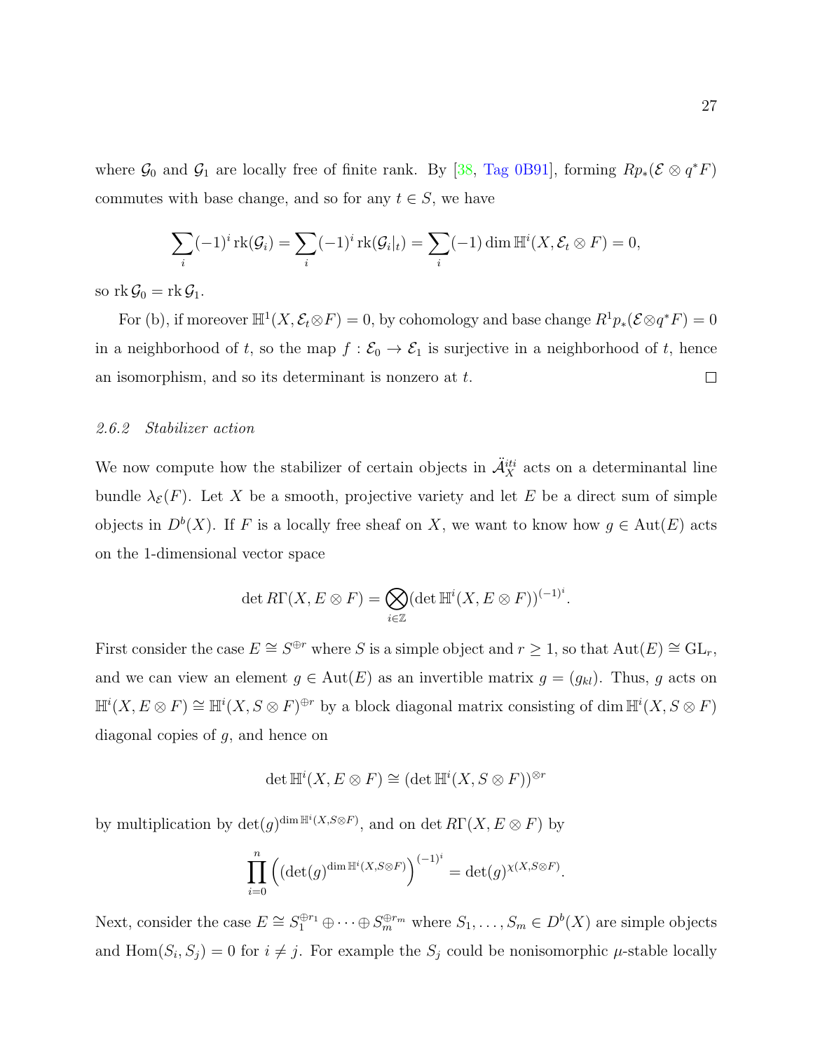where $\mathcal{G}_0$ and $\mathcal{G}_1$ are locally free of finite rank. By [38, Tag 0B91], forming $Rp_*(\mathcal{E} \otimes q^*F)$ commutes with base change, and so for any $t \in S$, we have

$$\sum_i (-1)^i \operatorname{rk}(\mathcal{G}_i) = \sum_i (-1)^i \operatorname{rk}(\mathcal{G}_i|_t) = \sum_i (-1) \dim \mathbb{H}^i(X, \mathcal{E}_t \otimes F) = 0,$$

so $\operatorname{rk} \mathcal{G}_0 = \operatorname{rk} \mathcal{G}_1$.

For (b), if moreover $\mathbb{H}^1(X, \mathcal{E}_t \otimes F) = 0$, by cohomology and base change $R^1p_*(\mathcal{E} \otimes q^*F) = 0$ in a neighborhood of $t$, so the map $f : \mathcal{E}_0 \to \mathcal{E}_1$ is surjective in a neighborhood of $t$, hence an isomorphism, and so its determinant is nonzero at $t$. □

### *2.6.2 Stabilizer action*

We now compute how the stabilizer of certain objects in $\ddot{\mathcal{A}}_X^{iti}$ acts on a determinantal line bundle $\lambda_{\mathcal{E}}(F)$. Let $X$ be a smooth, projective variety and let $E$ be a direct sum of simple objects in $D^b(X)$. If $F$ is a locally free sheaf on $X$, we want to know how $g \in \operatorname{Aut}(E)$ acts on the 1-dimensional vector space

$$\det R\Gamma(X, E \otimes F) = \bigotimes_{i \in \mathbb{Z}} (\det \mathbb{H}^i(X, E \otimes F))^{(-1)^i}.$$

First consider the case $E \cong S^{\oplus r}$ where $S$ is a simple object and $r \geq 1$, so that $\operatorname{Aut}(E) \cong \operatorname{GL}_r$, and we can view an element $g \in \operatorname{Aut}(E)$ as an invertible matrix $g = (g_{kl})$. Thus, $g$ acts on $\mathbb{H}^i(X, E \otimes F) \cong \mathbb{H}^i(X, S \otimes F)^{\oplus r}$ by a block diagonal matrix consisting of $\dim \mathbb{H}^i(X, S \otimes F)$ diagonal copies of $g$, and hence on

$$\det \mathbb{H}^i(X, E \otimes F) \cong (\det \mathbb{H}^i(X, S \otimes F))^{\otimes r}$$

by multiplication by $\det(g)^{\dim \mathbb{H}^i(X, S \otimes F)}$, and on $\det R\Gamma(X, E \otimes F)$ by

$$\prod_{i=0}^{n} \left( (\det(g)^{\dim \mathbb{H}^i(X, S \otimes F)} \right)^{(-1)^i} = \det(g)^{\chi(X, S \otimes F)}.$$

Next, consider the case $E \cong S_1^{\oplus r_1} \oplus \cdots \oplus S_m^{\oplus r_m}$ where $S_1, \ldots, S_m \in D^b(X)$ are simple objects and $\operatorname{Hom}(S_i, S_j) = 0$ for $i \neq j$. For example the $S_j$ could be nonisomorphic $\mu$-stable locally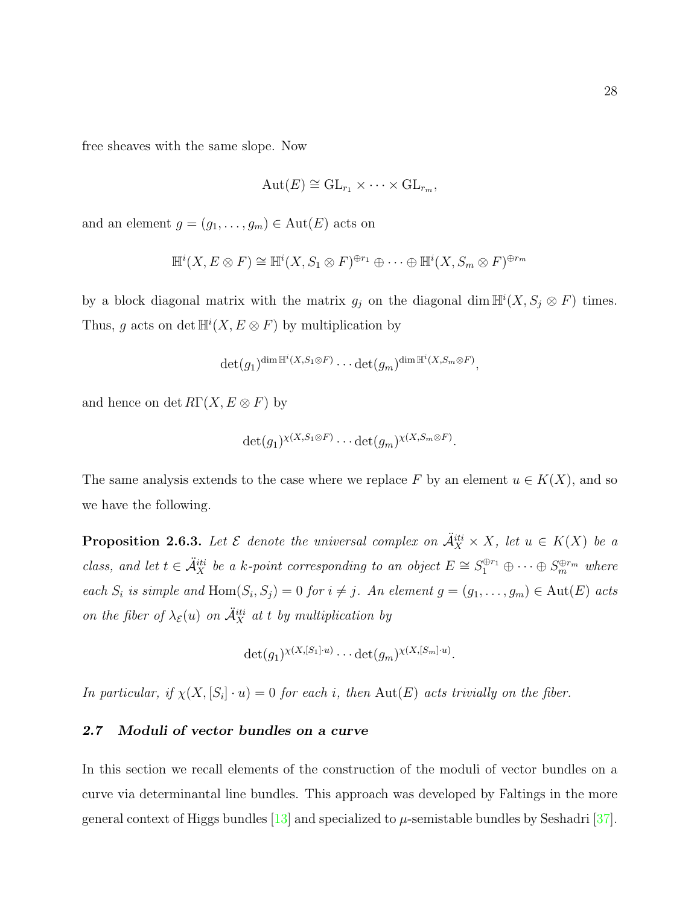free sheaves with the same slope. Now

$$\mathrm{Aut}(E) \cong \mathrm{GL}_{r_1} \times \cdots \times \mathrm{GL}_{r_m},$$

and an element $g = (g_1, \ldots, g_m) \in \mathrm{Aut}(E)$ acts on

$$\mathbb{H}^i(X, E \otimes F) \cong \mathbb{H}^i(X, S_1 \otimes F)^{\oplus r_1} \oplus \cdots \oplus \mathbb{H}^i(X, S_m \otimes F)^{\oplus r_m}$$

by a block diagonal matrix with the matrix $g_j$ on the diagonal $\dim \mathbb{H}^i(X, S_j \otimes F)$ times. Thus, $g$ acts on $\det \mathbb{H}^i(X, E \otimes F)$ by multiplication by

$$\det(g_1)^{\dim \mathbb{H}^i(X, S_1 \otimes F)} \cdots \det(g_m)^{\dim \mathbb{H}^i(X, S_m \otimes F)},$$

and hence on $\det R\Gamma(X, E \otimes F)$ by

$$\det(g_1)^{\chi(X, S_1 \otimes F)} \cdots \det(g_m)^{\chi(X, S_m \otimes F)}.$$

The same analysis extends to the case where we replace $F$ by an element $u \in K(X)$, and so we have the following.

**Proposition 2.6.3.** *Let $\mathcal{E}$ denote the universal complex on $\ddot{\mathcal{A}}_X^{iti} \times X$, let $u \in K(X)$ be a class, and let $t \in \ddot{\mathcal{A}}_X^{iti}$ be a $k$-point corresponding to an object $E \cong S_1^{\oplus r_1} \oplus \cdots \oplus S_m^{\oplus r_m}$ where each $S_i$ is simple and $\mathrm{Hom}(S_i, S_j) = 0$ for $i \neq j$. An element $g = (g_1, \ldots, g_m) \in \mathrm{Aut}(E)$ acts on the fiber of $\lambda_{\mathcal{E}}(u)$ on $\ddot{\mathcal{A}}_X^{iti}$ at $t$ by multiplication by*

$$\det(g_1)^{\chi(X, [S_1] \cdot u)} \cdots \det(g_m)^{\chi(X, [S_m] \cdot u)}.$$

*In particular, if $\chi(X, [S_i] \cdot u) = 0$ for each $i$, then $\mathrm{Aut}(E)$ acts trivially on the fiber.*

### 2.7 Moduli of vector bundles on a curve

In this section we recall elements of the construction of the moduli of vector bundles on a curve via determinantal line bundles. This approach was developed by Faltings in the more general context of Higgs bundles [13] and specialized to $\mu$-semistable bundles by Seshadri [37].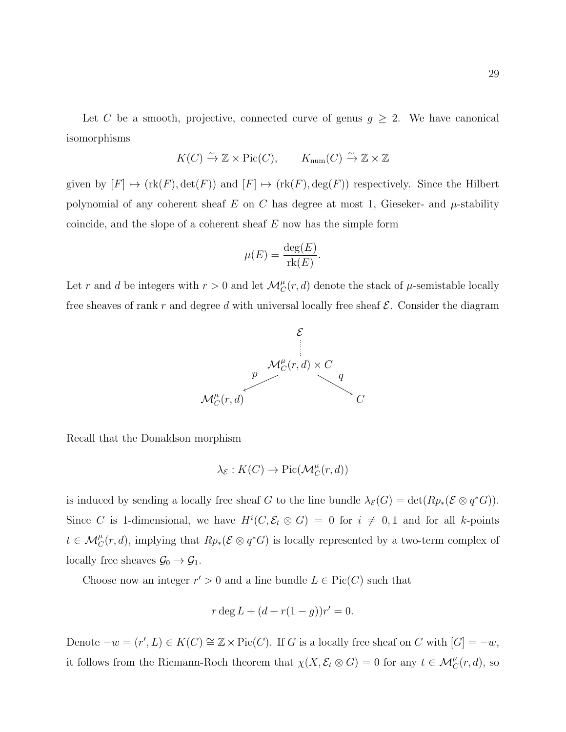Let $C$ be a smooth, projective, connected curve of genus $g \geq 2$. We have canonical isomorphisms

$$K(C) \xrightarrow{\sim} \mathbb{Z} \times \operatorname{Pic}(C), \qquad K_{\text{num}}(C) \xrightarrow{\sim} \mathbb{Z} \times \mathbb{Z}$$

given by $[F] \mapsto (\operatorname{rk}(F), \det(F))$ and $[F] \mapsto (\operatorname{rk}(F), \deg(F))$ respectively. Since the Hilbert polynomial of any coherent sheaf $E$ on $C$ has degree at most 1, Gieseker- and $\mu$-stability coincide, and the slope of a coherent sheaf $E$ now has the simple form

$$\mu(E) = \frac{\deg(E)}{\operatorname{rk}(E)}.$$

Let $r$ and $d$ be integers with $r > 0$ and let $\mathcal{M}_C^{\mu}(r, d)$ denote the stack of $\mu$-semistable locally free sheaves of rank $r$ and degree $d$ with universal locally free sheaf $\mathcal{E}$. Consider the diagram

$$\begin{array}{ccccc} & & \mathcal{E} & & \\ & & \vdots & & \\ & & \mathcal{M}_C^{\mu}(r,d) \times C & & \\ & \overset{p}{\swarrow} & & \overset{q}{\searrow} & \\ \mathcal{M}_C^{\mu}(r,d) & & & & C \end{array}$$

Recall that the Donaldson morphism

$$\lambda_{\mathcal{E}} : K(C) \to \operatorname{Pic}(\mathcal{M}_C^{\mu}(r, d))$$

is induced by sending a locally free sheaf $G$ to the line bundle $\lambda_{\mathcal{E}}(G) = \det(Rp_*(\mathcal{E} \otimes q^*G))$. Since $C$ is 1-dimensional, we have $H^i(C, \mathcal{E}_t \otimes G) = 0$ for $i \neq 0, 1$ and for all $k$-points $t \in \mathcal{M}_C^{\mu}(r, d)$, implying that $Rp_*(\mathcal{E} \otimes q^*G)$ is locally represented by a two-term complex of locally free sheaves $\mathcal{G}_0 \to \mathcal{G}_1$.

Choose now an integer $r' > 0$ and a line bundle $L \in \operatorname{Pic}(C)$ such that

$$r \deg L + (d + r(1 - g))r' = 0.$$

Denote $-w = (r', L) \in K(C) \cong \mathbb{Z} \times \operatorname{Pic}(C)$. If $G$ is a locally free sheaf on $C$ with $[G] = -w$, it follows from the Riemann-Roch theorem that $\chi(X, \mathcal{E}_t \otimes G) = 0$ for any $t \in \mathcal{M}_C^{\mu}(r, d)$, so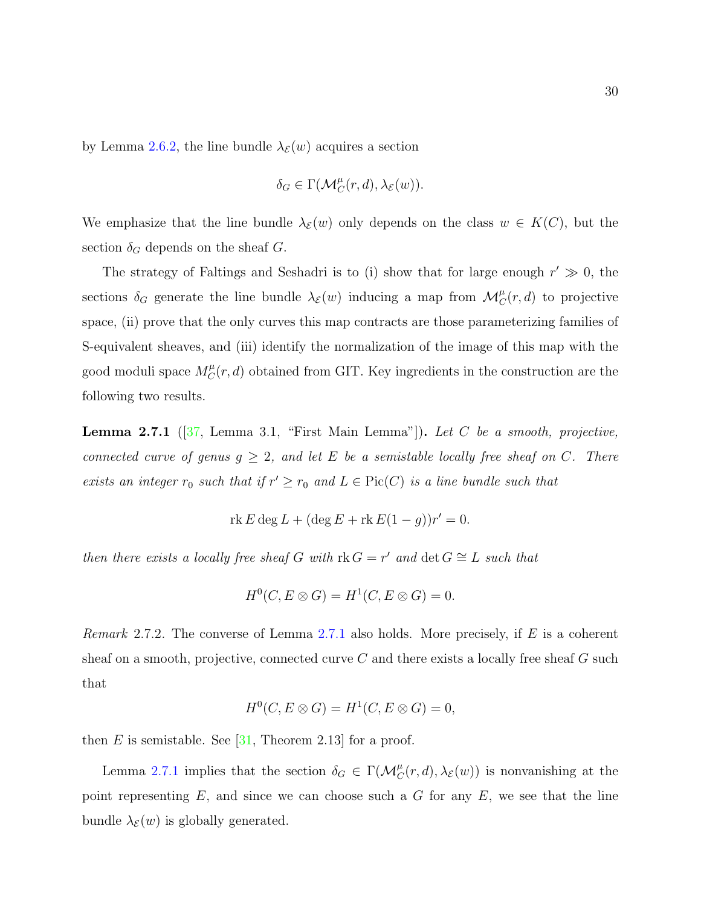by Lemma 2.6.2, the line bundle $\lambda_{\mathcal{E}}(w)$ acquires a section

$$\delta_G \in \Gamma(\mathcal{M}^{\mu}_C(r,d), \lambda_{\mathcal{E}}(w)).$$

We emphasize that the line bundle $\lambda_{\mathcal{E}}(w)$ only depends on the class $w \in K(C)$, but the section $\delta_G$ depends on the sheaf $G$.

The strategy of Faltings and Seshadri is to (i) show that for large enough $r' \gg 0$, the sections $\delta_G$ generate the line bundle $\lambda_{\mathcal{E}}(w)$ inducing a map from $\mathcal{M}^{\mu}_C(r,d)$ to projective space, (ii) prove that the only curves this map contracts are those parameterizing families of S-equivalent sheaves, and (iii) identify the normalization of the image of this map with the good moduli space $M^{\mu}_C(r,d)$ obtained from GIT. Key ingredients in the construction are the following two results.

**Lemma 2.7.1** ([37, Lemma 3.1, "First Main Lemma"]). *Let $C$ be a smooth, projective, connected curve of genus $g \geq 2$, and let $E$ be a semistable locally free sheaf on $C$. There exists an integer $r_0$ such that if $r' \geq r_0$ and $L \in \operatorname{Pic}(C)$ is a line bundle such that*

$$\operatorname{rk} E \deg L + (\deg E + \operatorname{rk} E(1-g))r' = 0.$$

*then there exists a locally free sheaf $G$ with $\operatorname{rk} G = r'$ and $\det G \cong L$ such that*

$$H^0(C, E \otimes G) = H^1(C, E \otimes G) = 0.$$

*Remark* 2.7.2. The converse of Lemma 2.7.1 also holds. More precisely, if $E$ is a coherent sheaf on a smooth, projective, connected curve $C$ and there exists a locally free sheaf $G$ such that

$$H^0(C, E \otimes G) = H^1(C, E \otimes G) = 0,$$

then $E$ is semistable. See [31, Theorem 2.13] for a proof.

Lemma 2.7.1 implies that the section $\delta_G \in \Gamma(\mathcal{M}^{\mu}_C(r,d), \lambda_{\mathcal{E}}(w))$ is nonvanishing at the point representing $E$, and since we can choose such a $G$ for any $E$, we see that the line bundle $\lambda_{\mathcal{E}}(w)$ is globally generated.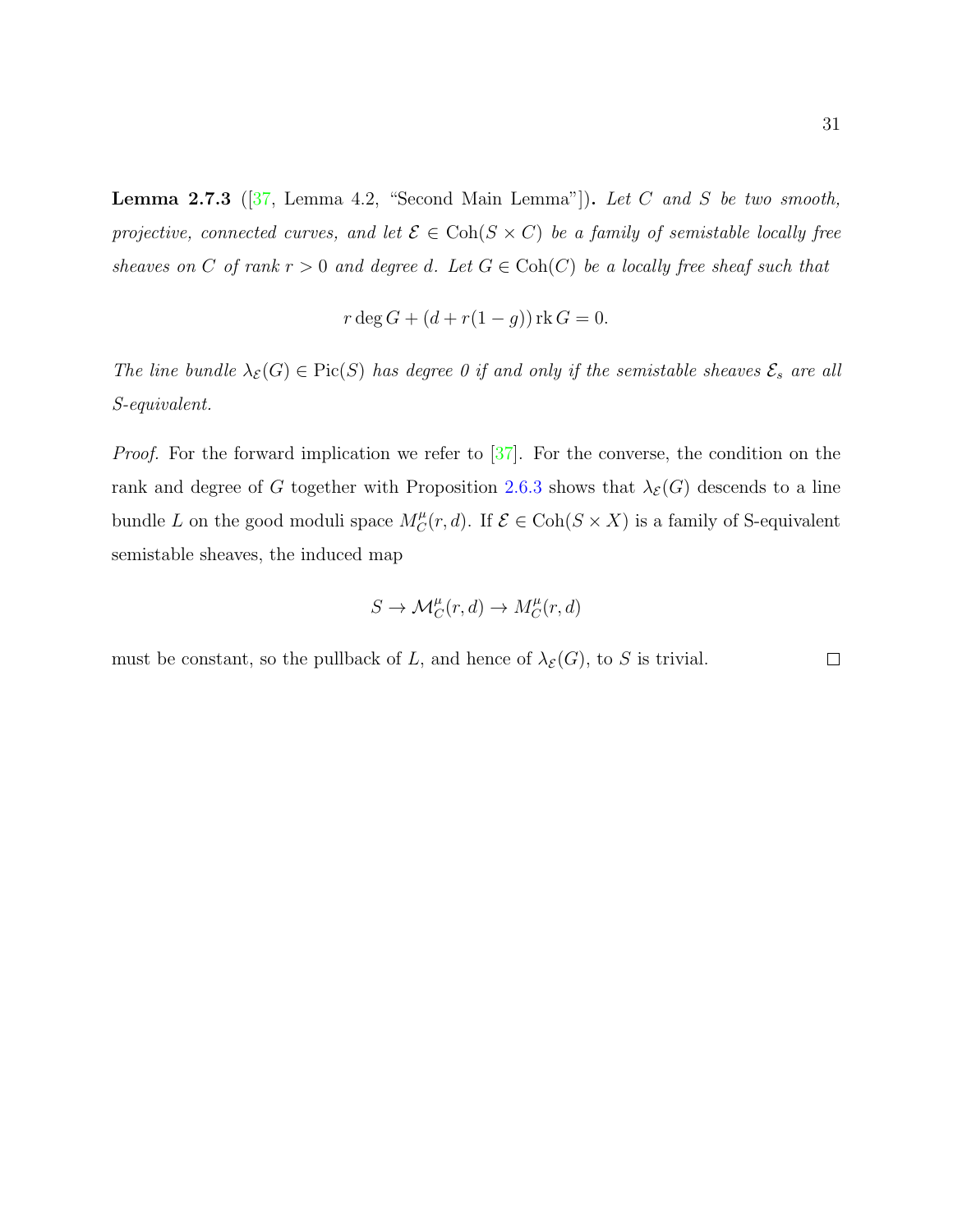**Lemma 2.7.3** ([37, Lemma 4.2, "Second Main Lemma"]). *Let $C$ and $S$ be two smooth, projective, connected curves, and let $\mathcal{E} \in \mathrm{Coh}(S \times C)$ be a family of semistable locally free sheaves on $C$ of rank $r > 0$ and degree $d$. Let $G \in \mathrm{Coh}(C)$ be a locally free sheaf such that*

$$r \deg G + (d + r(1-g)) \operatorname{rk} G = 0.$$

*The line bundle $\lambda_{\mathcal{E}}(G) \in \mathrm{Pic}(S)$ has degree 0 if and only if the semistable sheaves $\mathcal{E}_s$ are all S-equivalent.*

*Proof.* For the forward implication we refer to [37]. For the converse, the condition on the rank and degree of $G$ together with Proposition 2.6.3 shows that $\lambda_{\mathcal{E}}(G)$ descends to a line bundle $L$ on the good moduli space $M_C^{\mu}(r,d)$. If $\mathcal{E} \in \mathrm{Coh}(S \times X)$ is a family of S-equivalent semistable sheaves, the induced map

$$S \to \mathcal{M}_C^{\mu}(r,d) \to M_C^{\mu}(r,d)$$

must be constant, so the pullback of $L$, and hence of $\lambda_{\mathcal{E}}(G)$, to $S$ is trivial. □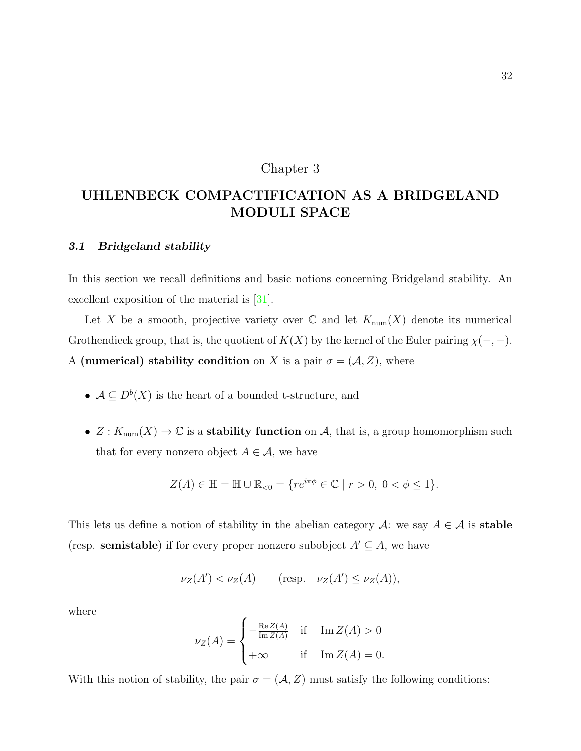# Chapter 3

# UHLENBECK COMPACTIFICATION AS A BRIDGELAND MODULI SPACE

## 3.1 *Bridgeland stability*

In this section we recall definitions and basic notions concerning Bridgeland stability. An excellent exposition of the material is [31].

Let $X$ be a smooth, projective variety over $\mathbb{C}$ and let $K_{\mathrm{num}}(X)$ denote its numerical Grothendieck group, that is, the quotient of $K(X)$ by the kernel of the Euler pairing $\chi(-,-)$. A **(numerical) stability condition** on $X$ is a pair $\sigma = (\mathcal{A}, Z)$, where

- $\mathcal{A} \subseteq D^b(X)$ is the heart of a bounded t-structure, and
- $Z : K_{\mathrm{num}}(X) \to \mathbb{C}$ is a **stability function** on $\mathcal{A}$, that is, a group homomorphism such that for every nonzero object $A \in \mathcal{A}$, we have

$$Z(A) \in \overline{\mathbb{H}} = \mathbb{H} \cup \mathbb{R}_{<0} = \{re^{i\pi\phi} \in \mathbb{C} \mid r > 0,\ 0 < \phi \leq 1\}.$$

This lets us define a notion of stability in the abelian category $\mathcal{A}$: we say $A \in \mathcal{A}$ is **stable** (resp. **semistable**) if for every proper nonzero subobject $A' \subseteq A$, we have

$$\nu_Z(A') < \nu_Z(A) \qquad (\text{resp.} \quad \nu_Z(A') \leq \nu_Z(A)),$$

where

$$\nu_Z(A) = \begin{cases} -\frac{\operatorname{Re} Z(A)}{\operatorname{Im} Z(A)} & \text{if} \quad \operatorname{Im} Z(A) > 0 \\ +\infty & \text{if} \quad \operatorname{Im} Z(A) = 0. \end{cases}$$

With this notion of stability, the pair $\sigma = (\mathcal{A}, Z)$ must satisfy the following conditions: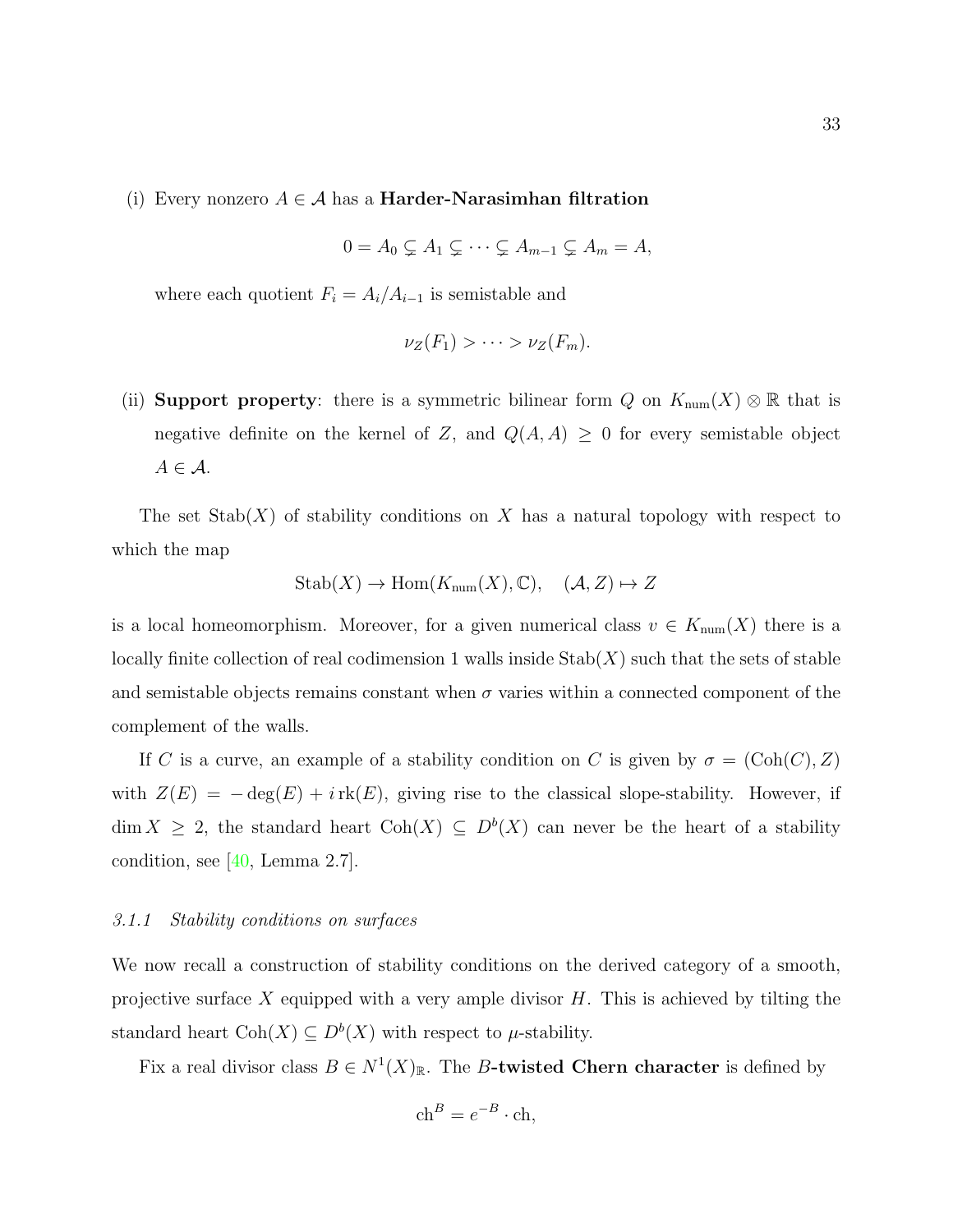(i) Every nonzero $A \in \mathcal{A}$ has a **Harder-Narasimhan filtration**

$$0 = A_0 \subsetneq A_1 \subsetneq \cdots \subsetneq A_{m-1} \subsetneq A_m = A,$$

where each quotient $F_i = A_i/A_{i-1}$ is semistable and

$$\nu_Z(F_1) > \cdots > \nu_Z(F_m).$$

(ii) **Support property**: there is a symmetric bilinear form $Q$ on $K_{\mathrm{num}}(X) \otimes \mathbb{R}$ that is negative definite on the kernel of $Z$, and $Q(A, A) \geq 0$ for every semistable object $A \in \mathcal{A}$.

The set $\mathrm{Stab}(X)$ of stability conditions on $X$ has a natural topology with respect to which the map

$$\mathrm{Stab}(X) \to \mathrm{Hom}(K_{\mathrm{num}}(X), \mathbb{C}), \quad (\mathcal{A}, Z) \mapsto Z$$

is a local homeomorphism. Moreover, for a given numerical class $v \in K_{\mathrm{num}}(X)$ there is a locally finite collection of real codimension 1 walls inside $\mathrm{Stab}(X)$ such that the sets of stable and semistable objects remains constant when $\sigma$ varies within a connected component of the complement of the walls.

If $C$ is a curve, an example of a stability condition on $C$ is given by $\sigma = (\mathrm{Coh}(C), Z)$ with $Z(E) = -\deg(E) + i\,\mathrm{rk}(E)$, giving rise to the classical slope-stability. However, if $\dim X \geq 2$, the standard heart $\mathrm{Coh}(X) \subseteq D^b(X)$ can never be the heart of a stability condition, see [40, Lemma 2.7].

### 3.1.1 *Stability conditions on surfaces*

We now recall a construction of stability conditions on the derived category of a smooth, projective surface $X$ equipped with a very ample divisor $H$. This is achieved by tilting the standard heart $\mathrm{Coh}(X) \subseteq D^b(X)$ with respect to $\mu$-stability.

Fix a real divisor class $B \in N^1(X)_{\mathbb{R}}$. The **$B$-twisted Chern character** is defined by

$$\mathrm{ch}^B = e^{-B} \cdot \mathrm{ch},$$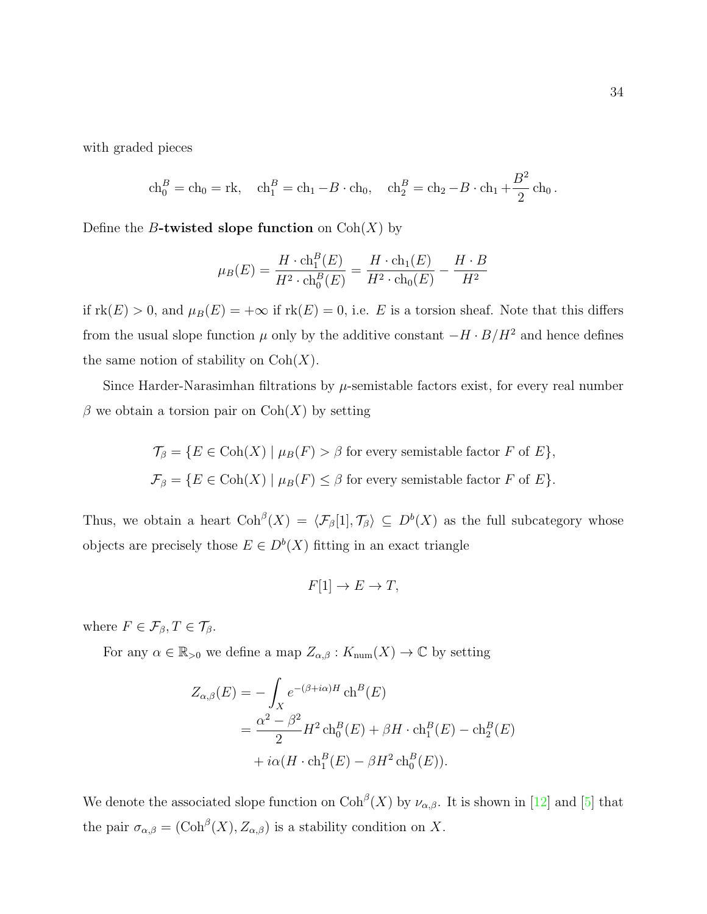with graded pieces

$$\mathrm{ch}_0^B = \mathrm{ch}_0 = \mathrm{rk}, \quad \mathrm{ch}_1^B = \mathrm{ch}_1 - B \cdot \mathrm{ch}_0, \quad \mathrm{ch}_2^B = \mathrm{ch}_2 - B \cdot \mathrm{ch}_1 + \frac{B^2}{2} \mathrm{ch}_0 .$$

Define the **$B$-twisted slope function** on $\mathrm{Coh}(X)$ by

$$\mu_B(E) = \frac{H \cdot \mathrm{ch}_1^B(E)}{H^2 \cdot \mathrm{ch}_0^B(E)} = \frac{H \cdot \mathrm{ch}_1(E)}{H^2 \cdot \mathrm{ch}_0(E)} - \frac{H \cdot B}{H^2}$$

if $\mathrm{rk}(E) > 0$, and $\mu_B(E) = +\infty$ if $\mathrm{rk}(E) = 0$, i.e. $E$ is a torsion sheaf. Note that this differs from the usual slope function $\mu$ only by the additive constant $-H \cdot B / H^2$ and hence defines the same notion of stability on $\mathrm{Coh}(X)$.

Since Harder-Narasimhan filtrations by $\mu$-semistable factors exist, for every real number $\beta$ we obtain a torsion pair on $\mathrm{Coh}(X)$ by setting

$$\mathcal{T}_\beta = \{E \in \mathrm{Coh}(X) \mid \mu_B(F) > \beta \text{ for every semistable factor } F \text{ of } E\},$$
$$\mathcal{F}_\beta = \{E \in \mathrm{Coh}(X) \mid \mu_B(F) \leq \beta \text{ for every semistable factor } F \text{ of } E\}.$$

Thus, we obtain a heart $\mathrm{Coh}^\beta(X) = \langle \mathcal{F}_\beta[1], \mathcal{T}_\beta \rangle \subseteq D^b(X)$ as the full subcategory whose objects are precisely those $E \in D^b(X)$ fitting in an exact triangle

$$F[1] \to E \to T,$$

where $F \in \mathcal{F}_\beta, T \in \mathcal{T}_\beta$.

For any $\alpha \in \mathbb{R}_{>0}$ we define a map $Z_{\alpha,\beta} : K_{\mathrm{num}}(X) \to \mathbb{C}$ by setting

$$\begin{aligned} Z_{\alpha,\beta}(E) &= -\int_X e^{-(\beta + i\alpha)H} \mathrm{ch}^B(E) \\ &= \frac{\alpha^2 - \beta^2}{2} H^2 \mathrm{ch}_0^B(E) + \beta H \cdot \mathrm{ch}_1^B(E) - \mathrm{ch}_2^B(E) \\ &\quad + i\alpha(H \cdot \mathrm{ch}_1^B(E) - \beta H^2 \mathrm{ch}_0^B(E)). \end{aligned}$$

We denote the associated slope function on $\mathrm{Coh}^\beta(X)$ by $\nu_{\alpha,\beta}$. It is shown in [12] and [5] that the pair $\sigma_{\alpha,\beta} = (\mathrm{Coh}^\beta(X), Z_{\alpha,\beta})$ is a stability condition on $X$.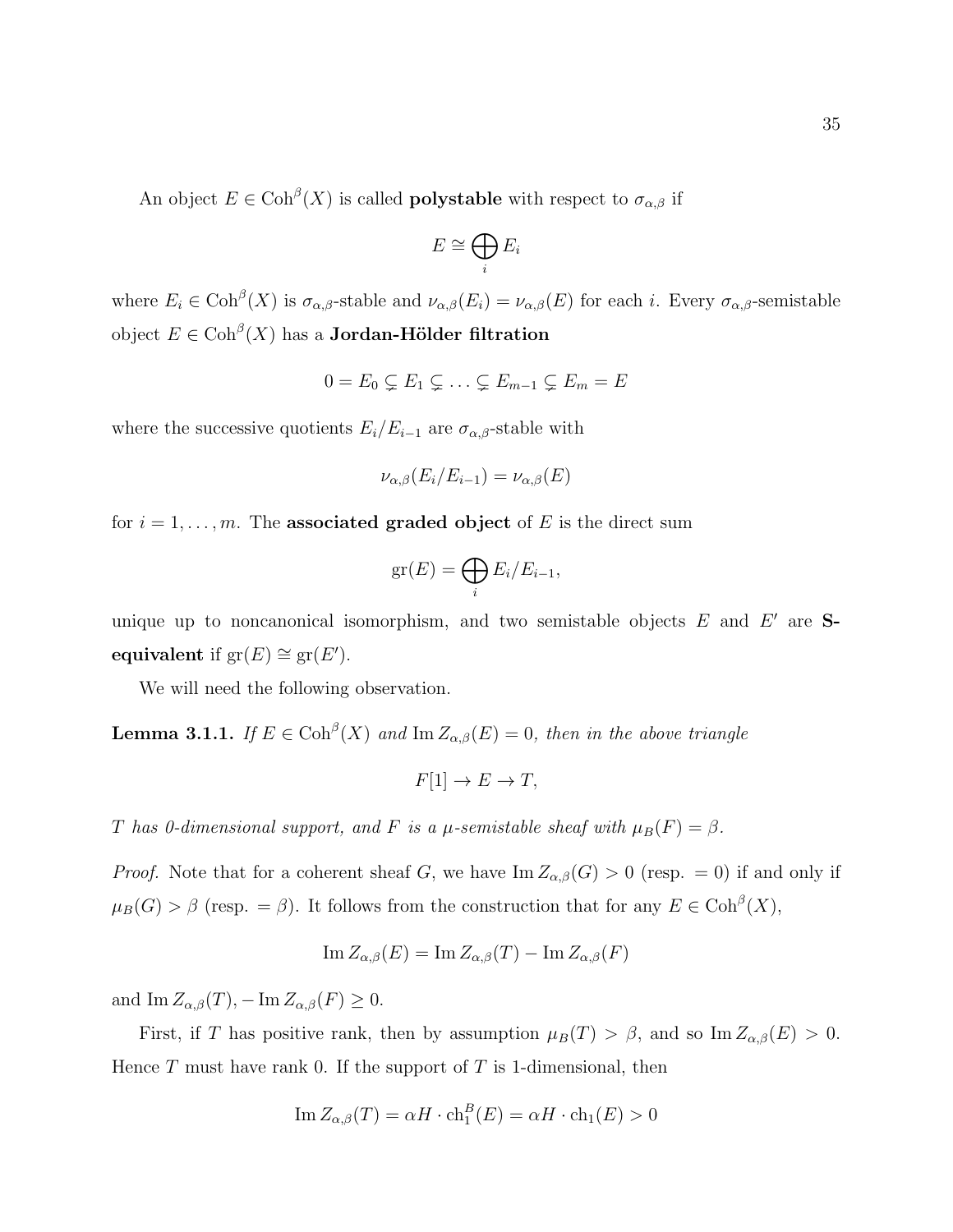An object $E \in \mathrm{Coh}^{\beta}(X)$ is called **polystable** with respect to $\sigma_{\alpha,\beta}$ if

$$E \cong \bigoplus_i E_i$$

where $E_i \in \mathrm{Coh}^{\beta}(X)$ is $\sigma_{\alpha,\beta}$-stable and $\nu_{\alpha,\beta}(E_i) = \nu_{\alpha,\beta}(E)$ for each $i$. Every $\sigma_{\alpha,\beta}$-semistable object $E \in \mathrm{Coh}^{\beta}(X)$ has a **Jordan-Hölder filtration**

$$0 = E_0 \subsetneq E_1 \subsetneq \ldots \subsetneq E_{m-1} \subsetneq E_m = E$$

where the successive quotients $E_i/E_{i-1}$ are $\sigma_{\alpha,\beta}$-stable with

$$\nu_{\alpha,\beta}(E_i/E_{i-1}) = \nu_{\alpha,\beta}(E)$$

for $i = 1, \ldots, m$. The **associated graded object** of $E$ is the direct sum

$$\mathrm{gr}(E) = \bigoplus_i E_i/E_{i-1},$$

unique up to noncanonical isomorphism, and two semistable objects $E$ and $E'$ are **S-equivalent** if $\mathrm{gr}(E) \cong \mathrm{gr}(E')$.

We will need the following observation.

**Lemma 3.1.1.** *If $E \in \mathrm{Coh}^{\beta}(X)$ and $\mathrm{Im}\, Z_{\alpha,\beta}(E) = 0$, then in the above triangle*

$$F[1] \to E \to T,$$

*$T$ has 0-dimensional support, and $F$ is a $\mu$-semistable sheaf with $\mu_B(F) = \beta$.*

*Proof.* Note that for a coherent sheaf $G$, we have $\mathrm{Im}\, Z_{\alpha,\beta}(G) > 0$ (resp. $= 0$) if and only if $\mu_B(G) > \beta$ (resp. $= \beta$). It follows from the construction that for any $E \in \mathrm{Coh}^{\beta}(X)$,

$$\mathrm{Im}\, Z_{\alpha,\beta}(E) = \mathrm{Im}\, Z_{\alpha,\beta}(T) - \mathrm{Im}\, Z_{\alpha,\beta}(F)$$

and $\mathrm{Im}\, Z_{\alpha,\beta}(T), -\mathrm{Im}\, Z_{\alpha,\beta}(F) \geq 0$.

First, if $T$ has positive rank, then by assumption $\mu_B(T) > \beta$, and so $\mathrm{Im}\, Z_{\alpha,\beta}(E) > 0$. Hence $T$ must have rank 0. If the support of $T$ is 1-dimensional, then

$$\mathrm{Im}\, Z_{\alpha,\beta}(T) = \alpha H \cdot \mathrm{ch}_1^B(E) = \alpha H \cdot \mathrm{ch}_1(E) > 0$$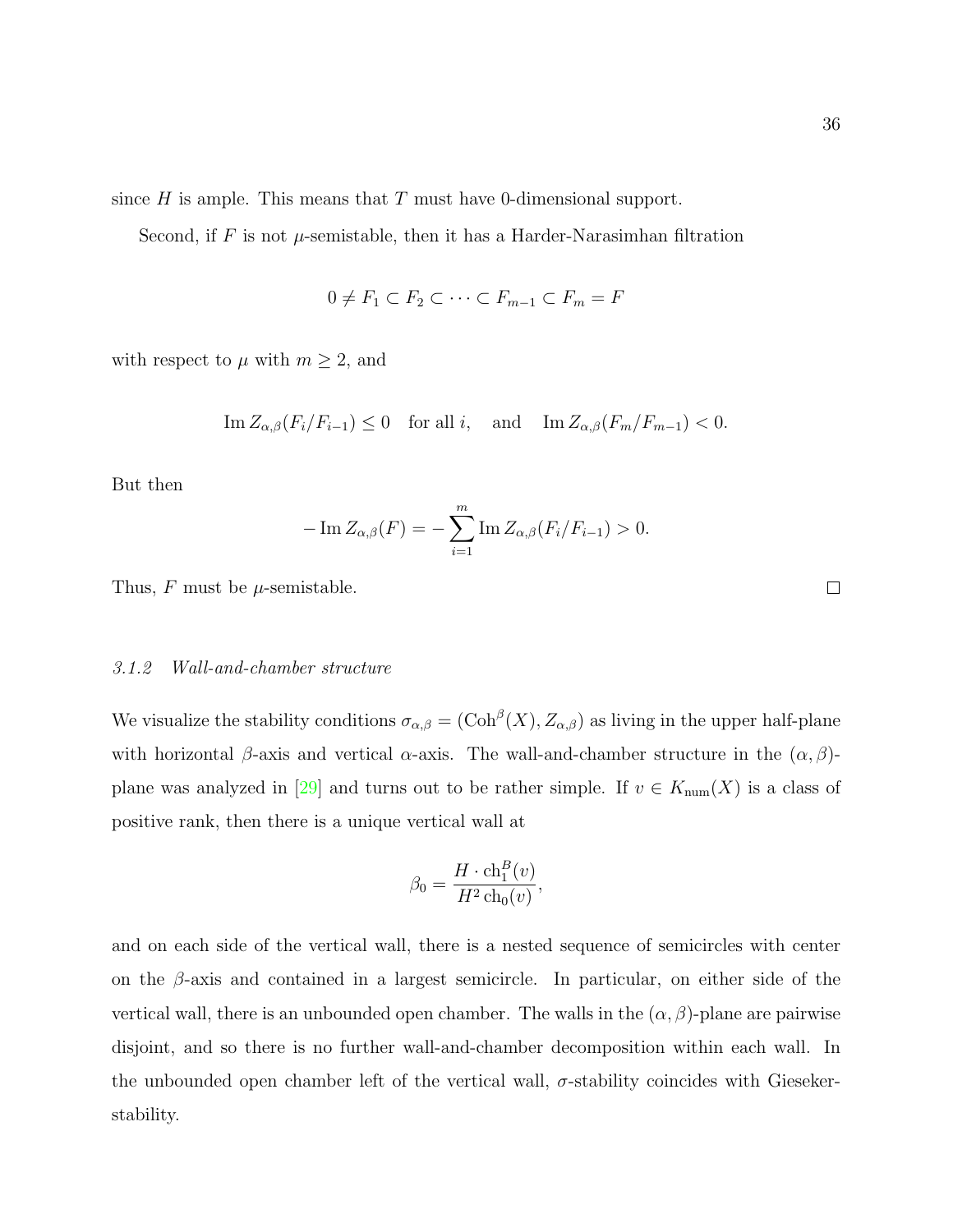since $H$ is ample. This means that $T$ must have 0-dimensional support.

Second, if $F$ is not $\mu$-semistable, then it has a Harder-Narasimhan filtration

$$0 \neq F_1 \subset F_2 \subset \cdots \subset F_{m-1} \subset F_m = F$$

with respect to $\mu$ with $m \geq 2$, and

$$\operatorname{Im} Z_{\alpha,\beta}(F_i/F_{i-1}) \leq 0 \quad \text{for all } i, \quad \text{and} \quad \operatorname{Im} Z_{\alpha,\beta}(F_m/F_{m-1}) < 0.$$

But then

$$-\operatorname{Im} Z_{\alpha,\beta}(F) = -\sum_{i=1}^{m} \operatorname{Im} Z_{\alpha,\beta}(F_i/F_{i-1}) > 0.$$

Thus, $F$ must be $\mu$-semistable. $\square$

### *3.1.2 Wall-and-chamber structure*

We visualize the stability conditions $\sigma_{\alpha,\beta} = (\operatorname{Coh}^{\beta}(X), Z_{\alpha,\beta})$ as living in the upper half-plane with horizontal $\beta$-axis and vertical $\alpha$-axis. The wall-and-chamber structure in the $(\alpha, \beta)$-plane was analyzed in [29] and turns out to be rather simple. If $v \in K_{\text{num}}(X)$ is a class of positive rank, then there is a unique vertical wall at

$$\beta_0 = \frac{H \cdot \operatorname{ch}_1^B(v)}{H^2 \operatorname{ch}_0(v)},$$

and on each side of the vertical wall, there is a nested sequence of semicircles with center on the $\beta$-axis and contained in a largest semicircle. In particular, on either side of the vertical wall, there is an unbounded open chamber. The walls in the $(\alpha, \beta)$-plane are pairwise disjoint, and so there is no further wall-and-chamber decomposition within each wall. In the unbounded open chamber left of the vertical wall, $\sigma$-stability coincides with Gieseker-stability.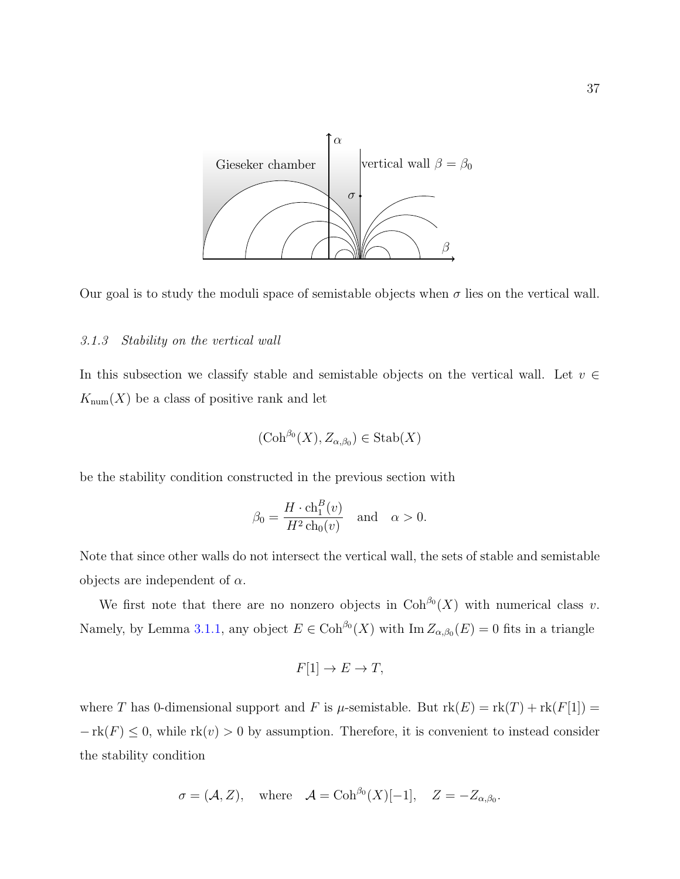Our goal is to study the moduli space of semistable objects when $\sigma$ lies on the vertical wall.

### *3.1.3 Stability on the vertical wall*

In this subsection we classify stable and semistable objects on the vertical wall. Let $v \in K_{\mathrm{num}}(X)$ be a class of positive rank and let

$$(\mathrm{Coh}^{\beta_0}(X), Z_{\alpha,\beta_0}) \in \mathrm{Stab}(X)$$

be the stability condition constructed in the previous section with

$$\beta_0 = \frac{H \cdot \mathrm{ch}_1^B(v)}{H^2 \,\mathrm{ch}_0(v)} \quad \text{and} \quad \alpha > 0.$$

Note that since other walls do not intersect the vertical wall, the sets of stable and semistable objects are independent of $\alpha$.

We first note that there are no nonzero objects in $\mathrm{Coh}^{\beta_0}(X)$ with numerical class $v$. Namely, by Lemma 3.1.1, any object $E \in \mathrm{Coh}^{\beta_0}(X)$ with $\mathrm{Im}\, Z_{\alpha,\beta_0}(E) = 0$ fits in a triangle

$$F[1] \to E \to T,$$

where $T$ has 0-dimensional support and $F$ is $\mu$-semistable. But $\mathrm{rk}(E) = \mathrm{rk}(T) + \mathrm{rk}(F[1]) = -\mathrm{rk}(F) \leq 0$, while $\mathrm{rk}(v) > 0$ by assumption. Therefore, it is convenient to instead consider the stability condition

$$\sigma = (\mathcal{A}, Z), \quad \text{where} \quad \mathcal{A} = \mathrm{Coh}^{\beta_0}(X)[-1], \quad Z = -Z_{\alpha,\beta_0}.$$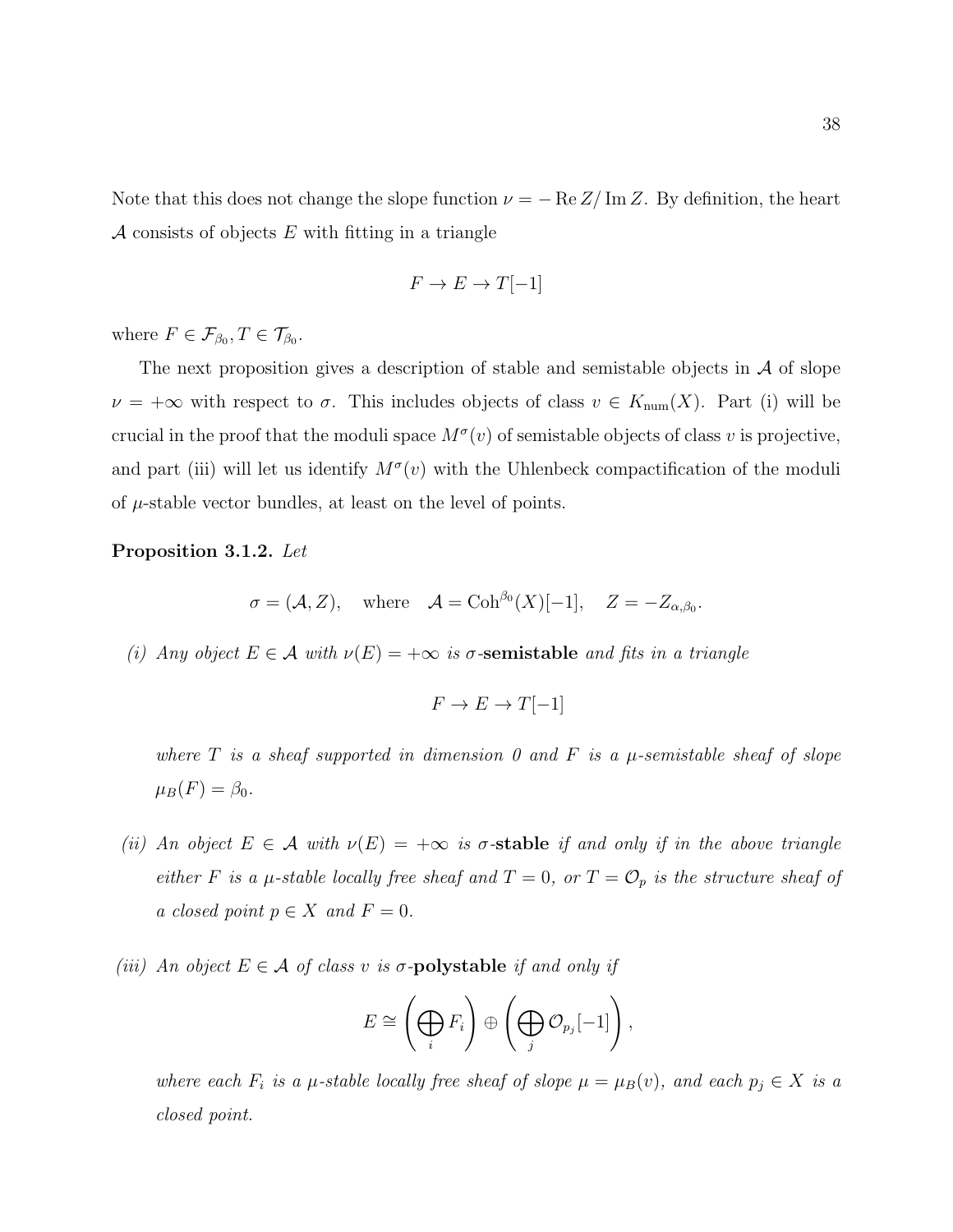Note that this does not change the slope function $\nu = -\operatorname{Re} Z / \operatorname{Im} Z$. By definition, the heart $\mathcal{A}$ consists of objects $E$ with fitting in a triangle

$$F \to E \to T[-1]$$

where $F \in \mathcal{F}_{\beta_0}, T \in \mathcal{T}_{\beta_0}$.

The next proposition gives a description of stable and semistable objects in $\mathcal{A}$ of slope $\nu = +\infty$ with respect to $\sigma$. This includes objects of class $v \in K_{\mathrm{num}}(X)$. Part (i) will be crucial in the proof that the moduli space $M^\sigma(v)$ of semistable objects of class $v$ is projective, and part (iii) will let us identify $M^\sigma(v)$ with the Uhlenbeck compactification of the moduli of $\mu$-stable vector bundles, at least on the level of points.

**Proposition 3.1.2.** *Let*

$$\sigma = (\mathcal{A}, Z), \quad \text{where} \quad \mathcal{A} = \mathrm{Coh}^{\beta_0}(X)[-1], \quad Z = -Z_{\alpha,\beta_0}.$$

*(i) Any object $E \in \mathcal{A}$ with $\nu(E) = +\infty$ is $\sigma$-**semistable** and fits in a triangle*

$$F \to E \to T[-1]$$

*where $T$ is a sheaf supported in dimension 0 and $F$ is a $\mu$-semistable sheaf of slope $\mu_B(F) = \beta_0$.*

*(ii) An object $E \in \mathcal{A}$ with $\nu(E) = +\infty$ is $\sigma$-**stable** if and only if in the above triangle either $F$ is a $\mu$-stable locally free sheaf and $T = 0$, or $T = \mathcal{O}_p$ is the structure sheaf of a closed point $p \in X$ and $F = 0$.*

*(iii) An object $E \in \mathcal{A}$ of class $v$ is $\sigma$-**polystable** if and only if*

$$E \cong \left( \bigoplus_i F_i \right) \oplus \left( \bigoplus_j \mathcal{O}_{p_j}[-1] \right),$$

*where each $F_i$ is a $\mu$-stable locally free sheaf of slope $\mu = \mu_B(v)$, and each $p_j \in X$ is a closed point.*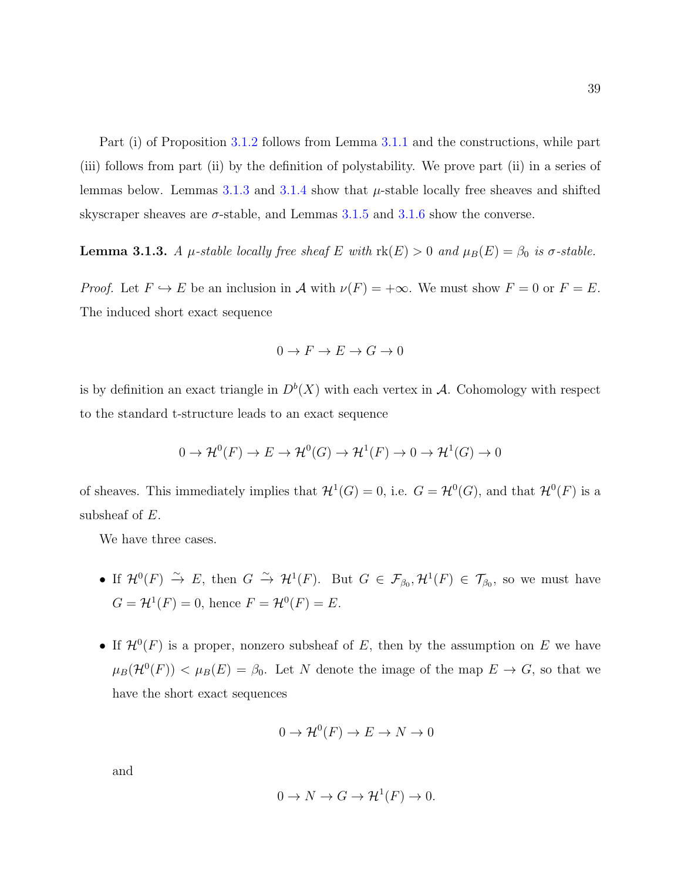Part (i) of Proposition 3.1.2 follows from Lemma 3.1.1 and the constructions, while part (iii) follows from part (ii) by the definition of polystability. We prove part (ii) in a series of lemmas below. Lemmas 3.1.3 and 3.1.4 show that $\mu$-stable locally free sheaves and shifted skyscraper sheaves are $\sigma$-stable, and Lemmas 3.1.5 and 3.1.6 show the converse.

**Lemma 3.1.3.** *A $\mu$-stable locally free sheaf $E$ with $\mathrm{rk}(E) > 0$ and $\mu_B(E) = \beta_0$ is $\sigma$-stable.*

*Proof.* Let $F \hookrightarrow E$ be an inclusion in $\mathcal{A}$ with $\nu(F) = +\infty$. We must show $F = 0$ or $F = E$. The induced short exact sequence

$$0 \to F \to E \to G \to 0$$

is by definition an exact triangle in $D^b(X)$ with each vertex in $\mathcal{A}$. Cohomology with respect to the standard t-structure leads to an exact sequence

$$0 \to \mathcal{H}^0(F) \to E \to \mathcal{H}^0(G) \to \mathcal{H}^1(F) \to 0 \to \mathcal{H}^1(G) \to 0$$

of sheaves. This immediately implies that $\mathcal{H}^1(G) = 0$, i.e. $G = \mathcal{H}^0(G)$, and that $\mathcal{H}^0(F)$ is a subsheaf of $E$.

We have three cases.

- If $\mathcal{H}^0(F) \xrightarrow{\sim} E$, then $G \xrightarrow{\sim} \mathcal{H}^1(F)$. But $G \in \mathcal{F}_{\beta_0}, \mathcal{H}^1(F) \in \mathcal{T}_{\beta_0}$, so we must have $G = \mathcal{H}^1(F) = 0$, hence $F = \mathcal{H}^0(F) = E$.

- If $\mathcal{H}^0(F)$ is a proper, nonzero subsheaf of $E$, then by the assumption on $E$ we have $\mu_B(\mathcal{H}^0(F)) < \mu_B(E) = \beta_0$. Let $N$ denote the image of the map $E \to G$, so that we have the short exact sequences

$$0 \to \mathcal{H}^0(F) \to E \to N \to 0$$

and

$$0 \to N \to G \to \mathcal{H}^1(F) \to 0.$$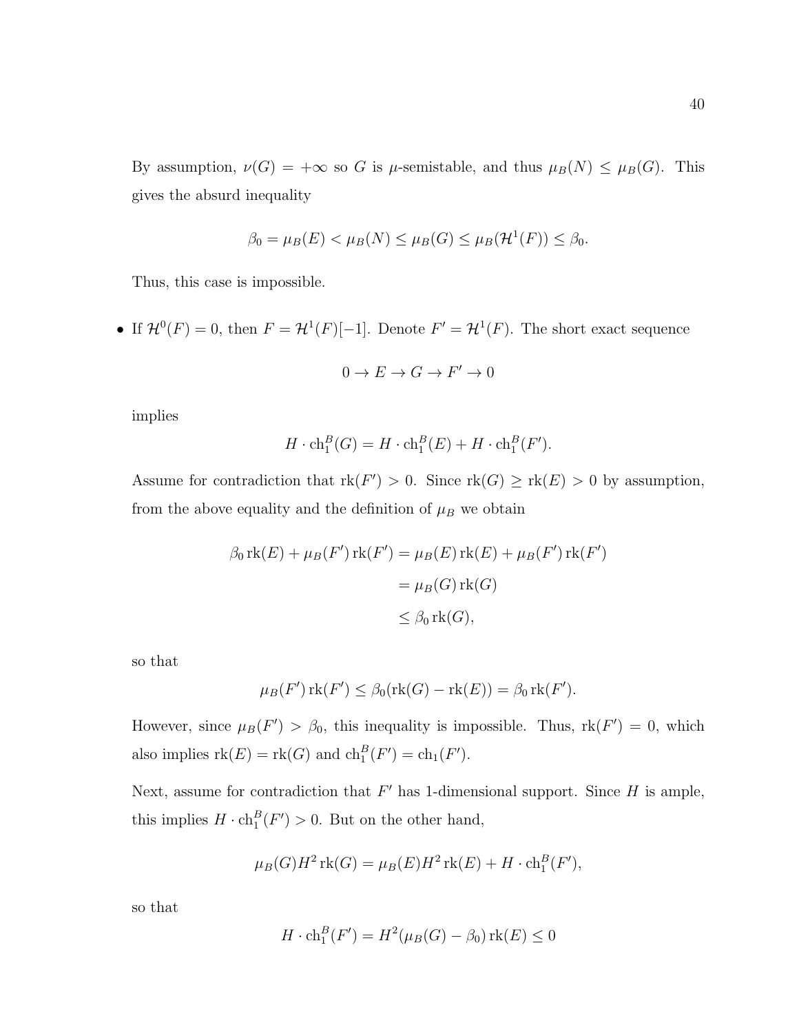By assumption, $\nu(G) = +\infty$ so $G$ is $\mu$-semistable, and thus $\mu_B(N) \leq \mu_B(G)$. This gives the absurd inequality

$$\beta_0 = \mu_B(E) < \mu_B(N) \leq \mu_B(G) \leq \mu_B(\mathcal{H}^1(F)) \leq \beta_0.$$

Thus, this case is impossible.

- If $\mathcal{H}^0(F) = 0$, then $F = \mathcal{H}^1(F)[-1]$. Denote $F' = \mathcal{H}^1(F)$. The short exact sequence

  $$0 \to E \to G \to F' \to 0$$

  implies

  $$H \cdot \mathrm{ch}_1^B(G) = H \cdot \mathrm{ch}_1^B(E) + H \cdot \mathrm{ch}_1^B(F').$$

  Assume for contradiction that $\mathrm{rk}(F') > 0$. Since $\mathrm{rk}(G) \geq \mathrm{rk}(E) > 0$ by assumption, from the above equality and the definition of $\mu_B$ we obtain

  $$\begin{aligned}
  \beta_0 \,\mathrm{rk}(E) + \mu_B(F')\,\mathrm{rk}(F') &= \mu_B(E)\,\mathrm{rk}(E) + \mu_B(F')\,\mathrm{rk}(F') \\
  &= \mu_B(G)\,\mathrm{rk}(G) \\
  &\leq \beta_0 \,\mathrm{rk}(G),
  \end{aligned}$$

  so that

  $$\mu_B(F')\,\mathrm{rk}(F') \leq \beta_0(\mathrm{rk}(G) - \mathrm{rk}(E)) = \beta_0 \,\mathrm{rk}(F').$$

  However, since $\mu_B(F') > \beta_0$, this inequality is impossible. Thus, $\mathrm{rk}(F') = 0$, which also implies $\mathrm{rk}(E) = \mathrm{rk}(G)$ and $\mathrm{ch}_1^B(F') = \mathrm{ch}_1(F')$.

  Next, assume for contradiction that $F'$ has 1-dimensional support. Since $H$ is ample, this implies $H \cdot \mathrm{ch}_1^B(F') > 0$. But on the other hand,

  $$\mu_B(G) H^2 \,\mathrm{rk}(G) = \mu_B(E) H^2 \,\mathrm{rk}(E) + H \cdot \mathrm{ch}_1^B(F'),$$

  so that

  $$H \cdot \mathrm{ch}_1^B(F') = H^2(\mu_B(G) - \beta_0)\,\mathrm{rk}(E) \leq 0$$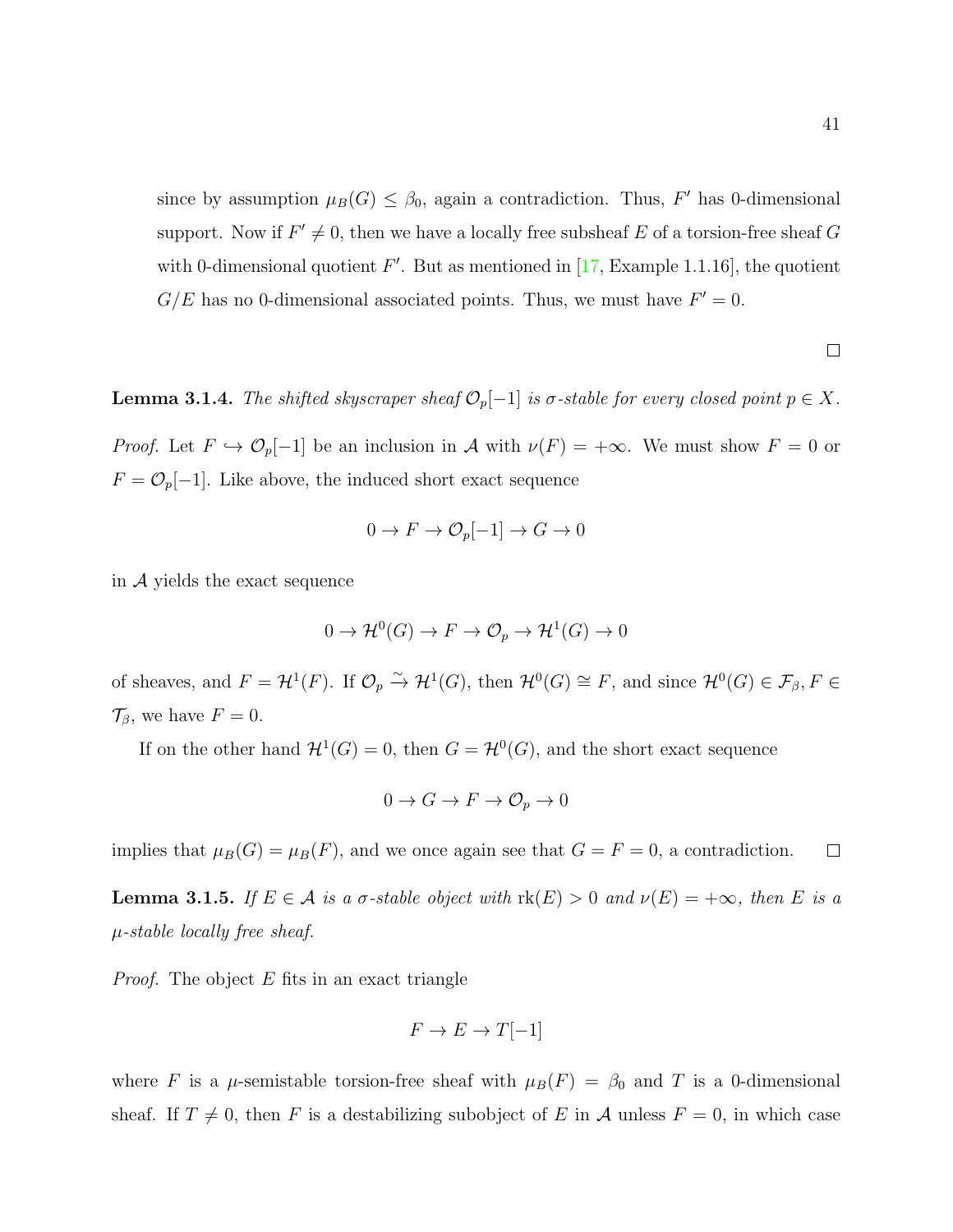since by assumption $\mu_B(G) \leq \beta_0$, again a contradiction. Thus, $F'$ has 0-dimensional support. Now if $F' \neq 0$, then we have a locally free subsheaf $E$ of a torsion-free sheaf $G$ with 0-dimensional quotient $F'$. But as mentioned in [17, Example 1.1.16], the quotient $G/E$ has no 0-dimensional associated points. Thus, we must have $F' = 0$.

□

**Lemma 3.1.4.** *The shifted skyscraper sheaf $\mathcal{O}_p[-1]$ is $\sigma$-stable for every closed point $p \in X$.*

*Proof.* Let $F \hookrightarrow \mathcal{O}_p[-1]$ be an inclusion in $\mathcal{A}$ with $\nu(F) = +\infty$. We must show $F = 0$ or $F = \mathcal{O}_p[-1]$. Like above, the induced short exact sequence

$$0 \to F \to \mathcal{O}_p[-1] \to G \to 0$$

in $\mathcal{A}$ yields the exact sequence

$$0 \to \mathcal{H}^0(G) \to F \to \mathcal{O}_p \to \mathcal{H}^1(G) \to 0$$

of sheaves, and $F = \mathcal{H}^1(F)$. If $\mathcal{O}_p \xrightarrow{\sim} \mathcal{H}^1(G)$, then $\mathcal{H}^0(G) \cong F$, and since $\mathcal{H}^0(G) \in \mathcal{F}_\beta, F \in \mathcal{T}_\beta$, we have $F = 0$.

If on the other hand $\mathcal{H}^1(G) = 0$, then $G = \mathcal{H}^0(G)$, and the short exact sequence

$$0 \to G \to F \to \mathcal{O}_p \to 0$$

implies that $\mu_B(G) = \mu_B(F)$, and we once again see that $G = F = 0$, a contradiction. □

**Lemma 3.1.5.** *If $E \in \mathcal{A}$ is a $\sigma$-stable object with $\mathrm{rk}(E) > 0$ and $\nu(E) = +\infty$, then $E$ is a $\mu$-stable locally free sheaf.*

*Proof.* The object $E$ fits in an exact triangle

$$F \to E \to T[-1]$$

where $F$ is a $\mu$-semistable torsion-free sheaf with $\mu_B(F) = \beta_0$ and $T$ is a 0-dimensional sheaf. If $T \neq 0$, then $F$ is a destabilizing subobject of $E$ in $\mathcal{A}$ unless $F = 0$, in which case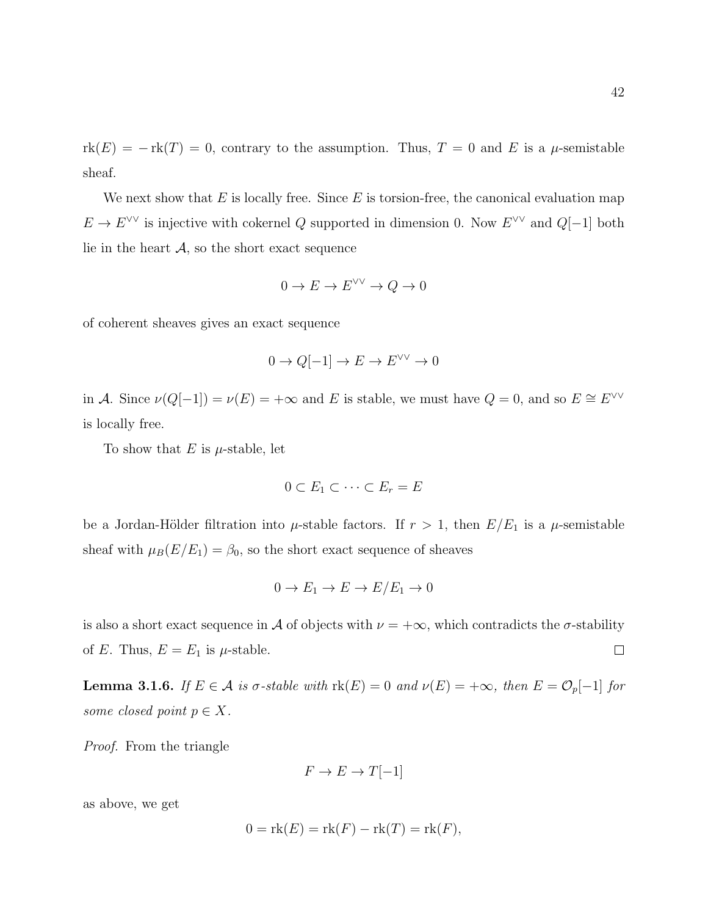$\mathrm{rk}(E) = -\,\mathrm{rk}(T) = 0$, contrary to the assumption. Thus, $T = 0$ and $E$ is a $\mu$-semistable sheaf.

We next show that $E$ is locally free. Since $E$ is torsion-free, the canonical evaluation map $E \to E^{\vee\vee}$ is injective with cokernel $Q$ supported in dimension 0. Now $E^{\vee\vee}$ and $Q[-1]$ both lie in the heart $\mathcal{A}$, so the short exact sequence

$$0 \to E \to E^{\vee\vee} \to Q \to 0$$

of coherent sheaves gives an exact sequence

$$0 \to Q[-1] \to E \to E^{\vee\vee} \to 0$$

in $\mathcal{A}$. Since $\nu(Q[-1]) = \nu(E) = +\infty$ and $E$ is stable, we must have $Q = 0$, and so $E \cong E^{\vee\vee}$ is locally free.

To show that $E$ is $\mu$-stable, let

$$0 \subset E_1 \subset \cdots \subset E_r = E$$

be a Jordan-Hölder filtration into $\mu$-stable factors. If $r > 1$, then $E/E_1$ is a $\mu$-semistable sheaf with $\mu_B(E/E_1) = \beta_0$, so the short exact sequence of sheaves

$$0 \to E_1 \to E \to E/E_1 \to 0$$

is also a short exact sequence in $\mathcal{A}$ of objects with $\nu = +\infty$, which contradicts the $\sigma$-stability of $E$. Thus, $E = E_1$ is $\mu$-stable. $\square$

**Lemma 3.1.6.** *If $E \in \mathcal{A}$ is $\sigma$-stable with $\mathrm{rk}(E) = 0$ and $\nu(E) = +\infty$, then $E = \mathcal{O}_p[-1]$ for some closed point $p \in X$.*

*Proof.* From the triangle

$$F \to E \to T[-1]$$

as above, we get

$$0 = \mathrm{rk}(E) = \mathrm{rk}(F) - \mathrm{rk}(T) = \mathrm{rk}(F),$$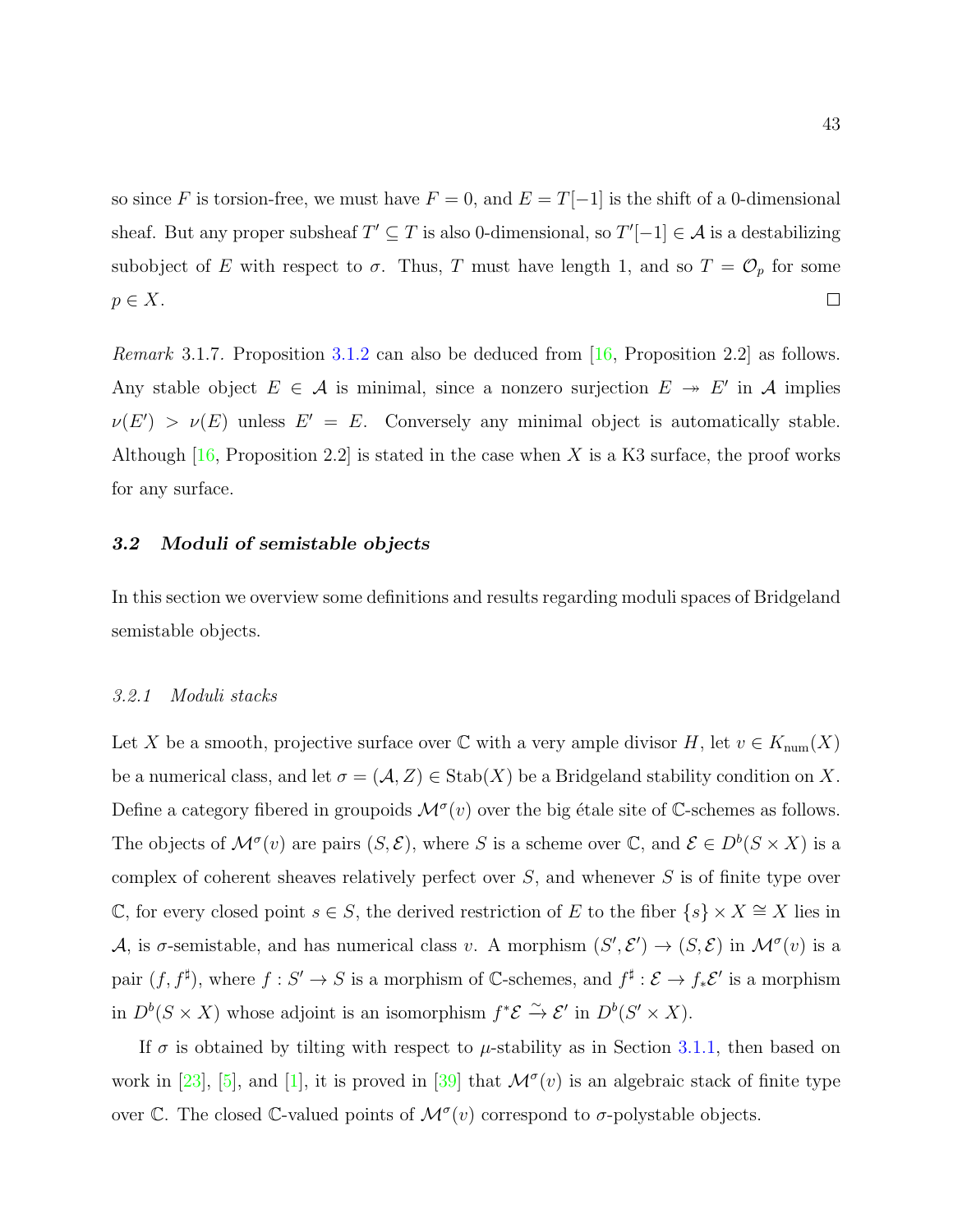so since $F$ is torsion-free, we must have $F = 0$, and $E = T[-1]$ is the shift of a 0-dimensional sheaf. But any proper subsheaf $T' \subseteq T$ is also 0-dimensional, so $T'[-1] \in \mathcal{A}$ is a destabilizing subobject of $E$ with respect to $\sigma$. Thus, $T$ must have length 1, and so $T = \mathcal{O}_p$ for some $p \in X$. $\square$

*Remark* 3.1.7. Proposition 3.1.2 can also be deduced from [16, Proposition 2.2] as follows. Any stable object $E \in \mathcal{A}$ is minimal, since a nonzero surjection $E \twoheadrightarrow E'$ in $\mathcal{A}$ implies $\nu(E') > \nu(E)$ unless $E' = E$. Conversely any minimal object is automatically stable. Although [16, Proposition 2.2] is stated in the case when $X$ is a K3 surface, the proof works for any surface.

## 3.2 *Moduli of semistable objects*

In this section we overview some definitions and results regarding moduli spaces of Bridgeland semistable objects.

### *3.2.1 Moduli stacks*

Let $X$ be a smooth, projective surface over $\mathbb{C}$ with a very ample divisor $H$, let $v \in K_{\mathrm{num}}(X)$ be a numerical class, and let $\sigma = (\mathcal{A}, Z) \in \mathrm{Stab}(X)$ be a Bridgeland stability condition on $X$. Define a category fibered in groupoids $\mathcal{M}^\sigma(v)$ over the big étale site of $\mathbb{C}$-schemes as follows. The objects of $\mathcal{M}^\sigma(v)$ are pairs $(S, \mathcal{E})$, where $S$ is a scheme over $\mathbb{C}$, and $\mathcal{E} \in D^b(S \times X)$ is a complex of coherent sheaves relatively perfect over $S$, and whenever $S$ is of finite type over $\mathbb{C}$, for every closed point $s \in S$, the derived restriction of $E$ to the fiber $\{s\} \times X \cong X$ lies in $\mathcal{A}$, is $\sigma$-semistable, and has numerical class $v$. A morphism $(S', \mathcal{E}') \to (S, \mathcal{E})$ in $\mathcal{M}^\sigma(v)$ is a pair $(f, f^\sharp)$, where $f : S' \to S$ is a morphism of $\mathbb{C}$-schemes, and $f^\sharp : \mathcal{E} \to f_*\mathcal{E}'$ is a morphism in $D^b(S \times X)$ whose adjoint is an isomorphism $f^*\mathcal{E} \xrightarrow{\sim} \mathcal{E}'$ in $D^b(S' \times X)$.

If $\sigma$ is obtained by tilting with respect to $\mu$-stability as in Section 3.1.1, then based on work in [23], [5], and [1], it is proved in [39] that $\mathcal{M}^\sigma(v)$ is an algebraic stack of finite type over $\mathbb{C}$. The closed $\mathbb{C}$-valued points of $\mathcal{M}^\sigma(v)$ correspond to $\sigma$-polystable objects.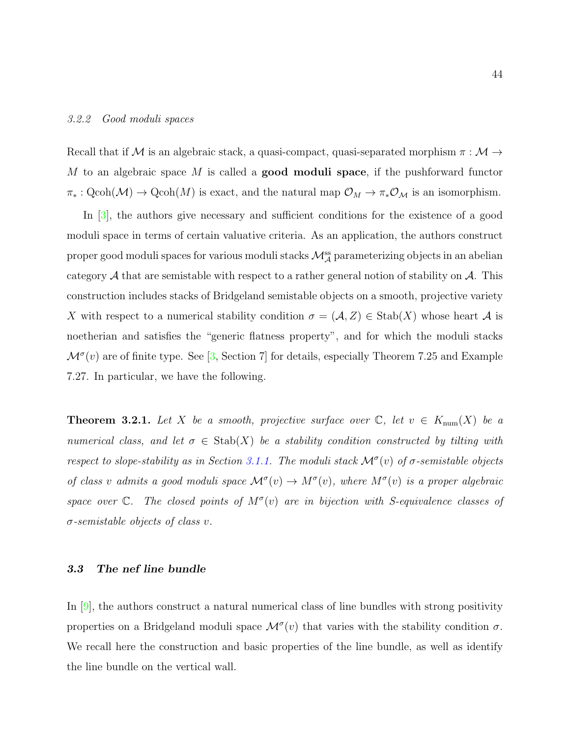### 3.2.2 *Good moduli spaces*

Recall that if $\mathcal{M}$ is an algebraic stack, a quasi-compact, quasi-separated morphism $\pi : \mathcal{M} \to M$ to an algebraic space $M$ is called a **good moduli space**, if the pushforward functor $\pi_* : \mathrm{Qcoh}(\mathcal{M}) \to \mathrm{Qcoh}(M)$ is exact, and the natural map $\mathcal{O}_M \to \pi_* \mathcal{O}_{\mathcal{M}}$ is an isomorphism.

In [3], the authors give necessary and sufficient conditions for the existence of a good moduli space in terms of certain valuative criteria. As an application, the authors construct proper good moduli spaces for various moduli stacks $\mathcal{M}^{\mathrm{ss}}_{\mathcal{A}}$ parameterizing objects in an abelian category $\mathcal{A}$ that are semistable with respect to a rather general notion of stability on $\mathcal{A}$. This construction includes stacks of Bridgeland semistable objects on a smooth, projective variety $X$ with respect to a numerical stability condition $\sigma = (\mathcal{A}, Z) \in \mathrm{Stab}(X)$ whose heart $\mathcal{A}$ is noetherian and satisfies the "generic flatness property", and for which the moduli stacks $\mathcal{M}^{\sigma}(v)$ are of finite type. See [3, Section 7] for details, especially Theorem 7.25 and Example 7.27. In particular, we have the following.

**Theorem 3.2.1.** *Let $X$ be a smooth, projective surface over $\mathbb{C}$, let $v \in K_{\mathrm{num}}(X)$ be a numerical class, and let $\sigma \in \mathrm{Stab}(X)$ be a stability condition constructed by tilting with respect to slope-stability as in Section 3.1.1. The moduli stack $\mathcal{M}^{\sigma}(v)$ of $\sigma$-semistable objects of class $v$ admits a good moduli space $\mathcal{M}^{\sigma}(v) \to M^{\sigma}(v)$, where $M^{\sigma}(v)$ is a proper algebraic space over $\mathbb{C}$. The closed points of $M^{\sigma}(v)$ are in bijection with S-equivalence classes of $\sigma$-semistable objects of class $v$.*

## 3.3 *The nef line bundle*

In [9], the authors construct a natural numerical class of line bundles with strong positivity properties on a Bridgeland moduli space $\mathcal{M}^{\sigma}(v)$ that varies with the stability condition $\sigma$. We recall here the construction and basic properties of the line bundle, as well as identify the line bundle on the vertical wall.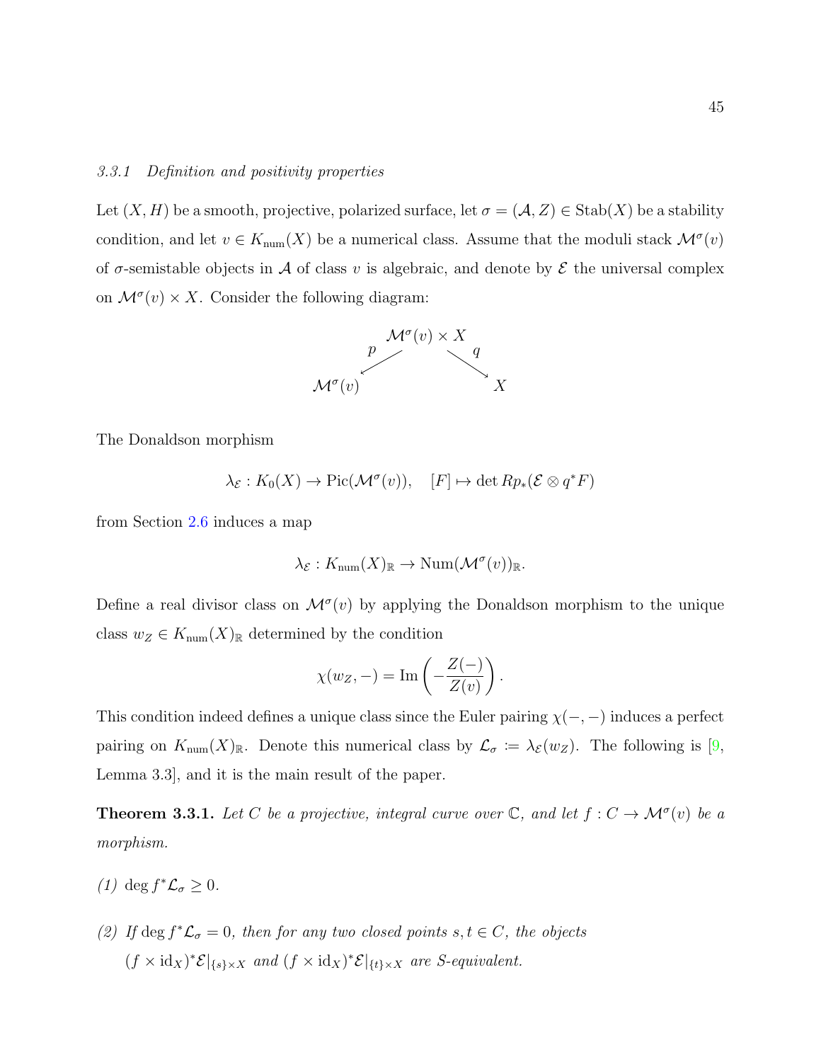### 3.3.1 Definition and positivity properties

Let $(X, H)$ be a smooth, projective, polarized surface, let $\sigma = (\mathcal{A}, Z) \in \operatorname{Stab}(X)$ be a stability condition, and let $v \in K_{\mathrm{num}}(X)$ be a numerical class. Assume that the moduli stack $\mathcal{M}^\sigma(v)$ of $\sigma$-semistable objects in $\mathcal{A}$ of class $v$ is algebraic, and denote by $\mathcal{E}$ the universal complex on $\mathcal{M}^\sigma(v) \times X$. Consider the following diagram:

$$\begin{array}{ccc} & \mathcal{M}^\sigma(v) \times X & \\ {}^{p}\swarrow & & \searrow^{q} \\ \mathcal{M}^\sigma(v) & & X \end{array}$$

The Donaldson morphism

$$\lambda_{\mathcal{E}} : K_0(X) \to \operatorname{Pic}(\mathcal{M}^\sigma(v)), \quad [F] \mapsto \det Rp_*(\mathcal{E} \otimes q^* F)$$

from Section 2.6 induces a map

$$\lambda_{\mathcal{E}} : K_{\mathrm{num}}(X)_{\mathbb{R}} \to \operatorname{Num}(\mathcal{M}^\sigma(v))_{\mathbb{R}}.$$

Define a real divisor class on $\mathcal{M}^\sigma(v)$ by applying the Donaldson morphism to the unique class $w_Z \in K_{\mathrm{num}}(X)_{\mathbb{R}}$ determined by the condition

$$\chi(w_Z, -) = \operatorname{Im}\left(-\frac{Z(-)}{Z(v)}\right).$$

This condition indeed defines a unique class since the Euler pairing $\chi(-,-)$ induces a perfect pairing on $K_{\mathrm{num}}(X)_{\mathbb{R}}$. Denote this numerical class by $\mathcal{L}_\sigma := \lambda_{\mathcal{E}}(w_Z)$. The following is [9, Lemma 3.3], and it is the main result of the paper.

**Theorem 3.3.1.** *Let $C$ be a projective, integral curve over $\mathbb{C}$, and let $f : C \to \mathcal{M}^\sigma(v)$ be a morphism.*

*(1) $\deg f^* \mathcal{L}_\sigma \geq 0$.*

*(2) If $\deg f^* \mathcal{L}_\sigma = 0$, then for any two closed points $s, t \in C$, the objects $(f \times \mathrm{id}_X)^* \mathcal{E}|_{\{s\} \times X}$ and $(f \times \mathrm{id}_X)^* \mathcal{E}|_{\{t\} \times X}$ are S-equivalent.*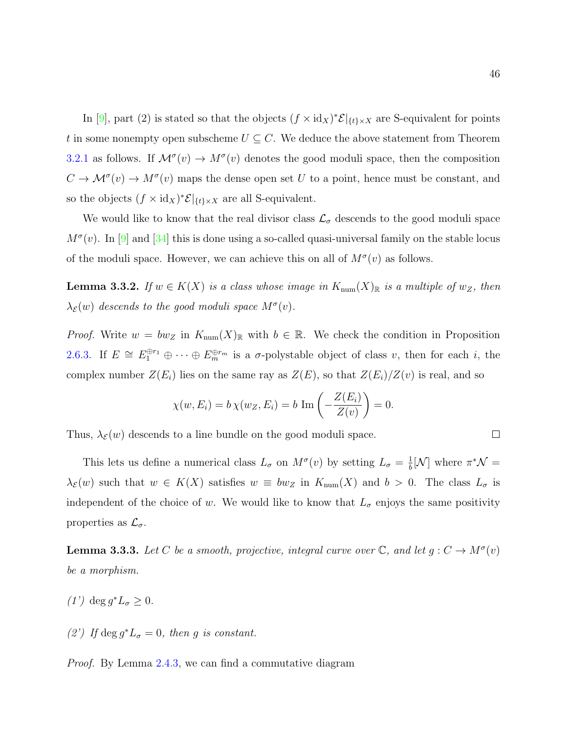In [9], part (2) is stated so that the objects $(f \times \mathrm{id}_X)^*\mathcal{E}|_{\{t\}\times X}$ are S-equivalent for points $t$ in some nonempty open subscheme $U \subseteq C$. We deduce the above statement from Theorem 3.2.1 as follows. If $\mathcal{M}^\sigma(v) \to M^\sigma(v)$ denotes the good moduli space, then the composition $C \to \mathcal{M}^\sigma(v) \to M^\sigma(v)$ maps the dense open set $U$ to a point, hence must be constant, and so the objects $(f \times \mathrm{id}_X)^*\mathcal{E}|_{\{t\}\times X}$ are all S-equivalent.

We would like to know that the real divisor class $\mathcal{L}_\sigma$ descends to the good moduli space $M^\sigma(v)$. In [9] and [34] this is done using a so-called quasi-universal family on the stable locus of the moduli space. However, we can achieve this on all of $M^\sigma(v)$ as follows.

**Lemma 3.3.2.** *If $w \in K(X)$ is a class whose image in $K_{\mathrm{num}}(X)_\mathbb{R}$ is a multiple of $w_Z$, then $\lambda_\mathcal{E}(w)$ descends to the good moduli space $M^\sigma(v)$.*

*Proof.* Write $w = bw_Z$ in $K_{\mathrm{num}}(X)_\mathbb{R}$ with $b \in \mathbb{R}$. We check the condition in Proposition 2.6.3. If $E \cong E_1^{\oplus r_1} \oplus \cdots \oplus E_m^{\oplus r_m}$ is a $\sigma$-polystable object of class $v$, then for each $i$, the complex number $Z(E_i)$ lies on the same ray as $Z(E)$, so that $Z(E_i)/Z(v)$ is real, and so

$$\chi(w, E_i) = b\,\chi(w_Z, E_i) = b\ \mathrm{Im}\left(-\frac{Z(E_i)}{Z(v)}\right) = 0.$$

Thus, $\lambda_\mathcal{E}(w)$ descends to a line bundle on the good moduli space. $\square$

This lets us define a numerical class $L_\sigma$ on $M^\sigma(v)$ by setting $L_\sigma = \frac{1}{b}[\mathcal{N}]$ where $\pi^*\mathcal{N} = \lambda_\mathcal{E}(w)$ such that $w \in K(X)$ satisfies $w \equiv bw_Z$ in $K_{\mathrm{num}}(X)$ and $b > 0$. The class $L_\sigma$ is independent of the choice of $w$. We would like to know that $L_\sigma$ enjoys the same positivity properties as $\mathcal{L}_\sigma$.

**Lemma 3.3.3.** *Let $C$ be a smooth, projective, integral curve over $\mathbb{C}$, and let $g : C \to M^\sigma(v)$ be a morphism.*

*(1') $\deg g^*L_\sigma \geq 0$.*

*(2') If $\deg g^*L_\sigma = 0$, then $g$ is constant.*

*Proof.* By Lemma 2.4.3, we can find a commutative diagram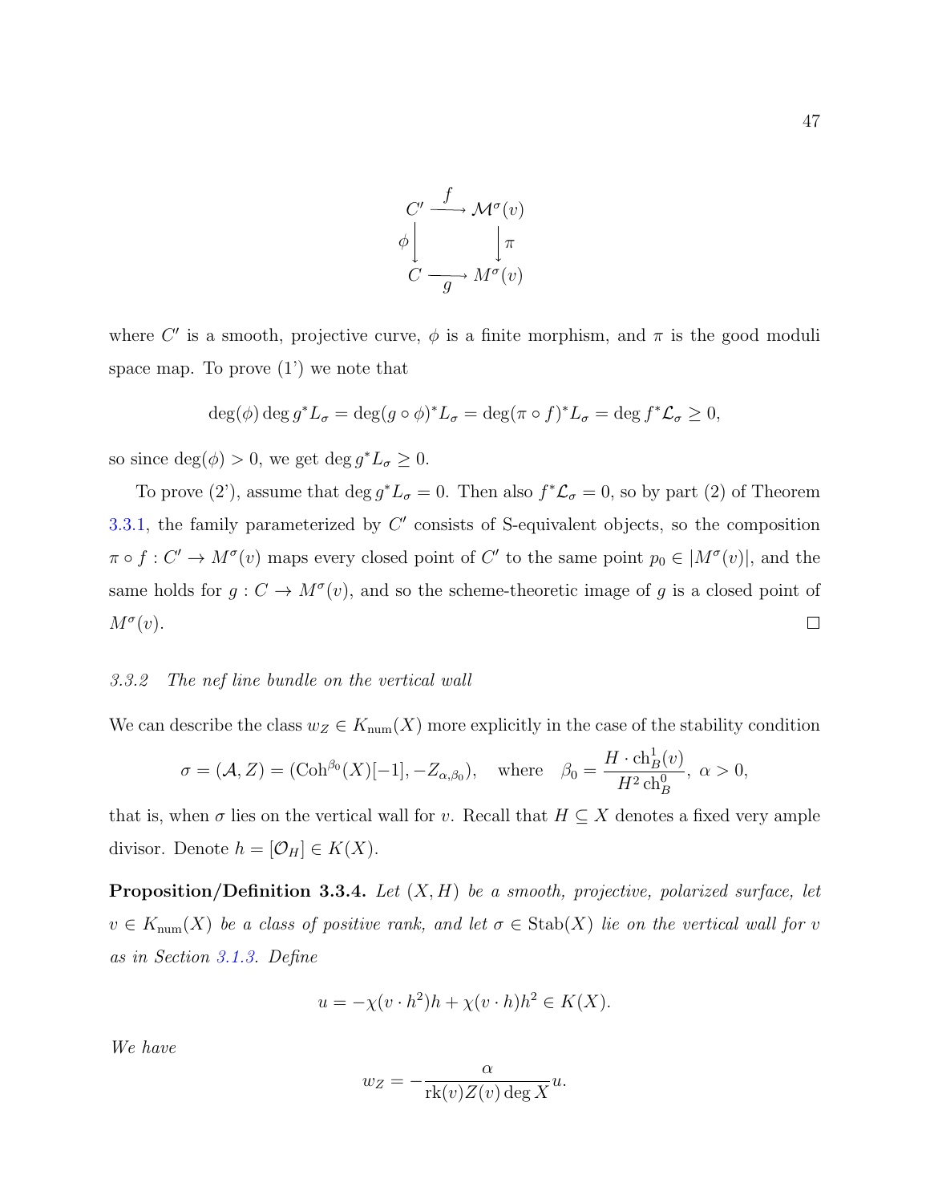$$
\begin{array}{ccc}
C' & \xrightarrow{f} & \mathcal{M}^\sigma(v) \\
\phi \big\downarrow & & \big\downarrow \pi \\
C & \xrightarrow[g]{} & M^\sigma(v)
\end{array}
$$

where $C'$ is a smooth, projective curve, $\phi$ is a finite morphism, and $\pi$ is the good moduli space map. To prove (1') we note that

$$
\deg(\phi) \deg g^* L_\sigma = \deg (g \circ \phi)^* L_\sigma = \deg(\pi \circ f)^* L_\sigma = \deg f^* \mathcal{L}_\sigma \geq 0,
$$

so since $\deg(\phi) > 0$, we get $\deg g^* L_\sigma \geq 0$.

To prove (2'), assume that $\deg g^* L_\sigma = 0$. Then also $f^* \mathcal{L}_\sigma = 0$, so by part (2) of Theorem 3.3.1, the family parameterized by $C'$ consists of S-equivalent objects, so the composition $\pi \circ f : C' \to M^\sigma(v)$ maps every closed point of $C'$ to the same point $p_0 \in |M^\sigma(v)|$, and the same holds for $g : C \to M^\sigma(v)$, and so the scheme-theoretic image of $g$ is a closed point of $M^\sigma(v)$. □

### *3.3.2 The nef line bundle on the vertical wall*

We can describe the class $w_Z \in K_{\mathrm{num}}(X)$ more explicitly in the case of the stability condition

$$
\sigma = (\mathcal{A}, Z) = (\mathrm{Coh}^{\beta_0}(X)[-1], -Z_{\alpha,\beta_0}), \quad \text{where} \quad \beta_0 = \frac{H \cdot \mathrm{ch}^1_B(v)}{H^2 \, \mathrm{ch}^0_B}, \; \alpha > 0,
$$

that is, when $\sigma$ lies on the vertical wall for $v$. Recall that $H \subseteq X$ denotes a fixed very ample divisor. Denote $h = [\mathcal{O}_H] \in K(X)$.

**Proposition/Definition 3.3.4.** *Let $(X, H)$ be a smooth, projective, polarized surface, let $v \in K_{\mathrm{num}}(X)$ be a class of positive rank, and let $\sigma \in \mathrm{Stab}(X)$ lie on the vertical wall for $v$ as in Section 3.1.3. Define*

$$
u = -\chi(v \cdot h^2) h + \chi(v \cdot h) h^2 \in K(X).
$$

*We have*

$$
w_Z = -\frac{\alpha}{\mathrm{rk}(v) Z(v) \deg X} u.
$$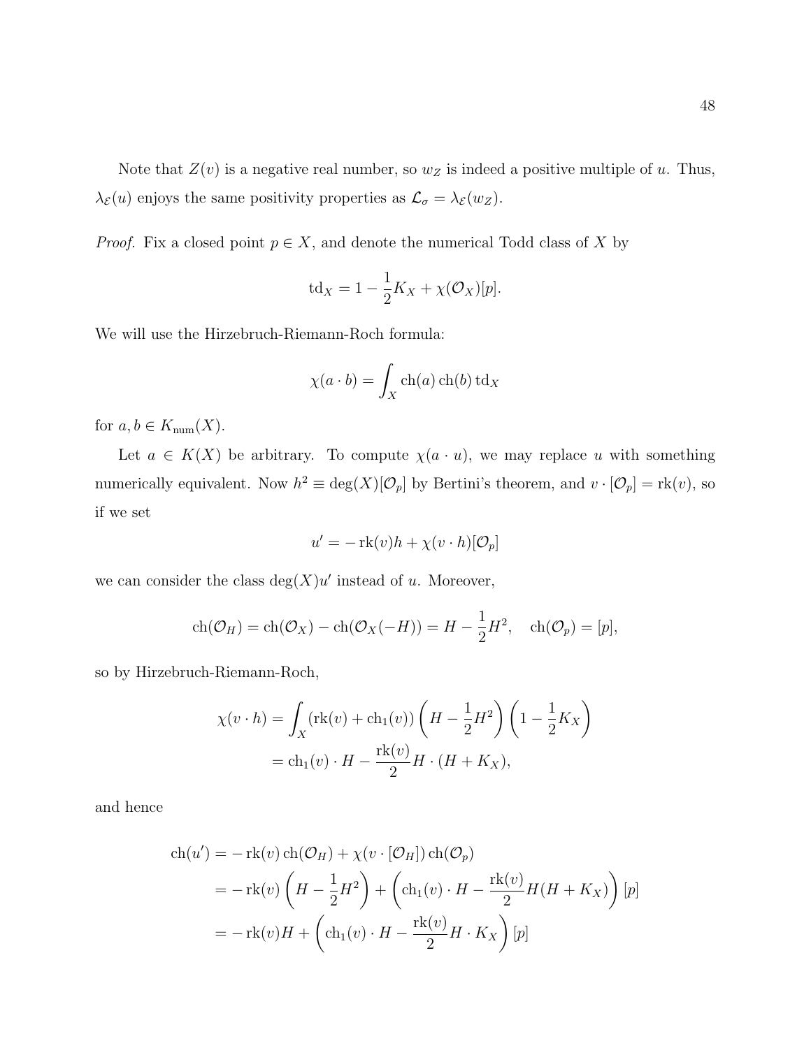Note that $Z(v)$ is a negative real number, so $w_Z$ is indeed a positive multiple of $u$. Thus, $\lambda_{\mathcal{E}}(u)$ enjoys the same positivity properties as $\mathcal{L}_\sigma = \lambda_{\mathcal{E}}(w_Z)$.

*Proof.* Fix a closed point $p \in X$, and denote the numerical Todd class of $X$ by

$$\mathrm{td}_X = 1 - \frac{1}{2}K_X + \chi(\mathcal{O}_X)[p].$$

We will use the Hirzebruch-Riemann-Roch formula:

$$\chi(a \cdot b) = \int_X \mathrm{ch}(a)\,\mathrm{ch}(b)\,\mathrm{td}_X$$

for $a, b \in K_{\mathrm{num}}(X)$.

Let $a \in K(X)$ be arbitrary. To compute $\chi(a \cdot u)$, we may replace $u$ with something numerically equivalent. Now $h^2 \equiv \deg(X)[\mathcal{O}_p]$ by Bertini's theorem, and $v \cdot [\mathcal{O}_p] = \mathrm{rk}(v)$, so if we set

$$u' = -\mathrm{rk}(v)h + \chi(v \cdot h)[\mathcal{O}_p]$$

we can consider the class $\deg(X)u'$ instead of $u$. Moreover,

$$\mathrm{ch}(\mathcal{O}_H) = \mathrm{ch}(\mathcal{O}_X) - \mathrm{ch}(\mathcal{O}_X(-H)) = H - \frac{1}{2}H^2, \quad \mathrm{ch}(\mathcal{O}_p) = [p],$$

so by Hirzebruch-Riemann-Roch,

$$\begin{aligned}
\chi(v \cdot h) &= \int_X (\mathrm{rk}(v) + \mathrm{ch}_1(v))\left(H - \frac{1}{2}H^2\right)\left(1 - \frac{1}{2}K_X\right) \\
&= \mathrm{ch}_1(v) \cdot H - \frac{\mathrm{rk}(v)}{2} H \cdot (H + K_X),
\end{aligned}$$

and hence

$$\begin{aligned}
\mathrm{ch}(u') &= -\mathrm{rk}(v)\,\mathrm{ch}(\mathcal{O}_H) + \chi(v \cdot [\mathcal{O}_H])\,\mathrm{ch}(\mathcal{O}_p) \\
&= -\mathrm{rk}(v)\left(H - \frac{1}{2}H^2\right) + \left(\mathrm{ch}_1(v) \cdot H - \frac{\mathrm{rk}(v)}{2}H(H + K_X)\right)[p] \\
&= -\mathrm{rk}(v)H + \left(\mathrm{ch}_1(v) \cdot H - \frac{\mathrm{rk}(v)}{2}H \cdot K_X\right)[p]
\end{aligned}$$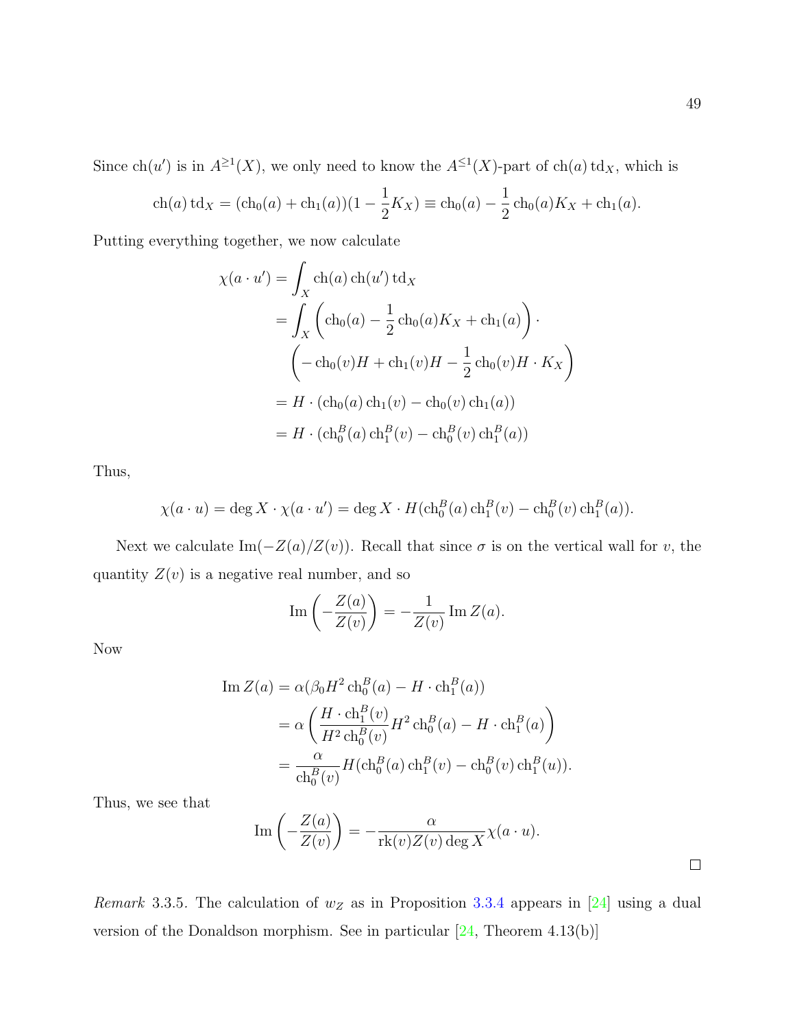Since $\operatorname{ch}(u')$ is in $A^{\geq 1}(X)$, we only need to know the $A^{\leq 1}(X)$-part of $\operatorname{ch}(a)\operatorname{td}_X$, which is

$$\operatorname{ch}(a)\operatorname{td}_X = (\operatorname{ch}_0(a) + \operatorname{ch}_1(a))(1 - \frac{1}{2}K_X) \equiv \operatorname{ch}_0(a) - \frac{1}{2}\operatorname{ch}_0(a)K_X + \operatorname{ch}_1(a).$$

Putting everything together, we now calculate

$$\begin{aligned}
\chi(a \cdot u') &= \int_X \operatorname{ch}(a)\operatorname{ch}(u')\operatorname{td}_X \\
&= \int_X \left(\operatorname{ch}_0(a) - \frac{1}{2}\operatorname{ch}_0(a)K_X + \operatorname{ch}_1(a)\right)\cdot \\
&\quad \left(-\operatorname{ch}_0(v)H + \operatorname{ch}_1(v)H - \frac{1}{2}\operatorname{ch}_0(v)H\cdot K_X\right) \\
&= H\cdot(\operatorname{ch}_0(a)\operatorname{ch}_1(v) - \operatorname{ch}_0(v)\operatorname{ch}_1(a)) \\
&= H\cdot(\operatorname{ch}_0^B(a)\operatorname{ch}_1^B(v) - \operatorname{ch}_0^B(v)\operatorname{ch}_1^B(a))
\end{aligned}$$

Thus,

$$\chi(a\cdot u) = \deg X \cdot \chi(a\cdot u') = \deg X \cdot H(\operatorname{ch}_0^B(a)\operatorname{ch}_1^B(v) - \operatorname{ch}_0^B(v)\operatorname{ch}_1^B(a)).$$

Next we calculate $\operatorname{Im}(-Z(a)/Z(v))$. Recall that since $\sigma$ is on the vertical wall for $v$, the quantity $Z(v)$ is a negative real number, and so

$$\operatorname{Im}\left(-\frac{Z(a)}{Z(v)}\right) = -\frac{1}{Z(v)}\operatorname{Im} Z(a).$$

Now

$$\begin{aligned}
\operatorname{Im} Z(a) &= \alpha(\beta_0 H^2 \operatorname{ch}_0^B(a) - H\cdot \operatorname{ch}_1^B(a)) \\
&= \alpha\left(\frac{H\cdot \operatorname{ch}_1^B(v)}{H^2\operatorname{ch}_0^B(v)}H^2\operatorname{ch}_0^B(a) - H\cdot\operatorname{ch}_1^B(a)\right) \\
&= \frac{\alpha}{\operatorname{ch}_0^B(v)}H(\operatorname{ch}_0^B(a)\operatorname{ch}_1^B(v) - \operatorname{ch}_0^B(v)\operatorname{ch}_1^B(u)).
\end{aligned}$$

Thus, we see that

$$\operatorname{Im}\left(-\frac{Z(a)}{Z(v)}\right) = -\frac{\alpha}{\operatorname{rk}(v)Z(v)\deg X}\chi(a\cdot u).$$

□

*Remark* 3.3.5. The calculation of $w_Z$ as in Proposition 3.3.4 appears in [24] using a dual version of the Donaldson morphism. See in particular [24, Theorem 4.13(b)]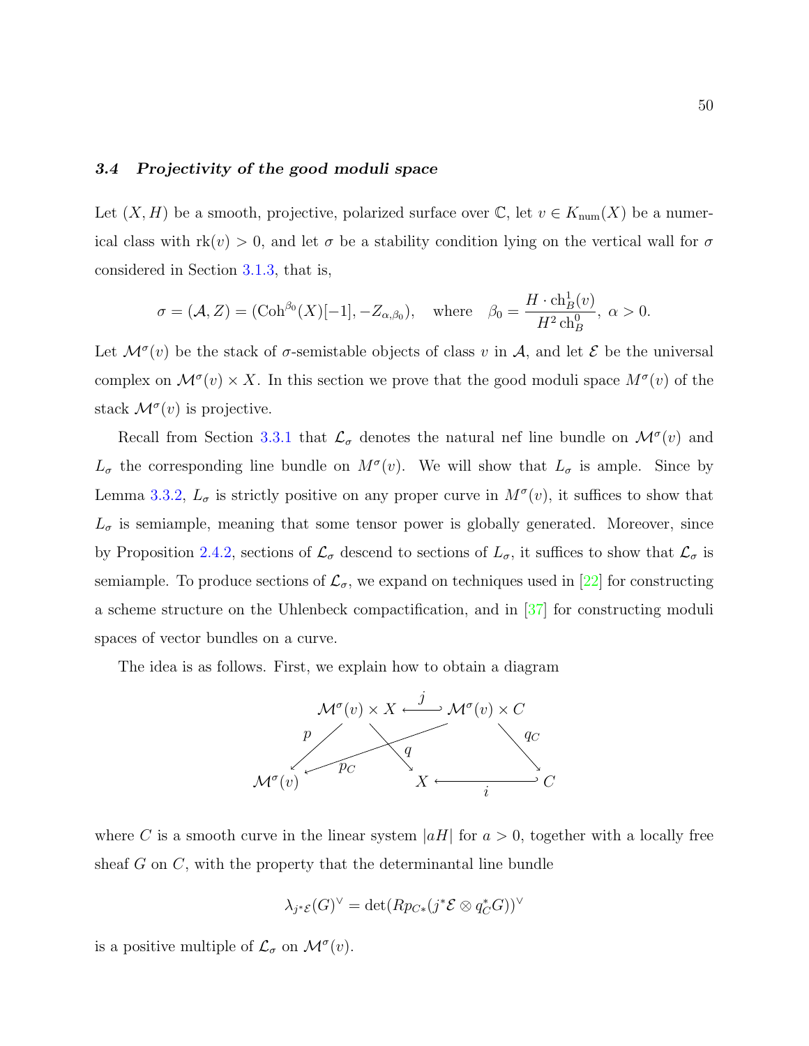### 3.4 *Projectivity of the good moduli space*

Let $(X, H)$ be a smooth, projective, polarized surface over $\mathbb{C}$, let $v \in K_{\mathrm{num}}(X)$ be a numerical class with $\mathrm{rk}(v) > 0$, and let $\sigma$ be a stability condition lying on the vertical wall for $\sigma$ considered in Section 3.1.3, that is,

$$\sigma = (\mathcal{A}, Z) = (\mathrm{Coh}^{\beta_0}(X)[-1], -Z_{\alpha,\beta_0}), \quad \text{where} \quad \beta_0 = \frac{H \cdot \mathrm{ch}^1_B(v)}{H^2 \, \mathrm{ch}^0_B}, \ \alpha > 0.$$

Let $\mathcal{M}^\sigma(v)$ be the stack of $\sigma$-semistable objects of class $v$ in $\mathcal{A}$, and let $\mathcal{E}$ be the universal complex on $\mathcal{M}^\sigma(v) \times X$. In this section we prove that the good moduli space $M^\sigma(v)$ of the stack $\mathcal{M}^\sigma(v)$ is projective.

Recall from Section 3.3.1 that $\mathcal{L}_\sigma$ denotes the natural nef line bundle on $\mathcal{M}^\sigma(v)$ and $L_\sigma$ the corresponding line bundle on $M^\sigma(v)$. We will show that $L_\sigma$ is ample. Since by Lemma 3.3.2, $L_\sigma$ is strictly positive on any proper curve in $M^\sigma(v)$, it suffices to show that $L_\sigma$ is semiample, meaning that some tensor power is globally generated. Moreover, since by Proposition 2.4.2, sections of $\mathcal{L}_\sigma$ descend to sections of $L_\sigma$, it suffices to show that $\mathcal{L}_\sigma$ is semiample. To produce sections of $\mathcal{L}_\sigma$, we expand on techniques used in [22] for constructing a scheme structure on the Uhlenbeck compactification, and in [37] for constructing moduli spaces of vector bundles on a curve.

The idea is as follows. First, we explain how to obtain a diagram

$$\begin{array}{ccccc}
 & \mathcal{M}^\sigma(v) \times X & \xleftarrow{\ j\ } & \mathcal{M}^\sigma(v) \times C & \\
 \swarrow^{p} & & \searrow^{q} \quad \swarrow_{p_C} & & \searrow^{q_C} \\
\mathcal{M}^\sigma(v) & & X & \xleftarrow{\ i\ } & C
\end{array}$$

where $C$ is a smooth curve in the linear system $|aH|$ for $a > 0$, together with a locally free sheaf $G$ on $C$, with the property that the determinantal line bundle

$$\lambda_{j^*\mathcal{E}}(G)^\vee = \det(Rp_{C*}(j^*\mathcal{E} \otimes q_C^* G))^\vee$$

is a positive multiple of $\mathcal{L}_\sigma$ on $\mathcal{M}^\sigma(v)$.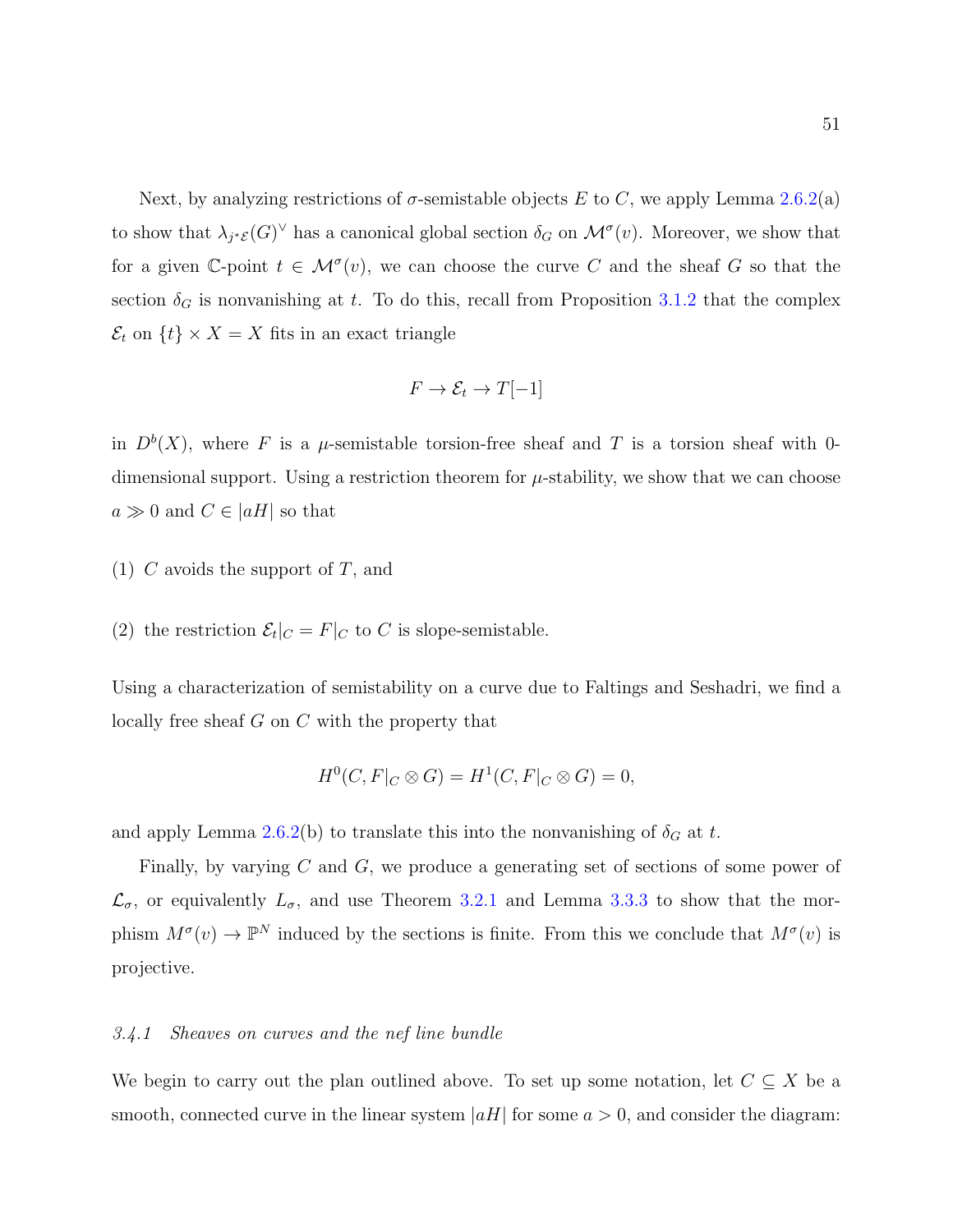Next, by analyzing restrictions of $\sigma$-semistable objects $E$ to $C$, we apply Lemma 2.6.2(a) to show that $\lambda_{j^*\mathcal{E}}(G)^\vee$ has a canonical global section $\delta_G$ on $\mathcal{M}^\sigma(v)$. Moreover, we show that for a given $\mathbb{C}$-point $t \in \mathcal{M}^\sigma(v)$, we can choose the curve $C$ and the sheaf $G$ so that the section $\delta_G$ is nonvanishing at $t$. To do this, recall from Proposition 3.1.2 that the complex $\mathcal{E}_t$ on $\{t\} \times X = X$ fits in an exact triangle

$$F \to \mathcal{E}_t \to T[-1]$$

in $D^b(X)$, where $F$ is a $\mu$-semistable torsion-free sheaf and $T$ is a torsion sheaf with 0-dimensional support. Using a restriction theorem for $\mu$-stability, we show that we can choose $a \gg 0$ and $C \in |aH|$ so that

(1) $C$ avoids the support of $T$, and

(2) the restriction $\mathcal{E}_t|_C = F|_C$ to $C$ is slope-semistable.

Using a characterization of semistability on a curve due to Faltings and Seshadri, we find a locally free sheaf $G$ on $C$ with the property that

$$H^0(C, F|_C \otimes G) = H^1(C, F|_C \otimes G) = 0,$$

and apply Lemma 2.6.2(b) to translate this into the nonvanishing of $\delta_G$ at $t$.

Finally, by varying $C$ and $G$, we produce a generating set of sections of some power of $\mathcal{L}_\sigma$, or equivalently $L_\sigma$, and use Theorem 3.2.1 and Lemma 3.3.3 to show that the morphism $M^\sigma(v) \to \mathbb{P}^N$ induced by the sections is finite. From this we conclude that $M^\sigma(v)$ is projective.

### *3.4.1 Sheaves on curves and the nef line bundle*

We begin to carry out the plan outlined above. To set up some notation, let $C \subseteq X$ be a smooth, connected curve in the linear system $|aH|$ for some $a > 0$, and consider the diagram: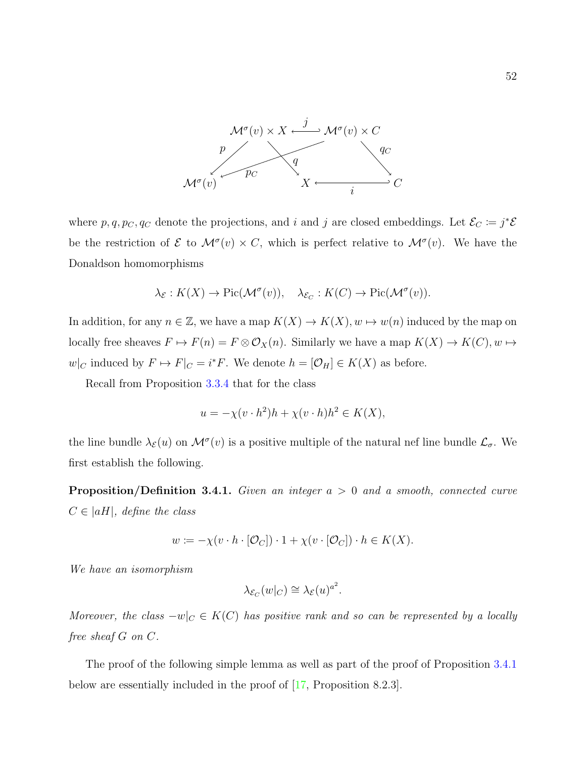$$\begin{array}{ccccc}
\mathcal{M}^\sigma(v) \times X & \xleftarrow{\;j\;} & \mathcal{M}^\sigma(v) \times C & & \\
p \swarrow \quad \searrow q & & \swarrow p_C \quad \searrow q_C & & \\
\mathcal{M}^\sigma(v) & & X & \xleftarrow{\;i\;} & C
\end{array}$$

where $p, q, p_C, q_C$ denote the projections, and $i$ and $j$ are closed embeddings. Let $\mathcal{E}_C \coloneqq j^*\mathcal{E}$ be the restriction of $\mathcal{E}$ to $\mathcal{M}^\sigma(v) \times C$, which is perfect relative to $\mathcal{M}^\sigma(v)$. We have the Donaldson homomorphisms

$$\lambda_{\mathcal{E}} : K(X) \to \operatorname{Pic}(\mathcal{M}^\sigma(v)), \quad \lambda_{\mathcal{E}_C} : K(C) \to \operatorname{Pic}(\mathcal{M}^\sigma(v)).$$

In addition, for any $n \in \mathbb{Z}$, we have a map $K(X) \to K(X), w \mapsto w(n)$ induced by the map on locally free sheaves $F \mapsto F(n) = F \otimes \mathcal{O}_X(n)$. Similarly we have a map $K(X) \to K(C), w \mapsto w|_C$ induced by $F \mapsto F|_C = i^*F$. We denote $h = [\mathcal{O}_H] \in K(X)$ as before.

Recall from Proposition 3.3.4 that for the class

$$u = -\chi(v \cdot h^2)h + \chi(v \cdot h)h^2 \in K(X),$$

the line bundle $\lambda_{\mathcal{E}}(u)$ on $\mathcal{M}^\sigma(v)$ is a positive multiple of the natural nef line bundle $\mathcal{L}_\sigma$. We first establish the following.

**Proposition/Definition 3.4.1.** *Given an integer $a > 0$ and a smooth, connected curve $C \in |aH|$, define the class*

$$w \coloneqq -\chi(v \cdot h \cdot [\mathcal{O}_C]) \cdot 1 + \chi(v \cdot [\mathcal{O}_C]) \cdot h \in K(X).$$

*We have an isomorphism*

$$\lambda_{\mathcal{E}_C}(w|_C) \cong \lambda_{\mathcal{E}}(u)^{a^2}.$$

*Moreover, the class $-w|_C \in K(C)$ has positive rank and so can be represented by a locally free sheaf $G$ on $C$.*

The proof of the following simple lemma as well as part of the proof of Proposition 3.4.1 below are essentially included in the proof of [17, Proposition 8.2.3].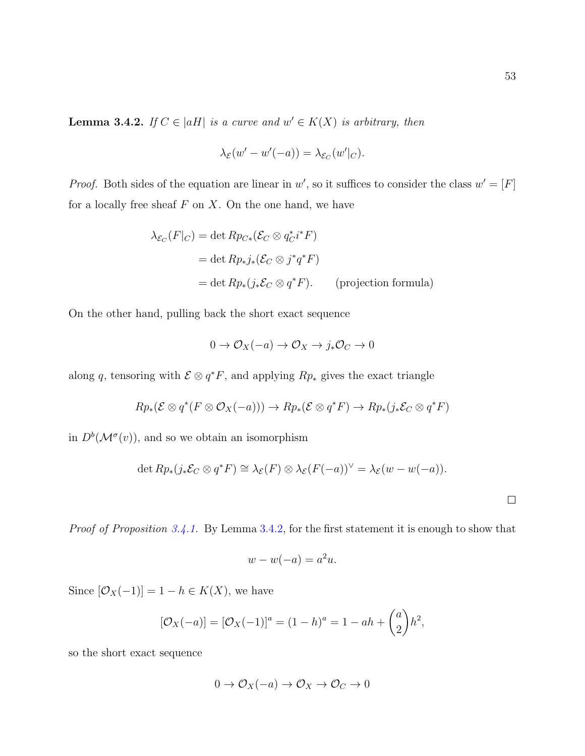**Lemma 3.4.2.** *If $C \in |aH|$ is a curve and $w' \in K(X)$ is arbitrary, then*

$$\lambda_{\mathcal{E}}(w' - w'(-a)) = \lambda_{\mathcal{E}_C}(w'|_C).$$

*Proof.* Both sides of the equation are linear in $w'$, so it suffices to consider the class $w' = [F]$ for a locally free sheaf $F$ on $X$. On the one hand, we have

$$\begin{aligned}
\lambda_{\mathcal{E}_C}(F|_C) &= \det Rp_{C*}(\mathcal{E}_C \otimes q_C^* i^* F) \\
&= \det Rp_* j_*(\mathcal{E}_C \otimes j^* q^* F) \\
&= \det Rp_*(j_*\mathcal{E}_C \otimes q^* F). \qquad \text{(projection formula)}
\end{aligned}$$

On the other hand, pulling back the short exact sequence

$$0 \to \mathcal{O}_X(-a) \to \mathcal{O}_X \to j_*\mathcal{O}_C \to 0$$

along $q$, tensoring with $\mathcal{E} \otimes q^*F$, and applying $Rp_*$ gives the exact triangle

$$Rp_*(\mathcal{E} \otimes q^*(F \otimes \mathcal{O}_X(-a))) \to Rp_*(\mathcal{E} \otimes q^*F) \to Rp_*(j_*\mathcal{E}_C \otimes q^*F)$$

in $D^b(\mathcal{M}^\sigma(v))$, and so we obtain an isomorphism

$$\det Rp_*(j_*\mathcal{E}_C \otimes q^*F) \cong \lambda_{\mathcal{E}}(F) \otimes \lambda_{\mathcal{E}}(F(-a))^\vee = \lambda_{\mathcal{E}}(w - w(-a)).$$

$\square$

*Proof of Proposition 3.4.1.* By Lemma 3.4.2, for the first statement it is enough to show that

$$w - w(-a) = a^2 u.$$

Since $[\mathcal{O}_X(-1)] = 1 - h \in K(X)$, we have

$$[\mathcal{O}_X(-a)] = [\mathcal{O}_X(-1)]^a = (1-h)^a = 1 - ah + \binom{a}{2}h^2,$$

so the short exact sequence

$$0 \to \mathcal{O}_X(-a) \to \mathcal{O}_X \to \mathcal{O}_C \to 0$$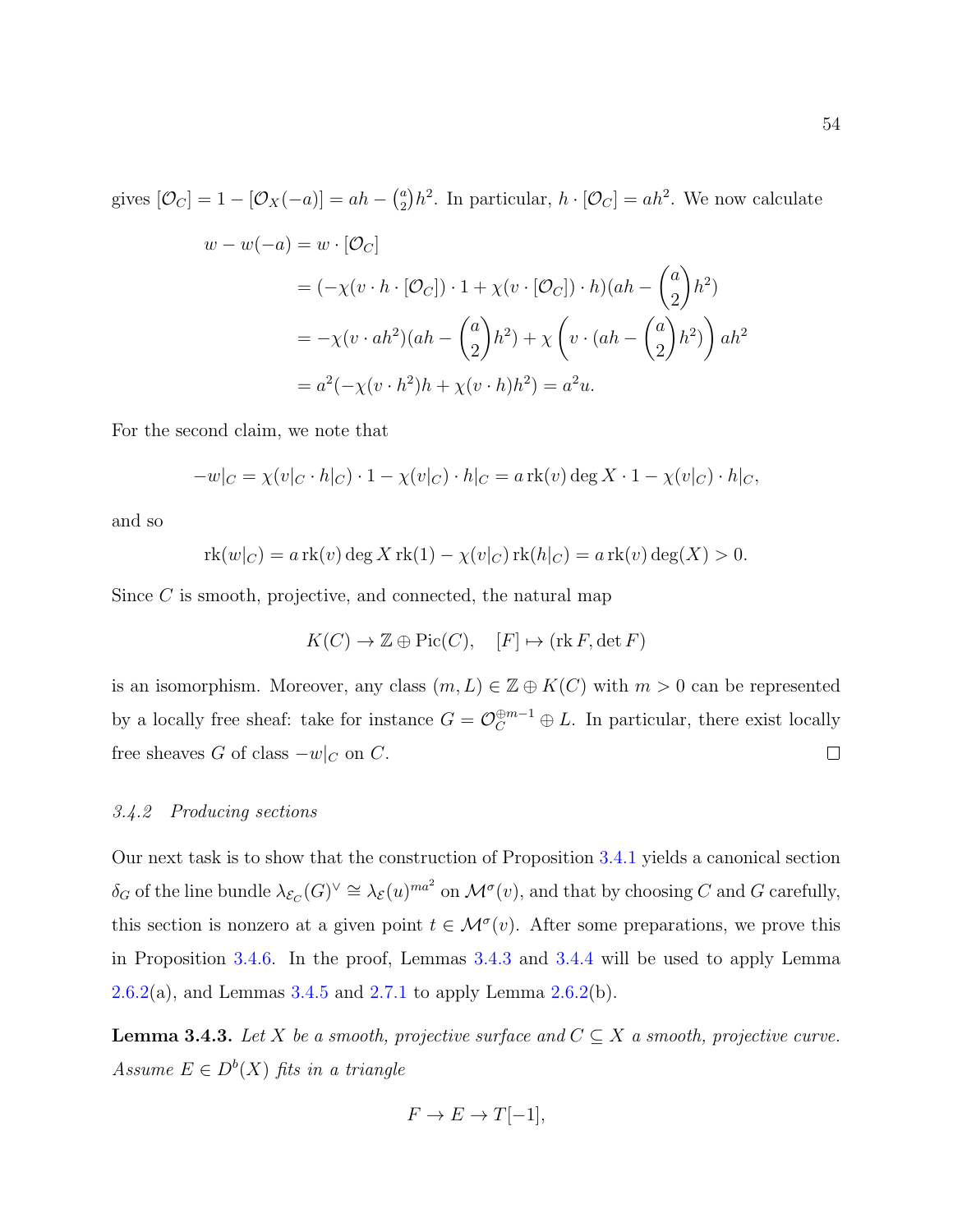gives $[\mathcal{O}_C] = 1 - [\mathcal{O}_X(-a)] = ah - \binom{a}{2}h^2$. In particular, $h \cdot [\mathcal{O}_C] = ah^2$. We now calculate

$$
\begin{aligned}
w - w(-a) &= w \cdot [\mathcal{O}_C] \\
&= (-\chi(v \cdot h \cdot [\mathcal{O}_C]) \cdot 1 + \chi(v \cdot [\mathcal{O}_C]) \cdot h)(ah - \binom{a}{2}h^2) \\
&= -\chi(v \cdot ah^2)(ah - \binom{a}{2}h^2) + \chi\left(v \cdot (ah - \binom{a}{2}h^2)\right) ah^2 \\
&= a^2(-\chi(v \cdot h^2)h + \chi(v \cdot h)h^2) = a^2 u.
\end{aligned}
$$

For the second claim, we note that

$$
-w|_C = \chi(v|_C \cdot h|_C) \cdot 1 - \chi(v|_C) \cdot h|_C = a \operatorname{rk}(v) \deg X \cdot 1 - \chi(v|_C) \cdot h|_C,
$$

and so

$$
\operatorname{rk}(w|_C) = a \operatorname{rk}(v) \deg X \operatorname{rk}(1) - \chi(v|_C) \operatorname{rk}(h|_C) = a \operatorname{rk}(v) \deg(X) > 0.
$$

Since $C$ is smooth, projective, and connected, the natural map

$$
K(C) \to \mathbb{Z} \oplus \operatorname{Pic}(C), \quad [F] \mapsto (\operatorname{rk} F, \det F)
$$

is an isomorphism. Moreover, any class $(m, L) \in \mathbb{Z} \oplus K(C)$ with $m > 0$ can be represented by a locally free sheaf: take for instance $G = \mathcal{O}_C^{\oplus m-1} \oplus L$. In particular, there exist locally free sheaves $G$ of class $-w|_C$ on $C$. $\square$

### *3.4.2 Producing sections*

Our next task is to show that the construction of Proposition 3.4.1 yields a canonical section $\delta_G$ of the line bundle $\lambda_{\mathcal{E}_C}(G)^\vee \cong \lambda_{\mathcal{E}}(u)^{ma^2}$ on $\mathcal{M}^\sigma(v)$, and that by choosing $C$ and $G$ carefully, this section is nonzero at a given point $t \in \mathcal{M}^\sigma(v)$. After some preparations, we prove this in Proposition 3.4.6. In the proof, Lemmas 3.4.3 and 3.4.4 will be used to apply Lemma 2.6.2(a), and Lemmas 3.4.5 and 2.7.1 to apply Lemma 2.6.2(b).

**Lemma 3.4.3.** *Let $X$ be a smooth, projective surface and $C \subseteq X$ a smooth, projective curve. Assume $E \in D^b(X)$ fits in a triangle*

$$
F \to E \to T[-1],
$$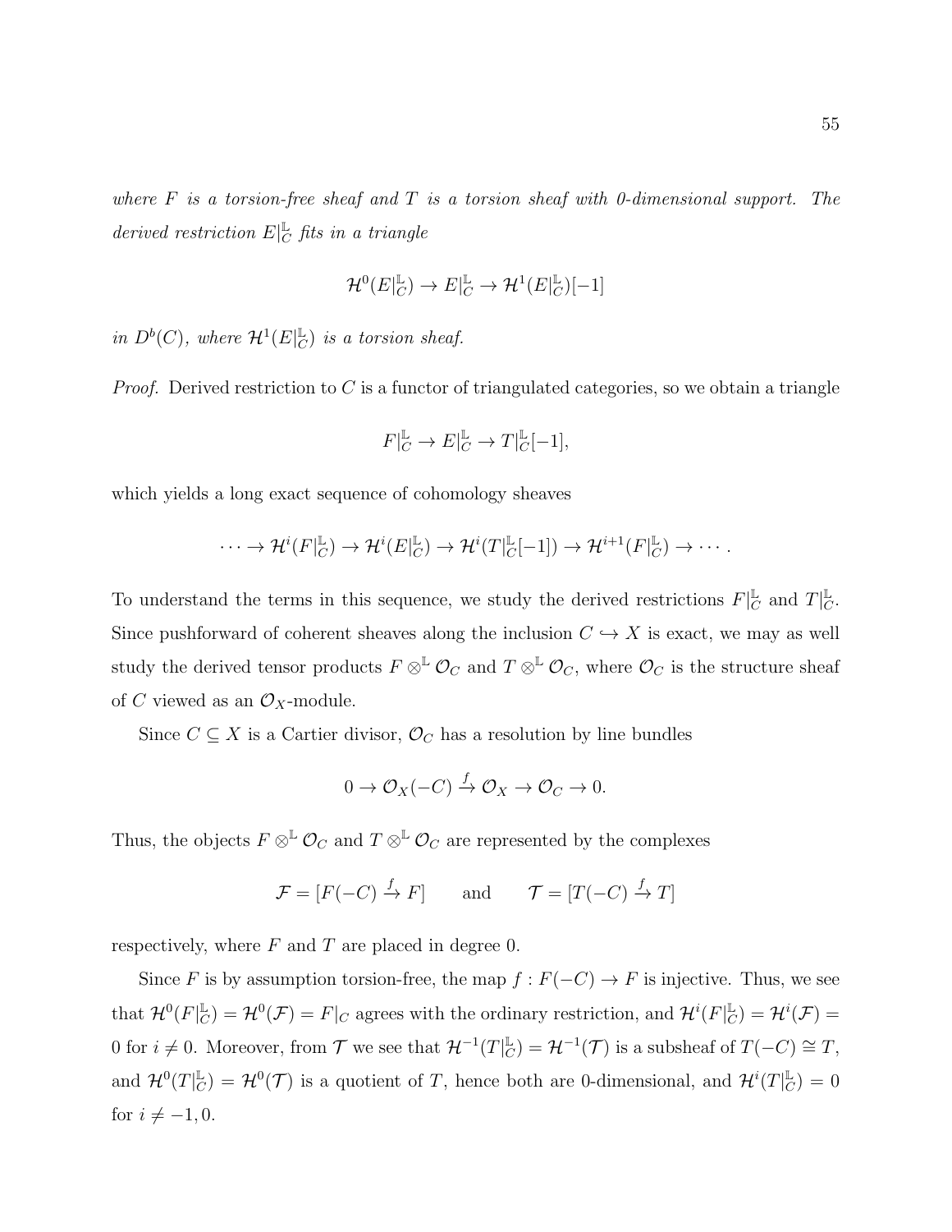*where $F$ is a torsion-free sheaf and $T$ is a torsion sheaf with 0-dimensional support. The derived restriction $E|_C^{\mathbb{L}}$ fits in a triangle*

$$\mathcal{H}^0(E|_C^{\mathbb{L}}) \to E|_C^{\mathbb{L}} \to \mathcal{H}^1(E|_C^{\mathbb{L}})[-1]$$

*in $D^b(C)$, where $\mathcal{H}^1(E|_C^{\mathbb{L}})$ is a torsion sheaf.*

*Proof.* Derived restriction to $C$ is a functor of triangulated categories, so we obtain a triangle

$$F|_C^{\mathbb{L}} \to E|_C^{\mathbb{L}} \to T|_C^{\mathbb{L}}[-1],$$

which yields a long exact sequence of cohomology sheaves

$$\cdots \to \mathcal{H}^i(F|_C^{\mathbb{L}}) \to \mathcal{H}^i(E|_C^{\mathbb{L}}) \to \mathcal{H}^i(T|_C^{\mathbb{L}}[-1]) \to \mathcal{H}^{i+1}(F|_C^{\mathbb{L}}) \to \cdots.$$

To understand the terms in this sequence, we study the derived restrictions $F|_C^{\mathbb{L}}$ and $T|_C^{\mathbb{L}}$. Since pushforward of coherent sheaves along the inclusion $C \hookrightarrow X$ is exact, we may as well study the derived tensor products $F \otimes^{\mathbb{L}} \mathcal{O}_C$ and $T \otimes^{\mathbb{L}} \mathcal{O}_C$, where $\mathcal{O}_C$ is the structure sheaf of $C$ viewed as an $\mathcal{O}_X$-module.

Since $C \subseteq X$ is a Cartier divisor, $\mathcal{O}_C$ has a resolution by line bundles

$$0 \to \mathcal{O}_X(-C) \xrightarrow{f} \mathcal{O}_X \to \mathcal{O}_C \to 0.$$

Thus, the objects $F \otimes^{\mathbb{L}} \mathcal{O}_C$ and $T \otimes^{\mathbb{L}} \mathcal{O}_C$ are represented by the complexes

$$\mathcal{F} = [F(-C) \xrightarrow{f} F] \qquad \text{and} \qquad \mathcal{T} = [T(-C) \xrightarrow{f} T]$$

respectively, where $F$ and $T$ are placed in degree 0.

Since $F$ is by assumption torsion-free, the map $f : F(-C) \to F$ is injective. Thus, we see that $\mathcal{H}^0(F|_C^{\mathbb{L}}) = \mathcal{H}^0(\mathcal{F}) = F|_C$ agrees with the ordinary restriction, and $\mathcal{H}^i(F|_C^{\mathbb{L}}) = \mathcal{H}^i(\mathcal{F}) = 0$ for $i \neq 0$. Moreover, from $\mathcal{T}$ we see that $\mathcal{H}^{-1}(T|_C^{\mathbb{L}}) = \mathcal{H}^{-1}(\mathcal{T})$ is a subsheaf of $T(-C) \cong T$, and $\mathcal{H}^0(T|_C^{\mathbb{L}}) = \mathcal{H}^0(\mathcal{T})$ is a quotient of $T$, hence both are 0-dimensional, and $\mathcal{H}^i(T|_C^{\mathbb{L}}) = 0$ for $i \neq -1, 0$.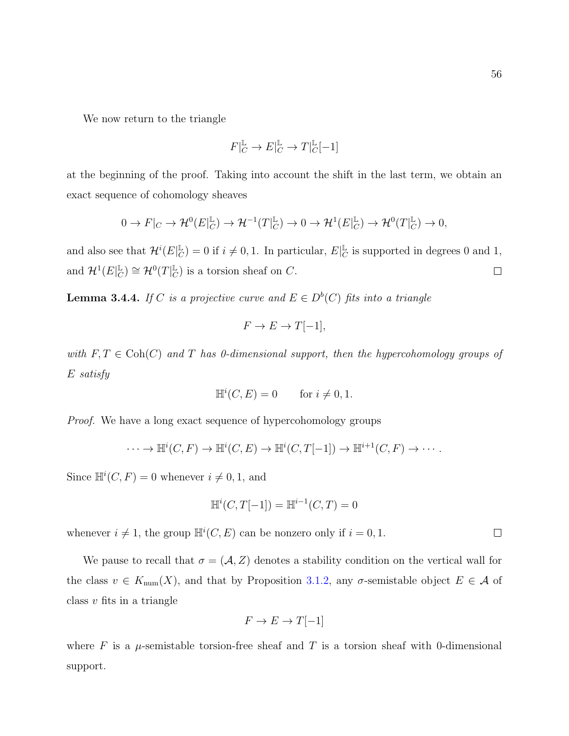We now return to the triangle

$$F|_C^{\mathbb{L}} \to E|_C^{\mathbb{L}} \to T|_C^{\mathbb{L}}[-1]$$

at the beginning of the proof. Taking into account the shift in the last term, we obtain an exact sequence of cohomology sheaves

$$0 \to F|_C \to \mathcal{H}^0(E|_C^{\mathbb{L}}) \to \mathcal{H}^{-1}(T|_C^{\mathbb{L}}) \to 0 \to \mathcal{H}^1(E|_C^{\mathbb{L}}) \to \mathcal{H}^0(T|_C^{\mathbb{L}}) \to 0,$$

and also see that $\mathcal{H}^i(E|_C^{\mathbb{L}}) = 0$ if $i \neq 0, 1$. In particular, $E|_C^{\mathbb{L}}$ is supported in degrees 0 and 1, and $\mathcal{H}^1(E|_C^{\mathbb{L}}) \cong \mathcal{H}^0(T|_C^{\mathbb{L}})$ is a torsion sheaf on $C$. ☐

**Lemma 3.4.4.** *If $C$ is a projective curve and $E \in D^b(C)$ fits into a triangle*

$$F \to E \to T[-1],$$

*with $F, T \in \mathrm{Coh}(C)$ and $T$ has 0-dimensional support, then the hypercohomology groups of $E$ satisfy*

$$\mathbb{H}^i(C, E) = 0 \qquad \text{for } i \neq 0, 1.$$

*Proof.* We have a long exact sequence of hypercohomology groups

$$\cdots \to \mathbb{H}^i(C, F) \to \mathbb{H}^i(C, E) \to \mathbb{H}^i(C, T[-1]) \to \mathbb{H}^{i+1}(C, F) \to \cdots.$$

Since $\mathbb{H}^i(C, F) = 0$ whenever $i \neq 0, 1$, and

$$\mathbb{H}^i(C, T[-1]) = \mathbb{H}^{i-1}(C, T) = 0$$

whenever $i \neq 1$, the group $\mathbb{H}^i(C, E)$ can be nonzero only if $i = 0, 1$. ☐

We pause to recall that $\sigma = (\mathcal{A}, Z)$ denotes a stability condition on the vertical wall for the class $v \in K_{\mathrm{num}}(X)$, and that by Proposition 3.1.2, any $\sigma$-semistable object $E \in \mathcal{A}$ of class $v$ fits in a triangle

$$F \to E \to T[-1]$$

where $F$ is a $\mu$-semistable torsion-free sheaf and $T$ is a torsion sheaf with 0-dimensional support.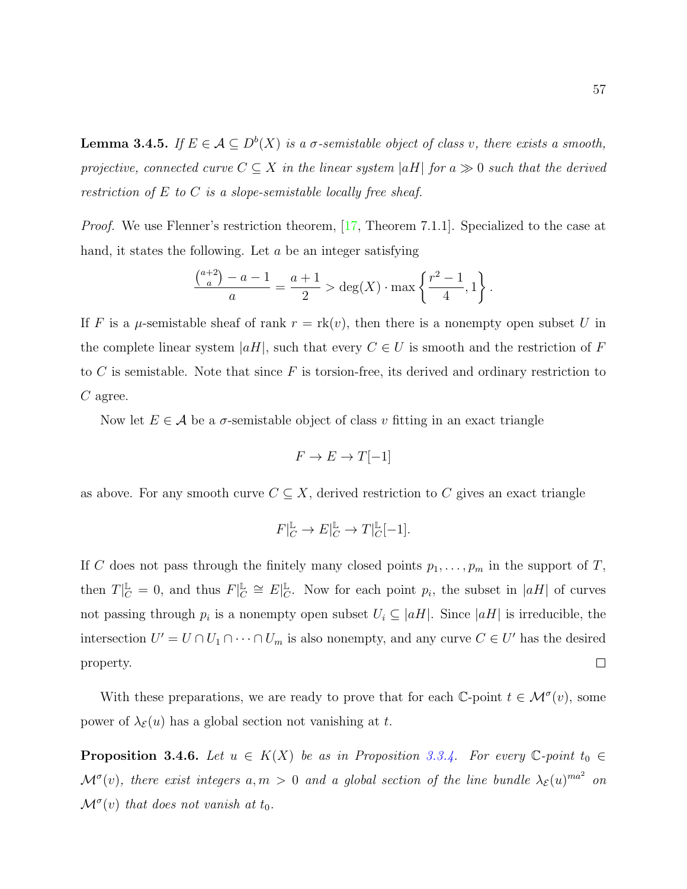**Lemma 3.4.5.** *If $E \in \mathcal{A} \subseteq D^b(X)$ is a $\sigma$-semistable object of class $v$, there exists a smooth, projective, connected curve $C \subseteq X$ in the linear system $|aH|$ for $a \gg 0$ such that the derived restriction of $E$ to $C$ is a slope-semistable locally free sheaf.*

*Proof.* We use Flenner's restriction theorem, [17, Theorem 7.1.1]. Specialized to the case at hand, it states the following. Let $a$ be an integer satisfying

$$\frac{\binom{a+2}{a} - a - 1}{a} = \frac{a+1}{2} > \deg(X) \cdot \max\left\{\frac{r^2-1}{4}, 1\right\}.$$

If $F$ is a $\mu$-semistable sheaf of rank $r = \mathrm{rk}(v)$, then there is a nonempty open subset $U$ in the complete linear system $|aH|$, such that every $C \in U$ is smooth and the restriction of $F$ to $C$ is semistable. Note that since $F$ is torsion-free, its derived and ordinary restriction to $C$ agree.

Now let $E \in \mathcal{A}$ be a $\sigma$-semistable object of class $v$ fitting in an exact triangle

$$F \to E \to T[-1]$$

as above. For any smooth curve $C \subseteq X$, derived restriction to $C$ gives an exact triangle

$$F|_C^{\mathbb{L}} \to E|_C^{\mathbb{L}} \to T|_C^{\mathbb{L}}[-1].$$

If $C$ does not pass through the finitely many closed points $p_1, \ldots, p_m$ in the support of $T$, then $T|_C^{\mathbb{L}} = 0$, and thus $F|_C^{\mathbb{L}} \cong E|_C^{\mathbb{L}}$. Now for each point $p_i$, the subset in $|aH|$ of curves not passing through $p_i$ is a nonempty open subset $U_i \subseteq |aH|$. Since $|aH|$ is irreducible, the intersection $U' = U \cap U_1 \cap \cdots \cap U_m$ is also nonempty, and any curve $C \in U'$ has the desired property. $\square$

With these preparations, we are ready to prove that for each $\mathbb{C}$-point $t \in \mathcal{M}^\sigma(v)$, some power of $\lambda_{\mathcal{E}}(u)$ has a global section not vanishing at $t$.

**Proposition 3.4.6.** *Let $u \in K(X)$ be as in Proposition 3.3.4. For every $\mathbb{C}$-point $t_0 \in \mathcal{M}^\sigma(v)$, there exist integers $a, m > 0$ and a global section of the line bundle $\lambda_{\mathcal{E}}(u)^{ma^2}$ on $\mathcal{M}^\sigma(v)$ that does not vanish at $t_0$.*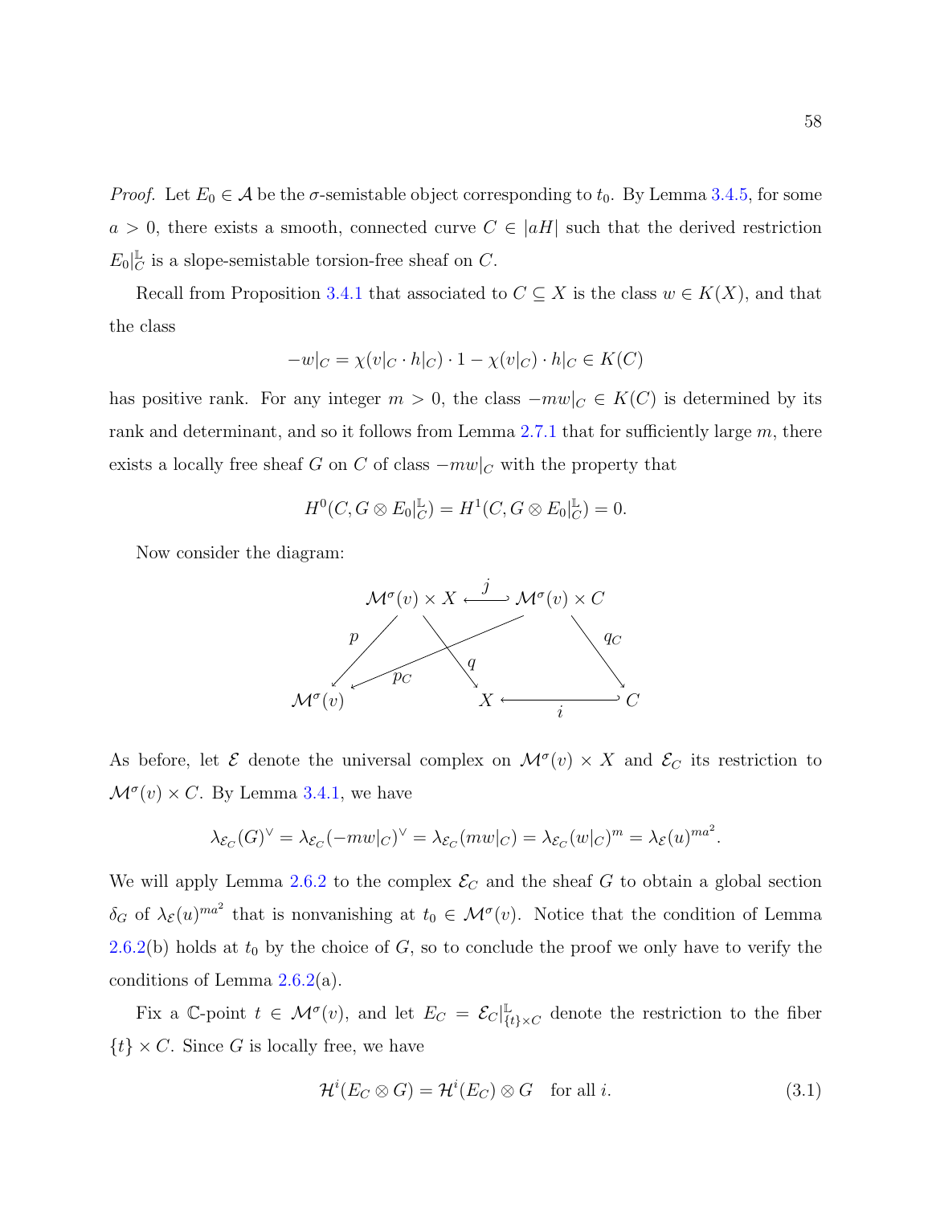*Proof.* Let $E_0 \in \mathcal{A}$ be the $\sigma$-semistable object corresponding to $t_0$. By Lemma 3.4.5, for some $a > 0$, there exists a smooth, connected curve $C \in |aH|$ such that the derived restriction $E_0|_C^{\mathbb{L}}$ is a slope-semistable torsion-free sheaf on $C$.

Recall from Proposition 3.4.1 that associated to $C \subseteq X$ is the class $w \in K(X)$, and that the class

$$-w|_C = \chi(v|_C \cdot h|_C) \cdot 1 - \chi(v|_C) \cdot h|_C \in K(C)$$

has positive rank. For any integer $m > 0$, the class $-mw|_C \in K(C)$ is determined by its rank and determinant, and so it follows from Lemma 2.7.1 that for sufficiently large $m$, there exists a locally free sheaf $G$ on $C$ of class $-mw|_C$ with the property that

$$H^0(C, G \otimes E_0|_C^{\mathbb{L}}) = H^1(C, G \otimes E_0|_C^{\mathbb{L}}) = 0.$$

Now consider the diagram:

$$\begin{array}{ccccc}
\mathcal{M}^\sigma(v) \times X & \overset{j}{\hookleftarrow} & \mathcal{M}^\sigma(v) \times C & & \\
p \swarrow \quad \searrow q & & p_C \swarrow \quad \searrow q_C & & \\
\mathcal{M}^\sigma(v) & & X \overset{i}{\hookleftarrow} C & &
\end{array}$$

As before, let $\mathcal{E}$ denote the universal complex on $\mathcal{M}^\sigma(v) \times X$ and $\mathcal{E}_C$ its restriction to $\mathcal{M}^\sigma(v) \times C$. By Lemma 3.4.1, we have

$$\lambda_{\mathcal{E}_C}(G)^\vee = \lambda_{\mathcal{E}_C}(-mw|_C)^\vee = \lambda_{\mathcal{E}_C}(mw|_C) = \lambda_{\mathcal{E}_C}(w|_C)^m = \lambda_{\mathcal{E}}(u)^{ma^2}.$$

We will apply Lemma 2.6.2 to the complex $\mathcal{E}_C$ and the sheaf $G$ to obtain a global section $\delta_G$ of $\lambda_{\mathcal{E}}(u)^{ma^2}$ that is nonvanishing at $t_0 \in \mathcal{M}^\sigma(v)$. Notice that the condition of Lemma 2.6.2(b) holds at $t_0$ by the choice of $G$, so to conclude the proof we only have to verify the conditions of Lemma 2.6.2(a).

Fix a $\mathbb{C}$-point $t \in \mathcal{M}^\sigma(v)$, and let $E_C = \mathcal{E}_C|_{\{t\} \times C}^{\mathbb{L}}$ denote the restriction to the fiber $\{t\} \times C$. Since $G$ is locally free, we have

$$\mathcal{H}^i(E_C \otimes G) = \mathcal{H}^i(E_C) \otimes G \quad \text{for all } i. \tag{3.1}$$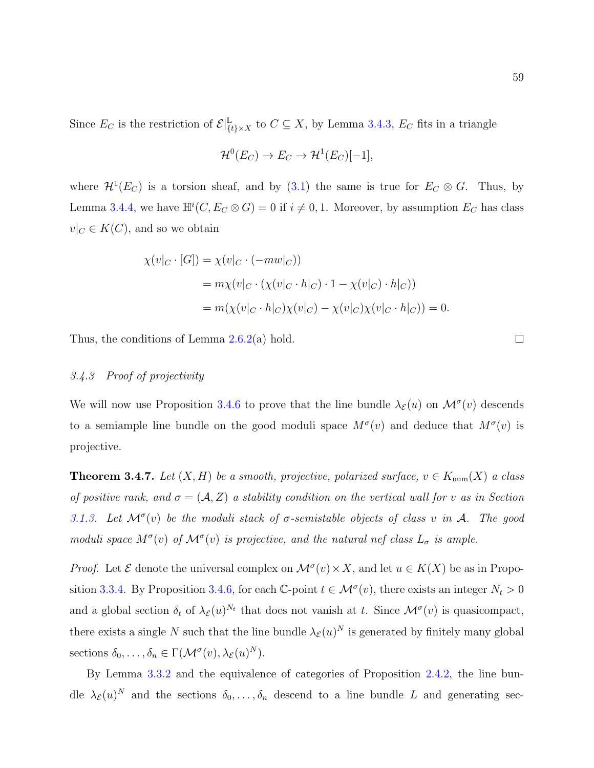Since $E_C$ is the restriction of $\mathcal{E}|^{\mathbb{L}}_{\{t\}\times X}$ to $C \subseteq X$, by Lemma 3.4.3, $E_C$ fits in a triangle

$$\mathcal{H}^0(E_C) \to E_C \to \mathcal{H}^1(E_C)[-1],$$

where $\mathcal{H}^1(E_C)$ is a torsion sheaf, and by (3.1) the same is true for $E_C \otimes G$. Thus, by Lemma 3.4.4, we have $\mathbb{H}^i(C, E_C \otimes G) = 0$ if $i \neq 0, 1$. Moreover, by assumption $E_C$ has class $v|_C \in K(C)$, and so we obtain

$$\begin{aligned}
\chi(v|_C \cdot [G]) &= \chi(v|_C \cdot (-mw|_C)) \\
&= m\chi(v|_C \cdot (\chi(v|_C \cdot h|_C) \cdot 1 - \chi(v|_C) \cdot h|_C)) \\
&= m(\chi(v|_C \cdot h|_C)\chi(v|_C) - \chi(v|_C)\chi(v|_C \cdot h|_C)) = 0.
\end{aligned}$$

Thus, the conditions of Lemma 2.6.2(a) hold. □

### *3.4.3 Proof of projectivity*

We will now use Proposition 3.4.6 to prove that the line bundle $\lambda_{\mathcal{E}}(u)$ on $\mathcal{M}^\sigma(v)$ descends to a semiample line bundle on the good moduli space $M^\sigma(v)$ and deduce that $M^\sigma(v)$ is projective.

**Theorem 3.4.7.** *Let $(X, H)$ be a smooth, projective, polarized surface, $v \in K_{\text{num}}(X)$ a class of positive rank, and $\sigma = (\mathcal{A}, Z)$ a stability condition on the vertical wall for $v$ as in Section 3.1.3. Let $\mathcal{M}^\sigma(v)$ be the moduli stack of $\sigma$-semistable objects of class $v$ in $\mathcal{A}$. The good moduli space $M^\sigma(v)$ of $\mathcal{M}^\sigma(v)$ is projective, and the natural nef class $L_\sigma$ is ample.*

*Proof.* Let $\mathcal{E}$ denote the universal complex on $\mathcal{M}^\sigma(v) \times X$, and let $u \in K(X)$ be as in Proposition 3.3.4. By Proposition 3.4.6, for each $\mathbb{C}$-point $t \in \mathcal{M}^\sigma(v)$, there exists an integer $N_t > 0$ and a global section $\delta_t$ of $\lambda_{\mathcal{E}}(u)^{N_t}$ that does not vanish at $t$. Since $\mathcal{M}^\sigma(v)$ is quasicompact, there exists a single $N$ such that the line bundle $\lambda_{\mathcal{E}}(u)^N$ is generated by finitely many global sections $\delta_0, \ldots, \delta_n \in \Gamma(\mathcal{M}^\sigma(v), \lambda_{\mathcal{E}}(u)^N)$.

By Lemma 3.3.2 and the equivalence of categories of Proposition 2.4.2, the line bundle $\lambda_{\mathcal{E}}(u)^N$ and the sections $\delta_0, \ldots, \delta_n$ descend to a line bundle $L$ and generating sec-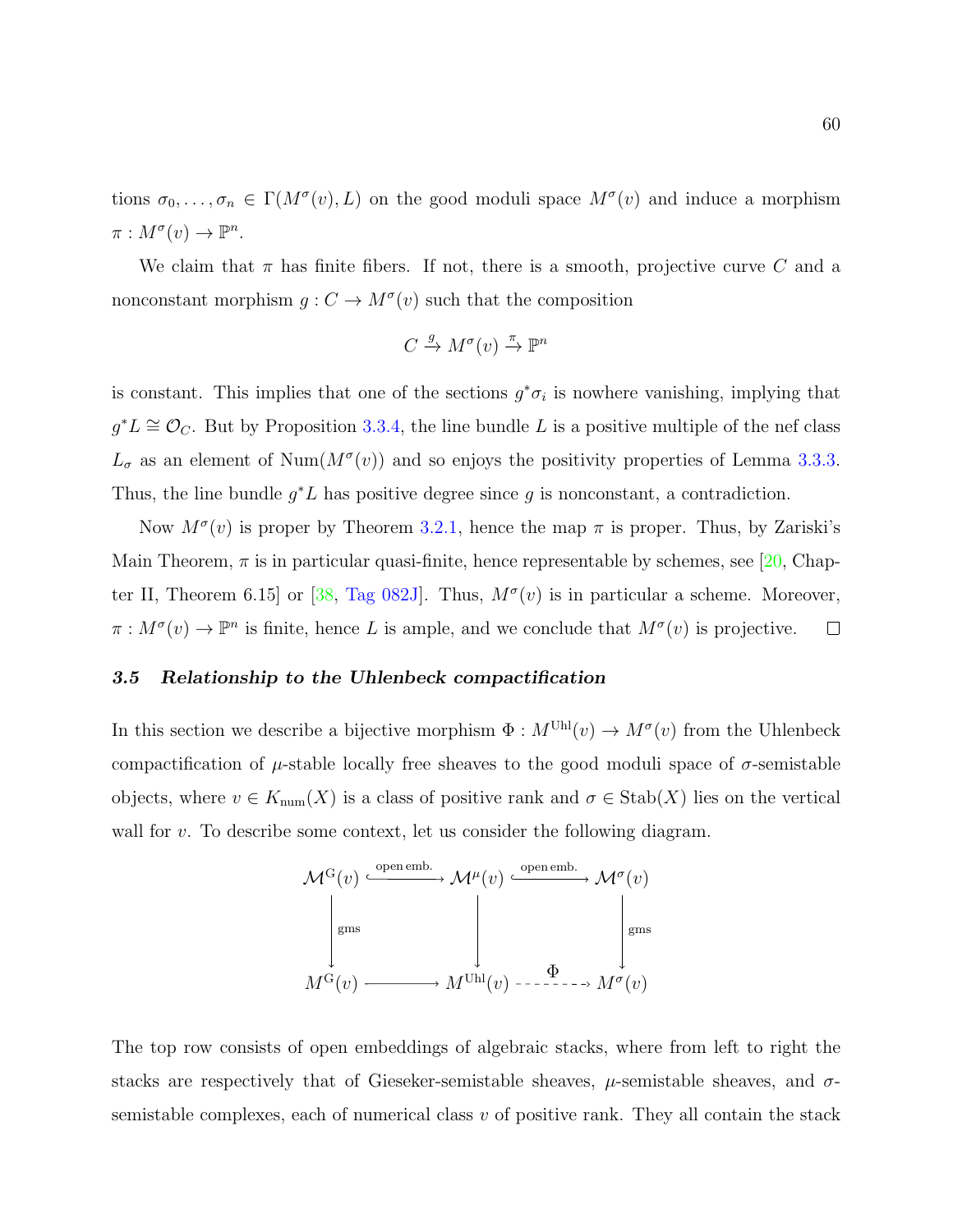tions $\sigma_0, \ldots, \sigma_n \in \Gamma(M^\sigma(v), L)$ on the good moduli space $M^\sigma(v)$ and induce a morphism $\pi : M^\sigma(v) \to \mathbb{P}^n$.

We claim that $\pi$ has finite fibers. If not, there is a smooth, projective curve $C$ and a nonconstant morphism $g : C \to M^\sigma(v)$ such that the composition

$$C \xrightarrow{g} M^\sigma(v) \xrightarrow{\pi} \mathbb{P}^n$$

is constant. This implies that one of the sections $g^*\sigma_i$ is nowhere vanishing, implying that $g^*L \cong \mathcal{O}_C$. But by Proposition 3.3.4, the line bundle $L$ is a positive multiple of the nef class $L_\sigma$ as an element of $\mathrm{Num}(M^\sigma(v))$ and so enjoys the positivity properties of Lemma 3.3.3. Thus, the line bundle $g^*L$ has positive degree since $g$ is nonconstant, a contradiction.

Now $M^\sigma(v)$ is proper by Theorem 3.2.1, hence the map $\pi$ is proper. Thus, by Zariski's Main Theorem, $\pi$ is in particular quasi-finite, hence representable by schemes, see [20, Chapter II, Theorem 6.15] or [38, Tag 082J]. Thus, $M^\sigma(v)$ is in particular a scheme. Moreover, $\pi : M^\sigma(v) \to \mathbb{P}^n$ is finite, hence $L$ is ample, and we conclude that $M^\sigma(v)$ is projective. □

### 3.5 *Relationship to the Uhlenbeck compactification*

In this section we describe a bijective morphism $\Phi : M^{\mathrm{Uhl}}(v) \to M^\sigma(v)$ from the Uhlenbeck compactification of $\mu$-stable locally free sheaves to the good moduli space of $\sigma$-semistable objects, where $v \in K_{\mathrm{num}}(X)$ is a class of positive rank and $\sigma \in \mathrm{Stab}(X)$ lies on the vertical wall for $v$. To describe some context, let us consider the following diagram.

$$\begin{array}{ccccc}
\mathcal{M}^{\mathrm{G}}(v) & \xhookrightarrow{\text{open emb.}} & \mathcal{M}^{\mu}(v) & \xhookrightarrow{\text{open emb.}} & \mathcal{M}^{\sigma}(v) \\
\Big\downarrow{\scriptstyle \text{gms}} & & \Big\downarrow & & \Big\downarrow{\scriptstyle \text{gms}} \\
M^{\mathrm{G}}(v) & \longrightarrow & M^{\mathrm{Uhl}}(v) & \overset{\Phi}{\dashrightarrow} & M^{\sigma}(v)
\end{array}$$

The top row consists of open embeddings of algebraic stacks, where from left to right the stacks are respectively that of Gieseker-semistable sheaves, $\mu$-semistable sheaves, and $\sigma$-semistable complexes, each of numerical class $v$ of positive rank. They all contain the stack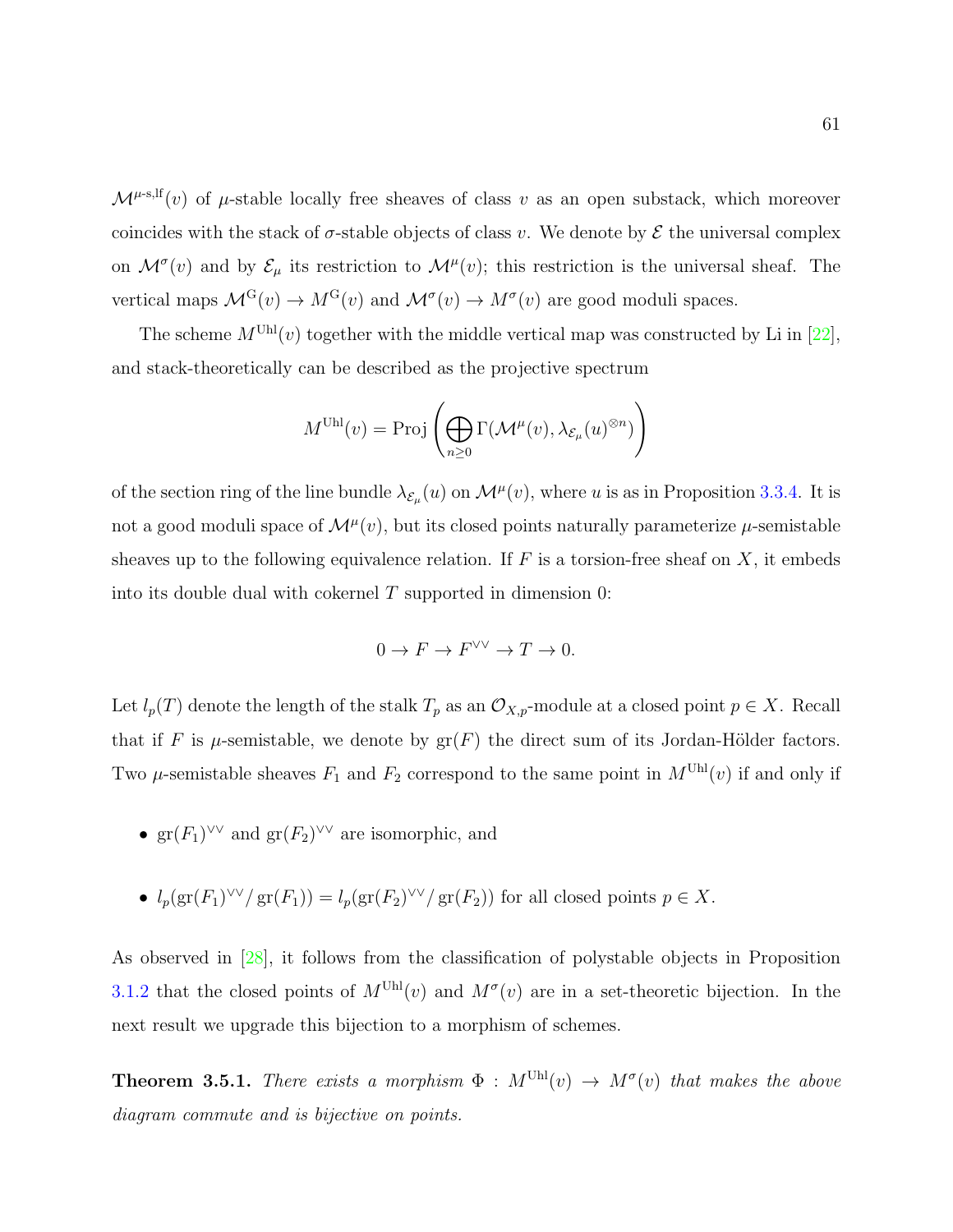$\mathcal{M}^{\mu\text{-s,lf}}(v)$ of $\mu$-stable locally free sheaves of class $v$ as an open substack, which moreover coincides with the stack of $\sigma$-stable objects of class $v$. We denote by $\mathcal{E}$ the universal complex on $\mathcal{M}^\sigma(v)$ and by $\mathcal{E}_\mu$ its restriction to $\mathcal{M}^\mu(v)$; this restriction is the universal sheaf. The vertical maps $\mathcal{M}^{\mathrm{G}}(v) \to M^{\mathrm{G}}(v)$ and $\mathcal{M}^\sigma(v) \to M^\sigma(v)$ are good moduli spaces.

The scheme $M^{\mathrm{Uhl}}(v)$ together with the middle vertical map was constructed by Li in [22], and stack-theoretically can be described as the projective spectrum

$$M^{\mathrm{Uhl}}(v) = \operatorname{Proj}\left(\bigoplus_{n\geq 0} \Gamma(\mathcal{M}^\mu(v), \lambda_{\mathcal{E}_\mu}(u)^{\otimes n})\right)$$

of the section ring of the line bundle $\lambda_{\mathcal{E}_\mu}(u)$ on $\mathcal{M}^\mu(v)$, where $u$ is as in Proposition 3.3.4. It is not a good moduli space of $\mathcal{M}^\mu(v)$, but its closed points naturally parameterize $\mu$-semistable sheaves up to the following equivalence relation. If $F$ is a torsion-free sheaf on $X$, it embeds into its double dual with cokernel $T$ supported in dimension 0:

$$0 \to F \to F^{\vee\vee} \to T \to 0.$$

Let $l_p(T)$ denote the length of the stalk $T_p$ as an $\mathcal{O}_{X,p}$-module at a closed point $p \in X$. Recall that if $F$ is $\mu$-semistable, we denote by $\mathrm{gr}(F)$ the direct sum of its Jordan-Hölder factors. Two $\mu$-semistable sheaves $F_1$ and $F_2$ correspond to the same point in $M^{\mathrm{Uhl}}(v)$ if and only if

- $\mathrm{gr}(F_1)^{\vee\vee}$ and $\mathrm{gr}(F_2)^{\vee\vee}$ are isomorphic, and
- $l_p(\mathrm{gr}(F_1)^{\vee\vee}/\,\mathrm{gr}(F_1)) = l_p(\mathrm{gr}(F_2)^{\vee\vee}/\,\mathrm{gr}(F_2))$ for all closed points $p \in X$.

As observed in [28], it follows from the classification of polystable objects in Proposition 3.1.2 that the closed points of $M^{\mathrm{Uhl}}(v)$ and $M^\sigma(v)$ are in a set-theoretic bijection. In the next result we upgrade this bijection to a morphism of schemes.

**Theorem 3.5.1.** *There exists a morphism $\Phi : M^{\mathrm{Uhl}}(v) \to M^\sigma(v)$ that makes the above diagram commute and is bijective on points.*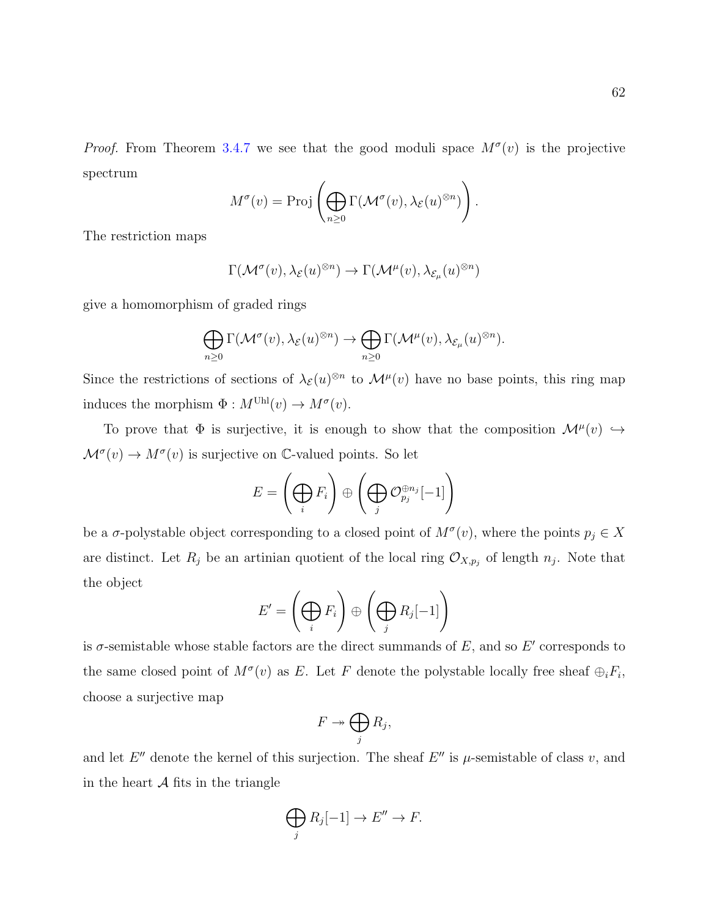*Proof.* From Theorem 3.4.7 we see that the good moduli space $M^\sigma(v)$ is the projective spectrum

$$M^\sigma(v) = \operatorname{Proj}\left(\bigoplus_{n\geq 0} \Gamma(\mathcal{M}^\sigma(v), \lambda_{\mathcal{E}}(u)^{\otimes n})\right).$$

The restriction maps

$$\Gamma(\mathcal{M}^\sigma(v), \lambda_{\mathcal{E}}(u)^{\otimes n}) \to \Gamma(\mathcal{M}^\mu(v), \lambda_{\mathcal{E}_\mu}(u)^{\otimes n})$$

give a homomorphism of graded rings

$$\bigoplus_{n\geq 0} \Gamma(\mathcal{M}^\sigma(v), \lambda_{\mathcal{E}}(u)^{\otimes n}) \to \bigoplus_{n\geq 0} \Gamma(\mathcal{M}^\mu(v), \lambda_{\mathcal{E}_\mu}(u)^{\otimes n}).$$

Since the restrictions of sections of $\lambda_{\mathcal{E}}(u)^{\otimes n}$ to $\mathcal{M}^\mu(v)$ have no base points, this ring map induces the morphism $\Phi : M^{\mathrm{Uhl}}(v) \to M^\sigma(v)$.

To prove that $\Phi$ is surjective, it is enough to show that the composition $\mathcal{M}^\mu(v) \hookrightarrow \mathcal{M}^\sigma(v) \to M^\sigma(v)$ is surjective on $\mathbb{C}$-valued points. So let

$$E = \left(\bigoplus_i F_i\right) \oplus \left(\bigoplus_j \mathcal{O}_{p_j}^{\oplus n_j}[-1]\right)$$

be a $\sigma$-polystable object corresponding to a closed point of $M^\sigma(v)$, where the points $p_j \in X$ are distinct. Let $R_j$ be an artinian quotient of the local ring $\mathcal{O}_{X,p_j}$ of length $n_j$. Note that the object

$$E' = \left(\bigoplus_i F_i\right) \oplus \left(\bigoplus_j R_j[-1]\right)$$

is $\sigma$-semistable whose stable factors are the direct summands of $E$, and so $E'$ corresponds to the same closed point of $M^\sigma(v)$ as $E$. Let $F$ denote the polystable locally free sheaf $\oplus_i F_i$, choose a surjective map

$$F \twoheadrightarrow \bigoplus_j R_j,$$

and let $E''$ denote the kernel of this surjection. The sheaf $E''$ is $\mu$-semistable of class $v$, and in the heart $\mathcal{A}$ fits in the triangle

$$\bigoplus_j R_j[-1] \to E'' \to F.$$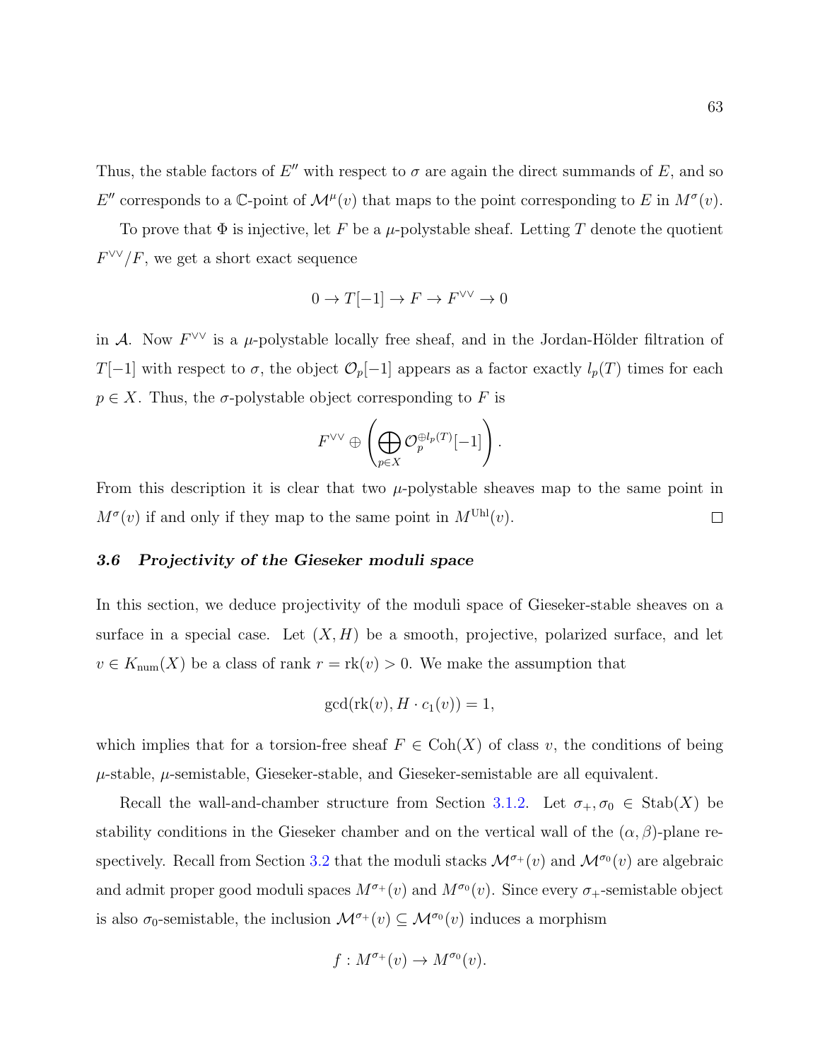Thus, the stable factors of $E''$ with respect to $\sigma$ are again the direct summands of $E$, and so $E''$ corresponds to a $\mathbb{C}$-point of $\mathcal{M}^{\mu}(v)$ that maps to the point corresponding to $E$ in $M^{\sigma}(v)$.

To prove that $\Phi$ is injective, let $F$ be a $\mu$-polystable sheaf. Letting $T$ denote the quotient $F^{\vee\vee}/F$, we get a short exact sequence

$$0 \to T[-1] \to F \to F^{\vee\vee} \to 0$$

in $\mathcal{A}$. Now $F^{\vee\vee}$ is a $\mu$-polystable locally free sheaf, and in the Jordan-Hölder filtration of $T[-1]$ with respect to $\sigma$, the object $\mathcal{O}_p[-1]$ appears as a factor exactly $l_p(T)$ times for each $p \in X$. Thus, the $\sigma$-polystable object corresponding to $F$ is

$$F^{\vee\vee} \oplus \left( \bigoplus_{p \in X} \mathcal{O}_p^{\oplus l_p(T)}[-1] \right).$$

From this description it is clear that two $\mu$-polystable sheaves map to the same point in $M^{\sigma}(v)$ if and only if they map to the same point in $M^{\mathrm{Uhl}}(v)$. $\square$

### 3.6 Projectivity of the Gieseker moduli space

In this section, we deduce projectivity of the moduli space of Gieseker-stable sheaves on a surface in a special case. Let $(X, H)$ be a smooth, projective, polarized surface, and let $v \in K_{\mathrm{num}}(X)$ be a class of rank $r = \mathrm{rk}(v) > 0$. We make the assumption that

$$\gcd(\mathrm{rk}(v), H \cdot c_1(v)) = 1,$$

which implies that for a torsion-free sheaf $F \in \mathrm{Coh}(X)$ of class $v$, the conditions of being $\mu$-stable, $\mu$-semistable, Gieseker-stable, and Gieseker-semistable are all equivalent.

Recall the wall-and-chamber structure from Section 3.1.2. Let $\sigma_+, \sigma_0 \in \mathrm{Stab}(X)$ be stability conditions in the Gieseker chamber and on the vertical wall of the $(\alpha, \beta)$-plane respectively. Recall from Section 3.2 that the moduli stacks $\mathcal{M}^{\sigma_+}(v)$ and $\mathcal{M}^{\sigma_0}(v)$ are algebraic and admit proper good moduli spaces $M^{\sigma_+}(v)$ and $M^{\sigma_0}(v)$. Since every $\sigma_+$-semistable object is also $\sigma_0$-semistable, the inclusion $\mathcal{M}^{\sigma_+}(v) \subseteq \mathcal{M}^{\sigma_0}(v)$ induces a morphism

$$f : M^{\sigma_+}(v) \to M^{\sigma_0}(v).$$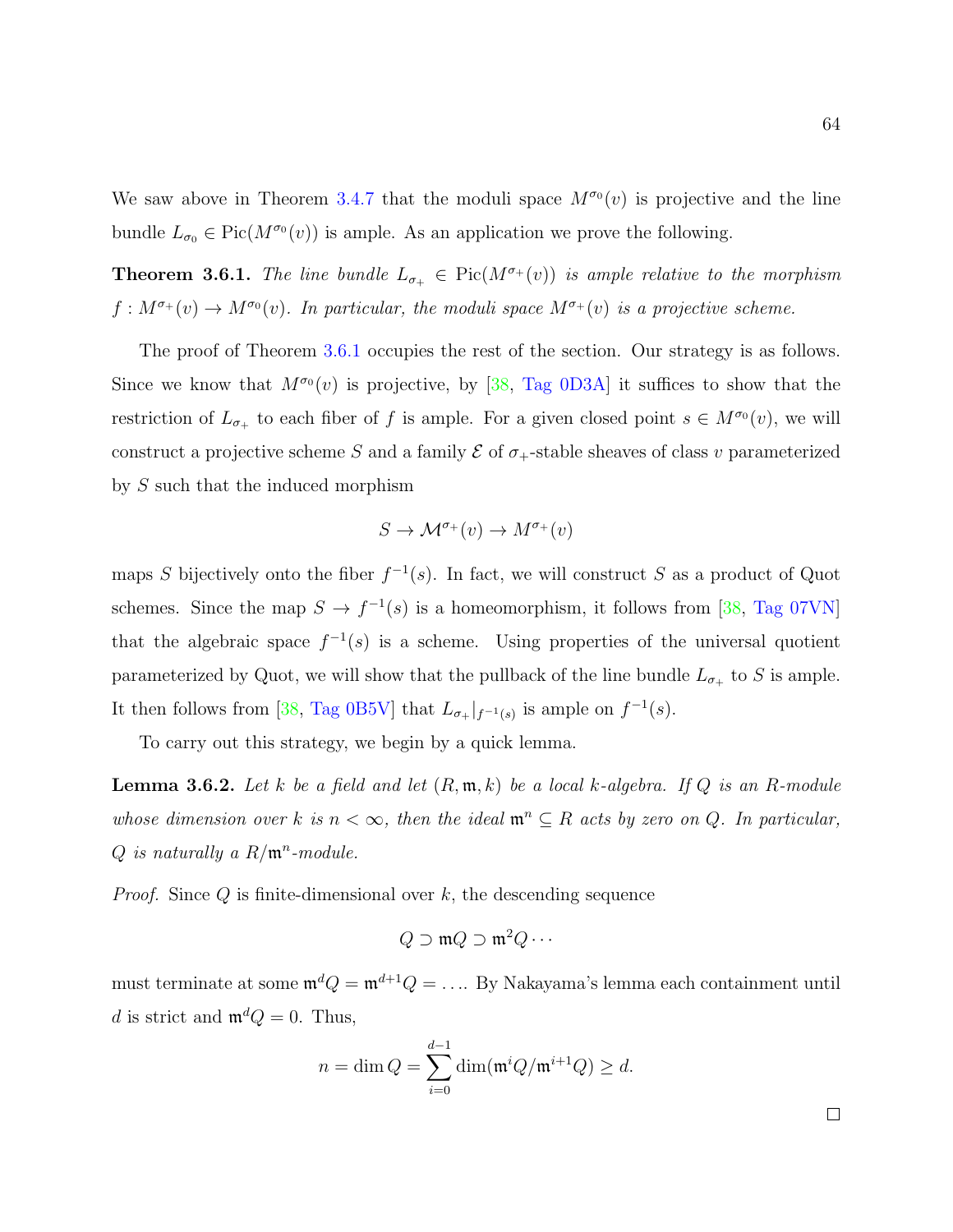We saw above in Theorem 3.4.7 that the moduli space $M^{\sigma_0}(v)$ is projective and the line bundle $L_{\sigma_0} \in \operatorname{Pic}(M^{\sigma_0}(v))$ is ample. As an application we prove the following.

**Theorem 3.6.1.** *The line bundle $L_{\sigma_+} \in \operatorname{Pic}(M^{\sigma_+}(v))$ is ample relative to the morphism $f : M^{\sigma_+}(v) \to M^{\sigma_0}(v)$. In particular, the moduli space $M^{\sigma_+}(v)$ is a projective scheme.*

The proof of Theorem 3.6.1 occupies the rest of the section. Our strategy is as follows. Since we know that $M^{\sigma_0}(v)$ is projective, by [38, Tag 0D3A] it suffices to show that the restriction of $L_{\sigma_+}$ to each fiber of $f$ is ample. For a given closed point $s \in M^{\sigma_0}(v)$, we will construct a projective scheme $S$ and a family $\mathcal{E}$ of $\sigma_+$-stable sheaves of class $v$ parameterized by $S$ such that the induced morphism

$$S \to \mathcal{M}^{\sigma_+}(v) \to M^{\sigma_+}(v)$$

maps $S$ bijectively onto the fiber $f^{-1}(s)$. In fact, we will construct $S$ as a product of Quot schemes. Since the map $S \to f^{-1}(s)$ is a homeomorphism, it follows from [38, Tag 07VN] that the algebraic space $f^{-1}(s)$ is a scheme. Using properties of the universal quotient parameterized by Quot, we will show that the pullback of the line bundle $L_{\sigma_+}$ to $S$ is ample. It then follows from [38, Tag 0B5V] that $L_{\sigma_+}|_{f^{-1}(s)}$ is ample on $f^{-1}(s)$.

To carry out this strategy, we begin by a quick lemma.

**Lemma 3.6.2.** *Let $k$ be a field and let $(R, \mathfrak{m}, k)$ be a local $k$-algebra. If $Q$ is an $R$-module whose dimension over $k$ is $n < \infty$, then the ideal $\mathfrak{m}^n \subseteq R$ acts by zero on $Q$. In particular, $Q$ is naturally a $R/\mathfrak{m}^n$-module.*

*Proof.* Since $Q$ is finite-dimensional over $k$, the descending sequence

$$Q \supset \mathfrak{m}Q \supset \mathfrak{m}^2 Q \cdots$$

must terminate at some $\mathfrak{m}^d Q = \mathfrak{m}^{d+1} Q = \ldots$. By Nakayama's lemma each containment until $d$ is strict and $\mathfrak{m}^d Q = 0$. Thus,

$$n = \dim Q = \sum_{i=0}^{d-1} \dim(\mathfrak{m}^i Q / \mathfrak{m}^{i+1} Q) \geq d.$$

$\square$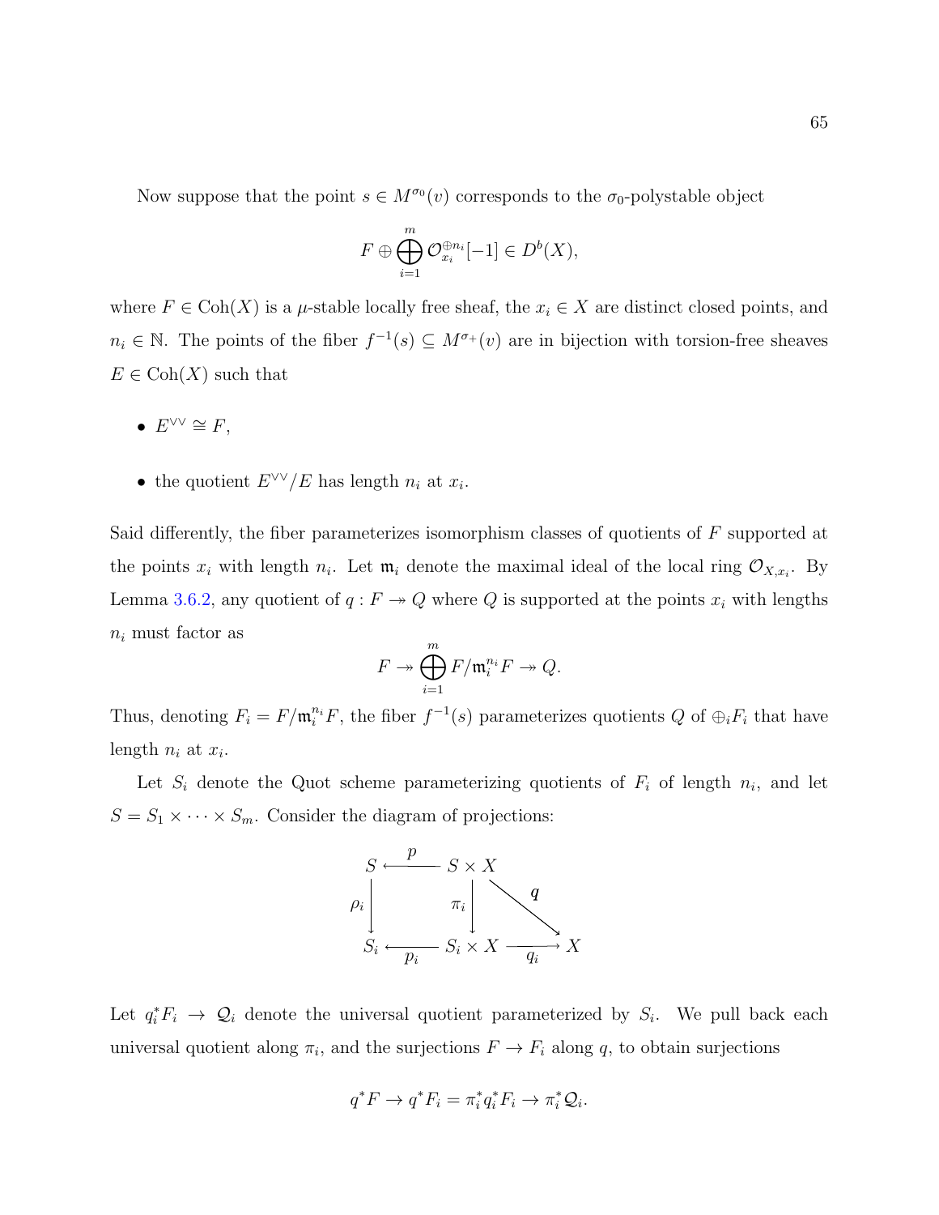Now suppose that the point $s \in M^{\sigma_0}(v)$ corresponds to the $\sigma_0$-polystable object

$$F \oplus \bigoplus_{i=1}^{m} \mathcal{O}_{x_i}^{\oplus n_i}[-1] \in D^b(X),$$

where $F \in \mathrm{Coh}(X)$ is a $\mu$-stable locally free sheaf, the $x_i \in X$ are distinct closed points, and $n_i \in \mathbb{N}$. The points of the fiber $f^{-1}(s) \subseteq M^{\sigma_+}(v)$ are in bijection with torsion-free sheaves $E \in \mathrm{Coh}(X)$ such that

- $E^{\vee\vee} \cong F$,
- the quotient $E^{\vee\vee}/E$ has length $n_i$ at $x_i$.

Said differently, the fiber parameterizes isomorphism classes of quotients of $F$ supported at the points $x_i$ with length $n_i$. Let $\mathfrak{m}_i$ denote the maximal ideal of the local ring $\mathcal{O}_{X,x_i}$. By Lemma 3.6.2, any quotient of $q : F \twoheadrightarrow Q$ where $Q$ is supported at the points $x_i$ with lengths $n_i$ must factor as

$$F \twoheadrightarrow \bigoplus_{i=1}^{m} F/\mathfrak{m}_i^{n_i} F \twoheadrightarrow Q.$$

Thus, denoting $F_i = F/\mathfrak{m}_i^{n_i} F$, the fiber $f^{-1}(s)$ parameterizes quotients $Q$ of $\oplus_i F_i$ that have length $n_i$ at $x_i$.

Let $S_i$ denote the Quot scheme parameterizing quotients of $F_i$ of length $n_i$, and let $S = S_1 \times \cdots \times S_m$. Consider the diagram of projections:

$$\begin{array}{ccccc} S & \xleftarrow{\;p\;} & S \times X & & \\ \downarrow{\scriptstyle \rho_i} & & \downarrow{\scriptstyle \pi_i} & \searrow{\scriptstyle q} & \\ S_i & \xleftarrow[\;p_i\;]{} & S_i \times X & \xrightarrow[\;q_i\;]{} & X \end{array}$$

Let $q_i^* F_i \to \mathcal{Q}_i$ denote the universal quotient parameterized by $S_i$. We pull back each universal quotient along $\pi_i$, and the surjections $F \to F_i$ along $q$, to obtain surjections

$$q^* F \to q^* F_i = \pi_i^* q_i^* F_i \to \pi_i^* \mathcal{Q}_i.$$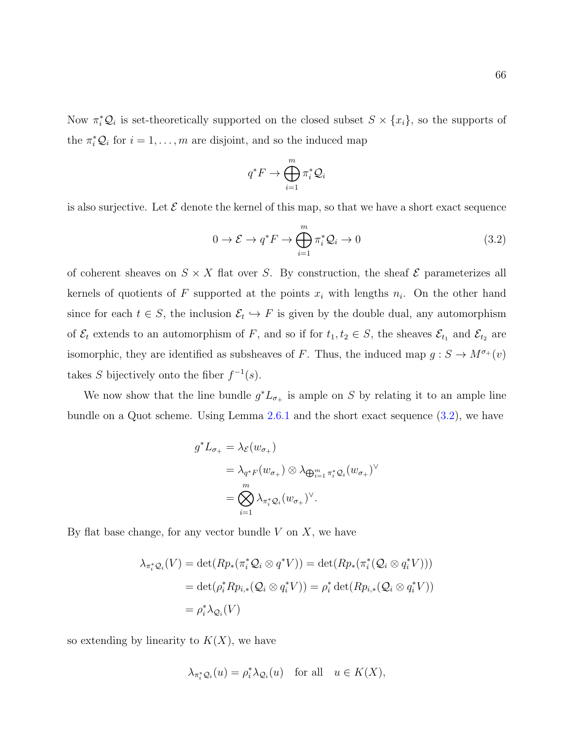Now $\pi_i^* \mathcal{Q}_i$ is set-theoretically supported on the closed subset $S \times \{x_i\}$, so the supports of the $\pi_i^* \mathcal{Q}_i$ for $i = 1, \ldots, m$ are disjoint, and so the induced map

$$q^* F \to \bigoplus_{i=1}^{m} \pi_i^* \mathcal{Q}_i$$

is also surjective. Let $\mathcal{E}$ denote the kernel of this map, so that we have a short exact sequence

$$0 \to \mathcal{E} \to q^* F \to \bigoplus_{i=1}^{m} \pi_i^* \mathcal{Q}_i \to 0 \tag{3.2}$$

of coherent sheaves on $S \times X$ flat over $S$. By construction, the sheaf $\mathcal{E}$ parameterizes all kernels of quotients of $F$ supported at the points $x_i$ with lengths $n_i$. On the other hand since for each $t \in S$, the inclusion $\mathcal{E}_t \hookrightarrow F$ is given by the double dual, any automorphism of $\mathcal{E}_t$ extends to an automorphism of $F$, and so if for $t_1, t_2 \in S$, the sheaves $\mathcal{E}_{t_1}$ and $\mathcal{E}_{t_2}$ are isomorphic, they are identified as subsheaves of $F$. Thus, the induced map $g : S \to M^{\sigma_+}(v)$ takes $S$ bijectively onto the fiber $f^{-1}(s)$.

We now show that the line bundle $g^* L_{\sigma_+}$ is ample on $S$ by relating it to an ample line bundle on a Quot scheme. Using Lemma 2.6.1 and the short exact sequence (3.2), we have

$$\begin{aligned}
g^* L_{\sigma_+} &= \lambda_{\mathcal{E}}(w_{\sigma_+}) \\
&= \lambda_{q^* F}(w_{\sigma_+}) \otimes \lambda_{\bigoplus_{i=1}^{m} \pi_i^* \mathcal{Q}_i}(w_{\sigma_+})^{\vee} \\
&= \bigotimes_{i=1}^{m} \lambda_{\pi_i^* \mathcal{Q}_i}(w_{\sigma_+})^{\vee}.
\end{aligned}$$

By flat base change, for any vector bundle $V$ on $X$, we have

$$\begin{aligned}
\lambda_{\pi_i^* \mathcal{Q}_i}(V) &= \det(Rp_*(\pi_i^* \mathcal{Q}_i \otimes q^* V)) = \det(Rp_*(\pi_i^*(\mathcal{Q}_i \otimes q_i^* V))) \\
&= \det(\rho_i^* Rp_{i,*}(\mathcal{Q}_i \otimes q_i^* V)) = \rho_i^* \det(Rp_{i,*}(\mathcal{Q}_i \otimes q_i^* V)) \\
&= \rho_i^* \lambda_{\mathcal{Q}_i}(V)
\end{aligned}$$

so extending by linearity to $K(X)$, we have

$$\lambda_{\pi_i^* \mathcal{Q}_i}(u) = \rho_i^* \lambda_{\mathcal{Q}_i}(u) \quad \text{for all} \quad u \in K(X),$$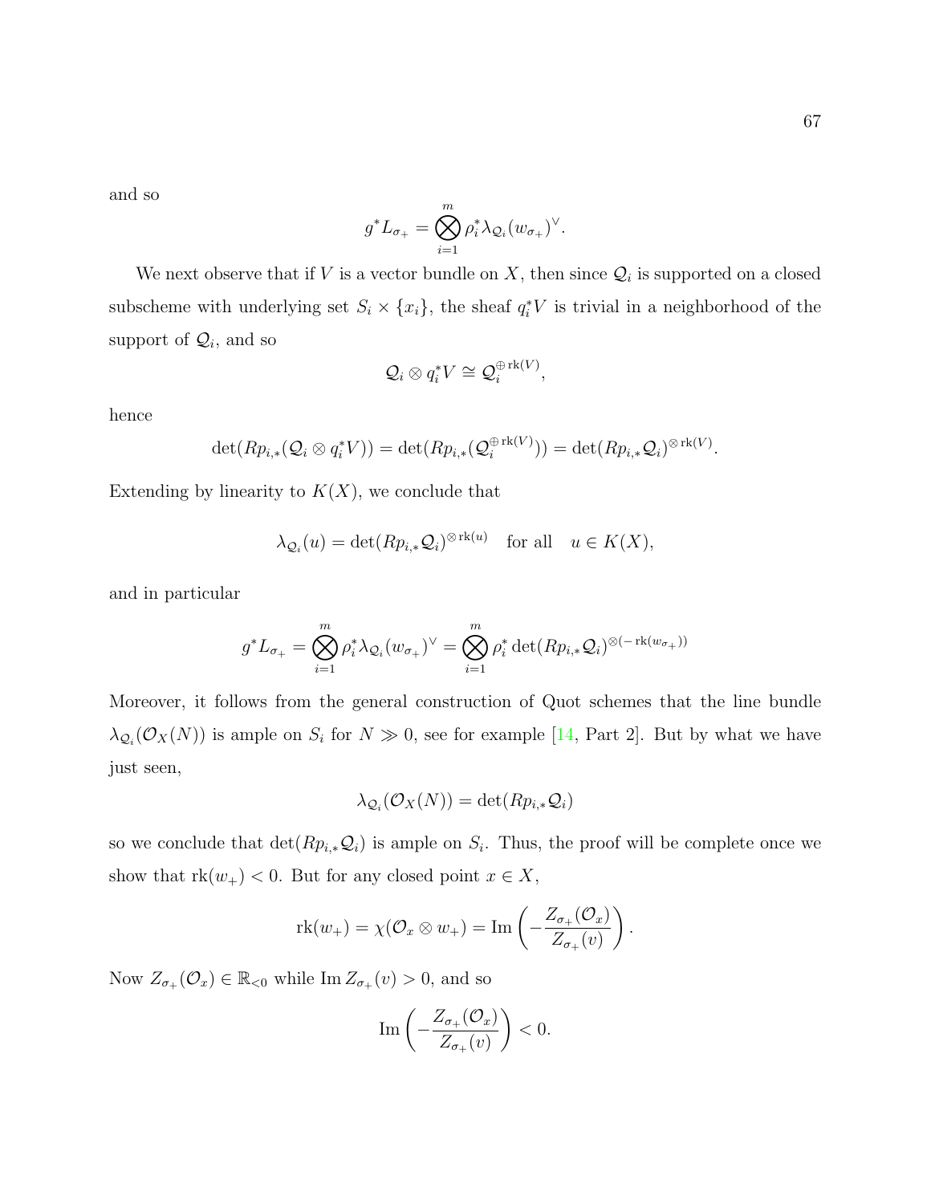and so

$$g^*L_{\sigma_+} = \bigotimes_{i=1}^{m} \rho_i^* \lambda_{\mathcal{Q}_i}(w_{\sigma_+})^\vee.$$

We next observe that if $V$ is a vector bundle on $X$, then since $\mathcal{Q}_i$ is supported on a closed subscheme with underlying set $S_i \times \{x_i\}$, the sheaf $q_i^*V$ is trivial in a neighborhood of the support of $\mathcal{Q}_i$, and so

$$\mathcal{Q}_i \otimes q_i^* V \cong \mathcal{Q}_i^{\oplus \operatorname{rk}(V)},$$

hence

$$\det(Rp_{i,*}(\mathcal{Q}_i \otimes q_i^* V)) = \det(Rp_{i,*}(\mathcal{Q}_i^{\oplus \operatorname{rk}(V)})) = \det(Rp_{i,*}\mathcal{Q}_i)^{\otimes \operatorname{rk}(V)}.$$

Extending by linearity to $K(X)$, we conclude that

$$\lambda_{\mathcal{Q}_i}(u) = \det(Rp_{i,*}\mathcal{Q}_i)^{\otimes \operatorname{rk}(u)} \quad \text{for all} \quad u \in K(X),$$

and in particular

$$g^*L_{\sigma_+} = \bigotimes_{i=1}^{m} \rho_i^* \lambda_{\mathcal{Q}_i}(w_{\sigma_+})^\vee = \bigotimes_{i=1}^{m} \rho_i^* \det(Rp_{i,*}\mathcal{Q}_i)^{\otimes(-\operatorname{rk}(w_{\sigma_+}))}$$

Moreover, it follows from the general construction of Quot schemes that the line bundle $\lambda_{\mathcal{Q}_i}(\mathcal{O}_X(N))$ is ample on $S_i$ for $N \gg 0$, see for example [14, Part 2]. But by what we have just seen,

$$\lambda_{\mathcal{Q}_i}(\mathcal{O}_X(N)) = \det(Rp_{i,*}\mathcal{Q}_i)$$

so we conclude that $\det(Rp_{i,*}\mathcal{Q}_i)$ is ample on $S_i$. Thus, the proof will be complete once we show that $\operatorname{rk}(w_+) < 0$. But for any closed point $x \in X$,

$$\operatorname{rk}(w_+) = \chi(\mathcal{O}_x \otimes w_+) = \operatorname{Im}\left(-\frac{Z_{\sigma_+}(\mathcal{O}_x)}{Z_{\sigma_+}(v)}\right).$$

Now $Z_{\sigma_+}(\mathcal{O}_x) \in \mathbb{R}_{<0}$ while $\operatorname{Im} Z_{\sigma_+}(v) > 0$, and so

$$\operatorname{Im}\left(-\frac{Z_{\sigma_+}(\mathcal{O}_x)}{Z_{\sigma_+}(v)}\right) < 0.$$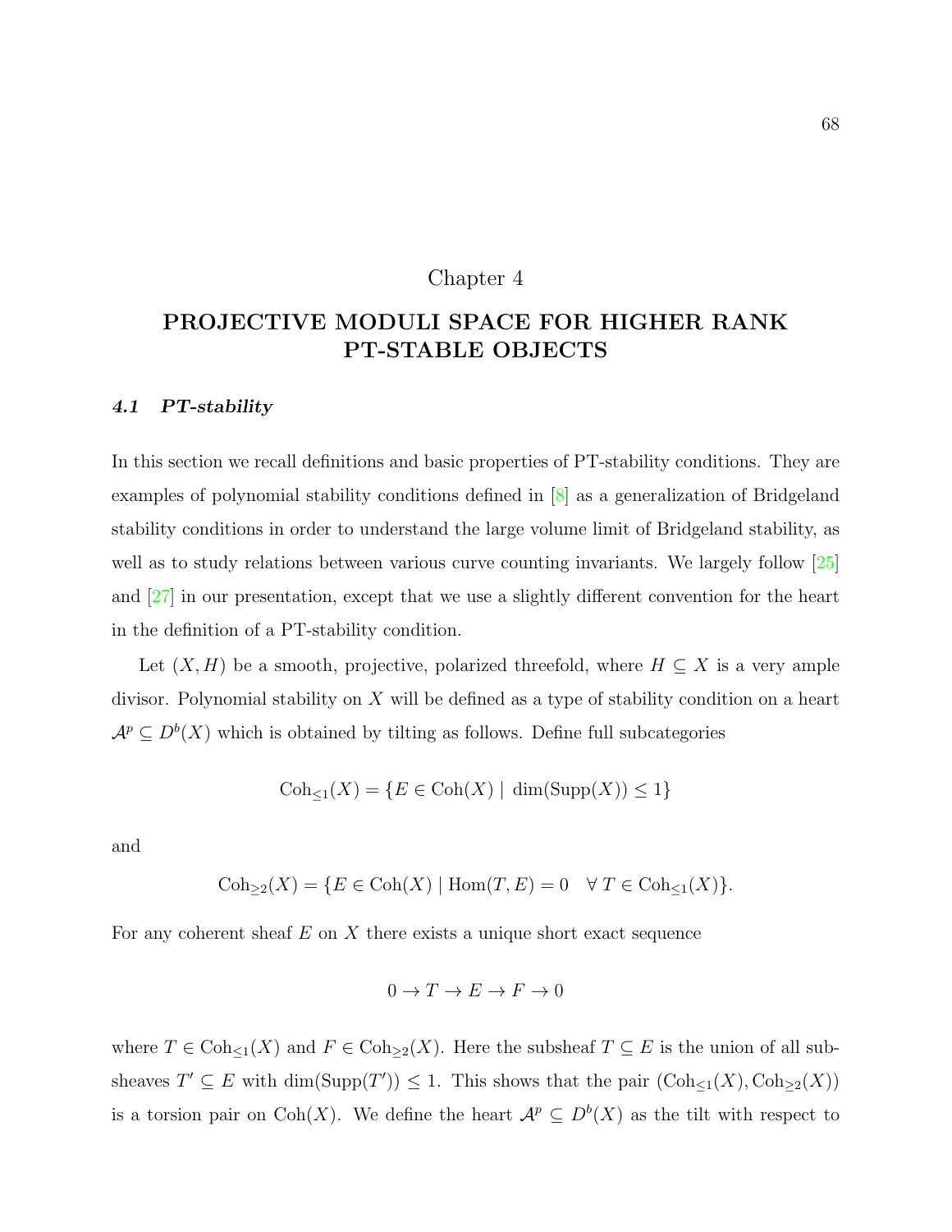# Chapter 4

# PROJECTIVE MODULI SPACE FOR HIGHER RANK PT-STABLE OBJECTS

## 4.1 *PT-stability*

In this section we recall definitions and basic properties of PT-stability conditions. They are examples of polynomial stability conditions defined in [8] as a generalization of Bridgeland stability conditions in order to understand the large volume limit of Bridgeland stability, as well as to study relations between various curve counting invariants. We largely follow [25] and [27] in our presentation, except that we use a slightly different convention for the heart in the definition of a PT-stability condition.

Let $(X, H)$ be a smooth, projective, polarized threefold, where $H \subseteq X$ is a very ample divisor. Polynomial stability on $X$ will be defined as a type of stability condition on a heart $\mathcal{A}^p \subseteq D^b(X)$ which is obtained by tilting as follows. Define full subcategories

$$\mathrm{Coh}_{\leq 1}(X) = \{E \in \mathrm{Coh}(X) \mid \dim(\mathrm{Supp}(X)) \leq 1\}$$

and

$$\mathrm{Coh}_{\geq 2}(X) = \{E \in \mathrm{Coh}(X) \mid \mathrm{Hom}(T, E) = 0 \quad \forall\, T \in \mathrm{Coh}_{\leq 1}(X)\}.$$

For any coherent sheaf $E$ on $X$ there exists a unique short exact sequence

$$0 \to T \to E \to F \to 0$$

where $T \in \mathrm{Coh}_{\leq 1}(X)$ and $F \in \mathrm{Coh}_{\geq 2}(X)$. Here the subsheaf $T \subseteq E$ is the union of all subsheaves $T' \subseteq E$ with $\dim(\mathrm{Supp}(T')) \leq 1$. This shows that the pair $(\mathrm{Coh}_{\leq 1}(X), \mathrm{Coh}_{\geq 2}(X))$ is a torsion pair on $\mathrm{Coh}(X)$. We define the heart $\mathcal{A}^p \subseteq D^b(X)$ as the tilt with respect to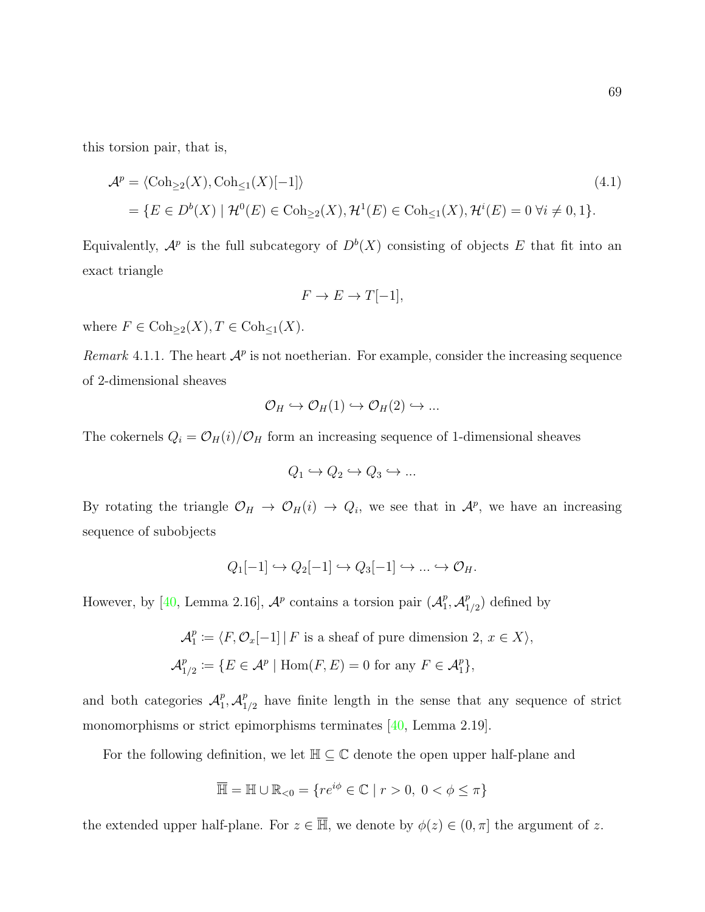this torsion pair, that is,

$$
\begin{aligned}
\mathcal{A}^p &= \langle \mathrm{Coh}_{\geq 2}(X), \mathrm{Coh}_{\leq 1}(X)[-1] \rangle \qquad (4.1)\\
&= \{E \in D^b(X) \mid \mathcal{H}^0(E) \in \mathrm{Coh}_{\geq 2}(X), \mathcal{H}^1(E) \in \mathrm{Coh}_{\leq 1}(X), \mathcal{H}^i(E) = 0 \; \forall i \neq 0, 1\}.
\end{aligned}
$$

Equivalently, $\mathcal{A}^p$ is the full subcategory of $D^b(X)$ consisting of objects $E$ that fit into an exact triangle

$$F \to E \to T[-1],$$

where $F \in \mathrm{Coh}_{\geq 2}(X), T \in \mathrm{Coh}_{\leq 1}(X)$.

*Remark* 4.1.1. The heart $\mathcal{A}^p$ is not noetherian. For example, consider the increasing sequence of 2-dimensional sheaves

$$\mathcal{O}_H \hookrightarrow \mathcal{O}_H(1) \hookrightarrow \mathcal{O}_H(2) \hookrightarrow \ldots$$

The cokernels $Q_i = \mathcal{O}_H(i)/\mathcal{O}_H$ form an increasing sequence of 1-dimensional sheaves

$$Q_1 \hookrightarrow Q_2 \hookrightarrow Q_3 \hookrightarrow \ldots$$

By rotating the triangle $\mathcal{O}_H \to \mathcal{O}_H(i) \to Q_i$, we see that in $\mathcal{A}^p$, we have an increasing sequence of subobjects

$$Q_1[-1] \hookrightarrow Q_2[-1] \hookrightarrow Q_3[-1] \hookrightarrow \ldots \hookrightarrow \mathcal{O}_H.$$

However, by [40, Lemma 2.16], $\mathcal{A}^p$ contains a torsion pair $(\mathcal{A}^p_1, \mathcal{A}^p_{1/2})$ defined by

$$
\begin{aligned}
\mathcal{A}^p_1 &\coloneqq \langle F, \mathcal{O}_x[-1] \,|\, F \text{ is a sheaf of pure dimension 2, } x \in X \rangle,\\
\mathcal{A}^p_{1/2} &\coloneqq \{E \in \mathcal{A}^p \mid \mathrm{Hom}(F, E) = 0 \text{ for any } F \in \mathcal{A}^p_1\},
\end{aligned}
$$

and both categories $\mathcal{A}^p_1, \mathcal{A}^p_{1/2}$ have finite length in the sense that any sequence of strict monomorphisms or strict epimorphisms terminates [40, Lemma 2.19].

For the following definition, we let $\mathbb{H} \subseteq \mathbb{C}$ denote the open upper half-plane and

$$\overline{\mathbb{H}} = \mathbb{H} \cup \mathbb{R}_{<0} = \{re^{i\phi} \in \mathbb{C} \mid r > 0, \; 0 < \phi \leq \pi\}$$

the extended upper half-plane. For $z \in \overline{\mathbb{H}}$, we denote by $\phi(z) \in (0, \pi]$ the argument of $z$.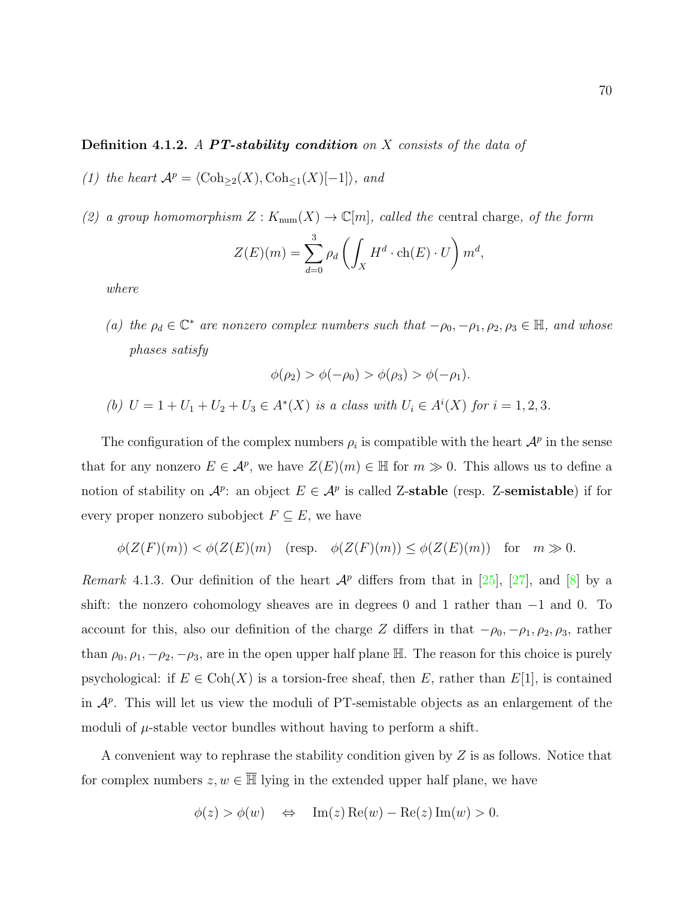**Definition 4.1.2.** *A **PT-stability condition** on $X$ consists of the data of*

*(1) the heart $\mathcal{A}^p = \langle \mathrm{Coh}_{\geq 2}(X), \mathrm{Coh}_{\leq 1}(X)[-1]\rangle$, and*

*(2) a group homomorphism $Z : K_{\mathrm{num}}(X) \to \mathbb{C}[m]$, called the* central charge*, of the form*

$$Z(E)(m) = \sum_{d=0}^{3} \rho_d \left( \int_X H^d \cdot \mathrm{ch}(E) \cdot U \right) m^d,$$

*where*

*(a) the $\rho_d \in \mathbb{C}^*$ are nonzero complex numbers such that $-\rho_0, -\rho_1, \rho_2, \rho_3 \in \mathbb{H}$, and whose phases satisfy*

$$\phi(\rho_2) > \phi(-\rho_0) > \phi(\rho_3) > \phi(-\rho_1).$$

*(b) $U = 1 + U_1 + U_2 + U_3 \in A^*(X)$ is a class with $U_i \in A^i(X)$ for $i = 1, 2, 3$.*

The configuration of the complex numbers $\rho_i$ is compatible with the heart $\mathcal{A}^p$ in the sense that for any nonzero $E \in \mathcal{A}^p$, we have $Z(E)(m) \in \mathbb{H}$ for $m \gg 0$. This allows us to define a notion of stability on $\mathcal{A}^p$: an object $E \in \mathcal{A}^p$ is called Z-**stable** (resp. Z-**semistable**) if for every proper nonzero subobject $F \subseteq E$, we have

$$\phi(Z(F)(m)) < \phi(Z(E)(m) \quad (\text{resp.} \quad \phi(Z(F)(m)) \leq \phi(Z(E)(m)) \quad \text{for} \quad m \gg 0.$$

*Remark* 4.1.3. Our definition of the heart $\mathcal{A}^p$ differs from that in [25], [27], and [8] by a shift: the nonzero cohomology sheaves are in degrees 0 and 1 rather than $-1$ and 0. To account for this, also our definition of the charge $Z$ differs in that $-\rho_0, -\rho_1, \rho_2, \rho_3$, rather than $\rho_0, \rho_1, -\rho_2, -\rho_3$, are in the open upper half plane $\mathbb{H}$. The reason for this choice is purely psychological: if $E \in \mathrm{Coh}(X)$ is a torsion-free sheaf, then $E$, rather than $E[1]$, is contained in $\mathcal{A}^p$. This will let us view the moduli of PT-semistable objects as an enlargement of the moduli of $\mu$-stable vector bundles without having to perform a shift.

A convenient way to rephrase the stability condition given by $Z$ is as follows. Notice that for complex numbers $z, w \in \overline{\mathbb{H}}$ lying in the extended upper half plane, we have

$$\phi(z) > \phi(w) \quad \Leftrightarrow \quad \mathrm{Im}(z)\,\mathrm{Re}(w) - \mathrm{Re}(z)\,\mathrm{Im}(w) > 0.$$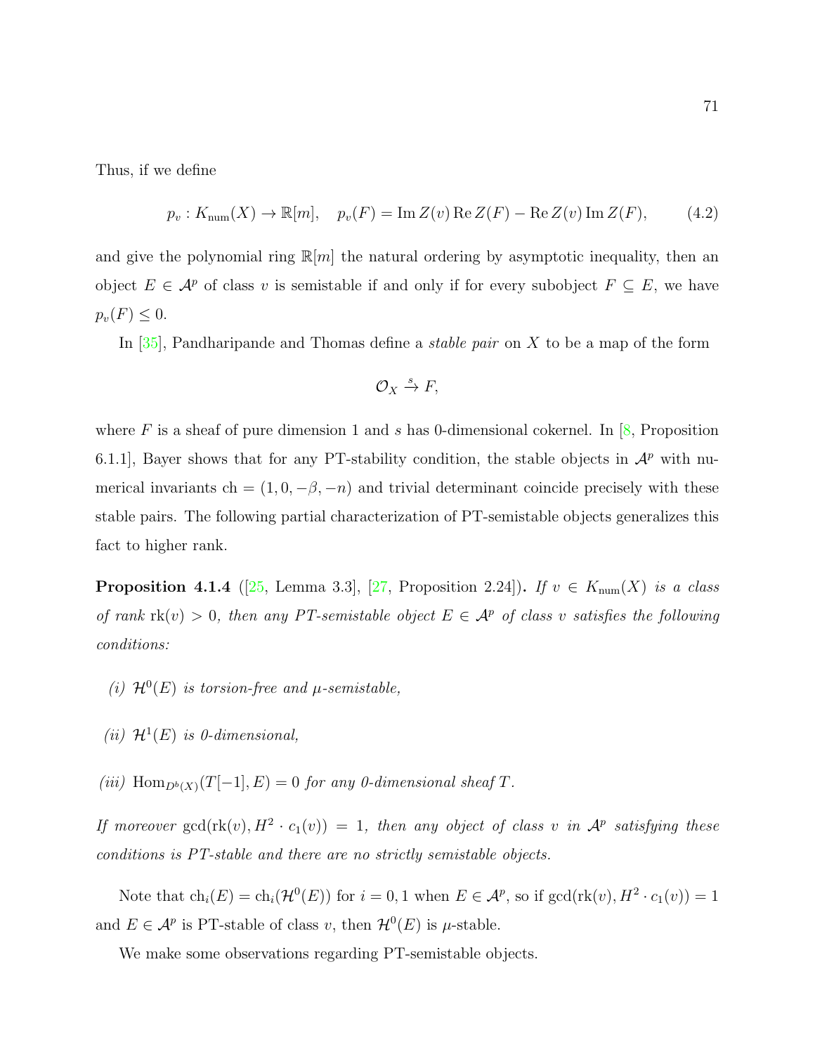Thus, if we define

$$p_v : K_{\mathrm{num}}(X) \to \mathbb{R}[m], \quad p_v(F) = \operatorname{Im} Z(v) \operatorname{Re} Z(F) - \operatorname{Re} Z(v) \operatorname{Im} Z(F), \tag{4.2}$$

and give the polynomial ring $\mathbb{R}[m]$ the natural ordering by asymptotic inequality, then an object $E \in \mathcal{A}^p$ of class $v$ is semistable if and only if for every subobject $F \subseteq E$, we have $p_v(F) \leq 0$.

In [35], Pandharipande and Thomas define a *stable pair* on $X$ to be a map of the form

$$\mathcal{O}_X \xrightarrow{s} F,$$

where $F$ is a sheaf of pure dimension 1 and $s$ has 0-dimensional cokernel. In [8, Proposition 6.1.1], Bayer shows that for any PT-stability condition, the stable objects in $\mathcal{A}^p$ with numerical invariants $\mathrm{ch} = (1, 0, -\beta, -n)$ and trivial determinant coincide precisely with these stable pairs. The following partial characterization of PT-semistable objects generalizes this fact to higher rank.

**Proposition 4.1.4** ([25, Lemma 3.3], [27, Proposition 2.24])**.** *If $v \in K_{\mathrm{num}}(X)$ is a class of rank $\mathrm{rk}(v) > 0$, then any PT-semistable object $E \in \mathcal{A}^p$ of class $v$ satisfies the following conditions:*

*(i) $\mathcal{H}^0(E)$ is torsion-free and $\mu$-semistable,*

*(ii) $\mathcal{H}^1(E)$ is 0-dimensional,*

*(iii) $\operatorname{Hom}_{D^b(X)}(T[-1], E) = 0$ for any 0-dimensional sheaf $T$.*

*If moreover $\gcd(\mathrm{rk}(v), H^2 \cdot c_1(v)) = 1$, then any object of class $v$ in $\mathcal{A}^p$ satisfying these conditions is PT-stable and there are no strictly semistable objects.*

Note that $\mathrm{ch}_i(E) = \mathrm{ch}_i(\mathcal{H}^0(E))$ for $i = 0, 1$ when $E \in \mathcal{A}^p$, so if $\gcd(\mathrm{rk}(v), H^2 \cdot c_1(v)) = 1$ and $E \in \mathcal{A}^p$ is PT-stable of class $v$, then $\mathcal{H}^0(E)$ is $\mu$-stable.

We make some observations regarding PT-semistable objects.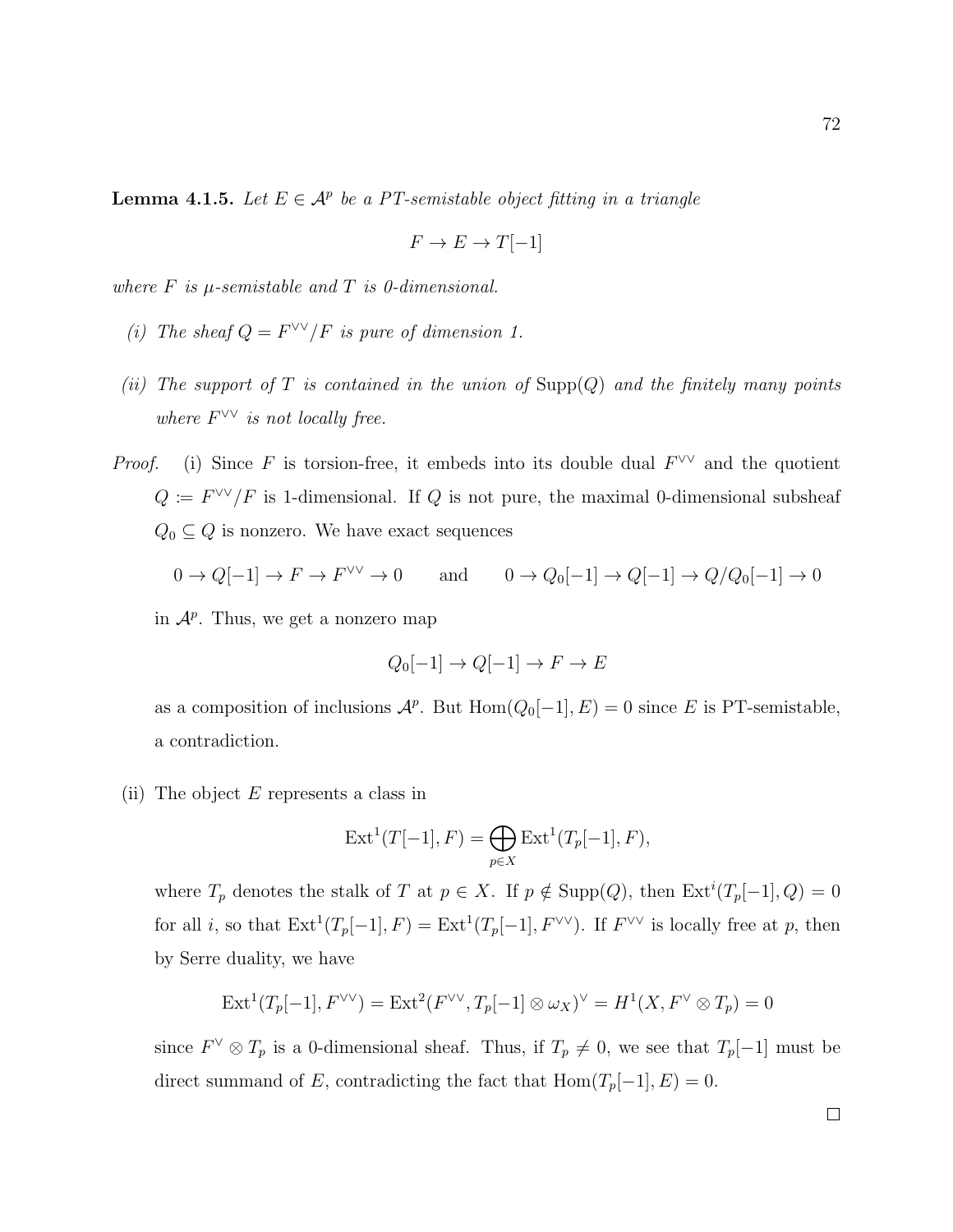**Lemma 4.1.5.** *Let $E \in \mathcal{A}^p$ be a PT-semistable object fitting in a triangle*

$$F \to E \to T[-1]$$

*where $F$ is $\mu$-semistable and $T$ is 0-dimensional.*

*(i) The sheaf $Q = F^{\vee\vee}/F$ is pure of dimension 1.*

*(ii) The support of $T$ is contained in the union of $\operatorname{Supp}(Q)$ and the finitely many points where $F^{\vee\vee}$ is not locally free.*

*Proof.* (i) Since $F$ is torsion-free, it embeds into its double dual $F^{\vee\vee}$ and the quotient $Q := F^{\vee\vee}/F$ is 1-dimensional. If $Q$ is not pure, the maximal 0-dimensional subsheaf $Q_0 \subseteq Q$ is nonzero. We have exact sequences

$$0 \to Q[-1] \to F \to F^{\vee\vee} \to 0 \qquad \text{and} \qquad 0 \to Q_0[-1] \to Q[-1] \to Q/Q_0[-1] \to 0$$

in $\mathcal{A}^p$. Thus, we get a nonzero map

$$Q_0[-1] \to Q[-1] \to F \to E$$

as a composition of inclusions $\mathcal{A}^p$. But $\operatorname{Hom}(Q_0[-1], E) = 0$ since $E$ is PT-semistable, a contradiction.

(ii) The object $E$ represents a class in

$$\operatorname{Ext}^1(T[-1], F) = \bigoplus_{p \in X} \operatorname{Ext}^1(T_p[-1], F),$$

where $T_p$ denotes the stalk of $T$ at $p \in X$. If $p \notin \operatorname{Supp}(Q)$, then $\operatorname{Ext}^i(T_p[-1], Q) = 0$ for all $i$, so that $\operatorname{Ext}^1(T_p[-1], F) = \operatorname{Ext}^1(T_p[-1], F^{\vee\vee})$. If $F^{\vee\vee}$ is locally free at $p$, then by Serre duality, we have

$$\operatorname{Ext}^1(T_p[-1], F^{\vee\vee}) = \operatorname{Ext}^2(F^{\vee\vee}, T_p[-1] \otimes \omega_X)^\vee = H^1(X, F^\vee \otimes T_p) = 0$$

since $F^\vee \otimes T_p$ is a 0-dimensional sheaf. Thus, if $T_p \neq 0$, we see that $T_p[-1]$ must be direct summand of $E$, contradicting the fact that $\operatorname{Hom}(T_p[-1], E) = 0$.

$\square$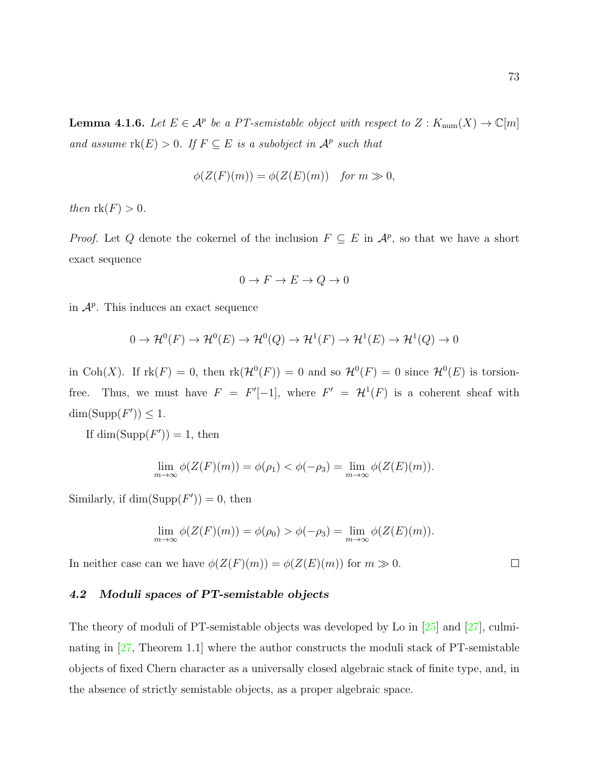**Lemma 4.1.6.** *Let $E \in \mathcal{A}^p$ be a PT-semistable object with respect to $Z : K_{\mathrm{num}}(X) \to \mathbb{C}[m]$ and assume $\mathrm{rk}(E) > 0$. If $F \subseteq E$ is a subobject in $\mathcal{A}^p$ such that*

$$\phi(Z(F)(m)) = \phi(Z(E)(m)) \quad \textit{for } m \gg 0,$$

*then $\mathrm{rk}(F) > 0$.*

*Proof.* Let $Q$ denote the cokernel of the inclusion $F \subseteq E$ in $\mathcal{A}^p$, so that we have a short exact sequence

$$0 \to F \to E \to Q \to 0$$

in $\mathcal{A}^p$. This induces an exact sequence

$$0 \to \mathcal{H}^0(F) \to \mathcal{H}^0(E) \to \mathcal{H}^0(Q) \to \mathcal{H}^1(F) \to \mathcal{H}^1(E) \to \mathcal{H}^1(Q) \to 0$$

in $\mathrm{Coh}(X)$. If $\mathrm{rk}(F) = 0$, then $\mathrm{rk}(\mathcal{H}^0(F)) = 0$ and so $\mathcal{H}^0(F) = 0$ since $\mathcal{H}^0(E)$ is torsion-free. Thus, we must have $F = F'[-1]$, where $F' = \mathcal{H}^1(F)$ is a coherent sheaf with $\dim(\mathrm{Supp}(F')) \leq 1$.

If $\dim(\mathrm{Supp}(F')) = 1$, then

$$\lim_{m\to\infty} \phi(Z(F)(m)) = \phi(\rho_1) < \phi(-\rho_3) = \lim_{m\to\infty} \phi(Z(E)(m)).$$

Similarly, if $\dim(\mathrm{Supp}(F')) = 0$, then

$$\lim_{m\to\infty} \phi(Z(F)(m)) = \phi(\rho_0) > \phi(-\rho_3) = \lim_{m\to\infty} \phi(Z(E)(m)).$$

In neither case can we have $\phi(Z(F)(m)) = \phi(Z(E)(m))$ for $m \gg 0$. $\square$

### 4.2 Moduli spaces of PT-semistable objects

The theory of moduli of PT-semistable objects was developed by Lo in [25] and [27], culminating in [27, Theorem 1.1] where the author constructs the moduli stack of PT-semistable objects of fixed Chern character as a universally closed algebraic stack of finite type, and, in the absence of strictly semistable objects, as a proper algebraic space.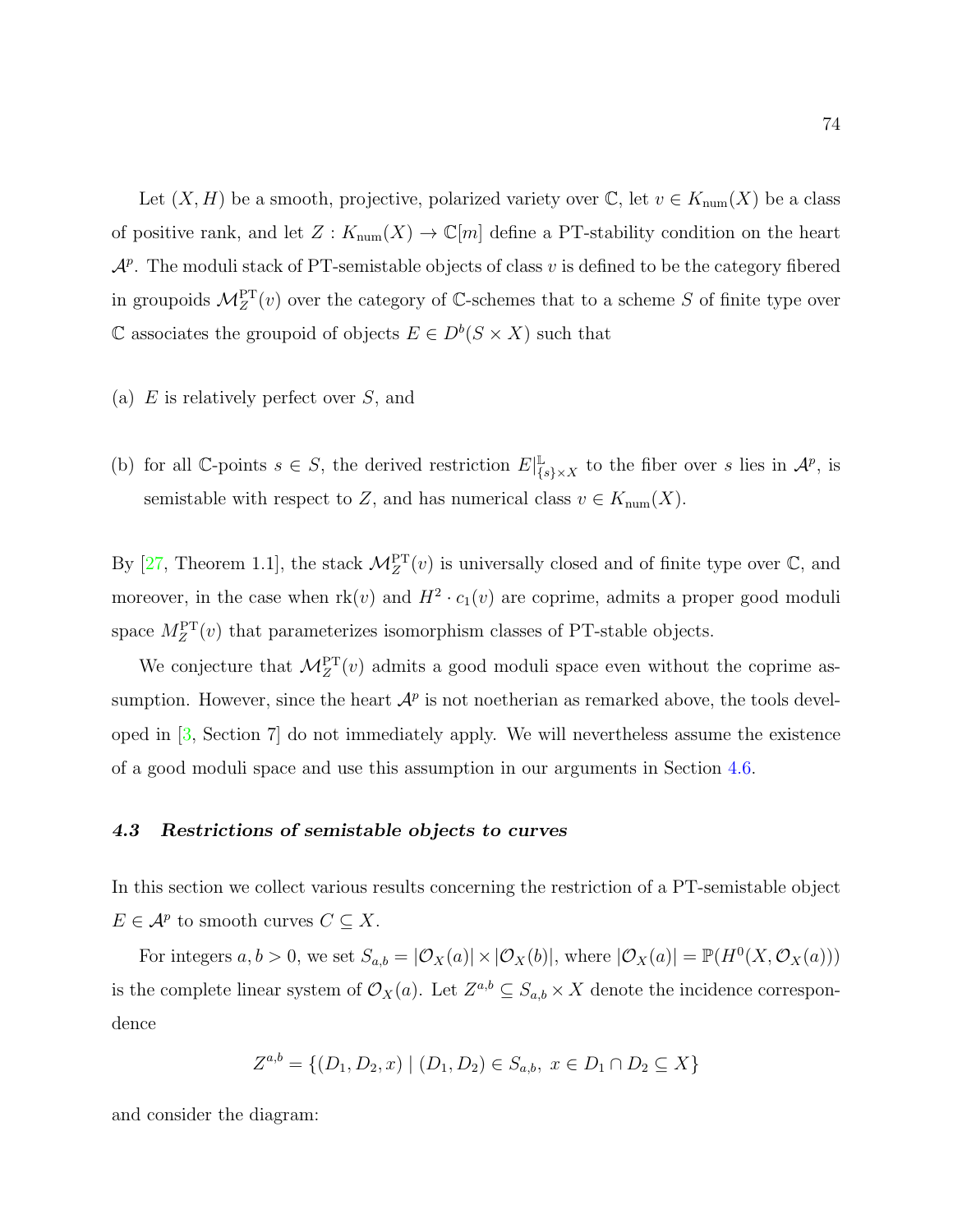Let $(X, H)$ be a smooth, projective, polarized variety over $\mathbb{C}$, let $v \in K_{\text{num}}(X)$ be a class of positive rank, and let $Z : K_{\text{num}}(X) \to \mathbb{C}[m]$ define a PT-stability condition on the heart $\mathcal{A}^p$. The moduli stack of PT-semistable objects of class $v$ is defined to be the category fibered in groupoids $\mathcal{M}_Z^{\text{PT}}(v)$ over the category of $\mathbb{C}$-schemes that to a scheme $S$ of finite type over $\mathbb{C}$ associates the groupoid of objects $E \in D^b(S \times X)$ such that

(a) $E$ is relatively perfect over $S$, and

(b) for all $\mathbb{C}$-points $s \in S$, the derived restriction $E|^{\mathbb{L}}_{\{s\}\times X}$ to the fiber over $s$ lies in $\mathcal{A}^p$, is semistable with respect to $Z$, and has numerical class $v \in K_{\text{num}}(X)$.

By [27, Theorem 1.1], the stack $\mathcal{M}_Z^{\text{PT}}(v)$ is universally closed and of finite type over $\mathbb{C}$, and moreover, in the case when $\text{rk}(v)$ and $H^2 \cdot c_1(v)$ are coprime, admits a proper good moduli space $M_Z^{\text{PT}}(v)$ that parameterizes isomorphism classes of PT-stable objects.

We conjecture that $\mathcal{M}_Z^{\text{PT}}(v)$ admits a good moduli space even without the coprime assumption. However, since the heart $\mathcal{A}^p$ is not noetherian as remarked above, the tools developed in [3, Section 7] do not immediately apply. We will nevertheless assume the existence of a good moduli space and use this assumption in our arguments in Section 4.6.

### *4.3 Restrictions of semistable objects to curves*

In this section we collect various results concerning the restriction of a PT-semistable object $E \in \mathcal{A}^p$ to smooth curves $C \subseteq X$.

For integers $a, b > 0$, we set $S_{a,b} = |\mathcal{O}_X(a)| \times |\mathcal{O}_X(b)|$, where $|\mathcal{O}_X(a)| = \mathbb{P}(H^0(X, \mathcal{O}_X(a)))$ is the complete linear system of $\mathcal{O}_X(a)$. Let $Z^{a,b} \subseteq S_{a,b} \times X$ denote the incidence correspondence

$$Z^{a,b} = \{(D_1, D_2, x) \mid (D_1, D_2) \in S_{a,b},\ x \in D_1 \cap D_2 \subseteq X\}$$

and consider the diagram: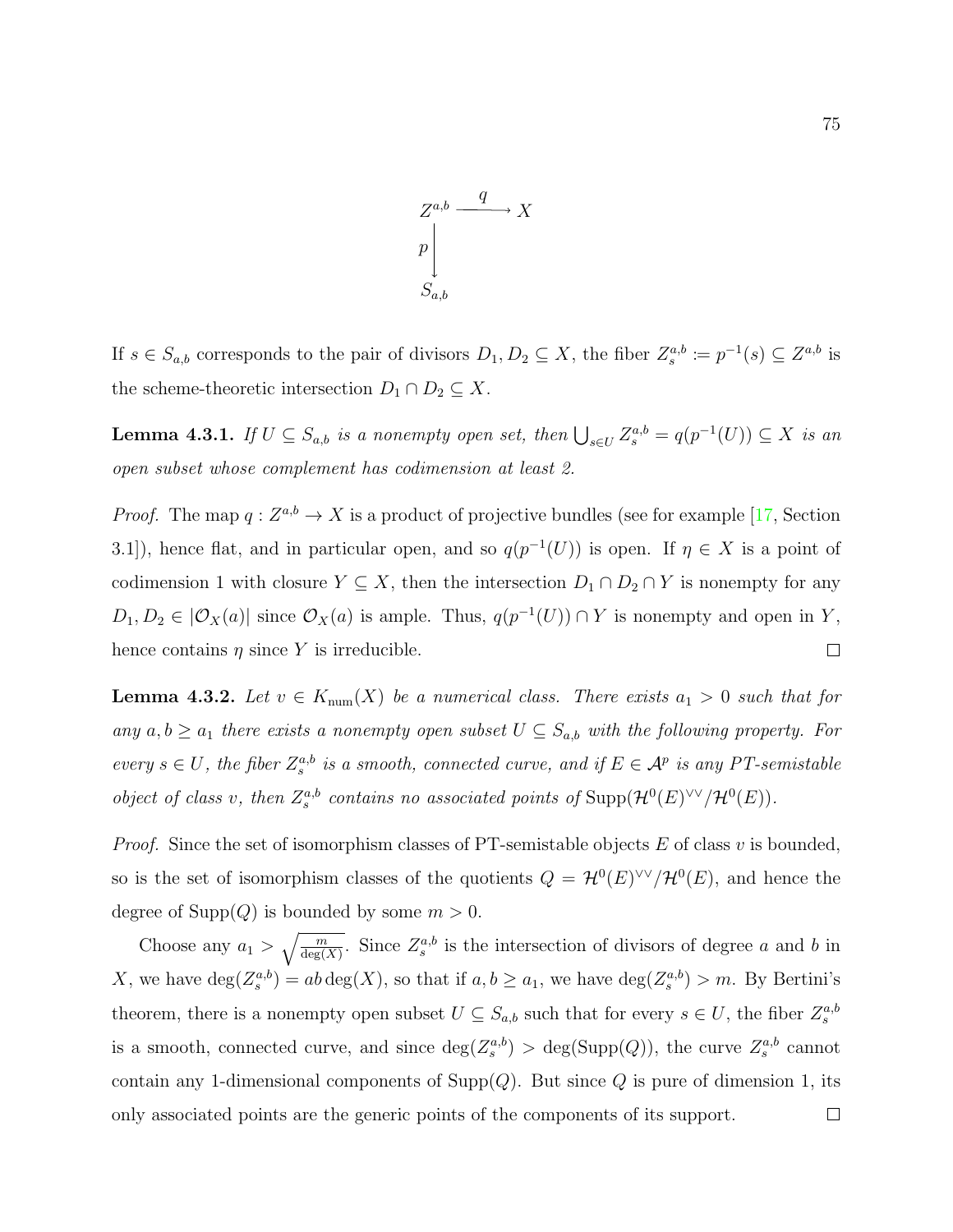$$\begin{array}{ccc} Z^{a,b} & \xrightarrow{q} & X \\ {\scriptstyle p}\downarrow & & \\ S_{a,b} & & \end{array}$$

If $s \in S_{a,b}$ corresponds to the pair of divisors $D_1, D_2 \subseteq X$, the fiber $Z_s^{a,b} := p^{-1}(s) \subseteq Z^{a,b}$ is the scheme-theoretic intersection $D_1 \cap D_2 \subseteq X$.

**Lemma 4.3.1.** *If $U \subseteq S_{a,b}$ is a nonempty open set, then $\bigcup_{s \in U} Z_s^{a,b} = q(p^{-1}(U)) \subseteq X$ is an open subset whose complement has codimension at least 2.*

*Proof.* The map $q : Z^{a,b} \to X$ is a product of projective bundles (see for example [17, Section 3.1]), hence flat, and in particular open, and so $q(p^{-1}(U))$ is open. If $\eta \in X$ is a point of codimension 1 with closure $Y \subseteq X$, then the intersection $D_1 \cap D_2 \cap Y$ is nonempty for any $D_1, D_2 \in |\mathcal{O}_X(a)|$ since $\mathcal{O}_X(a)$ is ample. Thus, $q(p^{-1}(U)) \cap Y$ is nonempty and open in $Y$, hence contains $\eta$ since $Y$ is irreducible. $\square$

**Lemma 4.3.2.** *Let $v \in K_{\mathrm{num}}(X)$ be a numerical class. There exists $a_1 > 0$ such that for any $a, b \geq a_1$ there exists a nonempty open subset $U \subseteq S_{a,b}$ with the following property. For every $s \in U$, the fiber $Z_s^{a,b}$ is a smooth, connected curve, and if $E \in \mathcal{A}^p$ is any PT-semistable object of class $v$, then $Z_s^{a,b}$ contains no associated points of $\mathrm{Supp}(\mathcal{H}^0(E)^{\vee\vee}/\mathcal{H}^0(E))$.*

*Proof.* Since the set of isomorphism classes of PT-semistable objects $E$ of class $v$ is bounded, so is the set of isomorphism classes of the quotients $Q = \mathcal{H}^0(E)^{\vee\vee}/\mathcal{H}^0(E)$, and hence the degree of $\mathrm{Supp}(Q)$ is bounded by some $m > 0$.

Choose any $a_1 > \sqrt{\frac{m}{\deg(X)}}$. Since $Z_s^{a,b}$ is the intersection of divisors of degree $a$ and $b$ in $X$, we have $\deg(Z_s^{a,b}) = ab\deg(X)$, so that if $a, b \geq a_1$, we have $\deg(Z_s^{a,b}) > m$. By Bertini's theorem, there is a nonempty open subset $U \subseteq S_{a,b}$ such that for every $s \in U$, the fiber $Z_s^{a,b}$ is a smooth, connected curve, and since $\deg(Z_s^{a,b}) > \deg(\mathrm{Supp}(Q))$, the curve $Z_s^{a,b}$ cannot contain any 1-dimensional components of $\mathrm{Supp}(Q)$. But since $Q$ is pure of dimension 1, its only associated points are the generic points of the components of its support. $\square$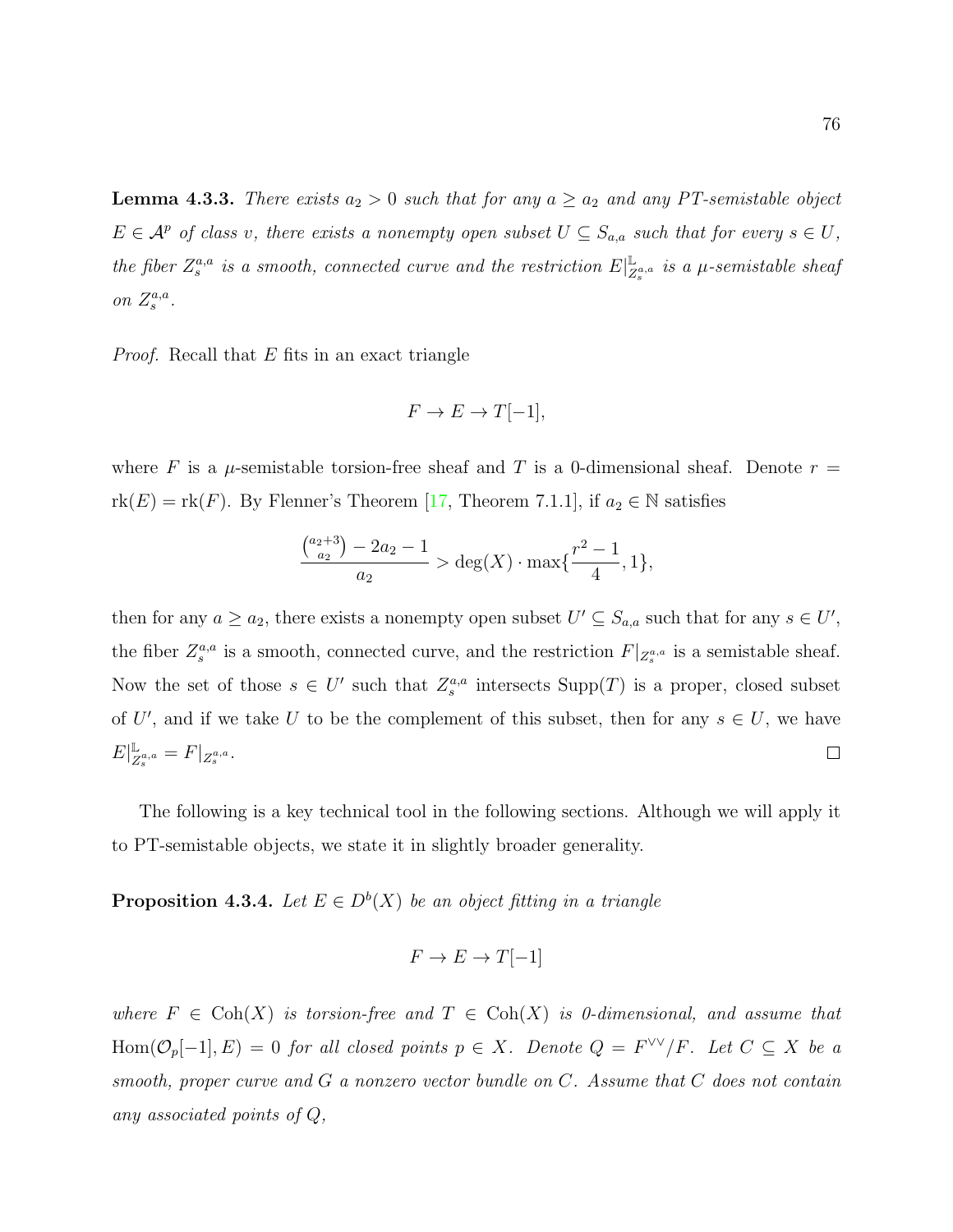**Lemma 4.3.3.** *There exists $a_2 > 0$ such that for any $a \geq a_2$ and any PT-semistable object $E \in \mathcal{A}^p$ of class $v$, there exists a nonempty open subset $U \subseteq S_{a,a}$ such that for every $s \in U$, the fiber $Z_s^{a,a}$ is a smooth, connected curve and the restriction $E|^{\mathbb{L}}_{Z_s^{a,a}}$ is a $\mu$-semistable sheaf on $Z_s^{a,a}$.*

*Proof.* Recall that $E$ fits in an exact triangle

$$F \to E \to T[-1],$$

where $F$ is a $\mu$-semistable torsion-free sheaf and $T$ is a 0-dimensional sheaf. Denote $r = \mathrm{rk}(E) = \mathrm{rk}(F)$. By Flenner's Theorem [17, Theorem 7.1.1], if $a_2 \in \mathbb{N}$ satisfies

$$\frac{\binom{a_2+3}{a_2} - 2a_2 - 1}{a_2} > \deg(X) \cdot \max\{\frac{r^2-1}{4}, 1\},$$

then for any $a \geq a_2$, there exists a nonempty open subset $U' \subseteq S_{a,a}$ such that for any $s \in U'$, the fiber $Z_s^{a,a}$ is a smooth, connected curve, and the restriction $F|_{Z_s^{a,a}}$ is a semistable sheaf. Now the set of those $s \in U'$ such that $Z_s^{a,a}$ intersects $\mathrm{Supp}(T)$ is a proper, closed subset of $U'$, and if we take $U$ to be the complement of this subset, then for any $s \in U$, we have $E|^{\mathbb{L}}_{Z_s^{a,a}} = F|_{Z_s^{a,a}}$. $\square$

The following is a key technical tool in the following sections. Although we will apply it to PT-semistable objects, we state it in slightly broader generality.

**Proposition 4.3.4.** *Let $E \in D^b(X)$ be an object fitting in a triangle*

$$F \to E \to T[-1]$$

*where $F \in \mathrm{Coh}(X)$ is torsion-free and $T \in \mathrm{Coh}(X)$ is 0-dimensional, and assume that $\mathrm{Hom}(\mathcal{O}_p[-1], E) = 0$ for all closed points $p \in X$. Denote $Q = F^{\vee\vee}/F$. Let $C \subseteq X$ be a smooth, proper curve and $G$ a nonzero vector bundle on $C$. Assume that $C$ does not contain any associated points of $Q$,*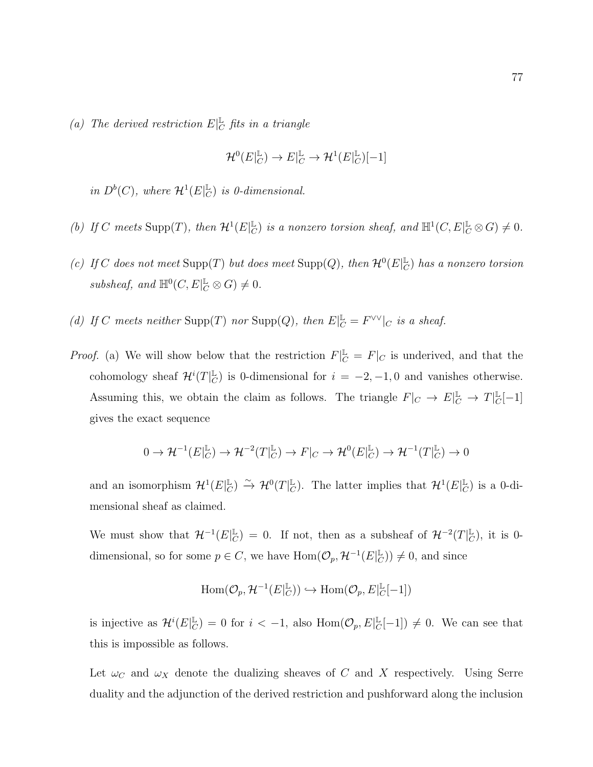*(a) The derived restriction $E|_C^{\mathbb{L}}$ fits in a triangle*

$$\mathcal{H}^0(E|_C^{\mathbb{L}}) \to E|_C^{\mathbb{L}} \to \mathcal{H}^1(E|_C^{\mathbb{L}})[-1]$$

*in $D^b(C)$, where $\mathcal{H}^1(E|_C^{\mathbb{L}})$ is 0-dimensional.*

*(b) If $C$ meets $\operatorname{Supp}(T)$, then $\mathcal{H}^1(E|_C^{\mathbb{L}})$ is a nonzero torsion sheaf, and $\mathbb{H}^1(C, E|_C^{\mathbb{L}} \otimes G) \neq 0$.*

*(c) If $C$ does not meet $\operatorname{Supp}(T)$ but does meet $\operatorname{Supp}(Q)$, then $\mathcal{H}^0(E|_C^{\mathbb{L}})$ has a nonzero torsion subsheaf, and $\mathbb{H}^0(C, E|_C^{\mathbb{L}} \otimes G) \neq 0$.*

*(d) If $C$ meets neither $\operatorname{Supp}(T)$ nor $\operatorname{Supp}(Q)$, then $E|_C^{\mathbb{L}} = F^{\vee\vee}|_C$ is a sheaf.*

*Proof.* (a) We will show below that the restriction $F|_C^{\mathbb{L}} = F|_C$ is underived, and that the cohomology sheaf $\mathcal{H}^i(T|_C^{\mathbb{L}})$ is 0-dimensional for $i = -2, -1, 0$ and vanishes otherwise. Assuming this, we obtain the claim as follows. The triangle $F|_C \to E|_C^{\mathbb{L}} \to T|_C^{\mathbb{L}}[-1]$ gives the exact sequence

$$0 \to \mathcal{H}^{-1}(E|_C^{\mathbb{L}}) \to \mathcal{H}^{-2}(T|_C^{\mathbb{L}}) \to F|_C \to \mathcal{H}^0(E|_C^{\mathbb{L}}) \to \mathcal{H}^{-1}(T|_C^{\mathbb{L}}) \to 0$$

and an isomorphism $\mathcal{H}^1(E|_C^{\mathbb{L}}) \xrightarrow{\sim} \mathcal{H}^0(T|_C^{\mathbb{L}})$. The latter implies that $\mathcal{H}^1(E|_C^{\mathbb{L}})$ is a 0-dimensional sheaf as claimed.

We must show that $\mathcal{H}^{-1}(E|_C^{\mathbb{L}}) = 0$. If not, then as a subsheaf of $\mathcal{H}^{-2}(T|_C^{\mathbb{L}})$, it is 0-dimensional, so for some $p \in C$, we have $\operatorname{Hom}(\mathcal{O}_p, \mathcal{H}^{-1}(E|_C^{\mathbb{L}})) \neq 0$, and since

$$\operatorname{Hom}(\mathcal{O}_p, \mathcal{H}^{-1}(E|_C^{\mathbb{L}})) \hookrightarrow \operatorname{Hom}(\mathcal{O}_p, E|_C^{\mathbb{L}}[-1])$$

is injective as $\mathcal{H}^i(E|_C^{\mathbb{L}}) = 0$ for $i < -1$, also $\operatorname{Hom}(\mathcal{O}_p, E|_C^{\mathbb{L}}[-1]) \neq 0$. We can see that this is impossible as follows.

Let $\omega_C$ and $\omega_X$ denote the dualizing sheaves of $C$ and $X$ respectively. Using Serre duality and the adjunction of the derived restriction and pushforward along the inclusion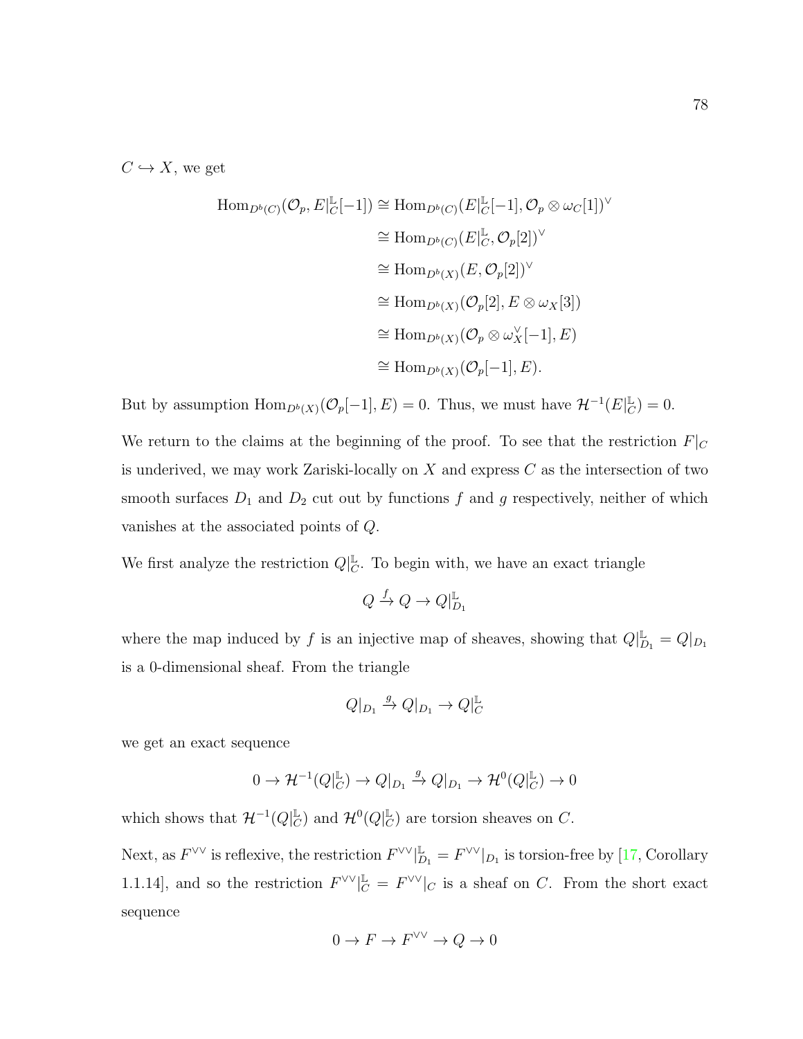$C \hookrightarrow X$, we get

$$
\begin{aligned}
\mathrm{Hom}_{D^b(C)}(\mathcal{O}_p, E|_C^{\mathbb{L}}[-1]) &\cong \mathrm{Hom}_{D^b(C)}(E|_C^{\mathbb{L}}[-1], \mathcal{O}_p \otimes \omega_C[1])^\vee \\
&\cong \mathrm{Hom}_{D^b(C)}(E|_C^{\mathbb{L}}, \mathcal{O}_p[2])^\vee \\
&\cong \mathrm{Hom}_{D^b(X)}(E, \mathcal{O}_p[2])^\vee \\
&\cong \mathrm{Hom}_{D^b(X)}(\mathcal{O}_p[2], E \otimes \omega_X[3]) \\
&\cong \mathrm{Hom}_{D^b(X)}(\mathcal{O}_p \otimes \omega_X^\vee[-1], E) \\
&\cong \mathrm{Hom}_{D^b(X)}(\mathcal{O}_p[-1], E).
\end{aligned}
$$

But by assumption $\mathrm{Hom}_{D^b(X)}(\mathcal{O}_p[-1], E) = 0$. Thus, we must have $\mathcal{H}^{-1}(E|_C^{\mathbb{L}}) = 0$.

We return to the claims at the beginning of the proof. To see that the restriction $F|_C$ is underived, we may work Zariski-locally on $X$ and express $C$ as the intersection of two smooth surfaces $D_1$ and $D_2$ cut out by functions $f$ and $g$ respectively, neither of which vanishes at the associated points of $Q$.

We first analyze the restriction $Q|_C^{\mathbb{L}}$. To begin with, we have an exact triangle

$$
Q \xrightarrow{f} Q \to Q|_{D_1}^{\mathbb{L}}
$$

where the map induced by $f$ is an injective map of sheaves, showing that $Q|_{D_1}^{\mathbb{L}} = Q|_{D_1}$ is a 0-dimensional sheaf. From the triangle

$$
Q|_{D_1} \xrightarrow{g} Q|_{D_1} \to Q|_C^{\mathbb{L}}
$$

we get an exact sequence

$$
0 \to \mathcal{H}^{-1}(Q|_C^{\mathbb{L}}) \to Q|_{D_1} \xrightarrow{g} Q|_{D_1} \to \mathcal{H}^0(Q|_C^{\mathbb{L}}) \to 0
$$

which shows that $\mathcal{H}^{-1}(Q|_C^{\mathbb{L}})$ and $\mathcal{H}^0(Q|_C^{\mathbb{L}})$ are torsion sheaves on $C$.

Next, as $F^{\vee\vee}$ is reflexive, the restriction $F^{\vee\vee}|_{D_1}^{\mathbb{L}} = F^{\vee\vee}|_{D_1}$ is torsion-free by [17, Corollary 1.1.14], and so the restriction $F^{\vee\vee}|_C^{\mathbb{L}} = F^{\vee\vee}|_C$ is a sheaf on $C$. From the short exact sequence

$$
0 \to F \to F^{\vee\vee} \to Q \to 0
$$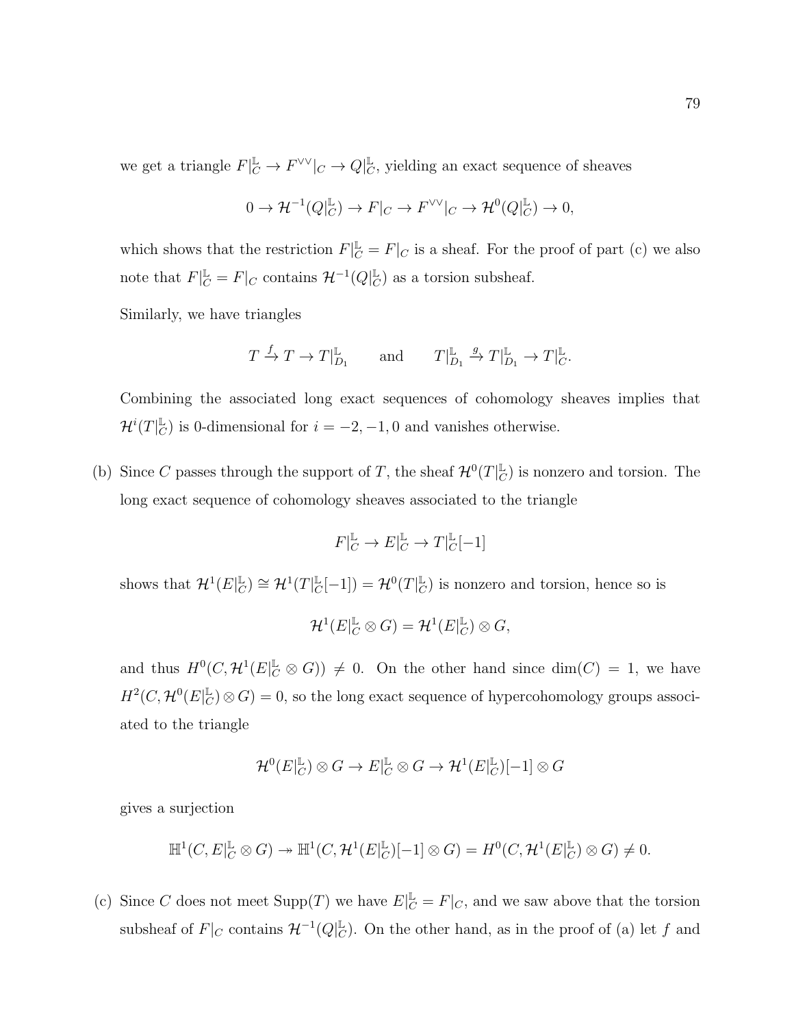we get a triangle $F|_C^{\mathbb{L}} \to F^{\vee\vee}|_C \to Q|_C^{\mathbb{L}}$, yielding an exact sequence of sheaves

$$0 \to \mathcal{H}^{-1}(Q|_C^{\mathbb{L}}) \to F|_C \to F^{\vee\vee}|_C \to \mathcal{H}^0(Q|_C^{\mathbb{L}}) \to 0,$$

which shows that the restriction $F|_C^{\mathbb{L}} = F|_C$ is a sheaf. For the proof of part (c) we also note that $F|_C^{\mathbb{L}} = F|_C$ contains $\mathcal{H}^{-1}(Q|_C^{\mathbb{L}})$ as a torsion subsheaf.

Similarly, we have triangles

$$T \xrightarrow{f} T \to T|_{D_1}^{\mathbb{L}} \qquad \text{and} \qquad T|_{D_1}^{\mathbb{L}} \xrightarrow{g} T|_{D_1}^{\mathbb{L}} \to T|_C^{\mathbb{L}}.$$

Combining the associated long exact sequences of cohomology sheaves implies that $\mathcal{H}^i(T|_C^{\mathbb{L}})$ is 0-dimensional for $i = -2, -1, 0$ and vanishes otherwise.

(b) Since $C$ passes through the support of $T$, the sheaf $\mathcal{H}^0(T|_C^{\mathbb{L}})$ is nonzero and torsion. The long exact sequence of cohomology sheaves associated to the triangle

$$F|_C^{\mathbb{L}} \to E|_C^{\mathbb{L}} \to T|_C^{\mathbb{L}}[-1]$$

shows that $\mathcal{H}^1(E|_C^{\mathbb{L}}) \cong \mathcal{H}^1(T|_C^{\mathbb{L}}[-1]) = \mathcal{H}^0(T|_C^{\mathbb{L}})$ is nonzero and torsion, hence so is

$$\mathcal{H}^1(E|_C^{\mathbb{L}} \otimes G) = \mathcal{H}^1(E|_C^{\mathbb{L}}) \otimes G,$$

and thus $H^0(C, \mathcal{H}^1(E|_C^{\mathbb{L}} \otimes G)) \neq 0$. On the other hand since $\dim(C) = 1$, we have $H^2(C, \mathcal{H}^0(E|_C^{\mathbb{L}}) \otimes G) = 0$, so the long exact sequence of hypercohomology groups associated to the triangle

$$\mathcal{H}^0(E|_C^{\mathbb{L}}) \otimes G \to E|_C^{\mathbb{L}} \otimes G \to \mathcal{H}^1(E|_C^{\mathbb{L}})[-1] \otimes G$$

gives a surjection

$$\mathbb{H}^1(C, E|_C^{\mathbb{L}} \otimes G) \twoheadrightarrow \mathbb{H}^1(C, \mathcal{H}^1(E|_C^{\mathbb{L}})[-1] \otimes G) = H^0(C, \mathcal{H}^1(E|_C^{\mathbb{L}}) \otimes G) \neq 0.$$

(c) Since $C$ does not meet $\operatorname{Supp}(T)$ we have $E|_C^{\mathbb{L}} = F|_C$, and we saw above that the torsion subsheaf of $F|_C$ contains $\mathcal{H}^{-1}(Q|_C^{\mathbb{L}})$. On the other hand, as in the proof of (a) let $f$ and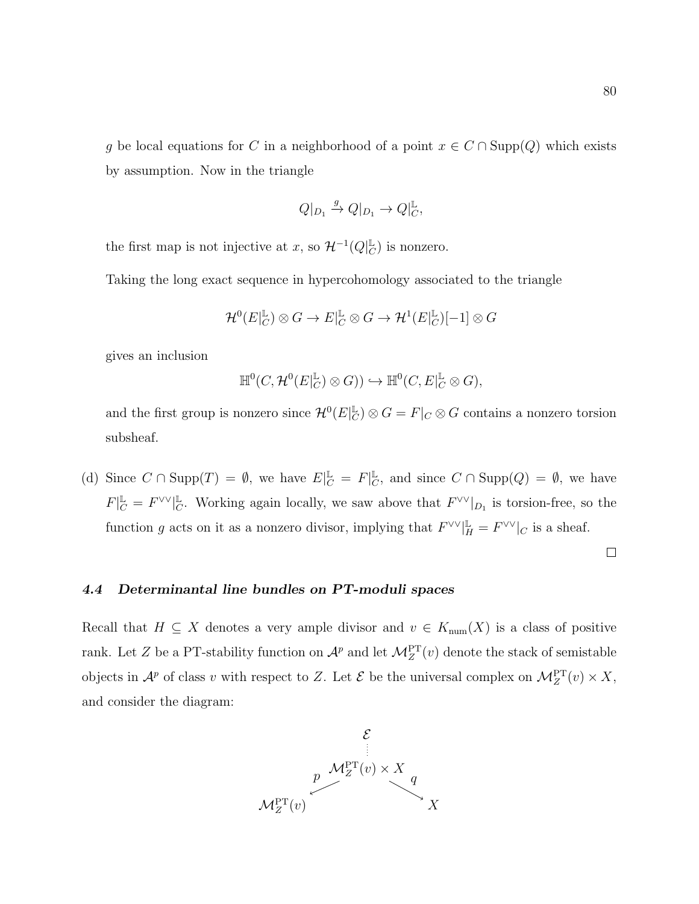$g$ be local equations for $C$ in a neighborhood of a point $x \in C \cap \mathrm{Supp}(Q)$ which exists by assumption. Now in the triangle

$$Q|_{D_1} \xrightarrow{g} Q|_{D_1} \to Q|_C^{\mathbb{L}},$$

the first map is not injective at $x$, so $\mathcal{H}^{-1}(Q|_C^{\mathbb{L}})$ is nonzero.

Taking the long exact sequence in hypercohomology associated to the triangle

$$\mathcal{H}^0(E|_C^{\mathbb{L}}) \otimes G \to E|_C^{\mathbb{L}} \otimes G \to \mathcal{H}^1(E|_C^{\mathbb{L}})[-1] \otimes G$$

gives an inclusion

$$\mathbb{H}^0(C, \mathcal{H}^0(E|_C^{\mathbb{L}}) \otimes G)) \hookrightarrow \mathbb{H}^0(C, E|_C^{\mathbb{L}} \otimes G),$$

and the first group is nonzero since $\mathcal{H}^0(E|_C^{\mathbb{L}}) \otimes G = F|_C \otimes G$ contains a nonzero torsion subsheaf.

(d) Since $C \cap \mathrm{Supp}(T) = \emptyset$, we have $E|_C^{\mathbb{L}} = F|_C^{\mathbb{L}}$, and since $C \cap \mathrm{Supp}(Q) = \emptyset$, we have $F|_C^{\mathbb{L}} = F^{\vee\vee}|_C^{\mathbb{L}}$. Working again locally, we saw above that $F^{\vee\vee}|_{D_1}$ is torsion-free, so the function $g$ acts on it as a nonzero divisor, implying that $F^{\vee\vee}|_H^{\mathbb{L}} = F^{\vee\vee}|_C$ is a sheaf.

□

### *4.4 Determinantal line bundles on PT-moduli spaces*

Recall that $H \subseteq X$ denotes a very ample divisor and $v \in K_{\mathrm{num}}(X)$ is a class of positive rank. Let $Z$ be a PT-stability function on $\mathcal{A}^p$ and let $\mathcal{M}_Z^{\mathrm{PT}}(v)$ denote the stack of semistable objects in $\mathcal{A}^p$ of class $v$ with respect to $Z$. Let $\mathcal{E}$ be the universal complex on $\mathcal{M}_Z^{\mathrm{PT}}(v) \times X$, and consider the diagram:

$$\begin{array}{ccccc} & & \mathcal{E} & & \\ & & \vdots & & \\ & & \mathcal{M}_Z^{\mathrm{PT}}(v) \times X & & \\ & \overset{p}{\swarrow} & & \overset{q}{\searrow} & \\ \mathcal{M}_Z^{\mathrm{PT}}(v) & & & & X \end{array}$$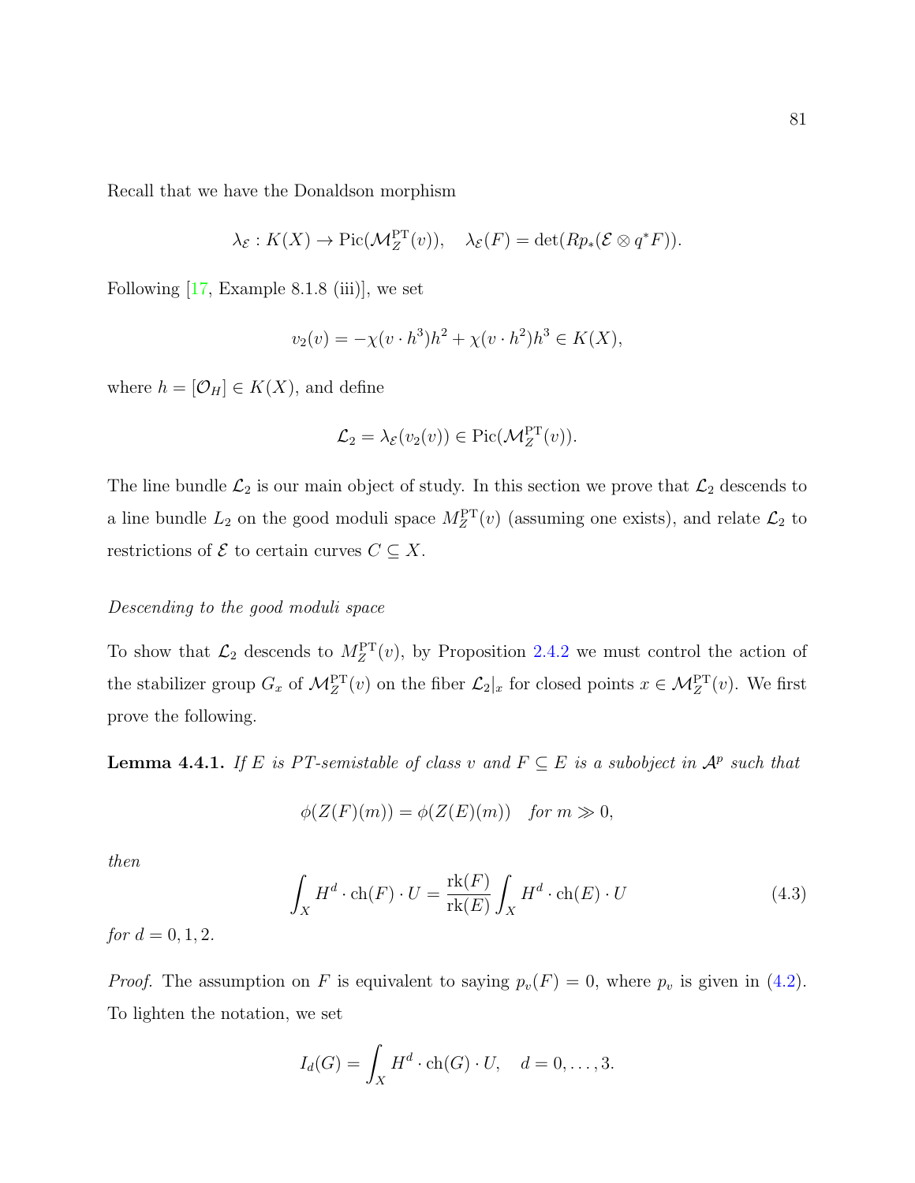Recall that we have the Donaldson morphism

$$\lambda_{\mathcal{E}} : K(X) \to \operatorname{Pic}(\mathcal{M}_Z^{\mathrm{PT}}(v)), \quad \lambda_{\mathcal{E}}(F) = \det(Rp_*(\mathcal{E} \otimes q^*F)).$$

Following [17, Example 8.1.8 (iii)], we set

$$v_2(v) = -\chi(v \cdot h^3)h^2 + \chi(v \cdot h^2)h^3 \in K(X),$$

where $h = [\mathcal{O}_H] \in K(X)$, and define

$$\mathcal{L}_2 = \lambda_{\mathcal{E}}(v_2(v)) \in \operatorname{Pic}(\mathcal{M}_Z^{\mathrm{PT}}(v)).$$

The line bundle $\mathcal{L}_2$ is our main object of study. In this section we prove that $\mathcal{L}_2$ descends to a line bundle $L_2$ on the good moduli space $M_Z^{\mathrm{PT}}(v)$ (assuming one exists), and relate $\mathcal{L}_2$ to restrictions of $\mathcal{E}$ to certain curves $C \subseteq X$.

*Descending to the good moduli space*

To show that $\mathcal{L}_2$ descends to $M_Z^{\mathrm{PT}}(v)$, by Proposition 2.4.2 we must control the action of the stabilizer group $G_x$ of $\mathcal{M}_Z^{\mathrm{PT}}(v)$ on the fiber $\mathcal{L}_2|_x$ for closed points $x \in \mathcal{M}_Z^{\mathrm{PT}}(v)$. We first prove the following.

**Lemma 4.4.1.** *If $E$ is PT-semistable of class $v$ and $F \subseteq E$ is a subobject in $\mathcal{A}^p$ such that*

$$\phi(Z(F)(m)) = \phi(Z(E)(m)) \quad \text{for } m \gg 0,$$

*then*

$$\int_X H^d \cdot \operatorname{ch}(F) \cdot U = \frac{\operatorname{rk}(F)}{\operatorname{rk}(E)} \int_X H^d \cdot \operatorname{ch}(E) \cdot U \tag{4.3}$$

*for $d = 0, 1, 2$.*

*Proof.* The assumption on $F$ is equivalent to saying $p_v(F) = 0$, where $p_v$ is given in (4.2). To lighten the notation, we set

$$I_d(G) = \int_X H^d \cdot \operatorname{ch}(G) \cdot U, \quad d = 0, \ldots, 3.$$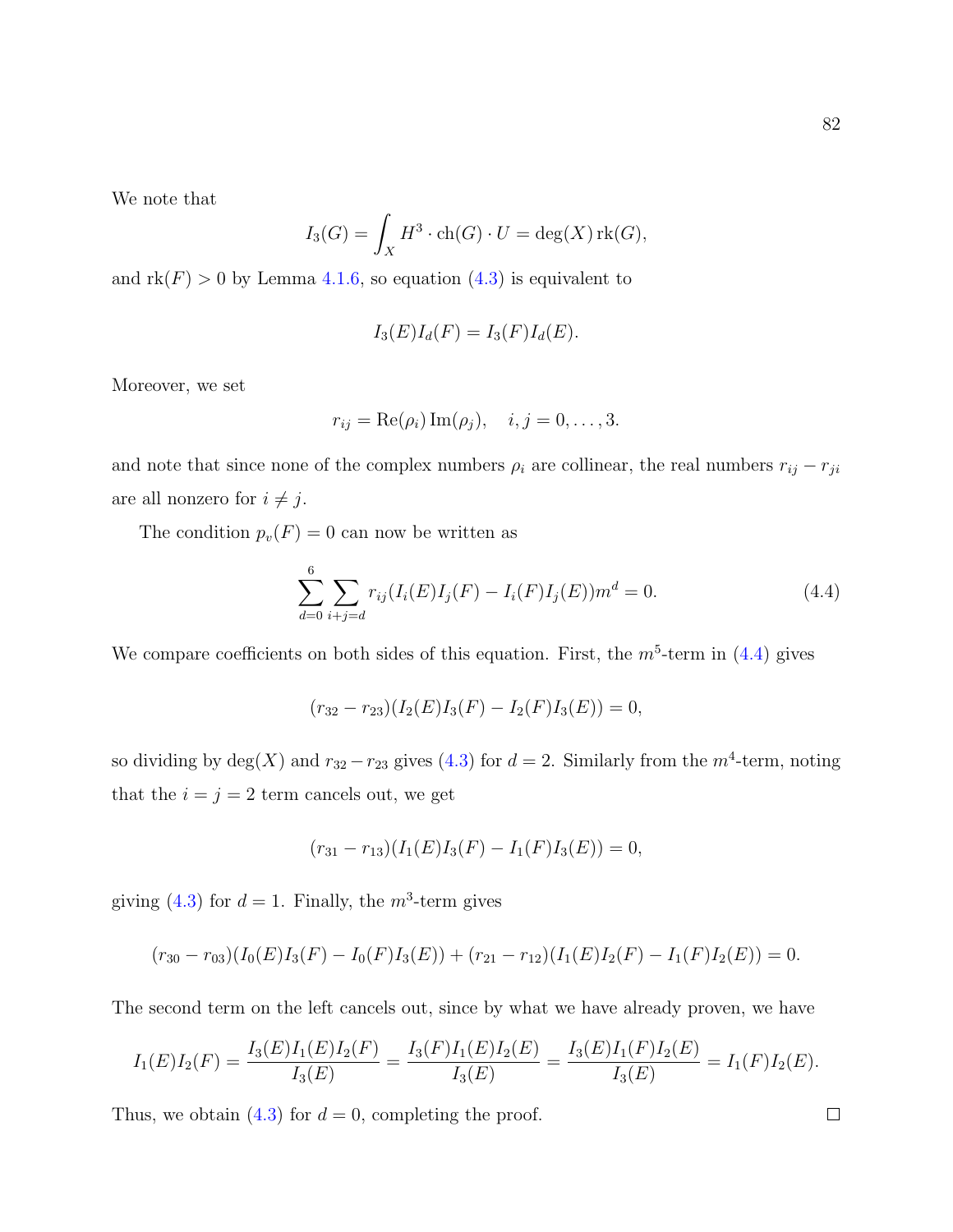We note that

$$I_3(G) = \int_X H^3 \cdot \mathrm{ch}(G) \cdot U = \deg(X)\,\mathrm{rk}(G),$$

and $\mathrm{rk}(F) > 0$ by Lemma 4.1.6, so equation (4.3) is equivalent to

$$I_3(E) I_d(F) = I_3(F) I_d(E).$$

Moreover, we set

$$r_{ij} = \mathrm{Re}(\rho_i)\,\mathrm{Im}(\rho_j), \quad i, j = 0, \ldots, 3.$$

and note that since none of the complex numbers $\rho_i$ are collinear, the real numbers $r_{ij} - r_{ji}$ are all nonzero for $i \neq j$.

The condition $p_v(F) = 0$ can now be written as

$$\sum_{d=0}^{6} \sum_{i+j=d} r_{ij}(I_i(E) I_j(F) - I_i(F) I_j(E)) m^d = 0. \tag{4.4}$$

We compare coefficients on both sides of this equation. First, the $m^5$-term in (4.4) gives

$$(r_{32} - r_{23})(I_2(E) I_3(F) - I_2(F) I_3(E)) = 0,$$

so dividing by $\deg(X)$ and $r_{32} - r_{23}$ gives (4.3) for $d = 2$. Similarly from the $m^4$-term, noting that the $i = j = 2$ term cancels out, we get

$$(r_{31} - r_{13})(I_1(E) I_3(F) - I_1(F) I_3(E)) = 0,$$

giving (4.3) for $d = 1$. Finally, the $m^3$-term gives

$$(r_{30} - r_{03})(I_0(E) I_3(F) - I_0(F) I_3(E)) + (r_{21} - r_{12})(I_1(E) I_2(F) - I_1(F) I_2(E)) = 0.$$

The second term on the left cancels out, since by what we have already proven, we have

$$I_1(E) I_2(F) = \frac{I_3(E) I_1(E) I_2(F)}{I_3(E)} = \frac{I_3(F) I_1(E) I_2(E)}{I_3(E)} = \frac{I_3(E) I_1(F) I_2(E)}{I_3(E)} = I_1(F) I_2(E).$$

Thus, we obtain (4.3) for $d = 0$, completing the proof. $\square$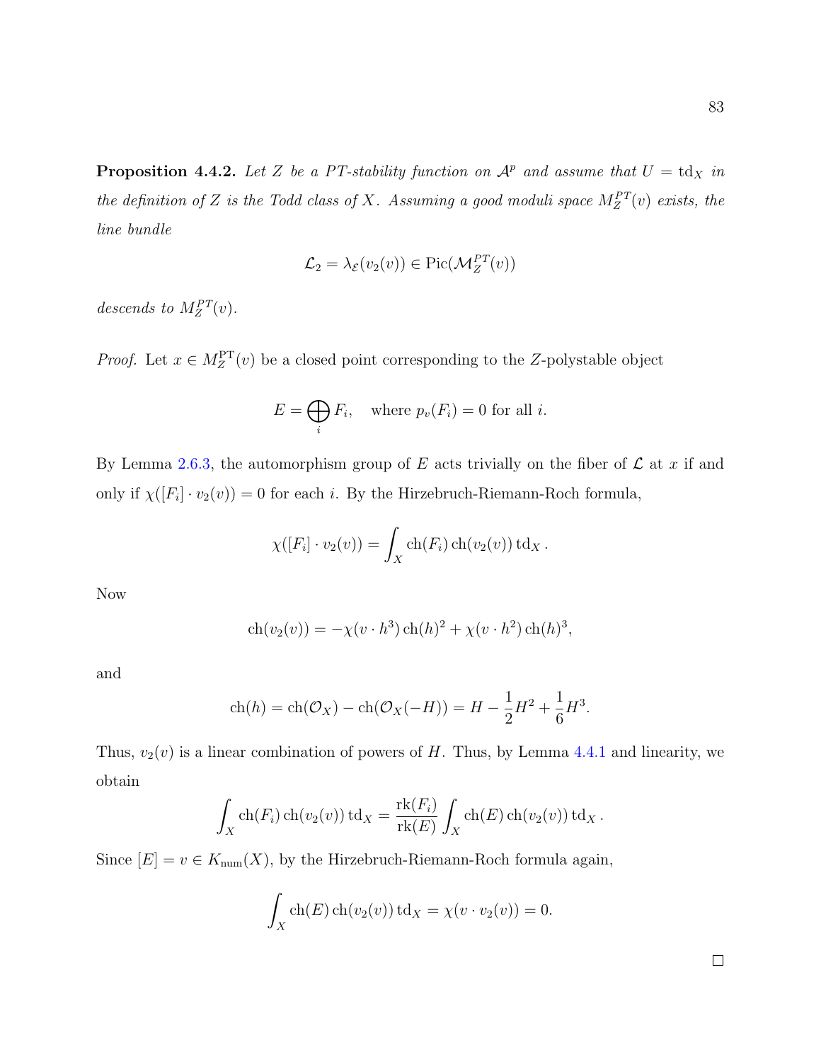**Proposition 4.4.2.** *Let $Z$ be a PT-stability function on $\mathcal{A}^p$ and assume that $U = \mathrm{td}_X$ in the definition of $Z$ is the Todd class of $X$. Assuming a good moduli space $M_Z^{PT}(v)$ exists, the line bundle*

$$\mathcal{L}_2 = \lambda_{\mathcal{E}}(v_2(v)) \in \mathrm{Pic}(\mathcal{M}_Z^{PT}(v))$$

*descends to $M_Z^{PT}(v)$.*

*Proof.* Let $x \in M_Z^{\mathrm{PT}}(v)$ be a closed point corresponding to the $Z$-polystable object

$$E = \bigoplus_i F_i, \quad \text{where } p_v(F_i) = 0 \text{ for all } i.$$

By Lemma 2.6.3, the automorphism group of $E$ acts trivially on the fiber of $\mathcal{L}$ at $x$ if and only if $\chi([F_i] \cdot v_2(v)) = 0$ for each $i$. By the Hirzebruch-Riemann-Roch formula,

$$\chi([F_i] \cdot v_2(v)) = \int_X \mathrm{ch}(F_i)\,\mathrm{ch}(v_2(v))\,\mathrm{td}_X\,.$$

Now

$$\mathrm{ch}(v_2(v)) = -\chi(v \cdot h^3)\,\mathrm{ch}(h)^2 + \chi(v \cdot h^2)\,\mathrm{ch}(h)^3,$$

and

$$\mathrm{ch}(h) = \mathrm{ch}(\mathcal{O}_X) - \mathrm{ch}(\mathcal{O}_X(-H)) = H - \frac{1}{2}H^2 + \frac{1}{6}H^3.$$

Thus, $v_2(v)$ is a linear combination of powers of $H$. Thus, by Lemma 4.4.1 and linearity, we obtain

$$\int_X \mathrm{ch}(F_i)\,\mathrm{ch}(v_2(v))\,\mathrm{td}_X = \frac{\mathrm{rk}(F_i)}{\mathrm{rk}(E)} \int_X \mathrm{ch}(E)\,\mathrm{ch}(v_2(v))\,\mathrm{td}_X\,.$$

Since $[E] = v \in K_{\mathrm{num}}(X)$, by the Hirzebruch-Riemann-Roch formula again,

$$\int_X \mathrm{ch}(E)\,\mathrm{ch}(v_2(v))\,\mathrm{td}_X = \chi(v \cdot v_2(v)) = 0.$$

□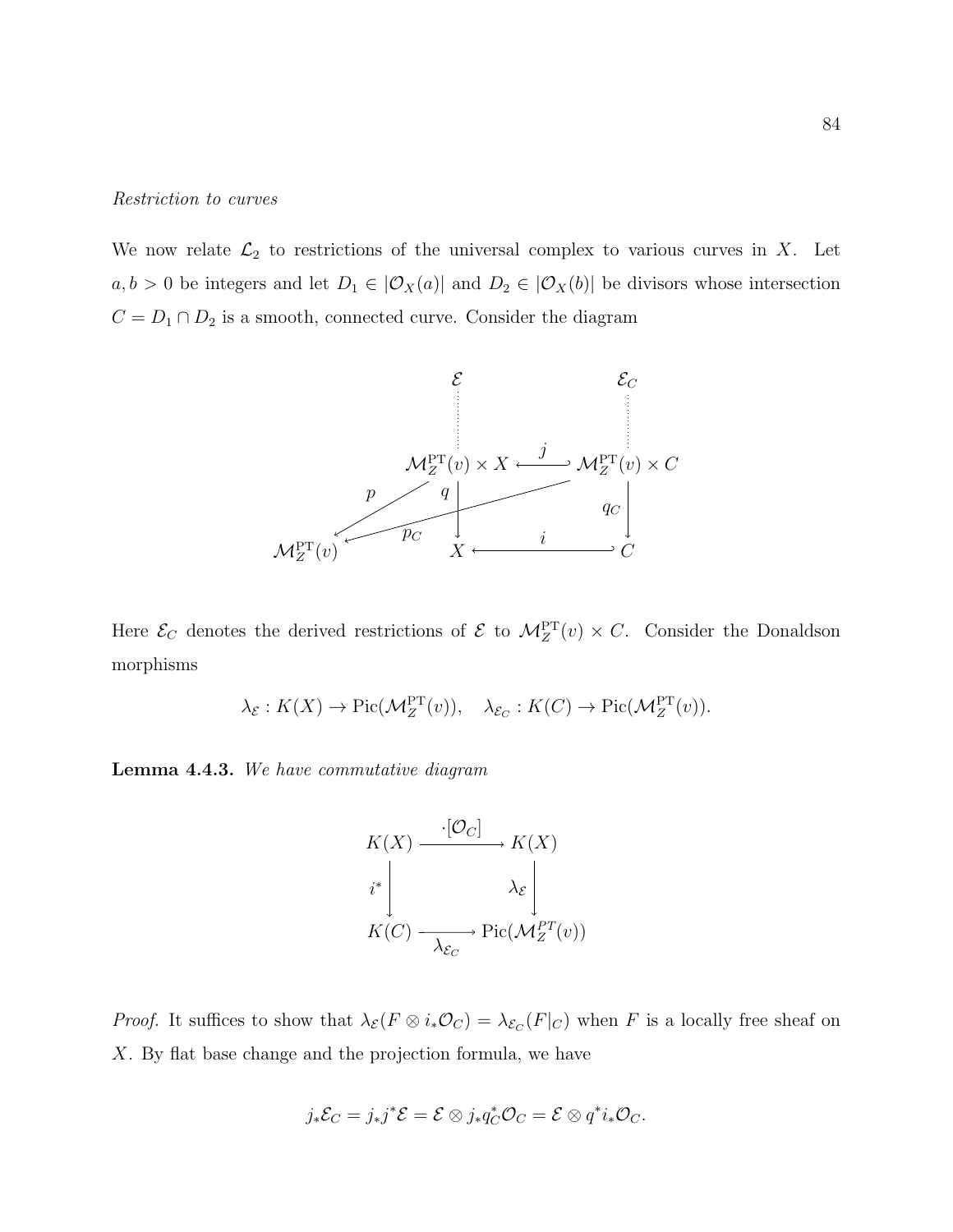*Restriction to curves*

We now relate $\mathcal{L}_2$ to restrictions of the universal complex to various curves in $X$. Let $a, b > 0$ be integers and let $D_1 \in |\mathcal{O}_X(a)|$ and $D_2 \in |\mathcal{O}_X(b)|$ be divisors whose intersection $C = D_1 \cap D_2$ is a smooth, connected curve. Consider the diagram

$$
\begin{array}{ccccc}
 & & \mathcal{E} & & \mathcal{E}_C \\
 & & \vdots & & \vdots \\
 & & \mathcal{M}_Z^{\mathrm{PT}}(v) \times X & \xhookleftarrow{\ j\ } & \mathcal{M}_Z^{\mathrm{PT}}(v) \times C \\
 & \swarrow^{p} & \downarrow{\scriptstyle q} & \swarrow_{p_C} & \downarrow{\scriptstyle q_C} \\
\mathcal{M}_Z^{\mathrm{PT}}(v) & & X & \xhookleftarrow{\ i\ } & C
\end{array}
$$

Here $\mathcal{E}_C$ denotes the derived restrictions of $\mathcal{E}$ to $\mathcal{M}_Z^{\mathrm{PT}}(v) \times C$. Consider the Donaldson morphisms

$$
\lambda_{\mathcal{E}} : K(X) \to \mathrm{Pic}(\mathcal{M}_Z^{\mathrm{PT}}(v)), \quad \lambda_{\mathcal{E}_C} : K(C) \to \mathrm{Pic}(\mathcal{M}_Z^{\mathrm{PT}}(v)).
$$

**Lemma 4.4.3.** *We have commutative diagram*

$$
\begin{array}{ccc}
K(X) & \xrightarrow{\cdot [\mathcal{O}_C]} & K(X) \\
{\scriptstyle i^*}\downarrow & & \downarrow{\scriptstyle \lambda_{\mathcal{E}}} \\
K(C) & \xrightarrow[\lambda_{\mathcal{E}_C}]{} & \mathrm{Pic}(\mathcal{M}_Z^{PT}(v))
\end{array}
$$

*Proof.* It suffices to show that $\lambda_{\mathcal{E}}(F \otimes i_* \mathcal{O}_C) = \lambda_{\mathcal{E}_C}(F|_C)$ when $F$ is a locally free sheaf on $X$. By flat base change and the projection formula, we have

$$
j_* \mathcal{E}_C = j_* j^* \mathcal{E} = \mathcal{E} \otimes j_* q_C^* \mathcal{O}_C = \mathcal{E} \otimes q^* i_* \mathcal{O}_C.
$$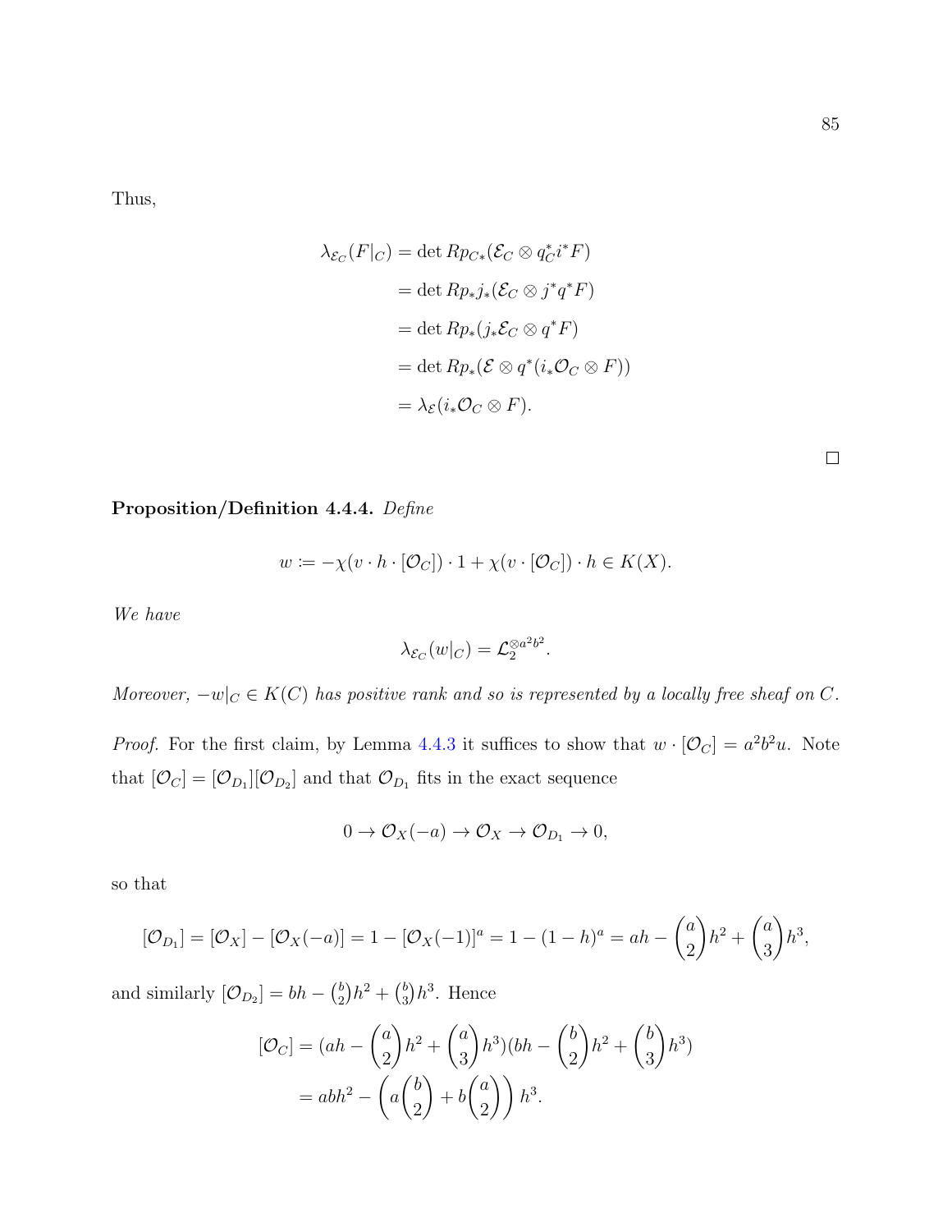Thus,

$$
\begin{aligned}
\lambda_{\mathcal{E}_C}(F|_C) &= \det Rp_{C*}(\mathcal{E}_C \otimes q_C^* i^* F) \\
&= \det Rp_* j_*(\mathcal{E}_C \otimes j^* q^* F) \\
&= \det Rp_*(j_* \mathcal{E}_C \otimes q^* F) \\
&= \det Rp_*(\mathcal{E} \otimes q^*(i_* \mathcal{O}_C \otimes F)) \\
&= \lambda_{\mathcal{E}}(i_* \mathcal{O}_C \otimes F).
\end{aligned}
$$

□

**Proposition/Definition 4.4.4.** *Define*

$$
w := -\chi(v \cdot h \cdot [\mathcal{O}_C]) \cdot 1 + \chi(v \cdot [\mathcal{O}_C]) \cdot h \in K(X).
$$

*We have*

$$
\lambda_{\mathcal{E}_C}(w|_C) = \mathcal{L}_2^{\otimes a^2 b^2}.
$$

*Moreover, $-w|_C \in K(C)$ has positive rank and so is represented by a locally free sheaf on $C$.*

*Proof.* For the first claim, by Lemma 4.4.3 it suffices to show that $w \cdot [\mathcal{O}_C] = a^2 b^2 u$. Note that $[\mathcal{O}_C] = [\mathcal{O}_{D_1}][\mathcal{O}_{D_2}]$ and that $\mathcal{O}_{D_1}$ fits in the exact sequence

$$
0 \to \mathcal{O}_X(-a) \to \mathcal{O}_X \to \mathcal{O}_{D_1} \to 0,
$$

so that

$$
[\mathcal{O}_{D_1}] = [\mathcal{O}_X] - [\mathcal{O}_X(-a)] = 1 - [\mathcal{O}_X(-1)]^a = 1 - (1-h)^a = ah - \binom{a}{2} h^2 + \binom{a}{3} h^3,
$$

and similarly $[\mathcal{O}_{D_2}] = bh - \binom{b}{2} h^2 + \binom{b}{3} h^3$. Hence

$$
\begin{aligned}
[\mathcal{O}_C] &= (ah - \binom{a}{2} h^2 + \binom{a}{3} h^3)(bh - \binom{b}{2} h^2 + \binom{b}{3} h^3) \\
&= abh^2 - \left( a\binom{b}{2} + b\binom{a}{2} \right) h^3.
\end{aligned}
$$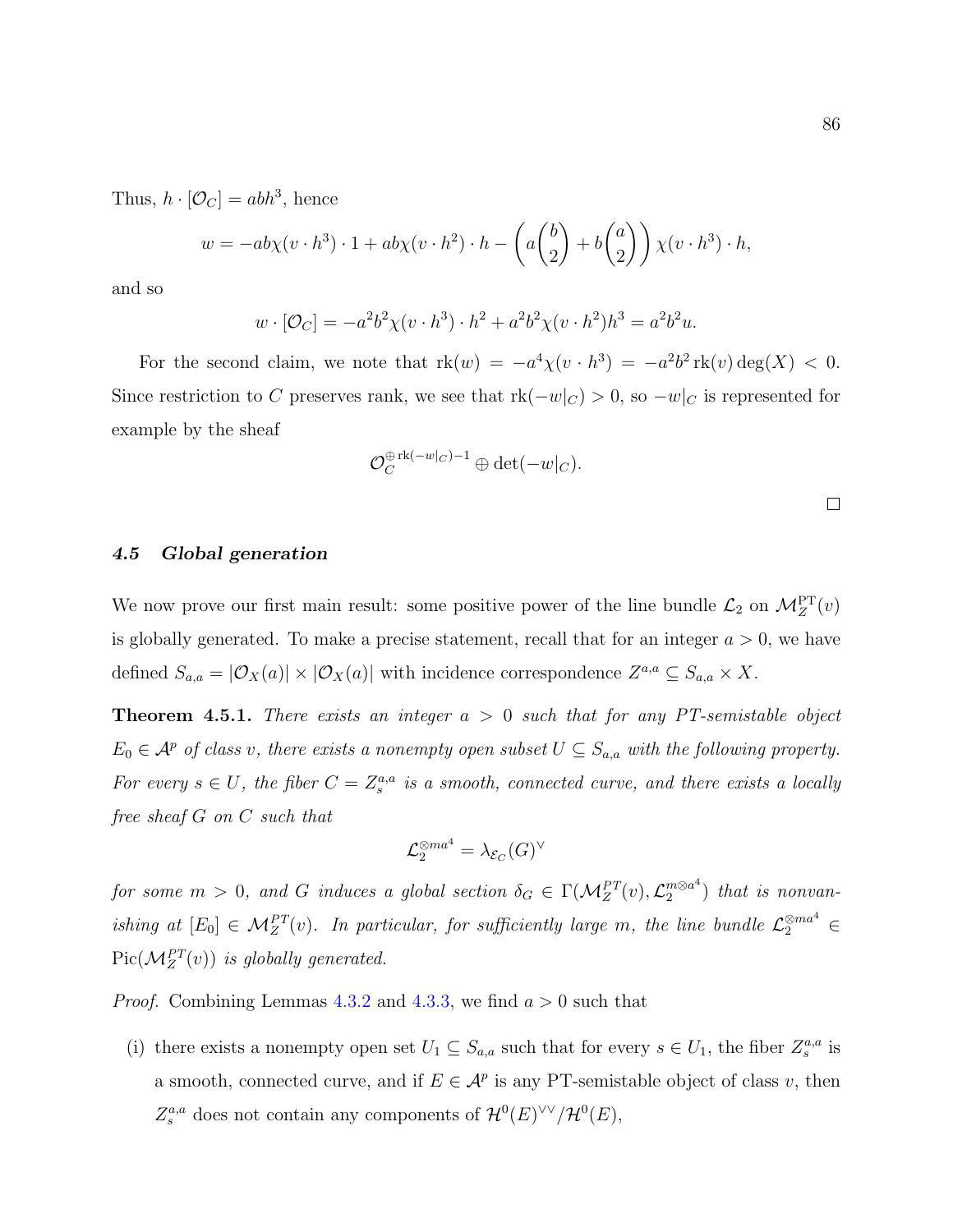Thus, $h \cdot [\mathcal{O}_C] = abh^3$, hence

$$w = -ab\chi(v \cdot h^3) \cdot 1 + ab\chi(v \cdot h^2) \cdot h - \left( a\binom{b}{2} + b\binom{a}{2} \right) \chi(v \cdot h^3) \cdot h,$$

and so

$$w \cdot [\mathcal{O}_C] = -a^2b^2\chi(v \cdot h^3) \cdot h^2 + a^2b^2\chi(v \cdot h^2)h^3 = a^2b^2u.$$

For the second claim, we note that $\mathrm{rk}(w) = -a^4\chi(v \cdot h^3) = -a^2b^2\,\mathrm{rk}(v)\deg(X) < 0$. Since restriction to $C$ preserves rank, we see that $\mathrm{rk}(-w|_C) > 0$, so $-w|_C$ is represented for example by the sheaf

$$\mathcal{O}_C^{\oplus \mathrm{rk}(-w|_C)-1} \oplus \det(-w|_C).$$

□

### *4.5 Global generation*

We now prove our first main result: some positive power of the line bundle $\mathcal{L}_2$ on $\mathcal{M}_Z^{\mathrm{PT}}(v)$ is globally generated. To make a precise statement, recall that for an integer $a > 0$, we have defined $S_{a,a} = |\mathcal{O}_X(a)| \times |\mathcal{O}_X(a)|$ with incidence correspondence $Z^{a,a} \subseteq S_{a,a} \times X$.

**Theorem 4.5.1.** *There exists an integer $a > 0$ such that for any PT-semistable object $E_0 \in \mathcal{A}^p$ of class $v$, there exists a nonempty open subset $U \subseteq S_{a,a}$ with the following property. For every $s \in U$, the fiber $C = Z_s^{a,a}$ is a smooth, connected curve, and there exists a locally free sheaf $G$ on $C$ such that*

$$\mathcal{L}_2^{\otimes ma^4} = \lambda_{\mathcal{E}_C}(G)^\vee$$

*for some $m > 0$, and $G$ induces a global section $\delta_G \in \Gamma(\mathcal{M}_Z^{PT}(v), \mathcal{L}_2^{m\otimes a^4})$ that is nonvanishing at $[E_0] \in \mathcal{M}_Z^{PT}(v)$. In particular, for sufficiently large $m$, the line bundle $\mathcal{L}_2^{\otimes ma^4} \in \mathrm{Pic}(\mathcal{M}_Z^{PT}(v))$ is globally generated.*

*Proof.* Combining Lemmas 4.3.2 and 4.3.3, we find $a > 0$ such that

(i) there exists a nonempty open set $U_1 \subseteq S_{a,a}$ such that for every $s \in U_1$, the fiber $Z_s^{a,a}$ is a smooth, connected curve, and if $E \in \mathcal{A}^p$ is any PT-semistable object of class $v$, then $Z_s^{a,a}$ does not contain any components of $\mathcal{H}^0(E)^{\vee\vee}/\mathcal{H}^0(E)$,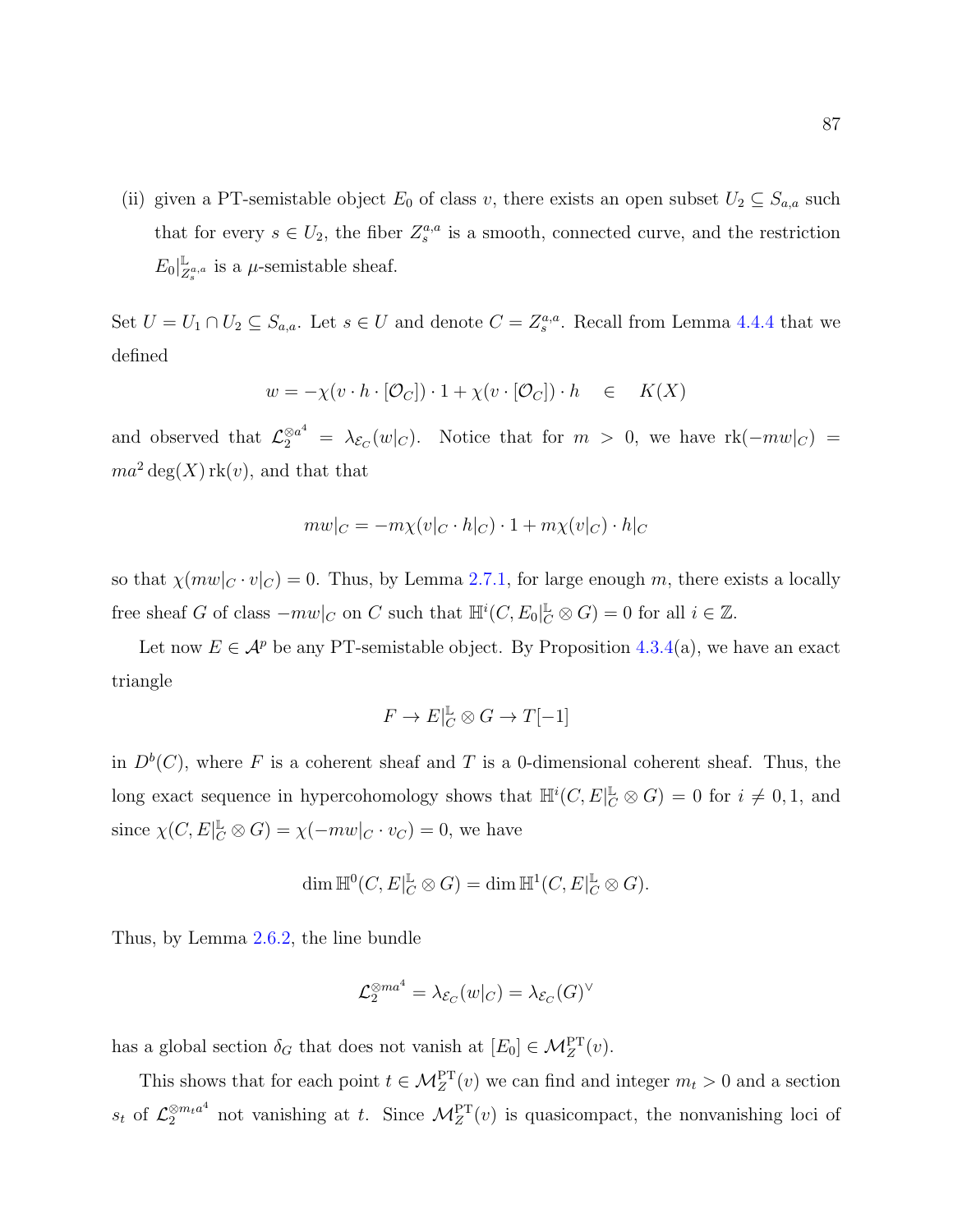(ii) given a PT-semistable object $E_0$ of class $v$, there exists an open subset $U_2 \subseteq S_{a,a}$ such that for every $s \in U_2$, the fiber $Z_s^{a,a}$ is a smooth, connected curve, and the restriction $E_0|^{\mathbb{L}}_{Z_s^{a,a}}$ is a $\mu$-semistable sheaf.

Set $U = U_1 \cap U_2 \subseteq S_{a,a}$. Let $s \in U$ and denote $C = Z_s^{a,a}$. Recall from Lemma 4.4.4 that we defined

$$w = -\chi(v \cdot h \cdot [\mathcal{O}_C]) \cdot 1 + \chi(v \cdot [\mathcal{O}_C]) \cdot h \quad \in \quad K(X)$$

and observed that $\mathcal{L}_2^{\otimes a^4} = \lambda_{\mathcal{E}_C}(w|_C)$. Notice that for $m > 0$, we have $\mathrm{rk}(-mw|_C) = ma^2 \deg(X) \,\mathrm{rk}(v)$, and that that

$$mw|_C = -m\chi(v|_C \cdot h|_C) \cdot 1 + m\chi(v|_C) \cdot h|_C$$

so that $\chi(mw|_C \cdot v|_C) = 0$. Thus, by Lemma 2.7.1, for large enough $m$, there exists a locally free sheaf $G$ of class $-mw|_C$ on $C$ such that $\mathbb{H}^i(C, E_0|^{\mathbb{L}}_C \otimes G) = 0$ for all $i \in \mathbb{Z}$.

Let now $E \in \mathcal{A}^p$ be any PT-semistable object. By Proposition 4.3.4(a), we have an exact triangle

$$F \to E|^{\mathbb{L}}_C \otimes G \to T[-1]$$

in $D^b(C)$, where $F$ is a coherent sheaf and $T$ is a 0-dimensional coherent sheaf. Thus, the long exact sequence in hypercohomology shows that $\mathbb{H}^i(C, E|^{\mathbb{L}}_C \otimes G) = 0$ for $i \neq 0, 1$, and since $\chi(C, E|^{\mathbb{L}}_C \otimes G) = \chi(-mw|_C \cdot v_C) = 0$, we have

$$\dim \mathbb{H}^0(C, E|^{\mathbb{L}}_C \otimes G) = \dim \mathbb{H}^1(C, E|^{\mathbb{L}}_C \otimes G).$$

Thus, by Lemma 2.6.2, the line bundle

$$\mathcal{L}_2^{\otimes ma^4} = \lambda_{\mathcal{E}_C}(w|_C) = \lambda_{\mathcal{E}_C}(G)^\vee$$

has a global section $\delta_G$ that does not vanish at $[E_0] \in \mathcal{M}_Z^{\mathrm{PT}}(v)$.

This shows that for each point $t \in \mathcal{M}_Z^{\mathrm{PT}}(v)$ we can find and integer $m_t > 0$ and a section $s_t$ of $\mathcal{L}_2^{\otimes m_t a^4}$ not vanishing at $t$. Since $\mathcal{M}_Z^{\mathrm{PT}}(v)$ is quasicompact, the nonvanishing loci of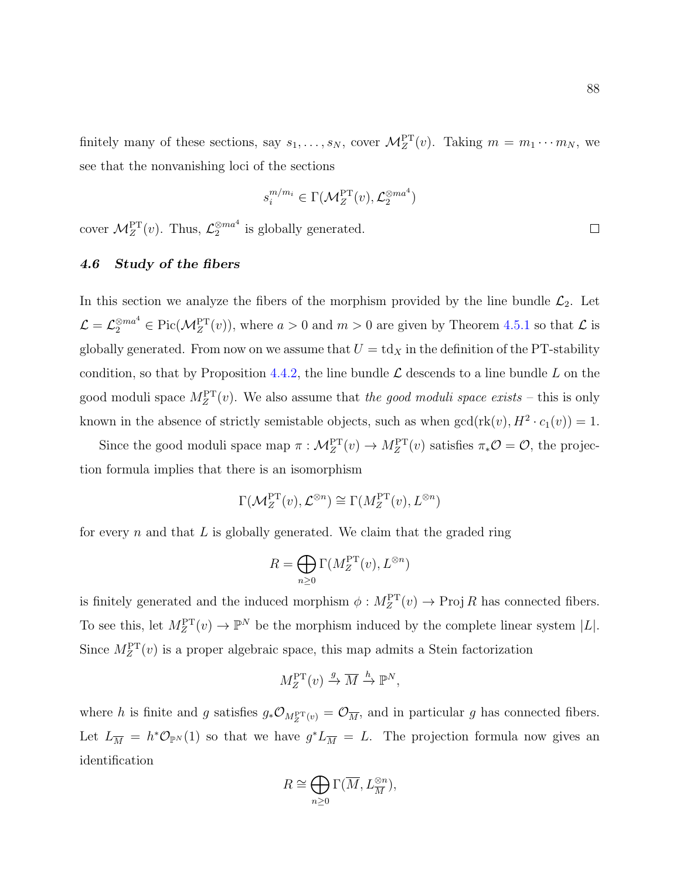finitely many of these sections, say $s_1, \ldots, s_N$, cover $\mathcal{M}_Z^{\mathrm{PT}}(v)$. Taking $m = m_1 \cdots m_N$, we see that the nonvanishing loci of the sections

$$s_i^{m/m_i} \in \Gamma(\mathcal{M}_Z^{\mathrm{PT}}(v), \mathcal{L}_2^{\otimes ma^4})$$

cover $\mathcal{M}_Z^{\mathrm{PT}}(v)$. Thus, $\mathcal{L}_2^{\otimes ma^4}$ is globally generated. □

### 4.6 Study of the fibers

In this section we analyze the fibers of the morphism provided by the line bundle $\mathcal{L}_2$. Let $\mathcal{L} = \mathcal{L}_2^{\otimes ma^4} \in \mathrm{Pic}(\mathcal{M}_Z^{\mathrm{PT}}(v))$, where $a > 0$ and $m > 0$ are given by Theorem 4.5.1 so that $\mathcal{L}$ is globally generated. From now on we assume that $U = \mathrm{td}_X$ in the definition of the PT-stability condition, so that by Proposition 4.4.2, the line bundle $\mathcal{L}$ descends to a line bundle $L$ on the good moduli space $M_Z^{\mathrm{PT}}(v)$. We also assume that *the good moduli space exists* – this is only known in the absence of strictly semistable objects, such as when $\gcd(\mathrm{rk}(v), H^2 \cdot c_1(v)) = 1$.

Since the good moduli space map $\pi : \mathcal{M}_Z^{\mathrm{PT}}(v) \to M_Z^{\mathrm{PT}}(v)$ satisfies $\pi_*\mathcal{O} = \mathcal{O}$, the projection formula implies that there is an isomorphism

$$\Gamma(\mathcal{M}_Z^{\mathrm{PT}}(v), \mathcal{L}^{\otimes n}) \cong \Gamma(M_Z^{\mathrm{PT}}(v), L^{\otimes n})$$

for every $n$ and that $L$ is globally generated. We claim that the graded ring

$$R = \bigoplus_{n \geq 0} \Gamma(M_Z^{\mathrm{PT}}(v), L^{\otimes n})$$

is finitely generated and the induced morphism $\phi : M_Z^{\mathrm{PT}}(v) \to \mathrm{Proj}\, R$ has connected fibers. To see this, let $M_Z^{\mathrm{PT}}(v) \to \mathbb{P}^N$ be the morphism induced by the complete linear system $|L|$. Since $M_Z^{\mathrm{PT}}(v)$ is a proper algebraic space, this map admits a Stein factorization

$$M_Z^{\mathrm{PT}}(v) \xrightarrow{g} \overline{M} \xrightarrow{h} \mathbb{P}^N,$$

where $h$ is finite and $g$ satisfies $g_*\mathcal{O}_{M_Z^{\mathrm{PT}}(v)} = \mathcal{O}_{\overline{M}}$, and in particular $g$ has connected fibers. Let $L_{\overline{M}} = h^*\mathcal{O}_{\mathbb{P}^N}(1)$ so that we have $g^*L_{\overline{M}} = L$. The projection formula now gives an identification

$$R \cong \bigoplus_{n \geq 0} \Gamma(\overline{M}, L_{\overline{M}}^{\otimes n}),$$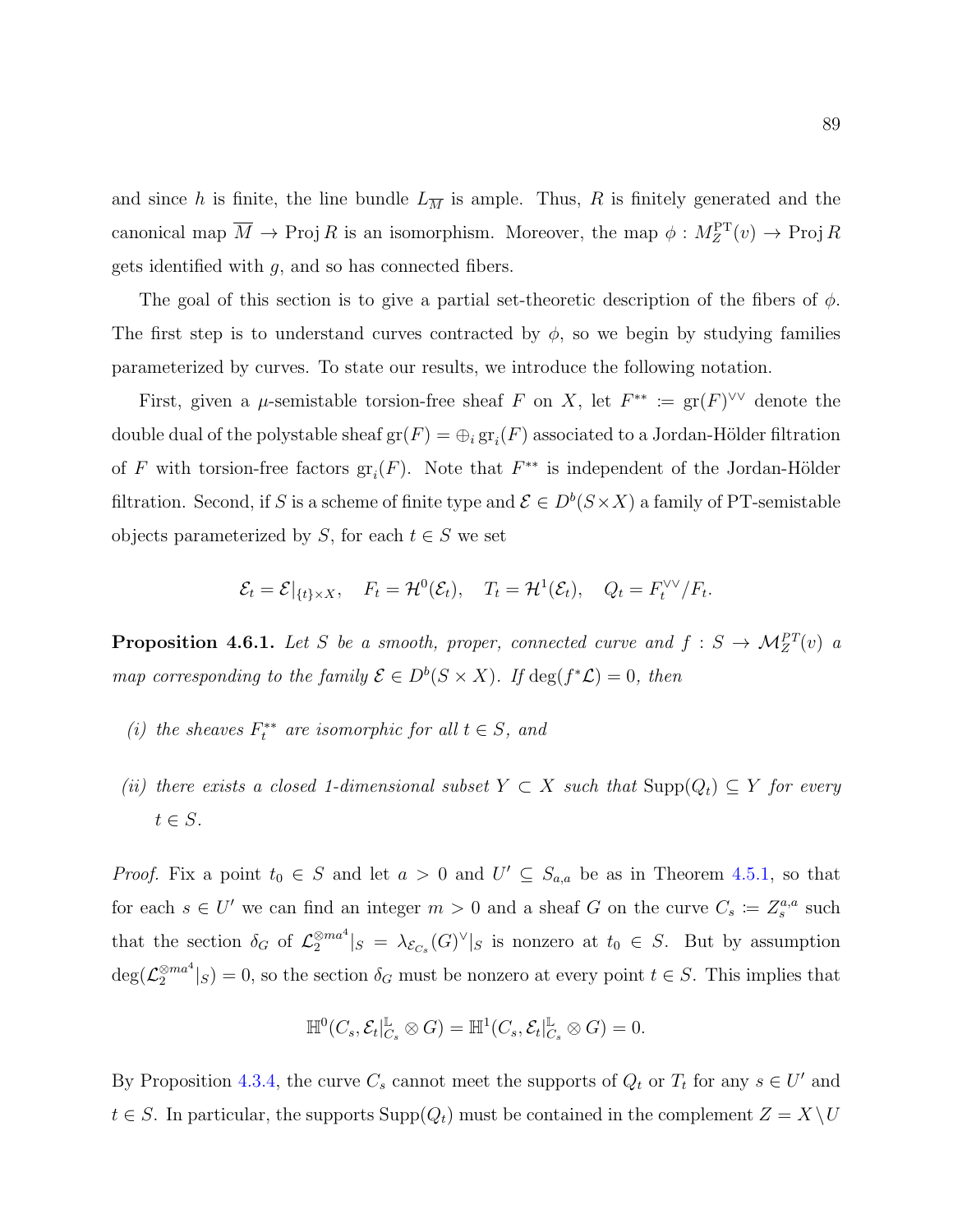and since $h$ is finite, the line bundle $L_{\overline{M}}$ is ample. Thus, $R$ is finitely generated and the canonical map $\overline{M} \to \operatorname{Proj} R$ is an isomorphism. Moreover, the map $\phi : M_Z^{\mathrm{PT}}(v) \to \operatorname{Proj} R$ gets identified with $g$, and so has connected fibers.

The goal of this section is to give a partial set-theoretic description of the fibers of $\phi$. The first step is to understand curves contracted by $\phi$, so we begin by studying families parameterized by curves. To state our results, we introduce the following notation.

First, given a $\mu$-semistable torsion-free sheaf $F$ on $X$, let $F^{**} := \mathrm{gr}(F)^{\vee\vee}$ denote the double dual of the polystable sheaf $\mathrm{gr}(F) = \oplus_i \mathrm{gr}_i(F)$ associated to a Jordan-Hölder filtration of $F$ with torsion-free factors $\mathrm{gr}_i(F)$. Note that $F^{**}$ is independent of the Jordan-Hölder filtration. Second, if $S$ is a scheme of finite type and $\mathcal{E} \in D^b(S \times X)$ a family of PT-semistable objects parameterized by $S$, for each $t \in S$ we set

$$\mathcal{E}_t = \mathcal{E}|_{\{t\}\times X}, \quad F_t = \mathcal{H}^0(\mathcal{E}_t), \quad T_t = \mathcal{H}^1(\mathcal{E}_t), \quad Q_t = F_t^{\vee\vee}/F_t.$$

**Proposition 4.6.1.** *Let $S$ be a smooth, proper, connected curve and $f : S \to \mathcal{M}_Z^{PT}(v)$ a map corresponding to the family $\mathcal{E} \in D^b(S \times X)$. If $\deg(f^*\mathcal{L}) = 0$, then*

*(i) the sheaves $F_t^{**}$ are isomorphic for all $t \in S$, and*

*(ii) there exists a closed 1-dimensional subset $Y \subset X$ such that $\mathrm{Supp}(Q_t) \subseteq Y$ for every $t \in S$.*

*Proof.* Fix a point $t_0 \in S$ and let $a > 0$ and $U' \subseteq S_{a,a}$ be as in Theorem 4.5.1, so that for each $s \in U'$ we can find an integer $m > 0$ and a sheaf $G$ on the curve $C_s := Z_s^{a,a}$ such that the section $\delta_G$ of $\mathcal{L}_2^{\otimes ma^4}|_S = \lambda_{\mathcal{E}_{C_s}}(G)^\vee|_S$ is nonzero at $t_0 \in S$. But by assumption $\deg(\mathcal{L}_2^{\otimes ma^4}|_S) = 0$, so the section $\delta_G$ must be nonzero at every point $t \in S$. This implies that

$$\mathbb{H}^0(C_s, \mathcal{E}_t|_{C_s}^{\mathbb{L}} \otimes G) = \mathbb{H}^1(C_s, \mathcal{E}_t|_{C_s}^{\mathbb{L}} \otimes G) = 0.$$

By Proposition 4.3.4, the curve $C_s$ cannot meet the supports of $Q_t$ or $T_t$ for any $s \in U'$ and $t \in S$. In particular, the supports $\mathrm{Supp}(Q_t)$ must be contained in the complement $Z = X \setminus U$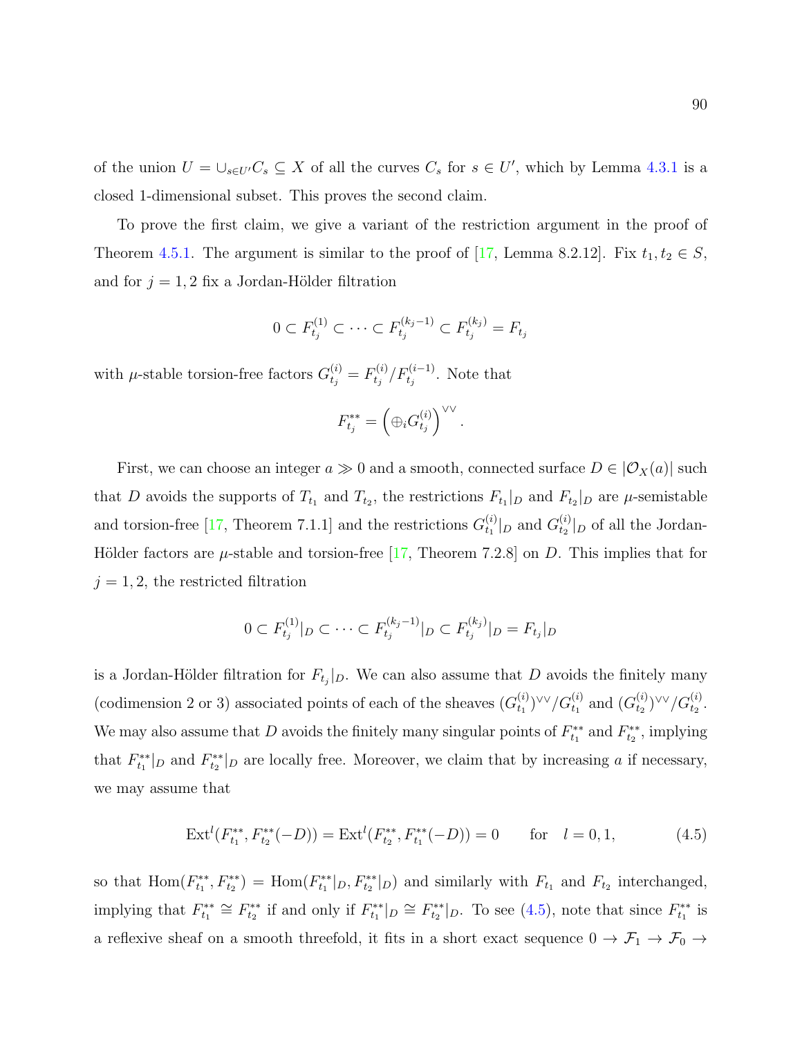of the union $U = \cup_{s \in U'} C_s \subseteq X$ of all the curves $C_s$ for $s \in U'$, which by Lemma 4.3.1 is a closed 1-dimensional subset. This proves the second claim.

To prove the first claim, we give a variant of the restriction argument in the proof of Theorem 4.5.1. The argument is similar to the proof of [17, Lemma 8.2.12]. Fix $t_1, t_2 \in S$, and for $j = 1, 2$ fix a Jordan-Hölder filtration

$$0 \subset F_{t_j}^{(1)} \subset \cdots \subset F_{t_j}^{(k_j-1)} \subset F_{t_j}^{(k_j)} = F_{t_j}$$

with $\mu$-stable torsion-free factors $G_{t_j}^{(i)} = F_{t_j}^{(i)}/F_{t_j}^{(i-1)}$. Note that

$$F_{t_j}^{**} = \left(\oplus_i G_{t_j}^{(i)}\right)^{\vee\vee}.$$

First, we can choose an integer $a \gg 0$ and a smooth, connected surface $D \in |\mathcal{O}_X(a)|$ such that $D$ avoids the supports of $T_{t_1}$ and $T_{t_2}$, the restrictions $F_{t_1}|_D$ and $F_{t_2}|_D$ are $\mu$-semistable and torsion-free [17, Theorem 7.1.1] and the restrictions $G_{t_1}^{(i)}|_D$ and $G_{t_2}^{(i)}|_D$ of all the Jordan-Hölder factors are $\mu$-stable and torsion-free [17, Theorem 7.2.8] on $D$. This implies that for $j = 1, 2$, the restricted filtration

$$0 \subset F_{t_j}^{(1)}|_D \subset \cdots \subset F_{t_j}^{(k_j-1)}|_D \subset F_{t_j}^{(k_j)}|_D = F_{t_j}|_D$$

is a Jordan-Hölder filtration for $F_{t_j}|_D$. We can also assume that $D$ avoids the finitely many (codimension 2 or 3) associated points of each of the sheaves $(G_{t_1}^{(i)})^{\vee\vee}/G_{t_1}^{(i)}$ and $(G_{t_2}^{(i)})^{\vee\vee}/G_{t_2}^{(i)}$. We may also assume that $D$ avoids the finitely many singular points of $F_{t_1}^{**}$ and $F_{t_2}^{**}$, implying that $F_{t_1}^{**}|_D$ and $F_{t_2}^{**}|_D$ are locally free. Moreover, we claim that by increasing $a$ if necessary, we may assume that

$$\mathrm{Ext}^l(F_{t_1}^{**}, F_{t_2}^{**}(-D)) = \mathrm{Ext}^l(F_{t_2}^{**}, F_{t_1}^{**}(-D)) = 0 \qquad \text{for} \quad l = 0, 1, \tag{4.5}$$

so that $\mathrm{Hom}(F_{t_1}^{**}, F_{t_2}^{**}) = \mathrm{Hom}(F_{t_1}^{**}|_D, F_{t_2}^{**}|_D)$ and similarly with $F_{t_1}$ and $F_{t_2}$ interchanged, implying that $F_{t_1}^{**} \cong F_{t_2}^{**}$ if and only if $F_{t_1}^{**}|_D \cong F_{t_2}^{**}|_D$. To see (4.5), note that since $F_{t_1}^{**}$ is a reflexive sheaf on a smooth threefold, it fits in a short exact sequence $0 \to \mathcal{F}_1 \to \mathcal{F}_0 \to$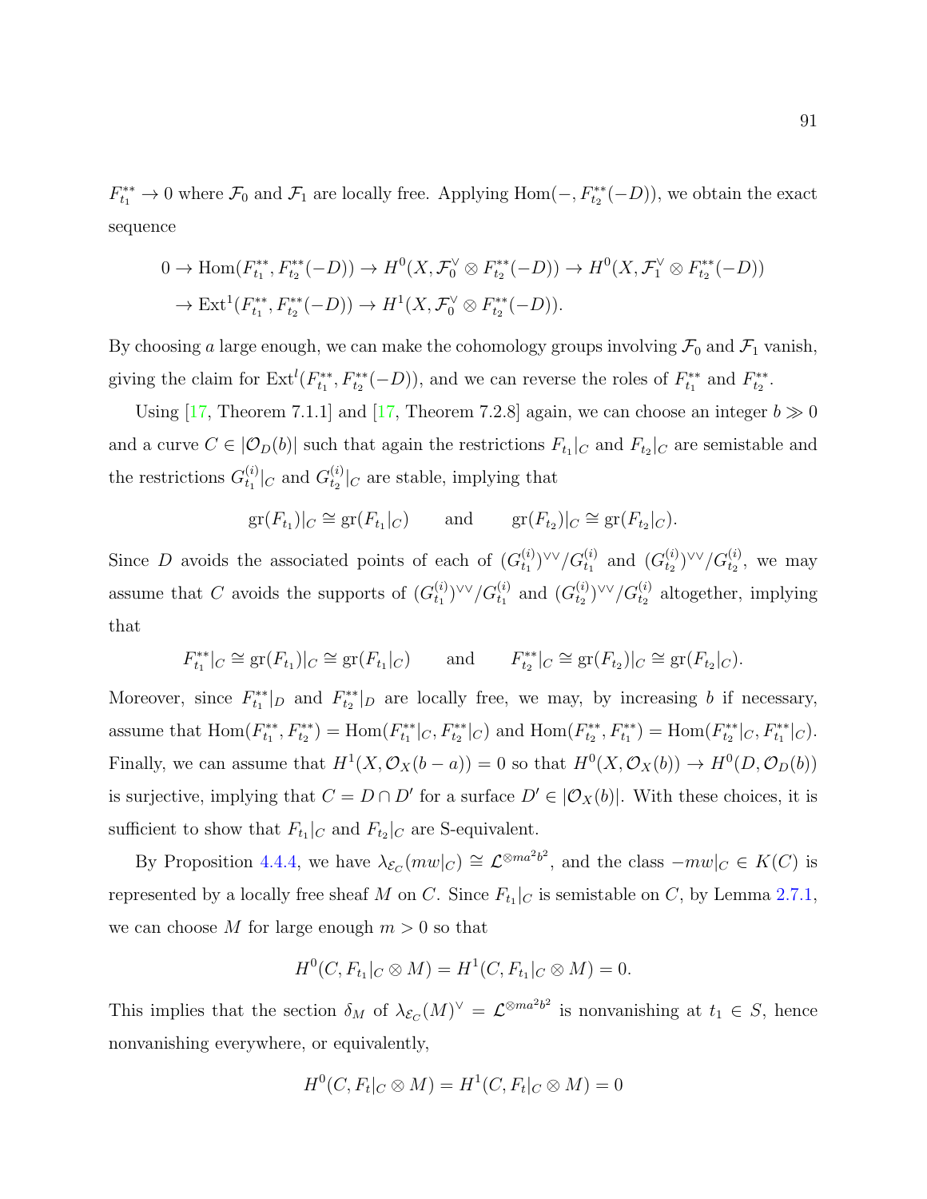$F_{t_1}^{**} \to 0$ where $\mathcal{F}_0$ and $\mathcal{F}_1$ are locally free. Applying $\mathrm{Hom}(-, F_{t_2}^{**}(-D))$, we obtain the exact sequence

$$
\begin{aligned}
0 &\to \mathrm{Hom}(F_{t_1}^{**}, F_{t_2}^{**}(-D)) \to H^0(X, \mathcal{F}_0^\vee \otimes F_{t_2}^{**}(-D)) \to H^0(X, \mathcal{F}_1^\vee \otimes F_{t_2}^{**}(-D)) \\
&\to \mathrm{Ext}^1(F_{t_1}^{**}, F_{t_2}^{**}(-D)) \to H^1(X, \mathcal{F}_0^\vee \otimes F_{t_2}^{**}(-D)).
\end{aligned}
$$

By choosing $a$ large enough, we can make the cohomology groups involving $\mathcal{F}_0$ and $\mathcal{F}_1$ vanish, giving the claim for $\mathrm{Ext}^l(F_{t_1}^{**}, F_{t_2}^{**}(-D))$, and we can reverse the roles of $F_{t_1}^{**}$ and $F_{t_2}^{**}$.

Using [17, Theorem 7.1.1] and [17, Theorem 7.2.8] again, we can choose an integer $b \gg 0$ and a curve $C \in |\mathcal{O}_D(b)|$ such that again the restrictions $F_{t_1}|_C$ and $F_{t_2}|_C$ are semistable and the restrictions $G_{t_1}^{(i)}|_C$ and $G_{t_2}^{(i)}|_C$ are stable, implying that

$$
\mathrm{gr}(F_{t_1})|_C \cong \mathrm{gr}(F_{t_1}|_C) \qquad \text{and} \qquad \mathrm{gr}(F_{t_2})|_C \cong \mathrm{gr}(F_{t_2}|_C).
$$

Since $D$ avoids the associated points of each of $(G_{t_1}^{(i)})^{\vee\vee}/G_{t_1}^{(i)}$ and $(G_{t_2}^{(i)})^{\vee\vee}/G_{t_2}^{(i)}$, we may assume that $C$ avoids the supports of $(G_{t_1}^{(i)})^{\vee\vee}/G_{t_1}^{(i)}$ and $(G_{t_2}^{(i)})^{\vee\vee}/G_{t_2}^{(i)}$ altogether, implying that

$$
F_{t_1}^{**}|_C \cong \mathrm{gr}(F_{t_1})|_C \cong \mathrm{gr}(F_{t_1}|_C) \qquad \text{and} \qquad F_{t_2}^{**}|_C \cong \mathrm{gr}(F_{t_2})|_C \cong \mathrm{gr}(F_{t_2}|_C).
$$

Moreover, since $F_{t_1}^{**}|_D$ and $F_{t_2}^{**}|_D$ are locally free, we may, by increasing $b$ if necessary, assume that $\mathrm{Hom}(F_{t_1}^{**}, F_{t_2}^{**}) = \mathrm{Hom}(F_{t_1}^{**}|_C, F_{t_2}^{**}|_C)$ and $\mathrm{Hom}(F_{t_2}^{**}, F_{t_1}^{**}) = \mathrm{Hom}(F_{t_2}^{**}|_C, F_{t_1}^{**}|_C)$. Finally, we can assume that $H^1(X, \mathcal{O}_X(b-a)) = 0$ so that $H^0(X, \mathcal{O}_X(b)) \to H^0(D, \mathcal{O}_D(b))$ is surjective, implying that $C = D \cap D'$ for a surface $D' \in |\mathcal{O}_X(b)|$. With these choices, it is sufficient to show that $F_{t_1}|_C$ and $F_{t_2}|_C$ are S-equivalent.

By Proposition 4.4.4, we have $\lambda_{\mathcal{E}_C}(mw|_C) \cong \mathcal{L}^{\otimes ma^2b^2}$, and the class $-mw|_C \in K(C)$ is represented by a locally free sheaf $M$ on $C$. Since $F_{t_1}|_C$ is semistable on $C$, by Lemma 2.7.1, we can choose $M$ for large enough $m > 0$ so that

$$
H^0(C, F_{t_1}|_C \otimes M) = H^1(C, F_{t_1}|_C \otimes M) = 0.
$$

This implies that the section $\delta_M$ of $\lambda_{\mathcal{E}_C}(M)^\vee = \mathcal{L}^{\otimes ma^2b^2}$ is nonvanishing at $t_1 \in S$, hence nonvanishing everywhere, or equivalently,

$$
H^0(C, F_t|_C \otimes M) = H^1(C, F_t|_C \otimes M) = 0
$$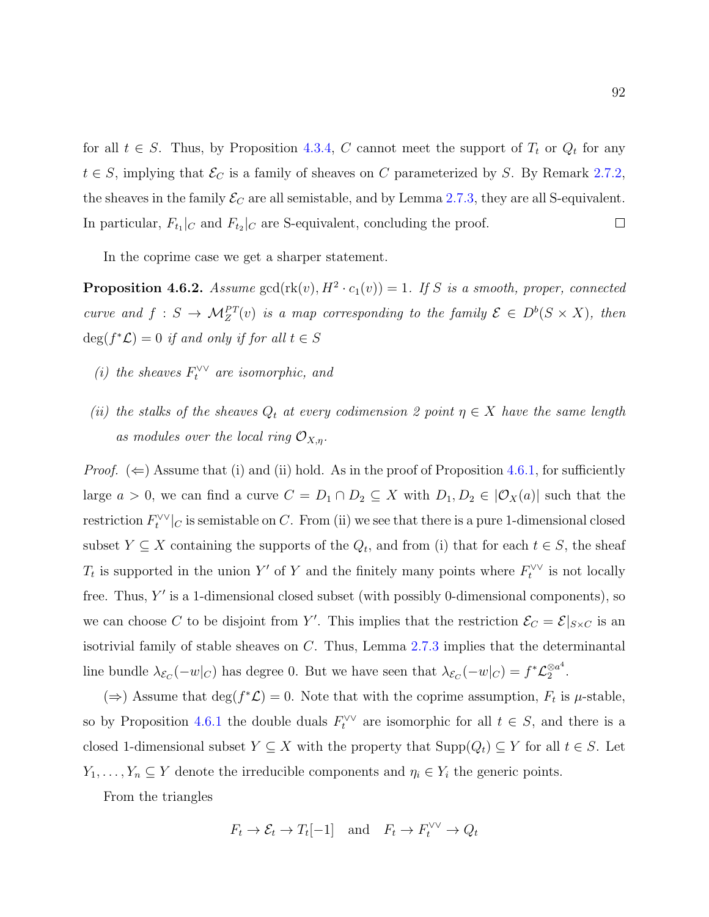for all $t \in S$. Thus, by Proposition 4.3.4, $C$ cannot meet the support of $T_t$ or $Q_t$ for any $t \in S$, implying that $\mathcal{E}_C$ is a family of sheaves on $C$ parameterized by $S$. By Remark 2.7.2, the sheaves in the family $\mathcal{E}_C$ are all semistable, and by Lemma 2.7.3, they are all S-equivalent. In particular, $F_{t_1}|_C$ and $F_{t_2}|_C$ are S-equivalent, concluding the proof. $\square$

In the coprime case we get a sharper statement.

**Proposition 4.6.2.** *Assume* $\gcd(\mathrm{rk}(v), H^2 \cdot c_1(v)) = 1$*. If $S$ is a smooth, proper, connected curve and $f : S \to \mathcal{M}_Z^{PT}(v)$ is a map corresponding to the family $\mathcal{E} \in D^b(S \times X)$, then $\deg(f^*\mathcal{L}) = 0$ if and only if for all $t \in S$*

*(i) the sheaves $F_t^{\vee\vee}$ are isomorphic, and*

*(ii) the stalks of the sheaves $Q_t$ at every codimension 2 point $\eta \in X$ have the same length as modules over the local ring $\mathcal{O}_{X,\eta}$.*

*Proof.* ($\Leftarrow$) Assume that (i) and (ii) hold. As in the proof of Proposition 4.6.1, for sufficiently large $a > 0$, we can find a curve $C = D_1 \cap D_2 \subseteq X$ with $D_1, D_2 \in |\mathcal{O}_X(a)|$ such that the restriction $F_t^{\vee\vee}|_C$ is semistable on $C$. From (ii) we see that there is a pure 1-dimensional closed subset $Y \subseteq X$ containing the supports of the $Q_t$, and from (i) that for each $t \in S$, the sheaf $T_t$ is supported in the union $Y'$ of $Y$ and the finitely many points where $F_t^{\vee\vee}$ is not locally free. Thus, $Y'$ is a 1-dimensional closed subset (with possibly 0-dimensional components), so we can choose $C$ to be disjoint from $Y'$. This implies that the restriction $\mathcal{E}_C = \mathcal{E}|_{S\times C}$ is an isotrivial family of stable sheaves on $C$. Thus, Lemma 2.7.3 implies that the determinantal line bundle $\lambda_{\mathcal{E}_C}(-w|_C)$ has degree 0. But we have seen that $\lambda_{\mathcal{E}_C}(-w|_C) = f^*\mathcal{L}_2^{\otimes a^4}$.

($\Rightarrow$) Assume that $\deg(f^*\mathcal{L}) = 0$. Note that with the coprime assumption, $F_t$ is $\mu$-stable, so by Proposition 4.6.1 the double duals $F_t^{\vee\vee}$ are isomorphic for all $t \in S$, and there is a closed 1-dimensional subset $Y \subseteq X$ with the property that $\mathrm{Supp}(Q_t) \subseteq Y$ for all $t \in S$. Let $Y_1, \ldots, Y_n \subseteq Y$ denote the irreducible components and $\eta_i \in Y_i$ the generic points.

From the triangles

$$F_t \to \mathcal{E}_t \to T_t[-1] \quad \text{and} \quad F_t \to F_t^{\vee\vee} \to Q_t$$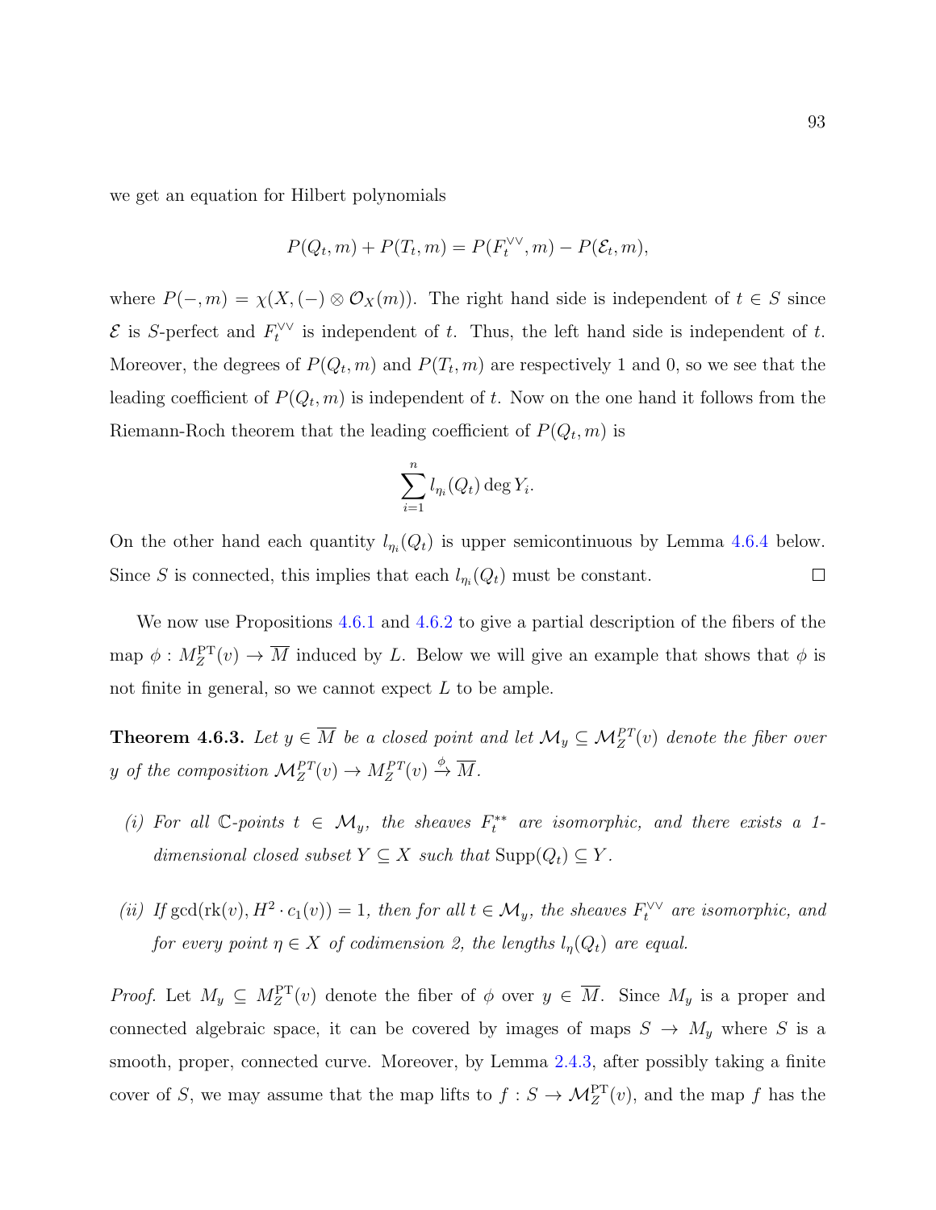we get an equation for Hilbert polynomials

$$P(Q_t, m) + P(T_t, m) = P(F_t^{\vee\vee}, m) - P(\mathcal{E}_t, m),$$

where $P(-, m) = \chi(X, (-) \otimes \mathcal{O}_X(m))$. The right hand side is independent of $t \in S$ since $\mathcal{E}$ is $S$-perfect and $F_t^{\vee\vee}$ is independent of $t$. Thus, the left hand side is independent of $t$. Moreover, the degrees of $P(Q_t, m)$ and $P(T_t, m)$ are respectively 1 and 0, so we see that the leading coefficient of $P(Q_t, m)$ is independent of $t$. Now on the one hand it follows from the Riemann-Roch theorem that the leading coefficient of $P(Q_t, m)$ is

$$\sum_{i=1}^{n} l_{\eta_i}(Q_t) \deg Y_i.$$

On the other hand each quantity $l_{\eta_i}(Q_t)$ is upper semicontinuous by Lemma 4.6.4 below. Since $S$ is connected, this implies that each $l_{\eta_i}(Q_t)$ must be constant. $\square$

We now use Propositions 4.6.1 and 4.6.2 to give a partial description of the fibers of the map $\phi : M_Z^{\mathrm{PT}}(v) \to \overline{M}$ induced by $L$. Below we will give an example that shows that $\phi$ is not finite in general, so we cannot expect $L$ to be ample.

**Theorem 4.6.3.** *Let $y \in \overline{M}$ be a closed point and let $\mathcal{M}_y \subseteq \mathcal{M}_Z^{PT}(v)$ denote the fiber over $y$ of the composition $\mathcal{M}_Z^{PT}(v) \to M_Z^{PT}(v) \xrightarrow{\phi} \overline{M}$.*

*(i) For all $\mathbb{C}$-points $t \in \mathcal{M}_y$, the sheaves $F_t^{**}$ are isomorphic, and there exists a 1-dimensional closed subset $Y \subseteq X$ such that $\mathrm{Supp}(Q_t) \subseteq Y$.*

*(ii) If $\gcd(\mathrm{rk}(v), H^2 \cdot c_1(v)) = 1$, then for all $t \in \mathcal{M}_y$, the sheaves $F_t^{\vee\vee}$ are isomorphic, and for every point $\eta \in X$ of codimension 2, the lengths $l_\eta(Q_t)$ are equal.*

*Proof.* Let $M_y \subseteq M_Z^{\mathrm{PT}}(v)$ denote the fiber of $\phi$ over $y \in \overline{M}$. Since $M_y$ is a proper and connected algebraic space, it can be covered by images of maps $S \to M_y$ where $S$ is a smooth, proper, connected curve. Moreover, by Lemma 2.4.3, after possibly taking a finite cover of $S$, we may assume that the map lifts to $f : S \to \mathcal{M}_Z^{\mathrm{PT}}(v)$, and the map $f$ has the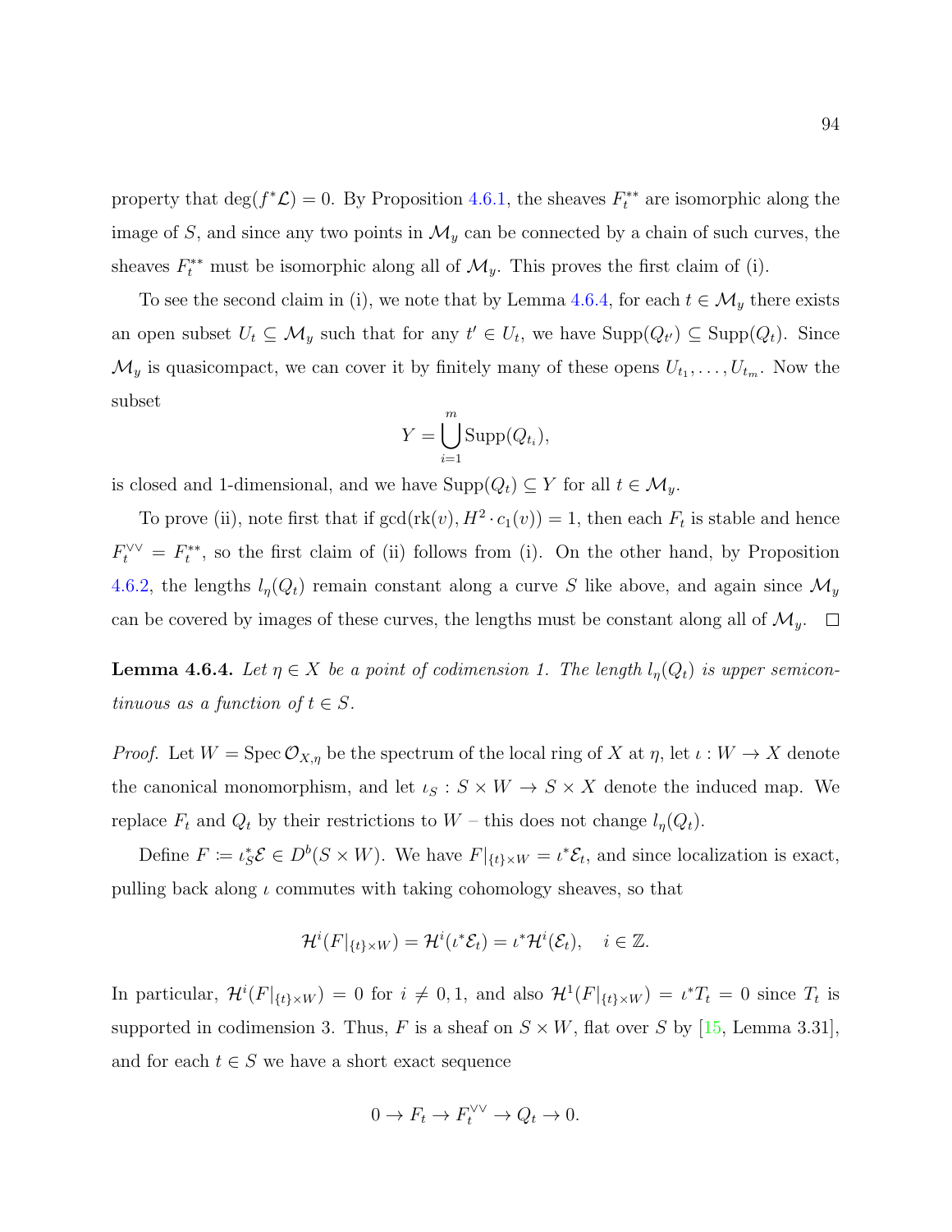property that $\deg(f^*\mathcal{L}) = 0$. By Proposition 4.6.1, the sheaves $F_t^{**}$ are isomorphic along the image of $S$, and since any two points in $\mathcal{M}_y$ can be connected by a chain of such curves, the sheaves $F_t^{**}$ must be isomorphic along all of $\mathcal{M}_y$. This proves the first claim of (i).

To see the second claim in (i), we note that by Lemma 4.6.4, for each $t \in \mathcal{M}_y$ there exists an open subset $U_t \subseteq \mathcal{M}_y$ such that for any $t' \in U_t$, we have $\operatorname{Supp}(Q_{t'}) \subseteq \operatorname{Supp}(Q_t)$. Since $\mathcal{M}_y$ is quasicompact, we can cover it by finitely many of these opens $U_{t_1}, \ldots, U_{t_m}$. Now the subset

$$Y = \bigcup_{i=1}^{m} \operatorname{Supp}(Q_{t_i}),$$

is closed and 1-dimensional, and we have $\operatorname{Supp}(Q_t) \subseteq Y$ for all $t \in \mathcal{M}_y$.

To prove (ii), note first that if $\gcd(\operatorname{rk}(v), H^2 \cdot c_1(v)) = 1$, then each $F_t$ is stable and hence $F_t^{\vee\vee} = F_t^{**}$, so the first claim of (ii) follows from (i). On the other hand, by Proposition 4.6.2, the lengths $l_\eta(Q_t)$ remain constant along a curve $S$ like above, and again since $\mathcal{M}_y$ can be covered by images of these curves, the lengths must be constant along all of $\mathcal{M}_y$. $\square$

**Lemma 4.6.4.** *Let $\eta \in X$ be a point of codimension 1. The length $l_\eta(Q_t)$ is upper semicontinuous as a function of $t \in S$.*

*Proof.* Let $W = \operatorname{Spec} \mathcal{O}_{X,\eta}$ be the spectrum of the local ring of $X$ at $\eta$, let $\iota : W \to X$ denote the canonical monomorphism, and let $\iota_S : S \times W \to S \times X$ denote the induced map. We replace $F_t$ and $Q_t$ by their restrictions to $W$ – this does not change $l_\eta(Q_t)$.

Define $F \coloneqq \iota_S^* \mathcal{E} \in D^b(S \times W)$. We have $F|_{\{t\} \times W} = \iota^* \mathcal{E}_t$, and since localization is exact, pulling back along $\iota$ commutes with taking cohomology sheaves, so that

$$\mathcal{H}^i(F|_{\{t\} \times W}) = \mathcal{H}^i(\iota^* \mathcal{E}_t) = \iota^* \mathcal{H}^i(\mathcal{E}_t), \quad i \in \mathbb{Z}.$$

In particular, $\mathcal{H}^i(F|_{\{t\} \times W}) = 0$ for $i \neq 0, 1$, and also $\mathcal{H}^1(F|_{\{t\} \times W}) = \iota^* T_t = 0$ since $T_t$ is supported in codimension 3. Thus, $F$ is a sheaf on $S \times W$, flat over $S$ by [15, Lemma 3.31], and for each $t \in S$ we have a short exact sequence

$$0 \to F_t \to F_t^{\vee\vee} \to Q_t \to 0.$$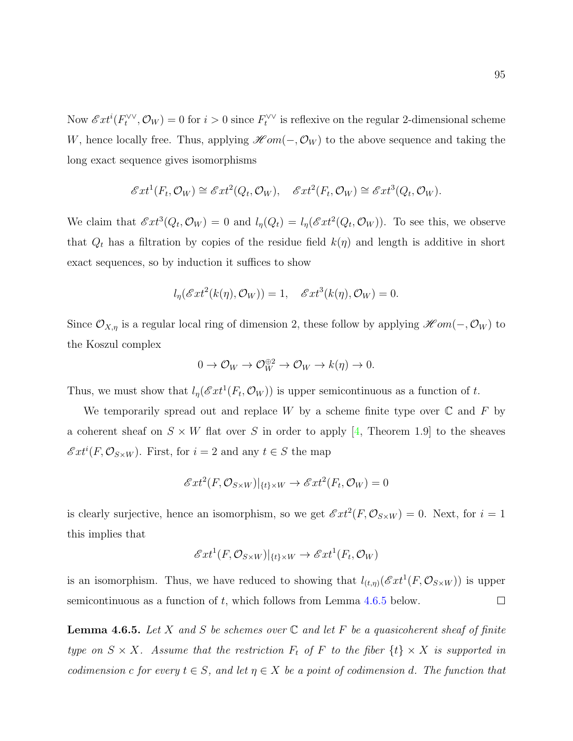Now $\mathscr{E}xt^i(F_t^{\vee\vee}, \mathcal{O}_W) = 0$ for $i > 0$ since $F_t^{\vee\vee}$ is reflexive on the regular 2-dimensional scheme $W$, hence locally free. Thus, applying $\mathscr{H}om(-, \mathcal{O}_W)$ to the above sequence and taking the long exact sequence gives isomorphisms

$$\mathscr{E}xt^1(F_t, \mathcal{O}_W) \cong \mathscr{E}xt^2(Q_t, \mathcal{O}_W), \quad \mathscr{E}xt^2(F_t, \mathcal{O}_W) \cong \mathscr{E}xt^3(Q_t, \mathcal{O}_W).$$

We claim that $\mathscr{E}xt^3(Q_t, \mathcal{O}_W) = 0$ and $l_\eta(Q_t) = l_\eta(\mathscr{E}xt^2(Q_t, \mathcal{O}_W))$. To see this, we observe that $Q_t$ has a filtration by copies of the residue field $k(\eta)$ and length is additive in short exact sequences, so by induction it suffices to show

$$l_\eta(\mathscr{E}xt^2(k(\eta), \mathcal{O}_W)) = 1, \quad \mathscr{E}xt^3(k(\eta), \mathcal{O}_W) = 0.$$

Since $\mathcal{O}_{X,\eta}$ is a regular local ring of dimension 2, these follow by applying $\mathscr{H}om(-, \mathcal{O}_W)$ to the Koszul complex

$$0 \to \mathcal{O}_W \to \mathcal{O}_W^{\oplus 2} \to \mathcal{O}_W \to k(\eta) \to 0.$$

Thus, we must show that $l_\eta(\mathscr{E}xt^1(F_t, \mathcal{O}_W))$ is upper semicontinuous as a function of $t$.

We temporarily spread out and replace $W$ by a scheme finite type over $\mathbb{C}$ and $F$ by a coherent sheaf on $S \times W$ flat over $S$ in order to apply [4, Theorem 1.9] to the sheaves $\mathscr{E}xt^i(F, \mathcal{O}_{S\times W})$. First, for $i = 2$ and any $t \in S$ the map

$$\mathscr{E}xt^2(F, \mathcal{O}_{S\times W})|_{\{t\}\times W} \to \mathscr{E}xt^2(F_t, \mathcal{O}_W) = 0$$

is clearly surjective, hence an isomorphism, so we get $\mathscr{E}xt^2(F, \mathcal{O}_{S\times W}) = 0$. Next, for $i = 1$ this implies that

$$\mathscr{E}xt^1(F, \mathcal{O}_{S\times W})|_{\{t\}\times W} \to \mathscr{E}xt^1(F_t, \mathcal{O}_W)$$

is an isomorphism. Thus, we have reduced to showing that $l_{(t,\eta)}(\mathscr{E}xt^1(F, \mathcal{O}_{S\times W}))$ is upper semicontinuous as a function of $t$, which follows from Lemma 4.6.5 below. □

**Lemma 4.6.5.** *Let $X$ and $S$ be schemes over $\mathbb{C}$ and let $F$ be a quasicoherent sheaf of finite type on $S \times X$. Assume that the restriction $F_t$ of $F$ to the fiber $\{t\} \times X$ is supported in codimension $c$ for every $t \in S$, and let $\eta \in X$ be a point of codimension $d$. The function that*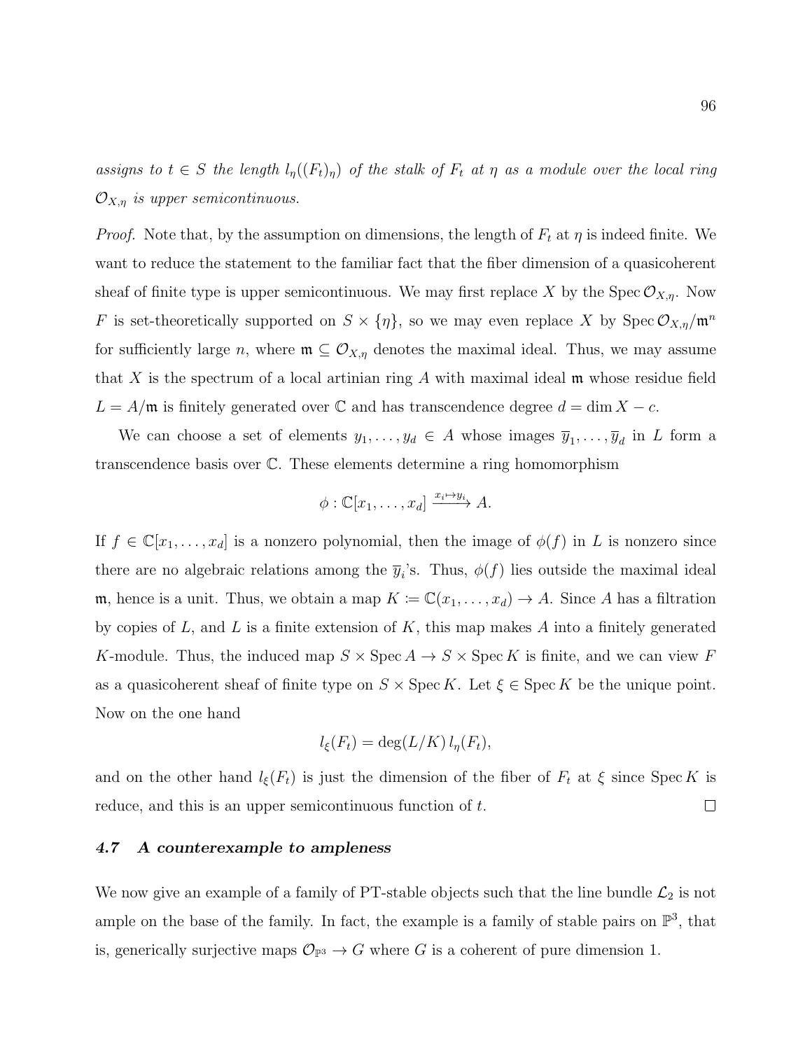*assigns to $t \in S$ the length $l_\eta((F_t)_\eta)$ of the stalk of $F_t$ at $\eta$ as a module over the local ring $\mathcal{O}_{X,\eta}$ is upper semicontinuous.*

*Proof.* Note that, by the assumption on dimensions, the length of $F_t$ at $\eta$ is indeed finite. We want to reduce the statement to the familiar fact that the fiber dimension of a quasicoherent sheaf of finite type is upper semicontinuous. We may first replace $X$ by the $\operatorname{Spec} \mathcal{O}_{X,\eta}$. Now $F$ is set-theoretically supported on $S \times \{\eta\}$, so we may even replace $X$ by $\operatorname{Spec} \mathcal{O}_{X,\eta}/\mathfrak{m}^n$ for sufficiently large $n$, where $\mathfrak{m} \subseteq \mathcal{O}_{X,\eta}$ denotes the maximal ideal. Thus, we may assume that $X$ is the spectrum of a local artinian ring $A$ with maximal ideal $\mathfrak{m}$ whose residue field $L = A/\mathfrak{m}$ is finitely generated over $\mathbb{C}$ and has transcendence degree $d = \dim X - c$.

We can choose a set of elements $y_1, \ldots, y_d \in A$ whose images $\overline{y}_1, \ldots, \overline{y}_d$ in $L$ form a transcendence basis over $\mathbb{C}$. These elements determine a ring homomorphism

$$\phi : \mathbb{C}[x_1, \ldots, x_d] \xrightarrow{x_i \mapsto y_i} A.$$

If $f \in \mathbb{C}[x_1, \ldots, x_d]$ is a nonzero polynomial, then the image of $\phi(f)$ in $L$ is nonzero since there are no algebraic relations among the $\overline{y}_i$'s. Thus, $\phi(f)$ lies outside the maximal ideal $\mathfrak{m}$, hence is a unit. Thus, we obtain a map $K := \mathbb{C}(x_1, \ldots, x_d) \to A$. Since $A$ has a filtration by copies of $L$, and $L$ is a finite extension of $K$, this map makes $A$ into a finitely generated $K$-module. Thus, the induced map $S \times \operatorname{Spec} A \to S \times \operatorname{Spec} K$ is finite, and we can view $F$ as a quasicoherent sheaf of finite type on $S \times \operatorname{Spec} K$. Let $\xi \in \operatorname{Spec} K$ be the unique point. Now on the one hand

$$l_\xi(F_t) = \deg(L/K)\, l_\eta(F_t),$$

and on the other hand $l_\xi(F_t)$ is just the dimension of the fiber of $F_t$ at $\xi$ since $\operatorname{Spec} K$ is reduce, and this is an upper semicontinuous function of $t$. $\square$

### 4.7 A counterexample to ampleness

We now give an example of a family of PT-stable objects such that the line bundle $\mathcal{L}_2$ is not ample on the base of the family. In fact, the example is a family of stable pairs on $\mathbb{P}^3$, that is, generically surjective maps $\mathcal{O}_{\mathbb{P}^3} \to G$ where $G$ is a coherent of pure dimension 1.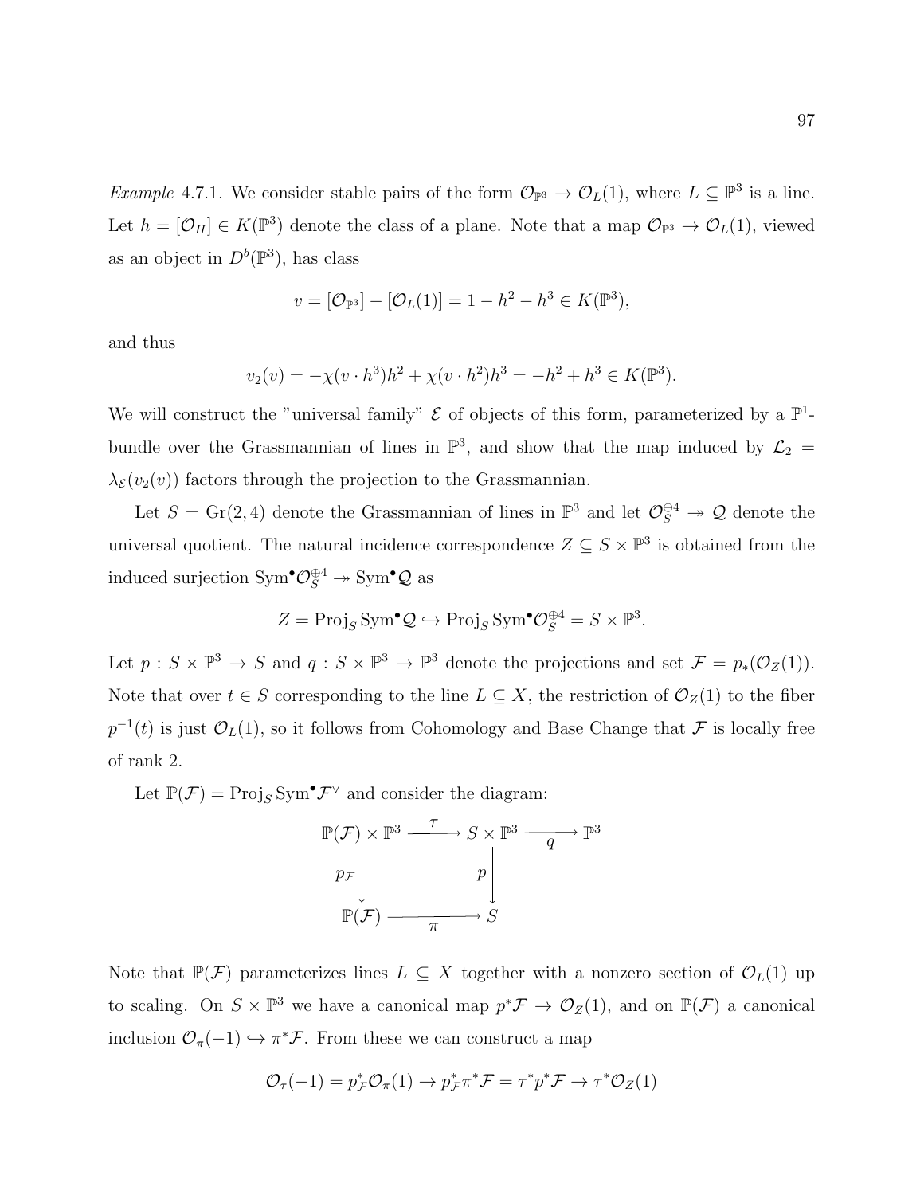*Example* 4.7.1. We consider stable pairs of the form $\mathcal{O}_{\mathbb{P}^3} \to \mathcal{O}_L(1)$, where $L \subseteq \mathbb{P}^3$ is a line. Let $h = [\mathcal{O}_H] \in K(\mathbb{P}^3)$ denote the class of a plane. Note that a map $\mathcal{O}_{\mathbb{P}^3} \to \mathcal{O}_L(1)$, viewed as an object in $D^b(\mathbb{P}^3)$, has class

$$v = [\mathcal{O}_{\mathbb{P}^3}] - [\mathcal{O}_L(1)] = 1 - h^2 - h^3 \in K(\mathbb{P}^3),$$

and thus

$$v_2(v) = -\chi(v \cdot h^3)h^2 + \chi(v \cdot h^2)h^3 = -h^2 + h^3 \in K(\mathbb{P}^3).$$

We will construct the "universal family" $\mathcal{E}$ of objects of this form, parameterized by a $\mathbb{P}^1$-bundle over the Grassmannian of lines in $\mathbb{P}^3$, and show that the map induced by $\mathcal{L}_2 = \lambda_{\mathcal{E}}(v_2(v))$ factors through the projection to the Grassmannian.

Let $S = \mathrm{Gr}(2,4)$ denote the Grassmannian of lines in $\mathbb{P}^3$ and let $\mathcal{O}_S^{\oplus 4} \twoheadrightarrow \mathcal{Q}$ denote the universal quotient. The natural incidence correspondence $Z \subseteq S \times \mathbb{P}^3$ is obtained from the induced surjection $\mathrm{Sym}^\bullet \mathcal{O}_S^{\oplus 4} \twoheadrightarrow \mathrm{Sym}^\bullet \mathcal{Q}$ as

$$Z = \mathrm{Proj}_S \, \mathrm{Sym}^\bullet \mathcal{Q} \hookrightarrow \mathrm{Proj}_S \, \mathrm{Sym}^\bullet \mathcal{O}_S^{\oplus 4} = S \times \mathbb{P}^3.$$

Let $p : S \times \mathbb{P}^3 \to S$ and $q : S \times \mathbb{P}^3 \to \mathbb{P}^3$ denote the projections and set $\mathcal{F} = p_*(\mathcal{O}_Z(1))$. Note that over $t \in S$ corresponding to the line $L \subseteq X$, the restriction of $\mathcal{O}_Z(1)$ to the fiber $p^{-1}(t)$ is just $\mathcal{O}_L(1)$, so it follows from Cohomology and Base Change that $\mathcal{F}$ is locally free of rank 2.

Let $\mathbb{P}(\mathcal{F}) = \mathrm{Proj}_S \, \mathrm{Sym}^\bullet \mathcal{F}^\vee$ and consider the diagram:

$$\begin{array}{ccccc}
\mathbb{P}(\mathcal{F}) \times \mathbb{P}^3 & \xrightarrow{\tau} & S \times \mathbb{P}^3 & \xrightarrow{q} & \mathbb{P}^3 \\
\downarrow{\scriptstyle p_{\mathcal{F}}} & & \downarrow{\scriptstyle p} & & \\
\mathbb{P}(\mathcal{F}) & \xrightarrow{\pi} & S & &
\end{array}$$

Note that $\mathbb{P}(\mathcal{F})$ parameterizes lines $L \subseteq X$ together with a nonzero section of $\mathcal{O}_L(1)$ up to scaling. On $S \times \mathbb{P}^3$ we have a canonical map $p^*\mathcal{F} \to \mathcal{O}_Z(1)$, and on $\mathbb{P}(\mathcal{F})$ a canonical inclusion $\mathcal{O}_\pi(-1) \hookrightarrow \pi^*\mathcal{F}$. From these we can construct a map

$$\mathcal{O}_\tau(-1) = p_{\mathcal{F}}^*\mathcal{O}_\pi(1) \to p_{\mathcal{F}}^*\pi^*\mathcal{F} = \tau^*p^*\mathcal{F} \to \tau^*\mathcal{O}_Z(1)$$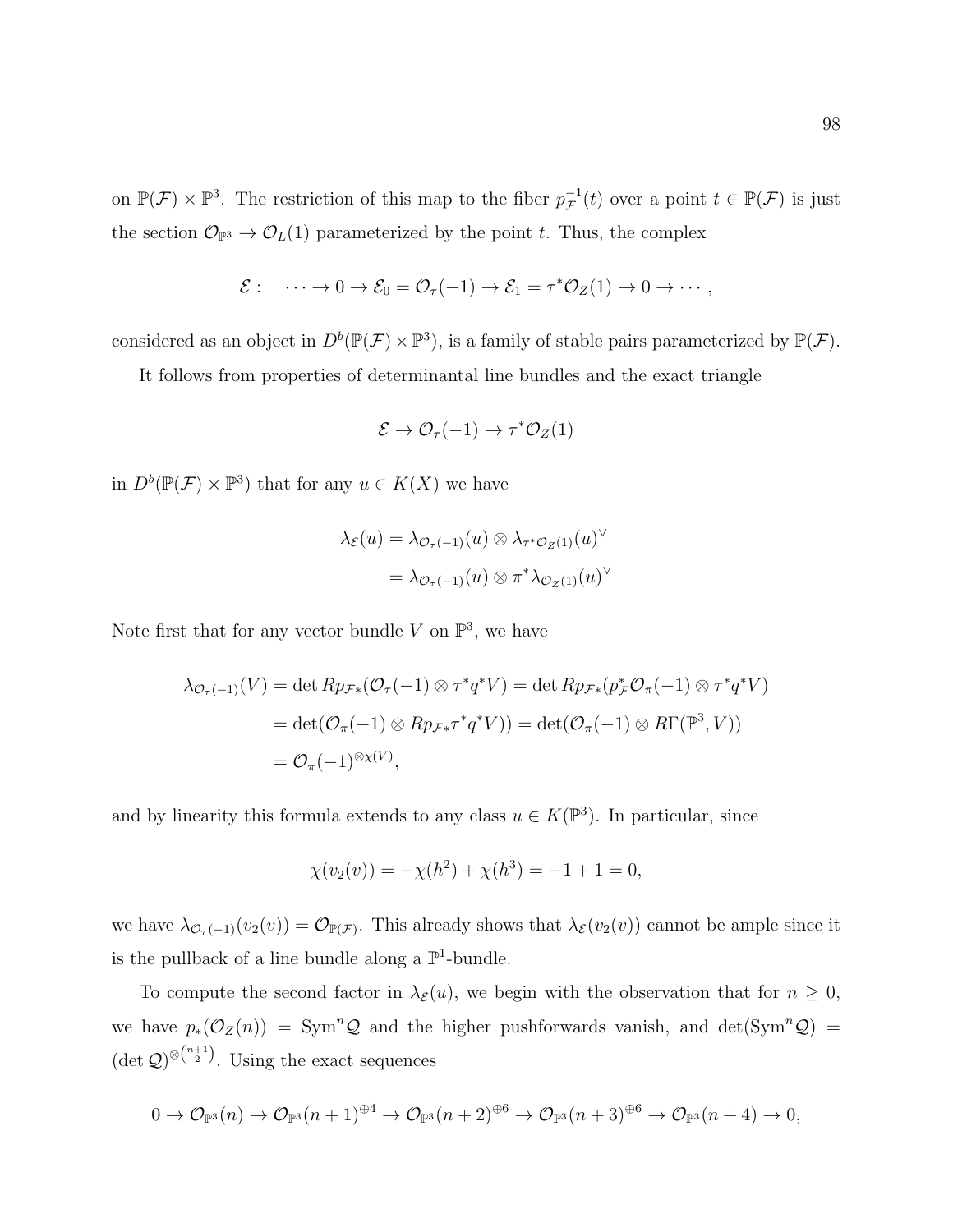on $\mathbb{P}(\mathcal{F}) \times \mathbb{P}^3$. The restriction of this map to the fiber $p_{\mathcal{F}}^{-1}(t)$ over a point $t \in \mathbb{P}(\mathcal{F})$ is just the section $\mathcal{O}_{\mathbb{P}^3} \to \mathcal{O}_L(1)$ parameterized by the point $t$. Thus, the complex

$$\mathcal{E}: \quad \cdots \to 0 \to \mathcal{E}_0 = \mathcal{O}_\tau(-1) \to \mathcal{E}_1 = \tau^*\mathcal{O}_Z(1) \to 0 \to \cdots,$$

considered as an object in $D^b(\mathbb{P}(\mathcal{F}) \times \mathbb{P}^3)$, is a family of stable pairs parameterized by $\mathbb{P}(\mathcal{F})$.

It follows from properties of determinantal line bundles and the exact triangle

$$\mathcal{E} \to \mathcal{O}_\tau(-1) \to \tau^*\mathcal{O}_Z(1)$$

in $D^b(\mathbb{P}(\mathcal{F}) \times \mathbb{P}^3)$ that for any $u \in K(X)$ we have

$$\begin{aligned}
\lambda_{\mathcal{E}}(u) &= \lambda_{\mathcal{O}_\tau(-1)}(u) \otimes \lambda_{\tau^*\mathcal{O}_Z(1)}(u)^\vee \\
&= \lambda_{\mathcal{O}_\tau(-1)}(u) \otimes \pi^*\lambda_{\mathcal{O}_Z(1)}(u)^\vee
\end{aligned}$$

Note first that for any vector bundle $V$ on $\mathbb{P}^3$, we have

$$\begin{aligned}
\lambda_{\mathcal{O}_\tau(-1)}(V) &= \det Rp_{\mathcal{F}*}(\mathcal{O}_\tau(-1) \otimes \tau^*q^*V) = \det Rp_{\mathcal{F}*}(p_{\mathcal{F}}^*\mathcal{O}_\pi(-1) \otimes \tau^*q^*V) \\
&= \det(\mathcal{O}_\pi(-1) \otimes Rp_{\mathcal{F}*}\tau^*q^*V)) = \det(\mathcal{O}_\pi(-1) \otimes R\Gamma(\mathbb{P}^3, V)) \\
&= \mathcal{O}_\pi(-1)^{\otimes \chi(V)},
\end{aligned}$$

and by linearity this formula extends to any class $u \in K(\mathbb{P}^3)$. In particular, since

$$\chi(v_2(v)) = -\chi(h^2) + \chi(h^3) = -1 + 1 = 0,$$

we have $\lambda_{\mathcal{O}_\tau(-1)}(v_2(v)) = \mathcal{O}_{\mathbb{P}(\mathcal{F})}$. This already shows that $\lambda_{\mathcal{E}}(v_2(v))$ cannot be ample since it is the pullback of a line bundle along a $\mathbb{P}^1$-bundle.

To compute the second factor in $\lambda_{\mathcal{E}}(u)$, we begin with the observation that for $n \geq 0$, we have $p_*(\mathcal{O}_Z(n)) = \mathrm{Sym}^n\mathcal{Q}$ and the higher pushforwards vanish, and $\det(\mathrm{Sym}^n\mathcal{Q}) = (\det \mathcal{Q})^{\otimes\binom{n+1}{2}}$. Using the exact sequences

$$0 \to \mathcal{O}_{\mathbb{P}^3}(n) \to \mathcal{O}_{\mathbb{P}^3}(n+1)^{\oplus 4} \to \mathcal{O}_{\mathbb{P}^3}(n+2)^{\oplus 6} \to \mathcal{O}_{\mathbb{P}^3}(n+3)^{\oplus 6} \to \mathcal{O}_{\mathbb{P}^3}(n+4) \to 0,$$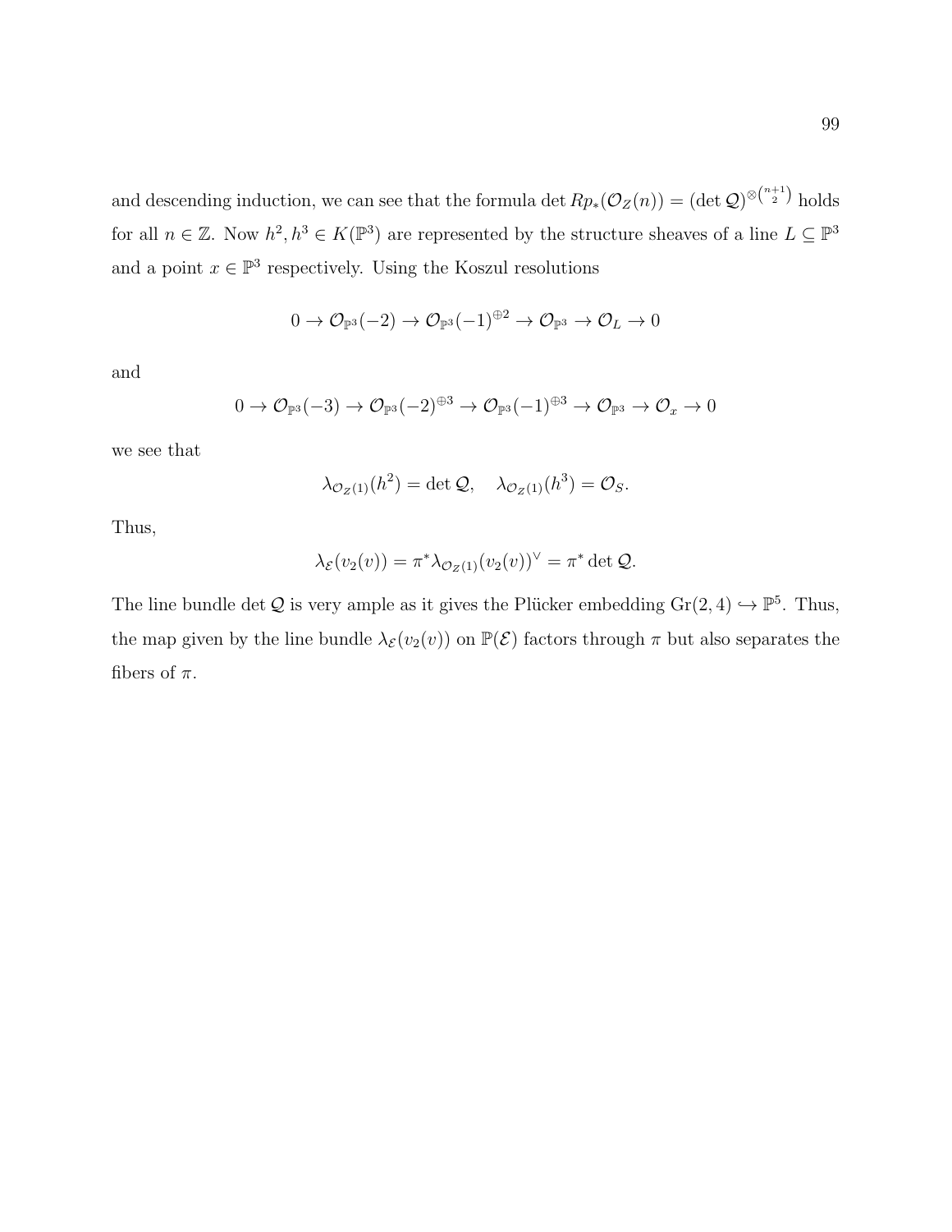and descending induction, we can see that the formula $\det Rp_*(\mathcal{O}_Z(n)) = (\det \mathcal{Q})^{\otimes \binom{n+1}{2}}$ holds for all $n \in \mathbb{Z}$. Now $h^2, h^3 \in K(\mathbb{P}^3)$ are represented by the structure sheaves of a line $L \subseteq \mathbb{P}^3$ and a point $x \in \mathbb{P}^3$ respectively. Using the Koszul resolutions

$$0 \to \mathcal{O}_{\mathbb{P}^3}(-2) \to \mathcal{O}_{\mathbb{P}^3}(-1)^{\oplus 2} \to \mathcal{O}_{\mathbb{P}^3} \to \mathcal{O}_L \to 0$$

and

$$0 \to \mathcal{O}_{\mathbb{P}^3}(-3) \to \mathcal{O}_{\mathbb{P}^3}(-2)^{\oplus 3} \to \mathcal{O}_{\mathbb{P}^3}(-1)^{\oplus 3} \to \mathcal{O}_{\mathbb{P}^3} \to \mathcal{O}_x \to 0$$

we see that

$$\lambda_{\mathcal{O}_Z(1)}(h^2) = \det \mathcal{Q}, \quad \lambda_{\mathcal{O}_Z(1)}(h^3) = \mathcal{O}_S.$$

Thus,

$$\lambda_{\mathcal{E}}(v_2(v)) = \pi^* \lambda_{\mathcal{O}_Z(1)}(v_2(v))^\vee = \pi^* \det \mathcal{Q}.$$

The line bundle $\det \mathcal{Q}$ is very ample as it gives the Plücker embedding $\mathrm{Gr}(2,4) \hookrightarrow \mathbb{P}^5$. Thus, the map given by the line bundle $\lambda_{\mathcal{E}}(v_2(v))$ on $\mathbb{P}(\mathcal{E})$ factors through $\pi$ but also separates the fibers of $\pi$.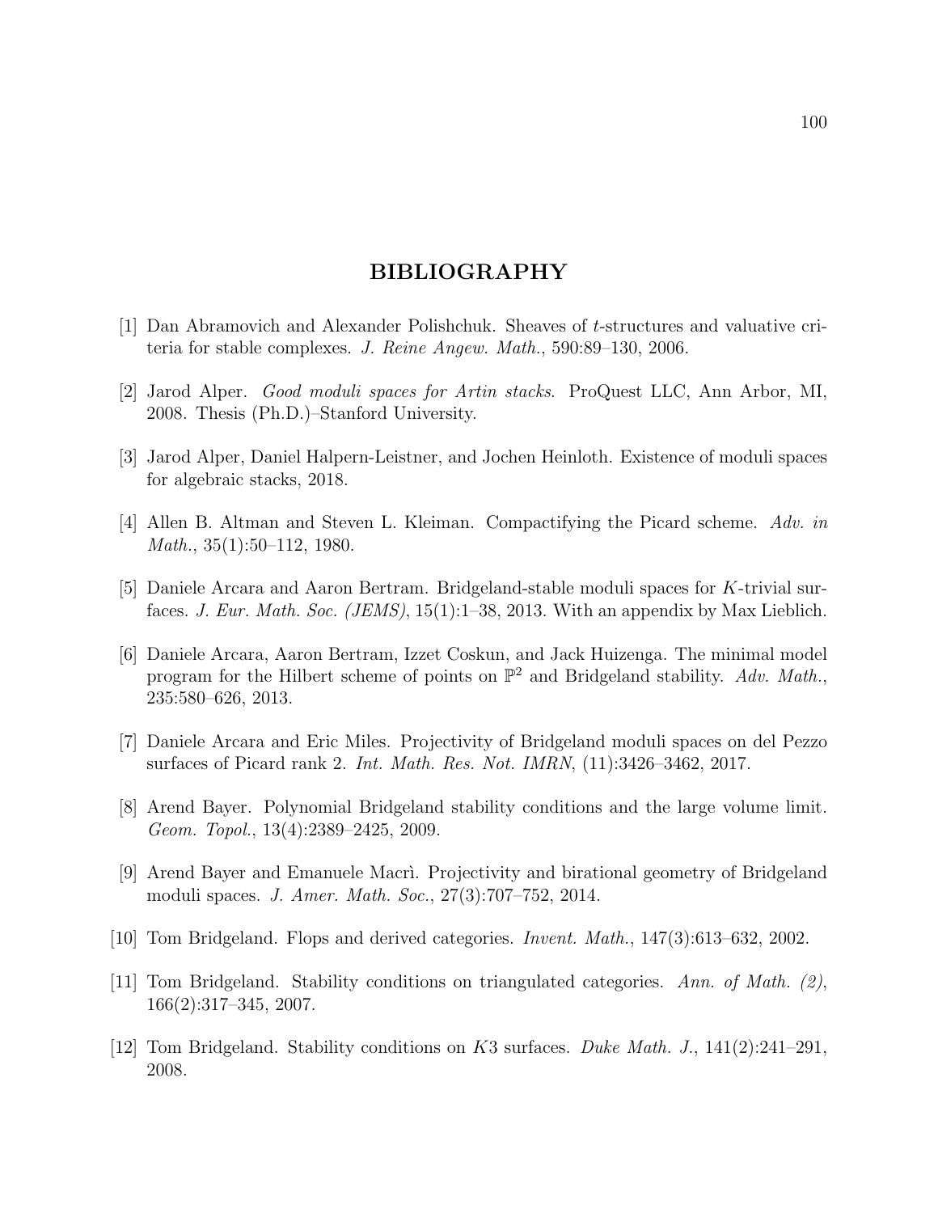# BIBLIOGRAPHY

[1] Dan Abramovich and Alexander Polishchuk. Sheaves of $t$-structures and valuative criteria for stable complexes. *J. Reine Angew. Math.*, 590:89–130, 2006.

[2] Jarod Alper. *Good moduli spaces for Artin stacks*. ProQuest LLC, Ann Arbor, MI, 2008. Thesis (Ph.D.)–Stanford University.

[3] Jarod Alper, Daniel Halpern-Leistner, and Jochen Heinloth. Existence of moduli spaces for algebraic stacks, 2018.

[4] Allen B. Altman and Steven L. Kleiman. Compactifying the Picard scheme. *Adv. in Math.*, 35(1):50–112, 1980.

[5] Daniele Arcara and Aaron Bertram. Bridgeland-stable moduli spaces for $K$-trivial surfaces. *J. Eur. Math. Soc. (JEMS)*, 15(1):1–38, 2013. With an appendix by Max Lieblich.

[6] Daniele Arcara, Aaron Bertram, Izzet Coskun, and Jack Huizenga. The minimal model program for the Hilbert scheme of points on $\mathbb{P}^2$ and Bridgeland stability. *Adv. Math.*, 235:580–626, 2013.

[7] Daniele Arcara and Eric Miles. Projectivity of Bridgeland moduli spaces on del Pezzo surfaces of Picard rank 2. *Int. Math. Res. Not. IMRN*, (11):3426–3462, 2017.

[8] Arend Bayer. Polynomial Bridgeland stability conditions and the large volume limit. *Geom. Topol.*, 13(4):2389–2425, 2009.

[9] Arend Bayer and Emanuele Macrì. Projectivity and birational geometry of Bridgeland moduli spaces. *J. Amer. Math. Soc.*, 27(3):707–752, 2014.

[10] Tom Bridgeland. Flops and derived categories. *Invent. Math.*, 147(3):613–632, 2002.

[11] Tom Bridgeland. Stability conditions on triangulated categories. *Ann. of Math. (2)*, 166(2):317–345, 2007.

[12] Tom Bridgeland. Stability conditions on $K3$ surfaces. *Duke Math. J.*, 141(2):241–291, 2008.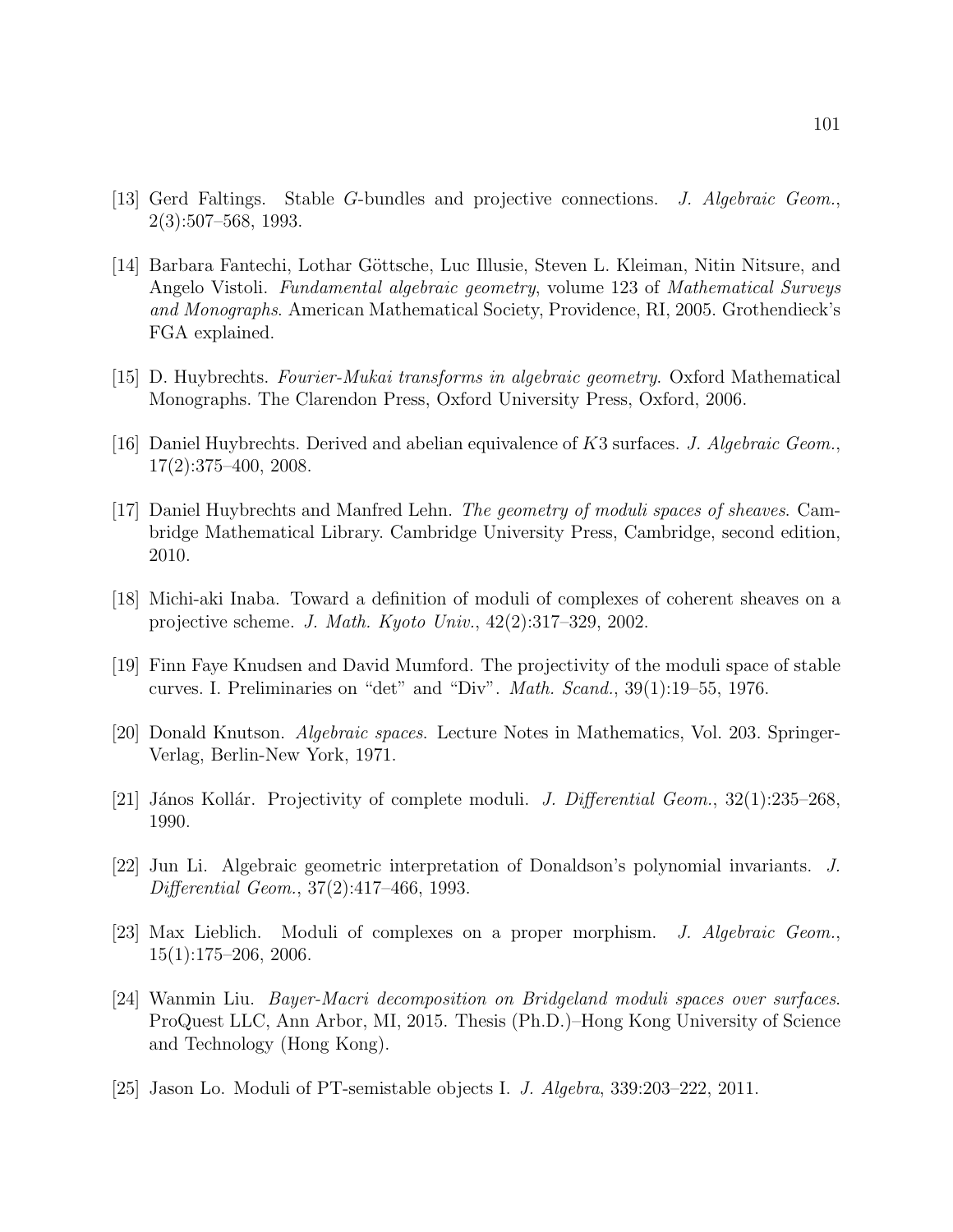[13] Gerd Faltings. Stable $G$-bundles and projective connections. *J. Algebraic Geom.*, 2(3):507–568, 1993.

[14] Barbara Fantechi, Lothar Göttsche, Luc Illusie, Steven L. Kleiman, Nitin Nitsure, and Angelo Vistoli. *Fundamental algebraic geometry*, volume 123 of *Mathematical Surveys and Monographs*. American Mathematical Society, Providence, RI, 2005. Grothendieck's FGA explained.

[15] D. Huybrechts. *Fourier-Mukai transforms in algebraic geometry*. Oxford Mathematical Monographs. The Clarendon Press, Oxford University Press, Oxford, 2006.

[16] Daniel Huybrechts. Derived and abelian equivalence of $K3$ surfaces. *J. Algebraic Geom.*, 17(2):375–400, 2008.

[17] Daniel Huybrechts and Manfred Lehn. *The geometry of moduli spaces of sheaves*. Cambridge Mathematical Library. Cambridge University Press, Cambridge, second edition, 2010.

[18] Michi-aki Inaba. Toward a definition of moduli of complexes of coherent sheaves on a projective scheme. *J. Math. Kyoto Univ.*, 42(2):317–329, 2002.

[19] Finn Faye Knudsen and David Mumford. The projectivity of the moduli space of stable curves. I. Preliminaries on "det" and "Div". *Math. Scand.*, 39(1):19–55, 1976.

[20] Donald Knutson. *Algebraic spaces*. Lecture Notes in Mathematics, Vol. 203. Springer-Verlag, Berlin-New York, 1971.

[21] János Kollár. Projectivity of complete moduli. *J. Differential Geom.*, 32(1):235–268, 1990.

[22] Jun Li. Algebraic geometric interpretation of Donaldson's polynomial invariants. *J. Differential Geom.*, 37(2):417–466, 1993.

[23] Max Lieblich. Moduli of complexes on a proper morphism. *J. Algebraic Geom.*, 15(1):175–206, 2006.

[24] Wanmin Liu. *Bayer-Macri decomposition on Bridgeland moduli spaces over surfaces*. ProQuest LLC, Ann Arbor, MI, 2015. Thesis (Ph.D.)–Hong Kong University of Science and Technology (Hong Kong).

[25] Jason Lo. Moduli of PT-semistable objects I. *J. Algebra*, 339:203–222, 2011.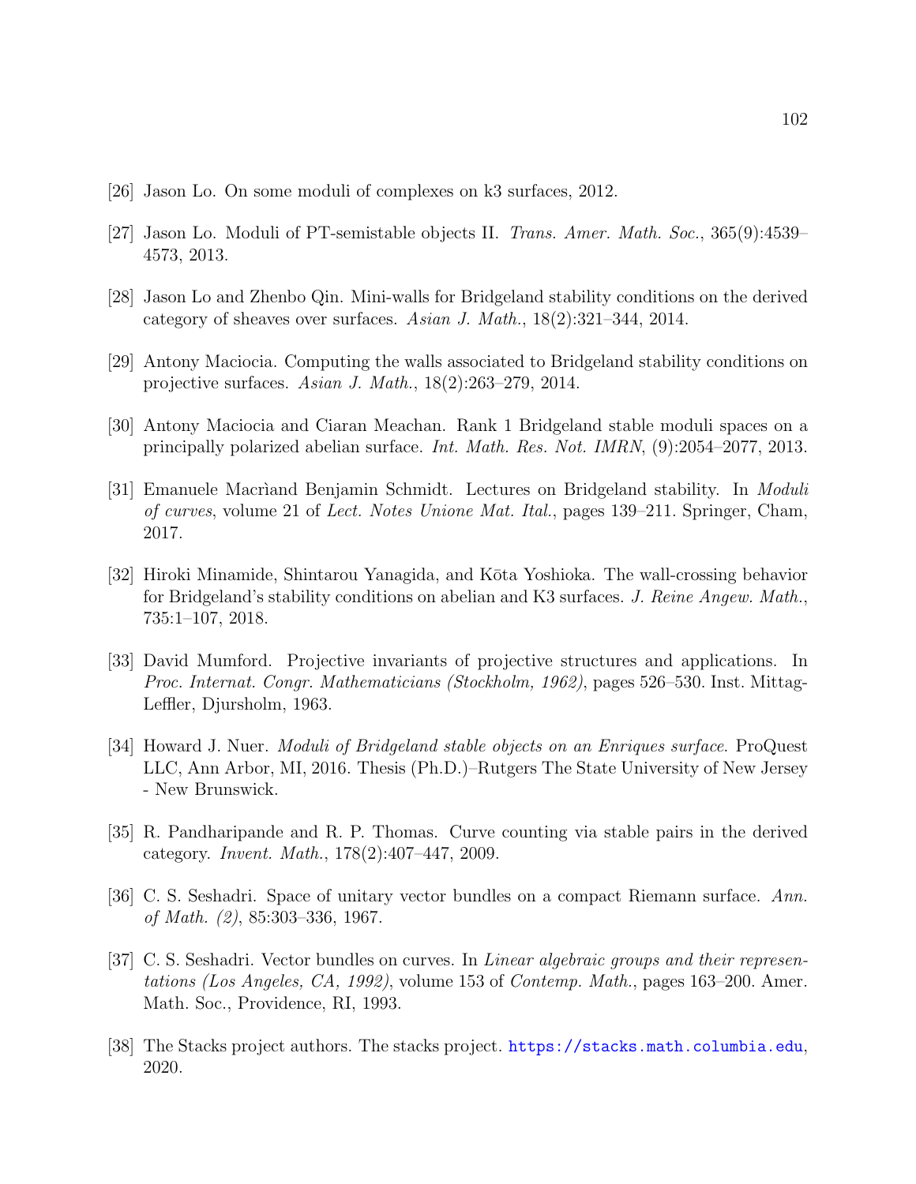[26] Jason Lo. On some moduli of complexes on k3 surfaces, 2012.

[27] Jason Lo. Moduli of PT-semistable objects II. *Trans. Amer. Math. Soc.*, 365(9):4539–4573, 2013.

[28] Jason Lo and Zhenbo Qin. Mini-walls for Bridgeland stability conditions on the derived category of sheaves over surfaces. *Asian J. Math.*, 18(2):321–344, 2014.

[29] Antony Maciocia. Computing the walls associated to Bridgeland stability conditions on projective surfaces. *Asian J. Math.*, 18(2):263–279, 2014.

[30] Antony Maciocia and Ciaran Meachan. Rank 1 Bridgeland stable moduli spaces on a principally polarized abelian surface. *Int. Math. Res. Not. IMRN*, (9):2054–2077, 2013.

[31] Emanuele Macrìand Benjamin Schmidt. Lectures on Bridgeland stability. In *Moduli of curves*, volume 21 of *Lect. Notes Unione Mat. Ital.*, pages 139–211. Springer, Cham, 2017.

[32] Hiroki Minamide, Shintarou Yanagida, and Kōta Yoshioka. The wall-crossing behavior for Bridgeland's stability conditions on abelian and K3 surfaces. *J. Reine Angew. Math.*, 735:1–107, 2018.

[33] David Mumford. Projective invariants of projective structures and applications. In *Proc. Internat. Congr. Mathematicians (Stockholm, 1962)*, pages 526–530. Inst. Mittag-Leffler, Djursholm, 1963.

[34] Howard J. Nuer. *Moduli of Bridgeland stable objects on an Enriques surface*. ProQuest LLC, Ann Arbor, MI, 2016. Thesis (Ph.D.)–Rutgers The State University of New Jersey - New Brunswick.

[35] R. Pandharipande and R. P. Thomas. Curve counting via stable pairs in the derived category. *Invent. Math.*, 178(2):407–447, 2009.

[36] C. S. Seshadri. Space of unitary vector bundles on a compact Riemann surface. *Ann. of Math. (2)*, 85:303–336, 1967.

[37] C. S. Seshadri. Vector bundles on curves. In *Linear algebraic groups and their representations (Los Angeles, CA, 1992)*, volume 153 of *Contemp. Math.*, pages 163–200. Amer. Math. Soc., Providence, RI, 1993.

[38] The Stacks project authors. The stacks project. https://stacks.math.columbia.edu, 2020.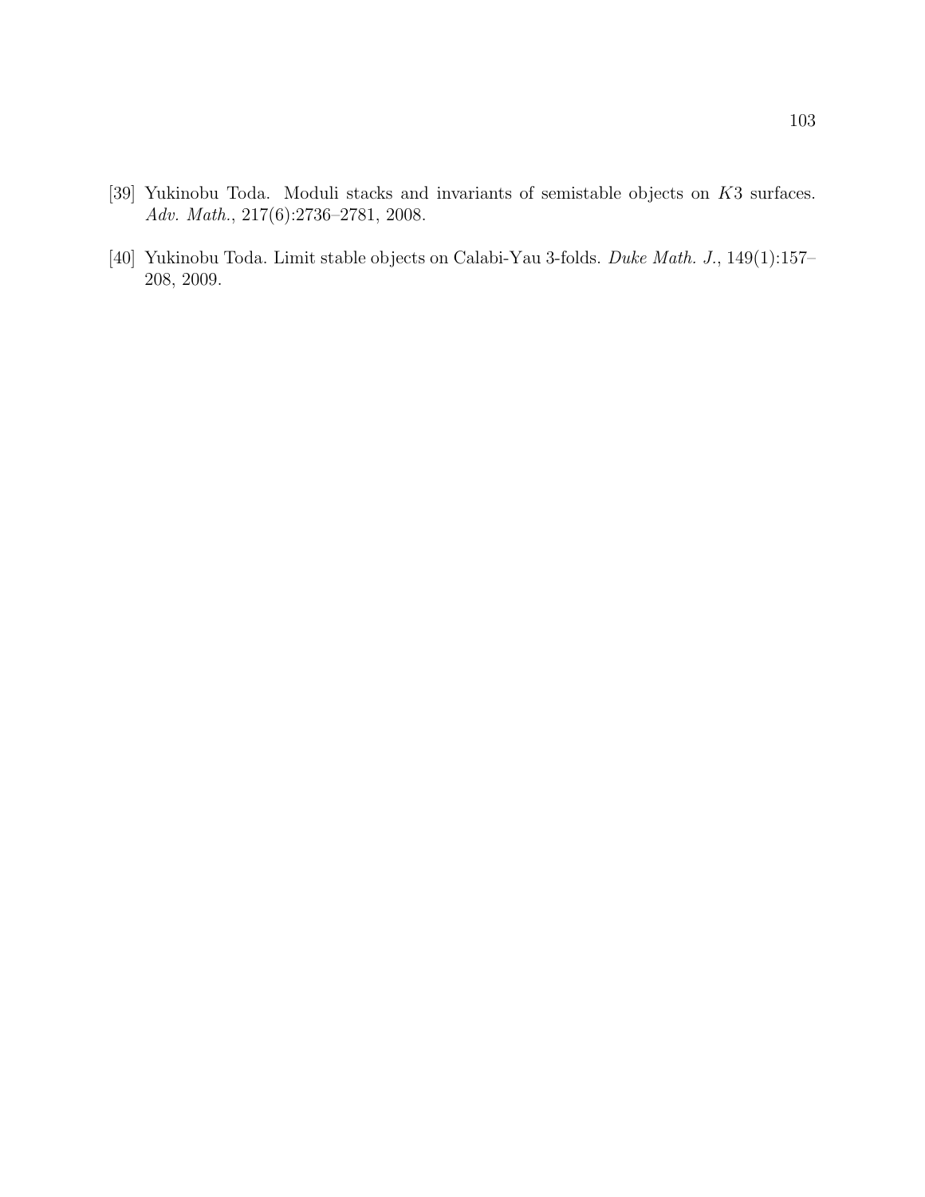[39] Yukinobu Toda. Moduli stacks and invariants of semistable objects on $K3$ surfaces. *Adv. Math.*, 217(6):2736–2781, 2008.

[40] Yukinobu Toda. Limit stable objects on Calabi-Yau 3-folds. *Duke Math. J.*, 149(1):157–208, 2009.